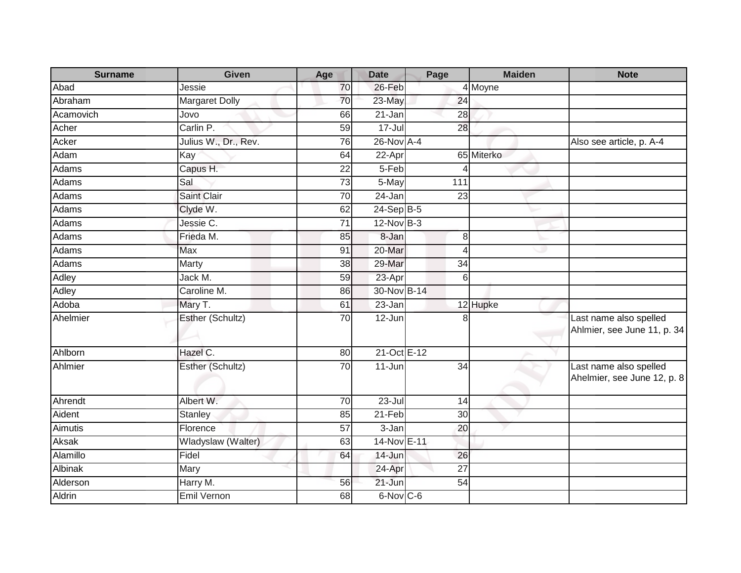| Surname | Given | Age | Date | Page | Maiden | Note |
| --- | --- | --- | --- | --- | --- | --- |
| Abad | Jessie | 70 | 26-Feb | 4 | Moyne | |
| Abraham | Margaret Dolly | 70 | 23-May | 24 | | |
| Acamovich | Jovo | 66 | 21-Jan | 28 | | |
| Acher | Carlin P. | 59 | 17-Jul | 28 | | |
| Acker | Julius W., Dr., Rev. | 76 | 26-Nov | A-4 | | Also see article, p. A-4 |
| Adam | Kay | 64 | 22-Apr | 65 | Miterko | |
| Adams | Capus H. | 22 | 5-Feb | 4 | | |
| Adams | Sal | 73 | 5-May | 111 | | |
| Adams | Saint Clair | 70 | 24-Jan | 23 | | |
| Adams | Clyde W. | 62 | 24-Sep | B-5 | | |
| Adams | Jessie C. | 71 | 12-Nov | B-3 | | |
| Adams | Frieda M. | 85 | 8-Jan | 8 | | |
| Adams | Max | 91 | 20-Mar | 4 | | |
| Adams | Marty | 38 | 29-Mar | 34 | | |
| Adley | Jack M. | 59 | 23-Apr | 6 | | |
| Adley | Caroline M. | 86 | 30-Nov | B-14 | | |
| Adoba | Mary T. | 61 | 23-Jan | 12 | Hupke | |
| Ahelmier | Esther (Schultz) | 70 | 12-Jun | 8 | | Last name also spelled Ahlmier, see June 11, p. 34 |
| Ahlborn | Hazel C. | 80 | 21-Oct | E-12 | | |
| Ahlmier | Esther (Schultz) | 70 | 11-Jun | 34 | | Last name also spelled Ahelmier, see June 12, p. 8 |
| Ahrendt | Albert W. | 70 | 23-Jul | 14 | | |
| Aident | Stanley | 85 | 21-Feb | 30 | | |
| Aimutis | Florence | 57 | 3-Jan | 20 | | |
| Aksak | Wladyslaw (Walter) | 63 | 14-Nov | E-11 | | |
| Alamillo | Fidel | 64 | 14-Jun | 26 | | |
| Albinak | Mary | | 24-Apr | 27 | | |
| Alderson | Harry M. | 56 | 21-Jun | 54 | | |
| Aldrin | Emil Vernon | 68 | 6-Nov | C-6 | | |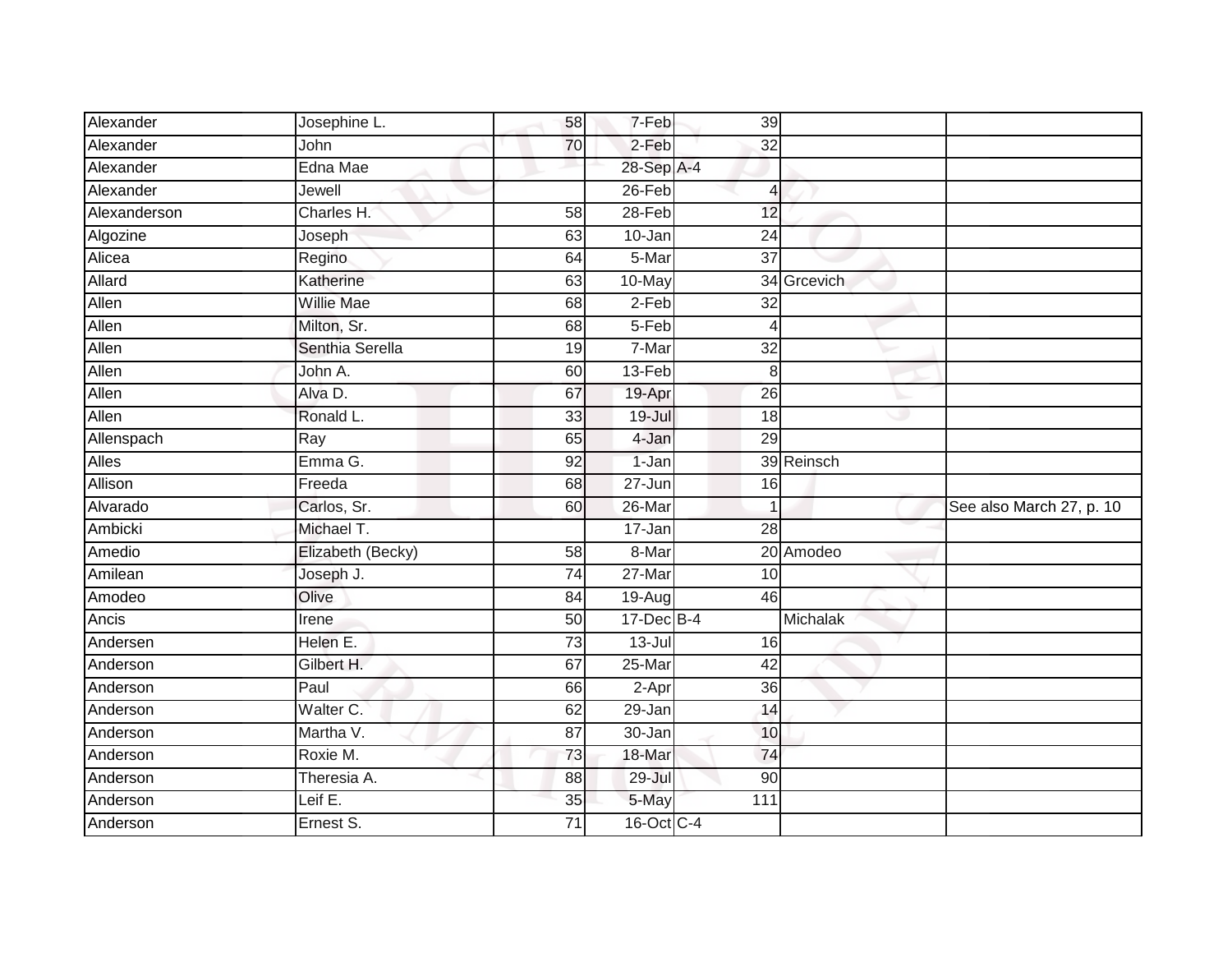| | | | | | | |
|---|---|---|---|---|---|---|
| Alexander | Josephine L. | 58 | 7-Feb | 39 | | |
| Alexander | John | 70 | 2-Feb | 32 | | |
| Alexander | Edna Mae | | 28-Sep | A-4 | | |
| Alexander | Jewell | | 26-Feb | 4 | | |
| Alexanderson | Charles H. | 58 | 28-Feb | 12 | | |
| Algozine | Joseph | 63 | 10-Jan | 24 | | |
| Alicea | Regino | 64 | 5-Mar | 37 | | |
| Allard | Katherine | 63 | 10-May | 34 | Grcevich | |
| Allen | Willie Mae | 68 | 2-Feb | 32 | | |
| Allen | Milton, Sr. | 68 | 5-Feb | 4 | | |
| Allen | Senthia Serella | 19 | 7-Mar | 32 | | |
| Allen | John A. | 60 | 13-Feb | 8 | | |
| Allen | Alva D. | 67 | 19-Apr | 26 | | |
| Allen | Ronald L. | 33 | 19-Jul | 18 | | |
| Allenspach | Ray | 65 | 4-Jan | 29 | | |
| Alles | Emma G. | 92 | 1-Jan | 39 | Reinsch | |
| Allison | Freeda | 68 | 27-Jun | 16 | | |
| Alvarado | Carlos, Sr. | 60 | 26-Mar | 1 | | See also March 27, p. 10 |
| Ambicki | Michael T. | | 17-Jan | 28 | | |
| Amedio | Elizabeth (Becky) | 58 | 8-Mar | 20 | Amodeo | |
| Amilean | Joseph J. | 74 | 27-Mar | 10 | | |
| Amodeo | Olive | 84 | 19-Aug | 46 | | |
| Ancis | Irene | 50 | 17-Dec | B-4 | Michalak | |
| Andersen | Helen E. | 73 | 13-Jul | 16 | | |
| Anderson | Gilbert H. | 67 | 25-Mar | 42 | | |
| Anderson | Paul | 66 | 2-Apr | 36 | | |
| Anderson | Walter C. | 62 | 29-Jan | 14 | | |
| Anderson | Martha V. | 87 | 30-Jan | 10 | | |
| Anderson | Roxie M. | 73 | 18-Mar | 74 | | |
| Anderson | Theresia A. | 88 | 29-Jul | 90 | | |
| Anderson | Leif E. | 35 | 5-May | 111 | | |
| Anderson | Ernest S. | 71 | 16-Oct | C-4 | | |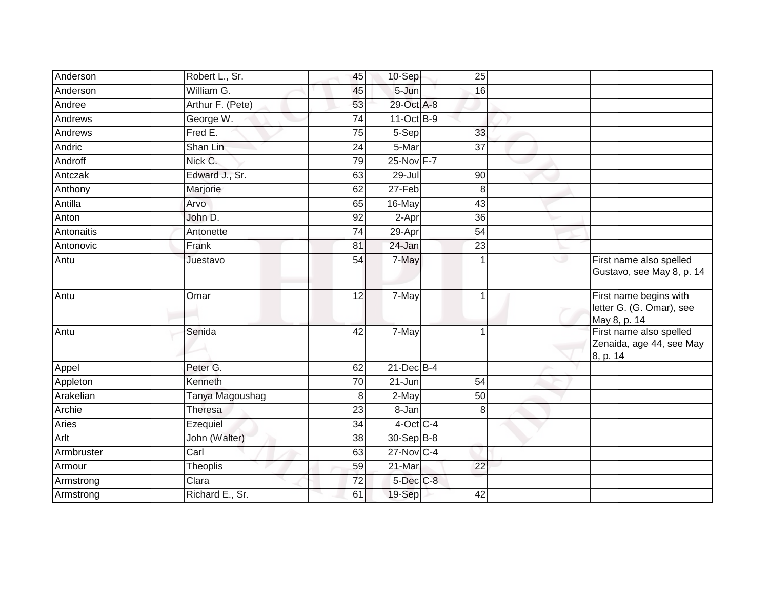| | | | | | | |
|---|---|---|---|---|---|---|
| Anderson | Robert L., Sr. | 45 | 10-Sep | 25 | | |
| Anderson | William G. | 45 | 5-Jun | 16 | | |
| Andree | Arthur F. (Pete) | 53 | 29-Oct | A-8 | | |
| Andrews | George W. | 74 | 11-Oct | B-9 | | |
| Andrews | Fred E. | 75 | 5-Sep | 33 | | |
| Andric | Shan Lin | 24 | 5-Mar | 37 | | |
| Androff | Nick C. | 79 | 25-Nov | F-7 | | |
| Antczak | Edward J., Sr. | 63 | 29-Jul | 90 | | |
| Anthony | Marjorie | 62 | 27-Feb | 8 | | |
| Antilla | Arvo | 65 | 16-May | 43 | | |
| Anton | John D. | 92 | 2-Apr | 36 | | |
| Antonaitis | Antonette | 74 | 29-Apr | 54 | | |
| Antonovic | Frank | 81 | 24-Jan | 23 | | |
| Antu | Juestavo | 54 | 7-May | 1 | | First name also spelled Gustavo, see May 8, p. 14 |
| Antu | Omar | 12 | 7-May | 1 | | First name begins with letter G. (G. Omar), see May 8, p. 14 |
| Antu | Senida | 42 | 7-May | 1 | | First name also spelled Zenaida, age 44, see May 8, p. 14 |
| Appel | Peter G. | 62 | 21-Dec | B-4 | | |
| Appleton | Kenneth | 70 | 21-Jun | 54 | | |
| Arakelian | Tanya Magoushag | 8 | 2-May | 50 | | |
| Archie | Theresa | 23 | 8-Jan | 8 | | |
| Aries | Ezequiel | 34 | 4-Oct | C-4 | | |
| Arlt | John (Walter) | 38 | 30-Sep | B-8 | | |
| Armbruster | Carl | 63 | 27-Nov | C-4 | | |
| Armour | Theoplis | 59 | 21-Mar | 22 | | |
| Armstrong | Clara | 72 | 5-Dec | C-8 | | |
| Armstrong | Richard E., Sr. | 61 | 19-Sep | 42 | | |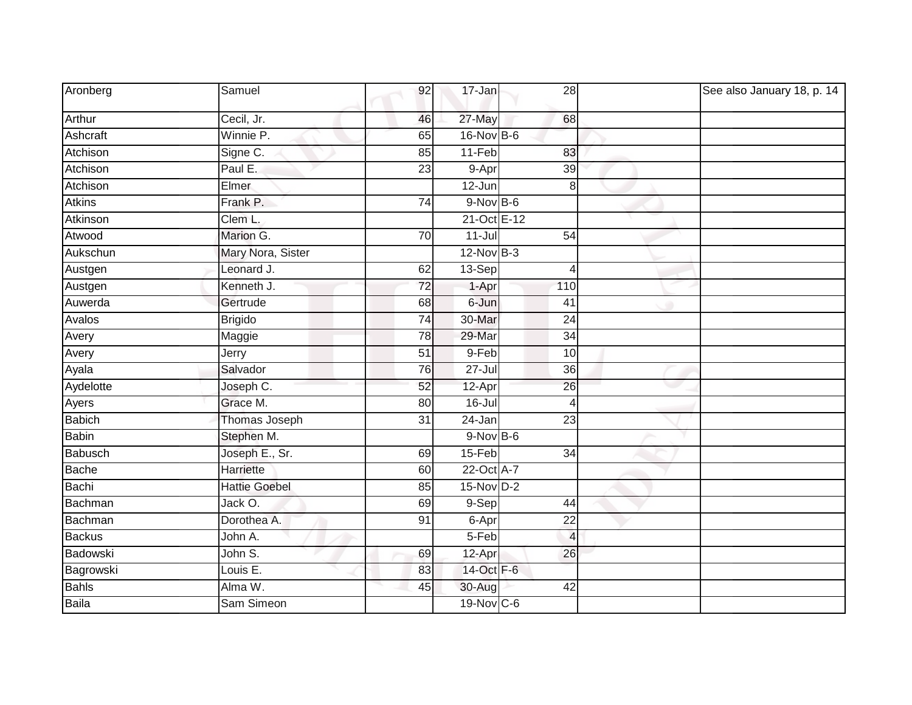| | | | | | | |
|---|---|---|---|---|---|---|
| Aronberg | Samuel | 92 | 17-Jan | 28 | | See also January 18, p. 14 |
| Arthur | Cecil, Jr. | 46 | 27-May | 68 | | |
| Ashcraft | Winnie P. | 65 | 16-Nov | B-6 | | |
| Atchison | Signe C. | 85 | 11-Feb | 83 | | |
| Atchison | Paul E. | 23 | 9-Apr | 39 | | |
| Atchison | Elmer | | 12-Jun | 8 | | |
| Atkins | Frank P. | 74 | 9-Nov | B-6 | | |
| Atkinson | Clem L. | | 21-Oct | E-12 | | |
| Atwood | Marion G. | 70 | 11-Jul | 54 | | |
| Aukschun | Mary Nora, Sister | | 12-Nov | B-3 | | |
| Austgen | Leonard J. | 62 | 13-Sep | 4 | | |
| Austgen | Kenneth J. | 72 | 1-Apr | 110 | | |
| Auwerda | Gertrude | 68 | 6-Jun | 41 | | |
| Avalos | Brigido | 74 | 30-Mar | 24 | | |
| Avery | Maggie | 78 | 29-Mar | 34 | | |
| Avery | Jerry | 51 | 9-Feb | 10 | | |
| Ayala | Salvador | 76 | 27-Jul | 36 | | |
| Aydelotte | Joseph C. | 52 | 12-Apr | 26 | | |
| Ayers | Grace M. | 80 | 16-Jul | 4 | | |
| Babich | Thomas Joseph | 31 | 24-Jan | 23 | | |
| Babin | Stephen M. | | 9-Nov | B-6 | | |
| Babusch | Joseph E., Sr. | 69 | 15-Feb | 34 | | |
| Bache | Harriette | 60 | 22-Oct | A-7 | | |
| Bachi | Hattie Goebel | 85 | 15-Nov | D-2 | | |
| Bachman | Jack O. | 69 | 9-Sep | 44 | | |
| Bachman | Dorothea A. | 91 | 6-Apr | 22 | | |
| Backus | John A. | | 5-Feb | 4 | | |
| Badowski | John S. | 69 | 12-Apr | 26 | | |
| Bagrowski | Louis E. | 83 | 14-Oct | F-6 | | |
| Bahls | Alma W. | 45 | 30-Aug | 42 | | |
| Baila | Sam Simeon | | 19-Nov | C-6 | | |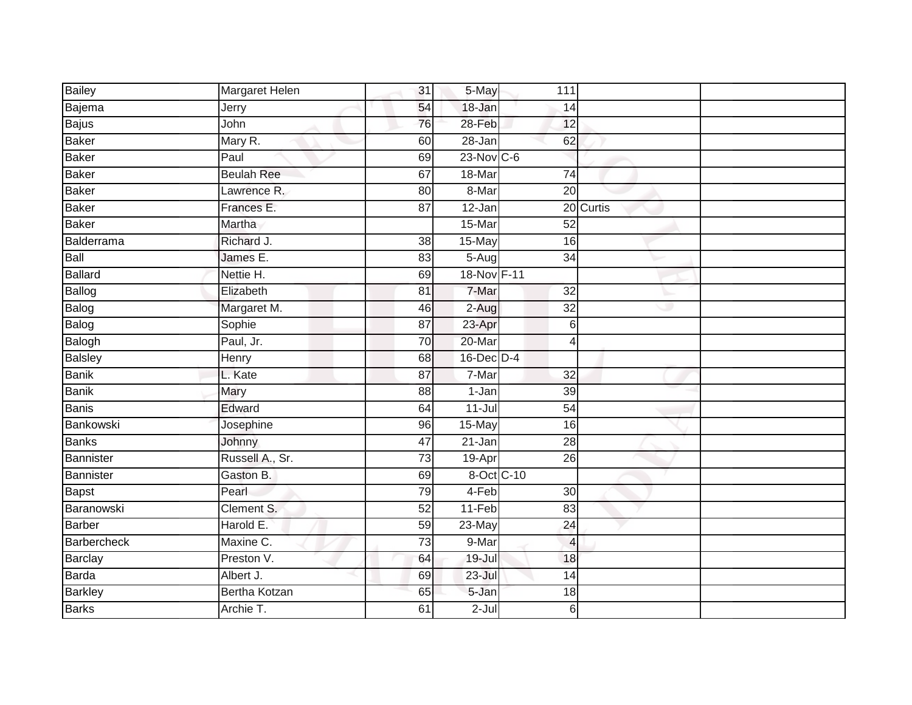| | | | | | | |
|---|---|---|---|---|---|---|
| Bailey | Margaret Helen | 31 | 5-May | 111 | | |
| Bajema | Jerry | 54 | 18-Jan | 14 | | |
| Bajus | John | 76 | 28-Feb | 12 | | |
| Baker | Mary R. | 60 | 28-Jan | 62 | | |
| Baker | Paul | 69 | 23-Nov | C-6 | | |
| Baker | Beulah Ree | 67 | 18-Mar | 74 | | |
| Baker | Lawrence R. | 80 | 8-Mar | 20 | | |
| Baker | Frances E. | 87 | 12-Jan | 20 | Curtis | |
| Baker | Martha | | 15-Mar | 52 | | |
| Balderrama | Richard J. | 38 | 15-May | 16 | | |
| Ball | James E. | 83 | 5-Aug | 34 | | |
| Ballard | Nettie H. | 69 | 18-Nov | F-11 | | |
| Ballog | Elizabeth | 81 | 7-Mar | 32 | | |
| Balog | Margaret M. | 46 | 2-Aug | 32 | | |
| Balog | Sophie | 87 | 23-Apr | 6 | | |
| Balogh | Paul, Jr. | 70 | 20-Mar | 4 | | |
| Balsley | Henry | 68 | 16-Dec | D-4 | | |
| Banik | L. Kate | 87 | 7-Mar | 32 | | |
| Banik | Mary | 88 | 1-Jan | 39 | | |
| Banis | Edward | 64 | 11-Jul | 54 | | |
| Bankowski | Josephine | 96 | 15-May | 16 | | |
| Banks | Johnny | 47 | 21-Jan | 28 | | |
| Bannister | Russell A., Sr. | 73 | 19-Apr | 26 | | |
| Bannister | Gaston B. | 69 | 8-Oct | C-10 | | |
| Bapst | Pearl | 79 | 4-Feb | 30 | | |
| Baranowski | Clement S. | 52 | 11-Feb | 83 | | |
| Barber | Harold E. | 59 | 23-May | 24 | | |
| Barbercheck | Maxine C. | 73 | 9-Mar | 4 | | |
| Barclay | Preston V. | 64 | 19-Jul | 18 | | |
| Barda | Albert J. | 69 | 23-Jul | 14 | | |
| Barkley | Bertha Kotzan | 65 | 5-Jan | 18 | | |
| Barks | Archie T. | 61 | 2-Jul | 6 | | |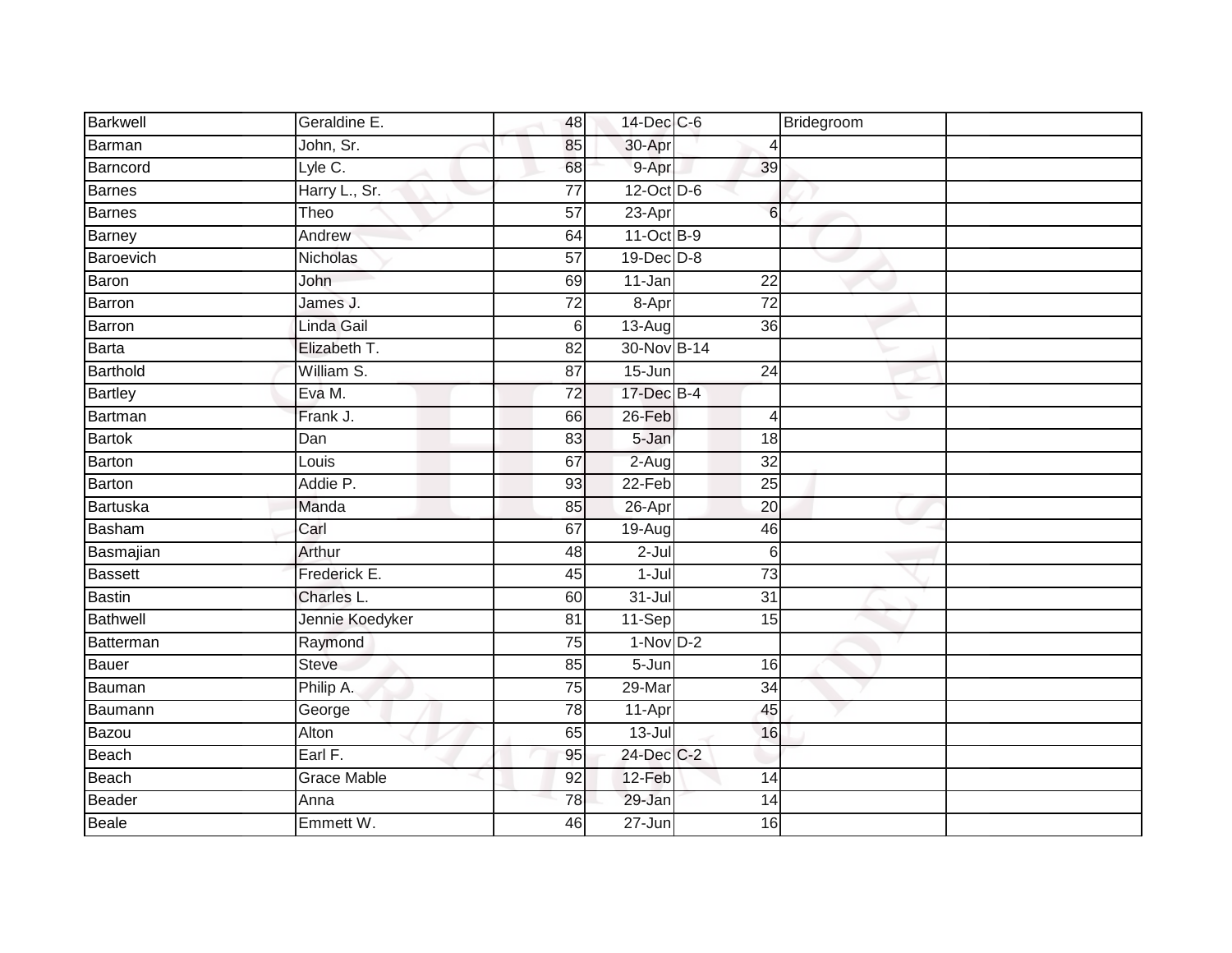| Barkwell | Geraldine E. | 48 | 14-Dec | C-6 | Bridegroom | |
|---|---|---|---|---|---|---|
| Barman | John, Sr. | 85 | 30-Apr | 4 | | |
| Barncord | Lyle C. | 68 | 9-Apr | 39 | | |
| Barnes | Harry L., Sr. | 77 | 12-Oct | D-6 | | |
| Barnes | Theo | 57 | 23-Apr | 6 | | |
| Barney | Andrew | 64 | 11-Oct | B-9 | | |
| Baroevich | Nicholas | 57 | 19-Dec | D-8 | | |
| Baron | John | 69 | 11-Jan | 22 | | |
| Barron | James J. | 72 | 8-Apr | 72 | | |
| Barron | Linda Gail | 6 | 13-Aug | 36 | | |
| Barta | Elizabeth T. | 82 | 30-Nov | B-14 | | |
| Barthold | William S. | 87 | 15-Jun | 24 | | |
| Bartley | Eva M. | 72 | 17-Dec | B-4 | | |
| Bartman | Frank J. | 66 | 26-Feb | 4 | | |
| Bartok | Dan | 83 | 5-Jan | 18 | | |
| Barton | Louis | 67 | 2-Aug | 32 | | |
| Barton | Addie P. | 93 | 22-Feb | 25 | | |
| Bartuska | Manda | 85 | 26-Apr | 20 | | |
| Basham | Carl | 67 | 19-Aug | 46 | | |
| Basmajian | Arthur | 48 | 2-Jul | 6 | | |
| Bassett | Frederick E. | 45 | 1-Jul | 73 | | |
| Bastin | Charles L. | 60 | 31-Jul | 31 | | |
| Bathwell | Jennie Koedyker | 81 | 11-Sep | 15 | | |
| Batterman | Raymond | 75 | 1-Nov | D-2 | | |
| Bauer | Steve | 85 | 5-Jun | 16 | | |
| Bauman | Philip A. | 75 | 29-Mar | 34 | | |
| Baumann | George | 78 | 11-Apr | 45 | | |
| Bazou | Alton | 65 | 13-Jul | 16 | | |
| Beach | Earl F. | 95 | 24-Dec | C-2 | | |
| Beach | Grace Mable | 92 | 12-Feb | 14 | | |
| Beader | Anna | 78 | 29-Jan | 14 | | |
| Beale | Emmett W. | 46 | 27-Jun | 16 | | |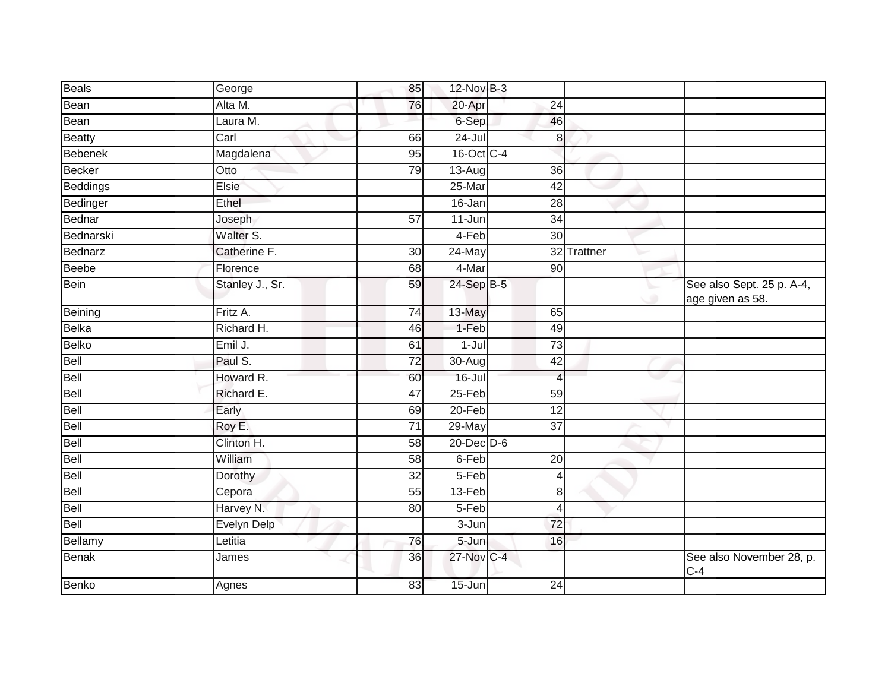| Beals | George | 85 | 12-Nov | B-3 | | |
|---|---|---|---|---|---|---|
| Bean | Alta M. | 76 | 20-Apr | 24 | | |
| Bean | Laura M. | | 6-Sep | 46 | | |
| Beatty | Carl | 66 | 24-Jul | 8 | | |
| Bebenek | Magdalena | 95 | 16-Oct | C-4 | | |
| Becker | Otto | 79 | 13-Aug | 36 | | |
| Beddings | Elsie | | 25-Mar | 42 | | |
| Bedinger | Ethel | | 16-Jan | 28 | | |
| Bednar | Joseph | 57 | 11-Jun | 34 | | |
| Bednarski | Walter S. | | 4-Feb | 30 | | |
| Bednarz | Catherine F. | 30 | 24-May | 32 | Trattner | |
| Beebe | Florence | 68 | 4-Mar | 90 | | |
| Bein | Stanley J., Sr. | 59 | 24-Sep | B-5 | | See also Sept. 25 p. A-4, age given as 58. |
| Beining | Fritz A. | 74 | 13-May | 65 | | |
| Belka | Richard H. | 46 | 1-Feb | 49 | | |
| Belko | Emil J. | 61 | 1-Jul | 73 | | |
| Bell | Paul S. | 72 | 30-Aug | 42 | | |
| Bell | Howard R. | 60 | 16-Jul | 4 | | |
| Bell | Richard E. | 47 | 25-Feb | 59 | | |
| Bell | Early | 69 | 20-Feb | 12 | | |
| Bell | Roy E. | 71 | 29-May | 37 | | |
| Bell | Clinton H. | 58 | 20-Dec | D-6 | | |
| Bell | William | 58 | 6-Feb | 20 | | |
| Bell | Dorothy | 32 | 5-Feb | 4 | | |
| Bell | Cepora | 55 | 13-Feb | 8 | | |
| Bell | Harvey N. | 80 | 5-Feb | 4 | | |
| Bell | Evelyn Delp | | 3-Jun | 72 | | |
| Bellamy | Letitia | 76 | 5-Jun | 16 | | |
| Benak | James | 36 | 27-Nov | C-4 | | See also November 28, p. C-4 |
| Benko | Agnes | 83 | 15-Jun | 24 | | |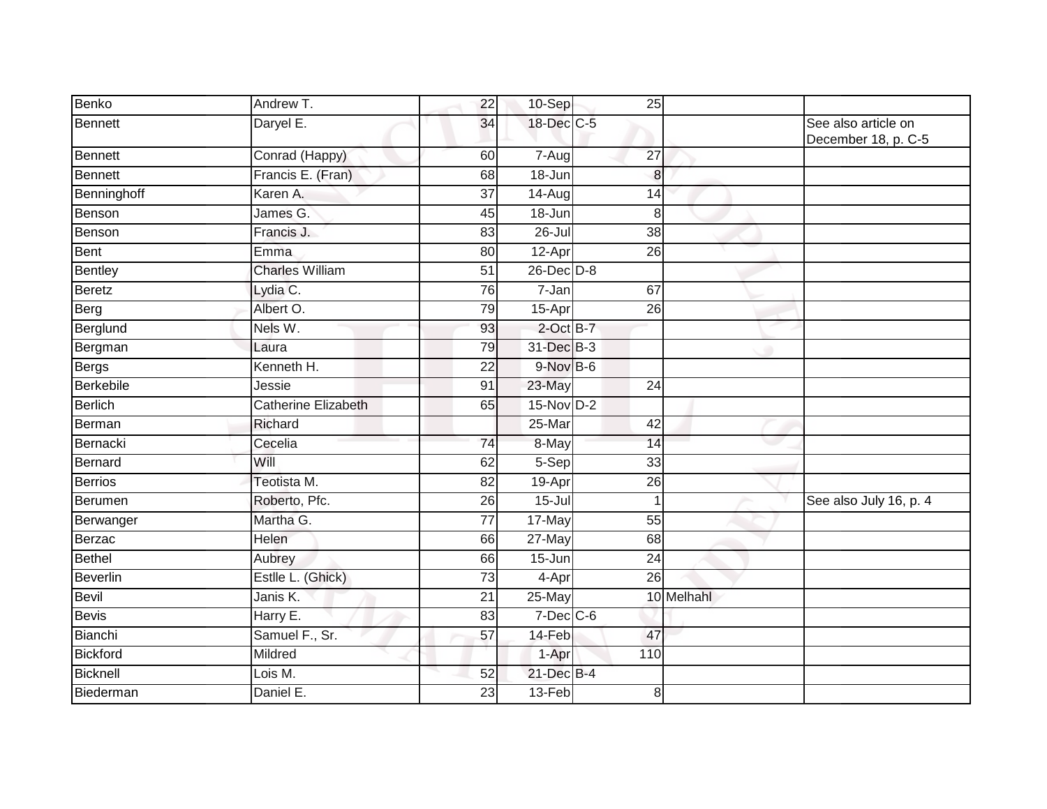| | | | | | | |
|---|---|---|---|---|---|---|
| Benko | Andrew T. | 22 | 10-Sep | 25 | | |
| Bennett | Daryel E. | 34 | 18-Dec | C-5 | | See also article on December 18, p. C-5 |
| Bennett | Conrad (Happy) | 60 | 7-Aug | 27 | | |
| Bennett | Francis E. (Fran) | 68 | 18-Jun | 8 | | |
| Benninghoff | Karen A. | 37 | 14-Aug | 14 | | |
| Benson | James G. | 45 | 18-Jun | 8 | | |
| Benson | Francis J. | 83 | 26-Jul | 38 | | |
| Bent | Emma | 80 | 12-Apr | 26 | | |
| Bentley | Charles William | 51 | 26-Dec | D-8 | | |
| Beretz | Lydia C. | 76 | 7-Jan | 67 | | |
| Berg | Albert O. | 79 | 15-Apr | 26 | | |
| Berglund | Nels W. | 93 | 2-Oct | B-7 | | |
| Bergman | Laura | 79 | 31-Dec | B-3 | | |
| Bergs | Kenneth H. | 22 | 9-Nov | B-6 | | |
| Berkebile | Jessie | 91 | 23-May | 24 | | |
| Berlich | Catherine Elizabeth | 65 | 15-Nov | D-2 | | |
| Berman | Richard | | 25-Mar | 42 | | |
| Bernacki | Cecelia | 74 | 8-May | 14 | | |
| Bernard | Will | 62 | 5-Sep | 33 | | |
| Berrios | Teotista M. | 82 | 19-Apr | 26 | | |
| Berumen | Roberto, Pfc. | 26 | 15-Jul | 1 | | See also July 16, p. 4 |
| Berwanger | Martha G. | 77 | 17-May | 55 | | |
| Berzac | Helen | 66 | 27-May | 68 | | |
| Bethel | Aubrey | 66 | 15-Jun | 24 | | |
| Beverlin | Estlle L. (Ghick) | 73 | 4-Apr | 26 | | |
| Bevil | Janis K. | 21 | 25-May | 10 | Melhahl | |
| Bevis | Harry E. | 83 | 7-Dec | C-6 | | |
| Bianchi | Samuel F., Sr. | 57 | 14-Feb | 47 | | |
| Bickford | Mildred | | 1-Apr | 110 | | |
| Bicknell | Lois M. | 52 | 21-Dec | B-4 | | |
| Biederman | Daniel E. | 23 | 13-Feb | 8 | | |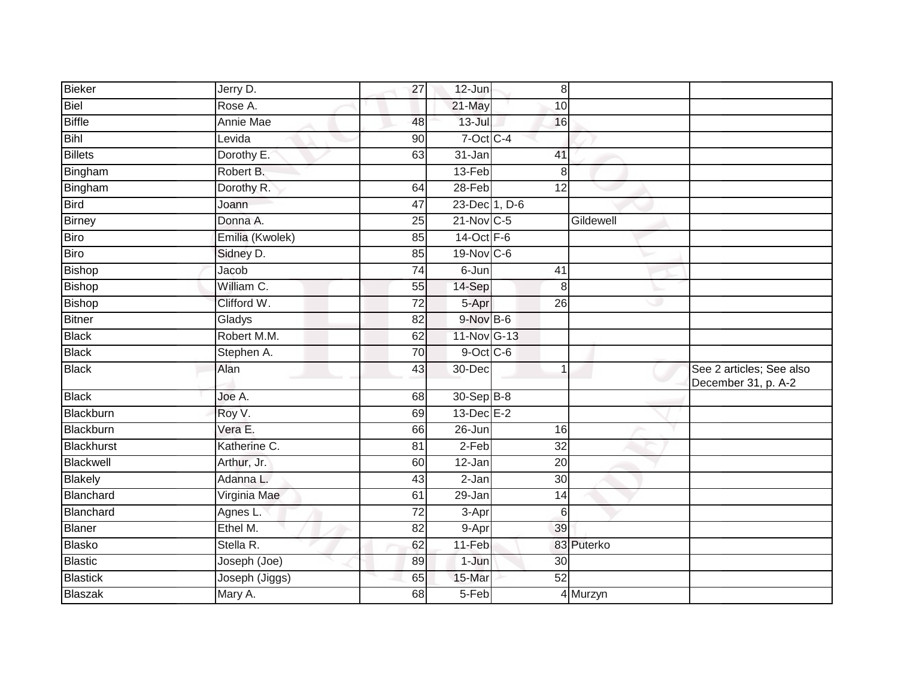| | | | | | | |
|---|---|---|---|---|---|---|
| Bieker | Jerry D. | 27 | 12-Jun | 8 | | |
| Biel | Rose A. | | 21-May | 10 | | |
| Biffle | Annie Mae | 48 | 13-Jul | 16 | | |
| Bihl | Levida | 90 | 7-Oct | C-4 | | |
| Billets | Dorothy E. | 63 | 31-Jan | 41 | | |
| Bingham | Robert B. | | 13-Feb | 8 | | |
| Bingham | Dorothy R. | 64 | 28-Feb | 12 | | |
| Bird | Joann | 47 | 23-Dec | 1, D-6 | | |
| Birney | Donna A. | 25 | 21-Nov | C-5 | Gildewell | |
| Biro | Emilia (Kwolek) | 85 | 14-Oct | F-6 | | |
| Biro | Sidney D. | 85 | 19-Nov | C-6 | | |
| Bishop | Jacob | 74 | 6-Jun | 41 | | |
| Bishop | William C. | 55 | 14-Sep | 8 | | |
| Bishop | Clifford W. | 72 | 5-Apr | 26 | | |
| Bitner | Gladys | 82 | 9-Nov | B-6 | | |
| Black | Robert M.M. | 62 | 11-Nov | G-13 | | |
| Black | Stephen A. | 70 | 9-Oct | C-6 | | |
| Black | Alan | 43 | 30-Dec | 1 | | See 2 articles; See also December 31, p. A-2 |
| Black | Joe A. | 68 | 30-Sep | B-8 | | |
| Blackburn | Roy V. | 69 | 13-Dec | E-2 | | |
| Blackburn | Vera E. | 66 | 26-Jun | 16 | | |
| Blackhurst | Katherine C. | 81 | 2-Feb | 32 | | |
| Blackwell | Arthur, Jr. | 60 | 12-Jan | 20 | | |
| Blakely | Adanna L. | 43 | 2-Jan | 30 | | |
| Blanchard | Virginia Mae | 61 | 29-Jan | 14 | | |
| Blanchard | Agnes L. | 72 | 3-Apr | 6 | | |
| Blaner | Ethel M. | 82 | 9-Apr | 39 | | |
| Blasko | Stella R. | 62 | 11-Feb | 83 | Puterko | |
| Blastic | Joseph (Joe) | 89 | 1-Jun | 30 | | |
| Blastick | Joseph (Jiggs) | 65 | 15-Mar | 52 | | |
| Blaszak | Mary A. | 68 | 5-Feb | 4 | Murzyn | |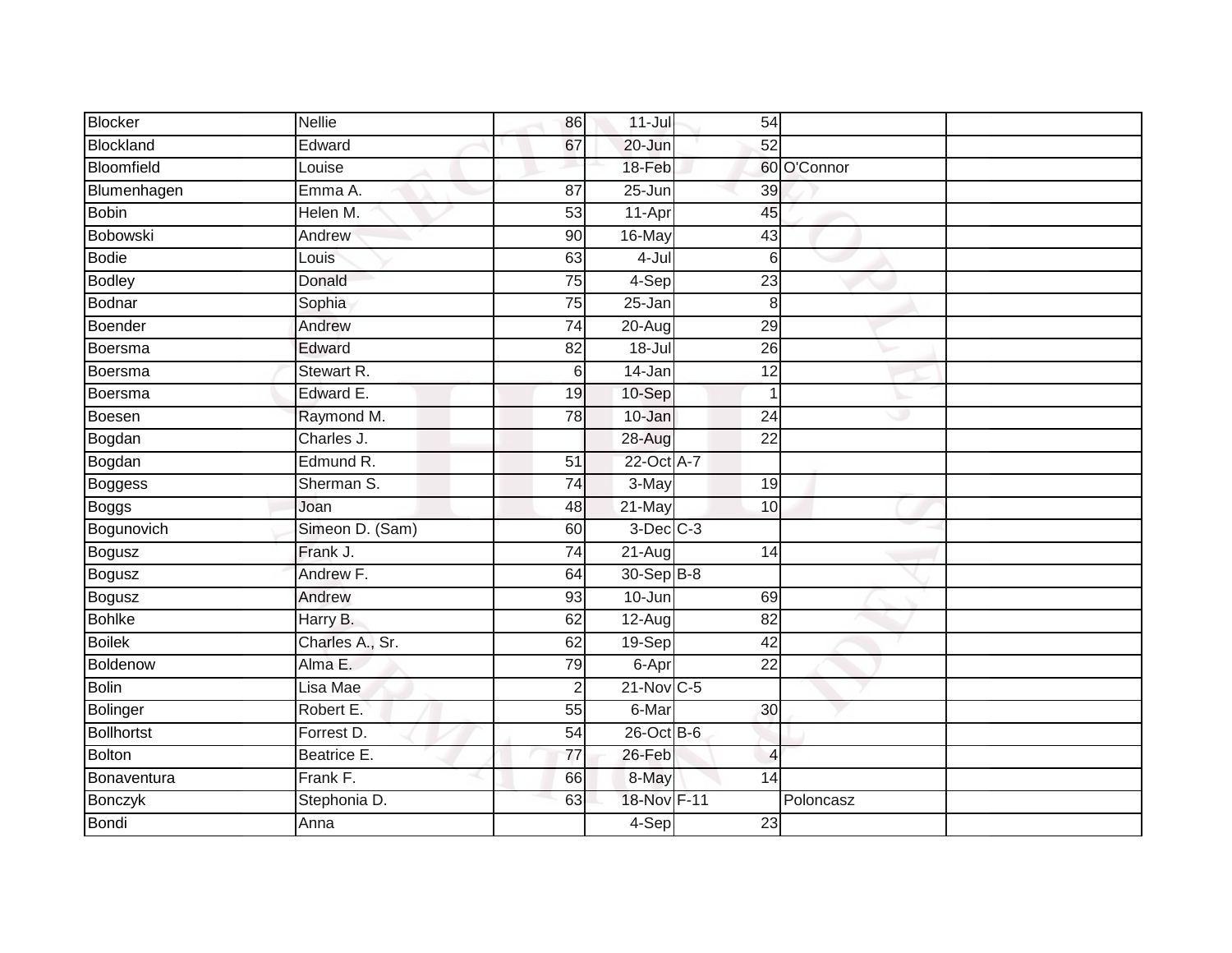| | | | | | | |
|---|---|---|---|---|---|---|
| Blocker | Nellie | 86 | 11-Jul | 54 | | |
| Blockland | Edward | 67 | 20-Jun | 52 | | |
| Bloomfield | Louise | | 18-Feb | 60 | O'Connor | |
| Blumenhagen | Emma A. | 87 | 25-Jun | 39 | | |
| Bobin | Helen M. | 53 | 11-Apr | 45 | | |
| Bobowski | Andrew | 90 | 16-May | 43 | | |
| Bodie | Louis | 63 | 4-Jul | 6 | | |
| Bodley | Donald | 75 | 4-Sep | 23 | | |
| Bodnar | Sophia | 75 | 25-Jan | 8 | | |
| Boender | Andrew | 74 | 20-Aug | 29 | | |
| Boersma | Edward | 82 | 18-Jul | 26 | | |
| Boersma | Stewart R. | 6 | 14-Jan | 12 | | |
| Boersma | Edward E. | 19 | 10-Sep | 1 | | |
| Boesen | Raymond M. | 78 | 10-Jan | 24 | | |
| Bogdan | Charles J. | | 28-Aug | 22 | | |
| Bogdan | Edmund R. | 51 | 22-Oct | A-7 | | |
| Boggess | Sherman S. | 74 | 3-May | 19 | | |
| Boggs | Joan | 48 | 21-May | 10 | | |
| Bogunovich | Simeon D. (Sam) | 60 | 3-Dec | C-3 | | |
| Bogusz | Frank J. | 74 | 21-Aug | 14 | | |
| Bogusz | Andrew F. | 64 | 30-Sep | B-8 | | |
| Bogusz | Andrew | 93 | 10-Jun | 69 | | |
| Bohlke | Harry B. | 62 | 12-Aug | 82 | | |
| Boilek | Charles A., Sr. | 62 | 19-Sep | 42 | | |
| Boldenow | Alma E. | 79 | 6-Apr | 22 | | |
| Bolin | Lisa Mae | 2 | 21-Nov | C-5 | | |
| Bolinger | Robert E. | 55 | 6-Mar | 30 | | |
| Bollhortst | Forrest D. | 54 | 26-Oct | B-6 | | |
| Bolton | Beatrice E. | 77 | 26-Feb | 4 | | |
| Bonaventura | Frank F. | 66 | 8-May | 14 | | |
| Bonczyk | Stephonia D. | 63 | 18-Nov | F-11 | Poloncasz | |
| Bondi | Anna | | 4-Sep | 23 | | |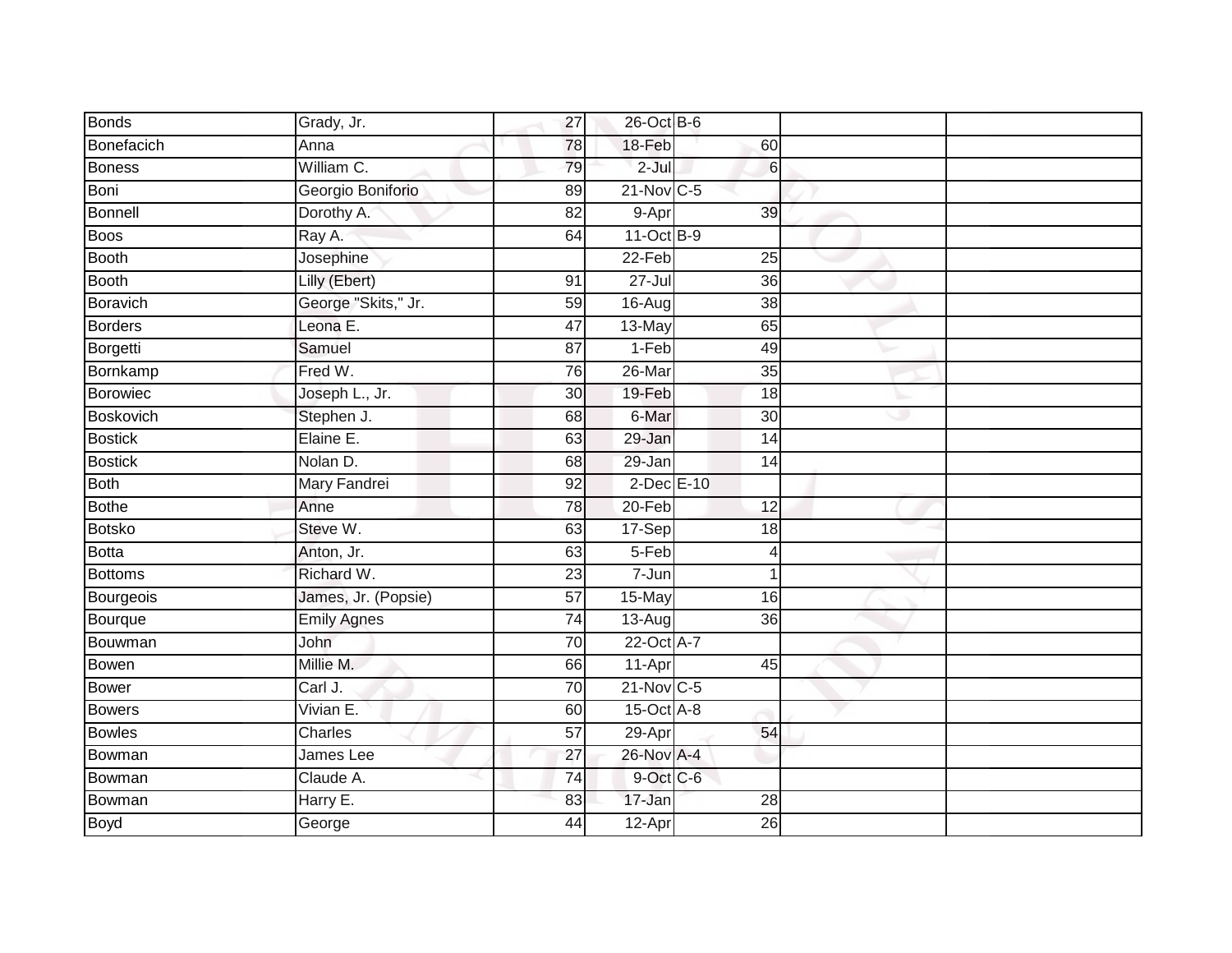| Bonds | Grady, Jr. | 27 | 26-Oct | B-6 | | |
|---|---|---|---|---|---|---|
| Bonefacich | Anna | 78 | 18-Feb | 60 | | |
| Boness | William C. | 79 | 2-Jul | 6 | | |
| Boni | Georgio Boniforio | 89 | 21-Nov | C-5 | | |
| Bonnell | Dorothy A. | 82 | 9-Apr | 39 | | |
| Boos | Ray A. | 64 | 11-Oct | B-9 | | |
| Booth | Josephine | | 22-Feb | 25 | | |
| Booth | Lilly (Ebert) | 91 | 27-Jul | 36 | | |
| Boravich | George "Skits," Jr. | 59 | 16-Aug | 38 | | |
| Borders | Leona E. | 47 | 13-May | 65 | | |
| Borgetti | Samuel | 87 | 1-Feb | 49 | | |
| Bornkamp | Fred W. | 76 | 26-Mar | 35 | | |
| Borowiec | Joseph L., Jr. | 30 | 19-Feb | 18 | | |
| Boskovich | Stephen J. | 68 | 6-Mar | 30 | | |
| Bostick | Elaine E. | 63 | 29-Jan | 14 | | |
| Bostick | Nolan D. | 68 | 29-Jan | 14 | | |
| Both | Mary Fandrei | 92 | 2-Dec | E-10 | | |
| Bothe | Anne | 78 | 20-Feb | 12 | | |
| Botsko | Steve W. | 63 | 17-Sep | 18 | | |
| Botta | Anton, Jr. | 63 | 5-Feb | 4 | | |
| Bottoms | Richard W. | 23 | 7-Jun | 1 | | |
| Bourgeois | James, Jr. (Popsie) | 57 | 15-May | 16 | | |
| Bourque | Emily Agnes | 74 | 13-Aug | 36 | | |
| Bouwman | John | 70 | 22-Oct | A-7 | | |
| Bowen | Millie M. | 66 | 11-Apr | 45 | | |
| Bower | Carl J. | 70 | 21-Nov | C-5 | | |
| Bowers | Vivian E. | 60 | 15-Oct | A-8 | | |
| Bowles | Charles | 57 | 29-Apr | 54 | | |
| Bowman | James Lee | 27 | 26-Nov | A-4 | | |
| Bowman | Claude A. | 74 | 9-Oct | C-6 | | |
| Bowman | Harry E. | 83 | 17-Jan | 28 | | |
| Boyd | George | 44 | 12-Apr | 26 | | |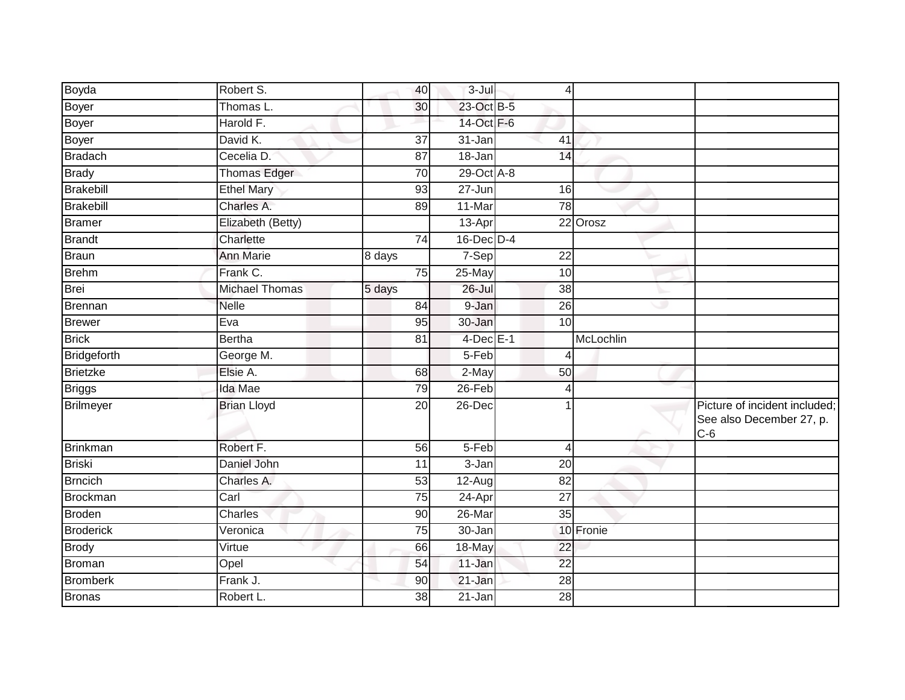| | | | | | | |
|---|---|---|---|---|---|---|
| Boyda | Robert S. | 40 | 3-Jul | 4 | | |
| Boyer | Thomas L. | 30 | 23-Oct | B-5 | | |
| Boyer | Harold F. | | 14-Oct | F-6 | | |
| Boyer | David K. | 37 | 31-Jan | 41 | | |
| Bradach | Cecelia D. | 87 | 18-Jan | 14 | | |
| Brady | Thomas Edger | 70 | 29-Oct | A-8 | | |
| Brakebill | Ethel Mary | 93 | 27-Jun | 16 | | |
| Brakebill | Charles A. | 89 | 11-Mar | 78 | | |
| Bramer | Elizabeth (Betty) | | 13-Apr | 22 | Orosz | |
| Brandt | Charlette | 74 | 16-Dec | D-4 | | |
| Braun | Ann Marie | 8 days | 7-Sep | 22 | | |
| Brehm | Frank C. | 75 | 25-May | 10 | | |
| Brei | Michael Thomas | 5 days | 26-Jul | 38 | | |
| Brennan | Nelle | 84 | 9-Jan | 26 | | |
| Brewer | Eva | 95 | 30-Jan | 10 | | |
| Brick | Bertha | 81 | 4-Dec | E-1 | McLochlin | |
| Bridgeforth | George M. | | 5-Feb | 4 | | |
| Brietzke | Elsie A. | 68 | 2-May | 50 | | |
| Briggs | Ida Mae | 79 | 26-Feb | 4 | | |
| Brilmeyer | Brian Lloyd | 20 | 26-Dec | 1 | | Picture of incident included; See also December 27, p. C-6 |
| Brinkman | Robert F. | 56 | 5-Feb | 4 | | |
| Briski | Daniel John | 11 | 3-Jan | 20 | | |
| Brncich | Charles A. | 53 | 12-Aug | 82 | | |
| Brockman | Carl | 75 | 24-Apr | 27 | | |
| Broden | Charles | 90 | 26-Mar | 35 | | |
| Broderick | Veronica | 75 | 30-Jan | 10 | Fronie | |
| Brody | Virtue | 66 | 18-May | 22 | | |
| Broman | Opel | 54 | 11-Jan | 22 | | |
| Bromberk | Frank J. | 90 | 21-Jan | 28 | | |
| Bronas | Robert L. | 38 | 21-Jan | 28 | | |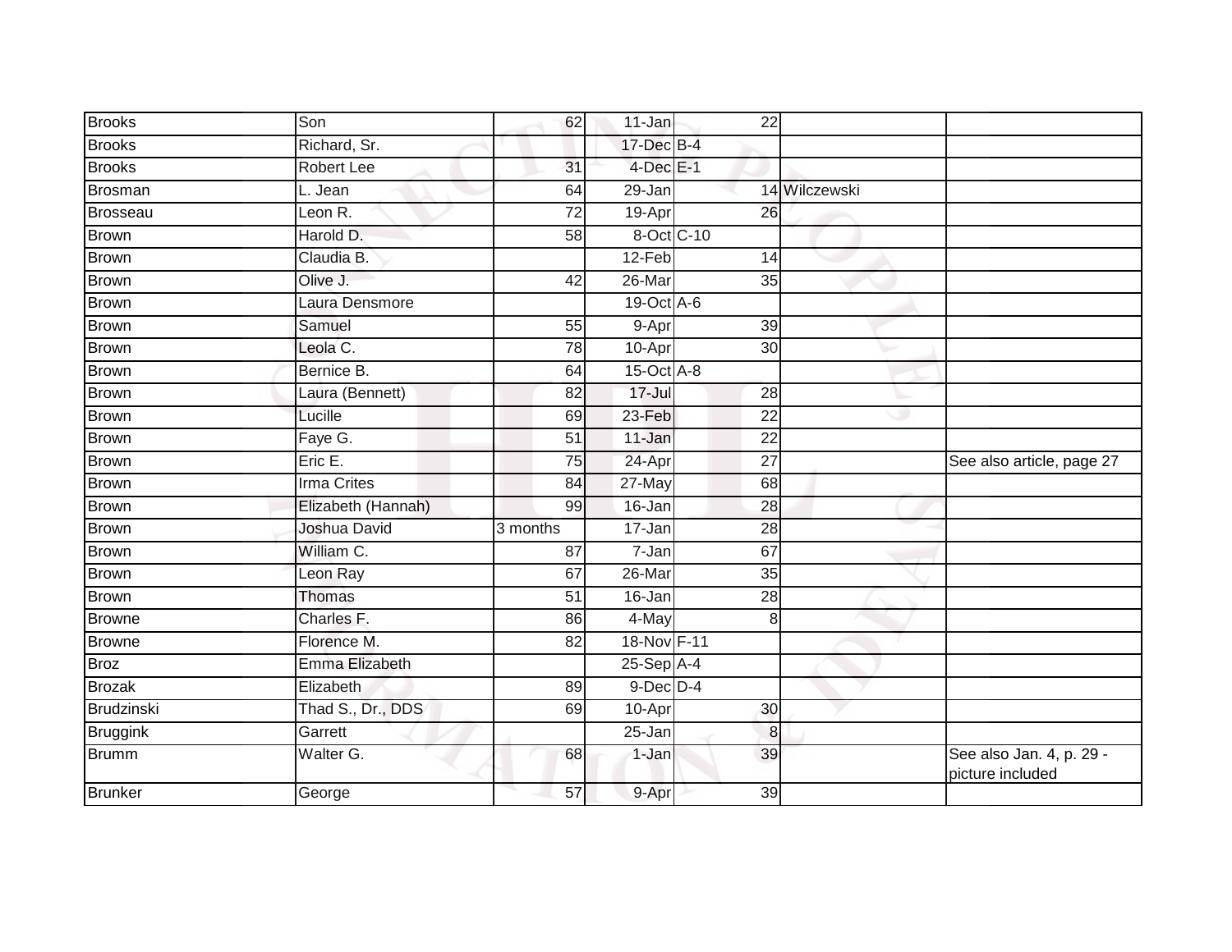| | | | | | | |
|---|---|---|---|---|---|---|
| Brooks | Son | 62 | 11-Jan | 22 | | |
| Brooks | Richard, Sr. | | 17-Dec | B-4 | | |
| Brooks | Robert Lee | 31 | 4-Dec | E-1 | | |
| Brosman | L. Jean | 64 | 29-Jan | 14 | Wilczewski | |
| Brosseau | Leon R. | 72 | 19-Apr | 26 | | |
| Brown | Harold D. | 58 | 8-Oct | C-10 | | |
| Brown | Claudia B. | | 12-Feb | 14 | | |
| Brown | Olive J. | 42 | 26-Mar | 35 | | |
| Brown | Laura Densmore | | 19-Oct | A-6 | | |
| Brown | Samuel | 55 | 9-Apr | 39 | | |
| Brown | Leola C. | 78 | 10-Apr | 30 | | |
| Brown | Bernice B. | 64 | 15-Oct | A-8 | | |
| Brown | Laura (Bennett) | 82 | 17-Jul | 28 | | |
| Brown | Lucille | 69 | 23-Feb | 22 | | |
| Brown | Faye G. | 51 | 11-Jan | 22 | | |
| Brown | Eric E. | 75 | 24-Apr | 27 | | See also article, page 27 |
| Brown | Irma Crites | 84 | 27-May | 68 | | |
| Brown | Elizabeth (Hannah) | 99 | 16-Jan | 28 | | |
| Brown | Joshua David | 3 months | 17-Jan | 28 | | |
| Brown | William C. | 87 | 7-Jan | 67 | | |
| Brown | Leon Ray | 67 | 26-Mar | 35 | | |
| Brown | Thomas | 51 | 16-Jan | 28 | | |
| Browne | Charles F. | 86 | 4-May | 8 | | |
| Browne | Florence M. | 82 | 18-Nov | F-11 | | |
| Broz | Emma Elizabeth | | 25-Sep | A-4 | | |
| Brozak | Elizabeth | 89 | 9-Dec | D-4 | | |
| Brudzinski | Thad S., Dr., DDS | 69 | 10-Apr | 30 | | |
| Bruggink | Garrett | | 25-Jan | 8 | | |
| Brumm | Walter G. | 68 | 1-Jan | 39 | | See also Jan. 4, p. 29 - picture included |
| Brunker | George | 57 | 9-Apr | 39 | | |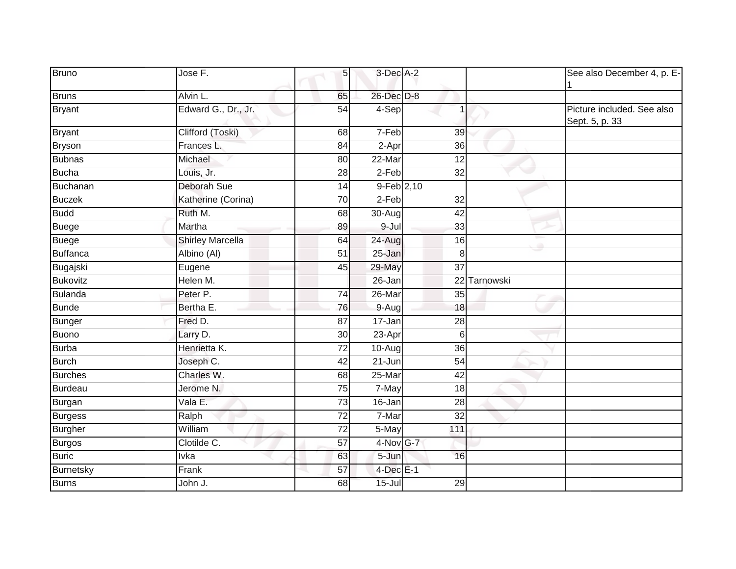| Bruno | Jose F. | 5 | 3-Dec | A-2 | | See also December 4, p. E-1 |
|---|---|---|---|---|---|---|
| Bruns | Alvin L. | 65 | 26-Dec | D-8 | | |
| Bryant | Edward G., Dr., Jr. | 54 | 4-Sep | 1 | | Picture included. See also Sept. 5, p. 33 |
| Bryant | Clifford (Toski) | 68 | 7-Feb | 39 | | |
| Bryson | Frances L. | 84 | 2-Apr | 36 | | |
| Bubnas | Michael | 80 | 22-Mar | 12 | | |
| Bucha | Louis, Jr. | 28 | 2-Feb | 32 | | |
| Buchanan | Deborah Sue | 14 | 9-Feb | 2,10 | | |
| Buczek | Katherine (Corina) | 70 | 2-Feb | 32 | | |
| Budd | Ruth M. | 68 | 30-Aug | 42 | | |
| Buege | Martha | 89 | 9-Jul | 33 | | |
| Buege | Shirley Marcella | 64 | 24-Aug | 16 | | |
| Buffanca | Albino (Al) | 51 | 25-Jan | 8 | | |
| Bugajski | Eugene | 45 | 29-May | 37 | | |
| Bukovitz | Helen M. | | 26-Jan | 22 | Tarnowski | |
| Bulanda | Peter P. | 74 | 26-Mar | 35 | | |
| Bunde | Bertha E. | 76 | 9-Aug | 18 | | |
| Bunger | Fred D. | 87 | 17-Jan | 28 | | |
| Buono | Larry D. | 30 | 23-Apr | 6 | | |
| Burba | Henrietta K. | 72 | 10-Aug | 36 | | |
| Burch | Joseph C. | 42 | 21-Jun | 54 | | |
| Burches | Charles W. | 68 | 25-Mar | 42 | | |
| Burdeau | Jerome N. | 75 | 7-May | 18 | | |
| Burgan | Vala E. | 73 | 16-Jan | 28 | | |
| Burgess | Ralph | 72 | 7-Mar | 32 | | |
| Burgher | William | 72 | 5-May | 111 | | |
| Burgos | Clotilde C. | 57 | 4-Nov | G-7 | | |
| Buric | Ivka | 63 | 5-Jun | 16 | | |
| Burnetsky | Frank | 57 | 4-Dec | E-1 | | |
| Burns | John J. | 68 | 15-Jul | 29 | | |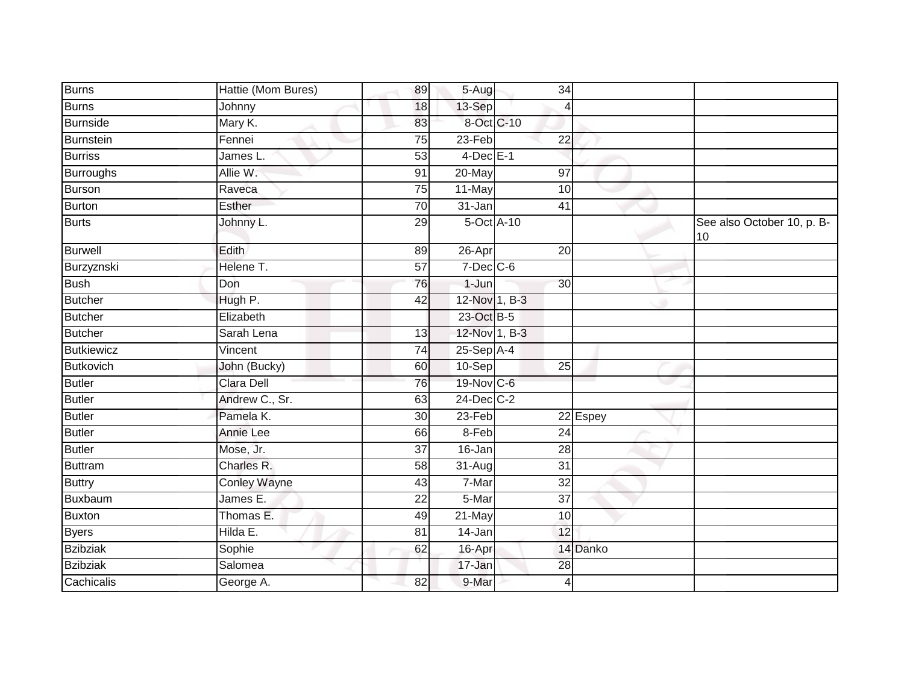| | | | | | | |
|---|---|---|---|---|---|---|
| Burns | Hattie (Mom Bures) | 89 | 5-Aug | 34 | | |
| Burns | Johnny | 18 | 13-Sep | 4 | | |
| Burnside | Mary K. | 83 | 8-Oct | C-10 | | |
| Burnstein | Fennei | 75 | 23-Feb | 22 | | |
| Burriss | James L. | 53 | 4-Dec | E-1 | | |
| Burroughs | Allie W. | 91 | 20-May | 97 | | |
| Burson | Raveca | 75 | 11-May | 10 | | |
| Burton | Esther | 70 | 31-Jan | 41 | | |
| Burts | Johnny L. | 29 | 5-Oct | A-10 | | See also October 10, p. B-10 |
| Burwell | Edith | 89 | 26-Apr | 20 | | |
| Burzyznski | Helene T. | 57 | 7-Dec | C-6 | | |
| Bush | Don | 76 | 1-Jun | 30 | | |
| Butcher | Hugh P. | 42 | 12-Nov | 1, B-3 | | |
| Butcher | Elizabeth | | 23-Oct | B-5 | | |
| Butcher | Sarah Lena | 13 | 12-Nov | 1, B-3 | | |
| Butkiewicz | Vincent | 74 | 25-Sep | A-4 | | |
| Butkovich | John (Bucky) | 60 | 10-Sep | 25 | | |
| Butler | Clara Dell | 76 | 19-Nov | C-6 | | |
| Butler | Andrew C., Sr. | 63 | 24-Dec | C-2 | | |
| Butler | Pamela K. | 30 | 23-Feb | 22 | Espey | |
| Butler | Annie Lee | 66 | 8-Feb | 24 | | |
| Butler | Mose, Jr. | 37 | 16-Jan | 28 | | |
| Buttram | Charles R. | 58 | 31-Aug | 31 | | |
| Buttry | Conley Wayne | 43 | 7-Mar | 32 | | |
| Buxbaum | James E. | 22 | 5-Mar | 37 | | |
| Buxton | Thomas E. | 49 | 21-May | 10 | | |
| Byers | Hilda E. | 81 | 14-Jan | 12 | | |
| Bzibziak | Sophie | 62 | 16-Apr | 14 | Danko | |
| Bzibziak | Salomea | | 17-Jan | 28 | | |
| Cachicalis | George A. | 82 | 9-Mar | 4 | | |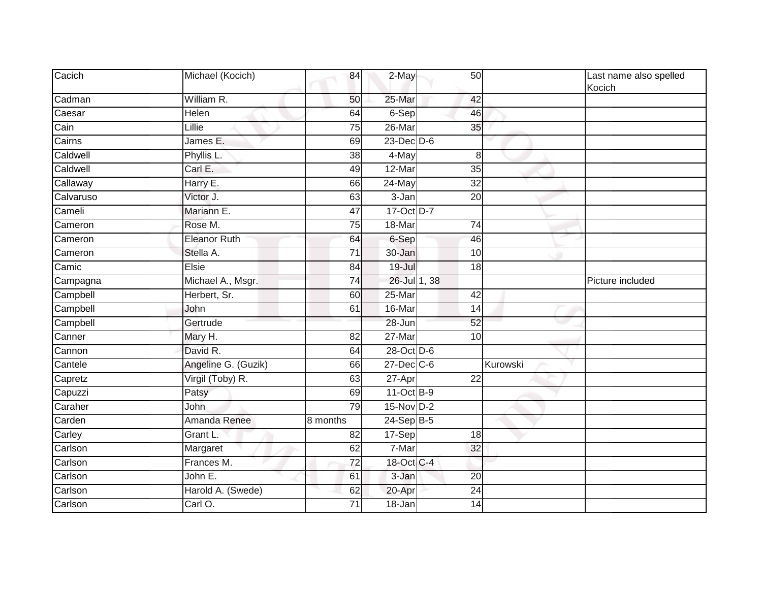| | | | | | | |
|---|---|---|---|---|---|---|
| Cacich | Michael (Kocich) | 84 | 2-May | 50 | | Last name also spelled Kocich |
| Cadman | William R. | 50 | 25-Mar | 42 | | |
| Caesar | Helen | 64 | 6-Sep | 46 | | |
| Cain | Lillie | 75 | 26-Mar | 35 | | |
| Cairns | James E. | 69 | 23-Dec | D-6 | | |
| Caldwell | Phyllis L. | 38 | 4-May | 8 | | |
| Caldwell | Carl E. | 49 | 12-Mar | 35 | | |
| Callaway | Harry E. | 66 | 24-May | 32 | | |
| Calvaruso | Victor J. | 63 | 3-Jan | 20 | | |
| Cameli | Mariann E. | 47 | 17-Oct | D-7 | | |
| Cameron | Rose M. | 75 | 18-Mar | 74 | | |
| Cameron | Eleanor Ruth | 64 | 6-Sep | 46 | | |
| Cameron | Stella A. | 71 | 30-Jan | 10 | | |
| Camic | Elsie | 84 | 19-Jul | 18 | | |
| Campagna | Michael A., Msgr. | 74 | 26-Jul | 1, 38 | | Picture included |
| Campbell | Herbert, Sr. | 60 | 25-Mar | 42 | | |
| Campbell | John | 61 | 16-Mar | 14 | | |
| Campbell | Gertrude | | 28-Jun | 52 | | |
| Canner | Mary H. | 82 | 27-Mar | 10 | | |
| Cannon | David R. | 64 | 28-Oct | D-6 | | |
| Cantele | Angeline G. (Guzik) | 66 | 27-Dec | C-6 | Kurowski | |
| Capretz | Virgil (Toby) R. | 63 | 27-Apr | 22 | | |
| Capuzzi | Patsy | 69 | 11-Oct | B-9 | | |
| Caraher | John | 79 | 15-Nov | D-2 | | |
| Carden | Amanda Renee | 8 months | 24-Sep | B-5 | | |
| Carley | Grant L. | 82 | 17-Sep | 18 | | |
| Carlson | Margaret | 62 | 7-Mar | 32 | | |
| Carlson | Frances M. | 72 | 18-Oct | C-4 | | |
| Carlson | John E. | 61 | 3-Jan | 20 | | |
| Carlson | Harold A. (Swede) | 62 | 20-Apr | 24 | | |
| Carlson | Carl O. | 71 | 18-Jan | 14 | | |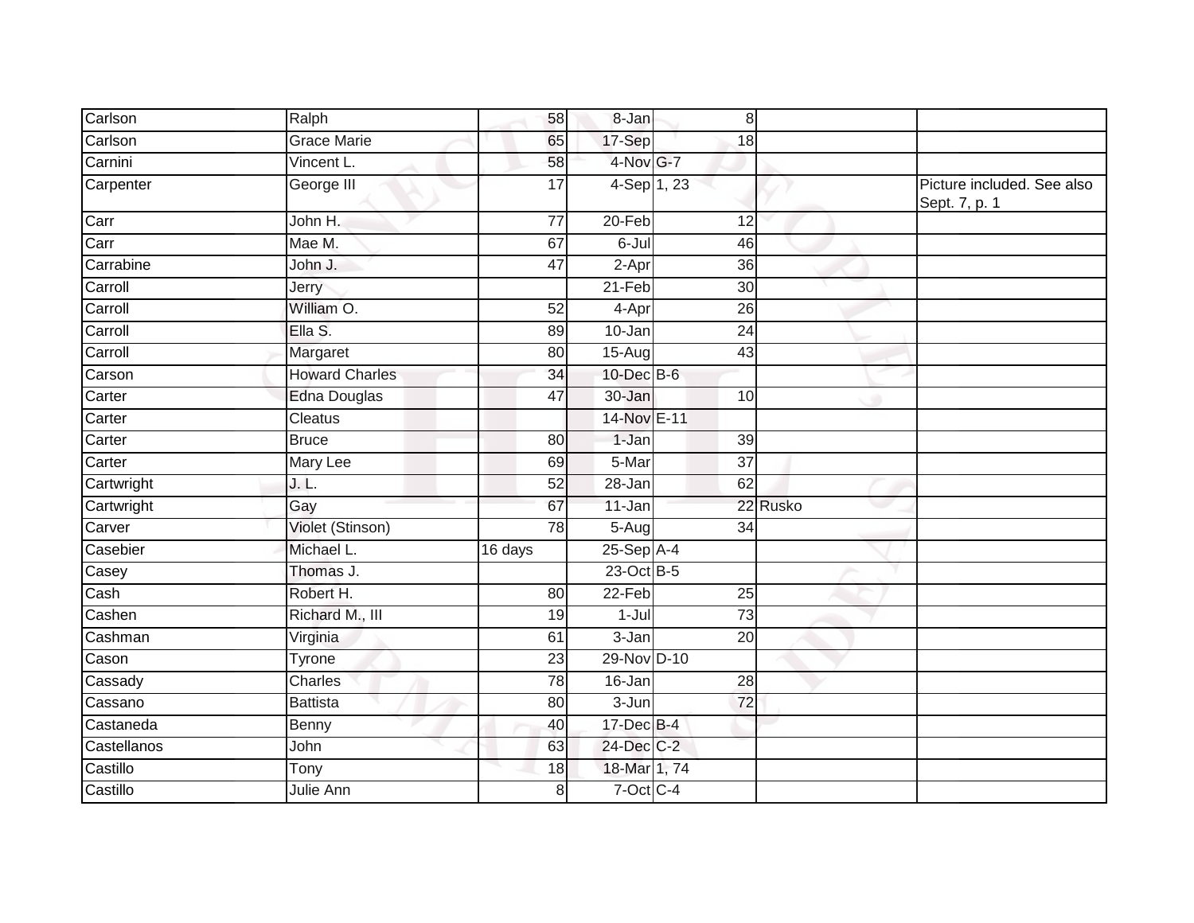| | | | | | | |
|---|---|---|---|---|---|---|
| Carlson | Ralph | 58 | 8-Jan | 8 | | |
| Carlson | Grace Marie | 65 | 17-Sep | 18 | | |
| Carnini | Vincent L. | 58 | 4-Nov | G-7 | | |
| Carpenter | George III | 17 | 4-Sep | 1, 23 | | Picture included. See also Sept. 7, p. 1 |
| Carr | John H. | 77 | 20-Feb | 12 | | |
| Carr | Mae M. | 67 | 6-Jul | 46 | | |
| Carrabine | John J. | 47 | 2-Apr | 36 | | |
| Carroll | Jerry | | 21-Feb | 30 | | |
| Carroll | William O. | 52 | 4-Apr | 26 | | |
| Carroll | Ella S. | 89 | 10-Jan | 24 | | |
| Carroll | Margaret | 80 | 15-Aug | 43 | | |
| Carson | Howard Charles | 34 | 10-Dec | B-6 | | |
| Carter | Edna Douglas | 47 | 30-Jan | 10 | | |
| Carter | Cleatus | | 14-Nov | E-11 | | |
| Carter | Bruce | 80 | 1-Jan | 39 | | |
| Carter | Mary Lee | 69 | 5-Mar | 37 | | |
| Cartwright | J. L. | 52 | 28-Jan | 62 | | |
| Cartwright | Gay | 67 | 11-Jan | 22 | Rusko | |
| Carver | Violet (Stinson) | 78 | 5-Aug | 34 | | |
| Casebier | Michael L. | 16 days | 25-Sep | A-4 | | |
| Casey | Thomas J. | | 23-Oct | B-5 | | |
| Cash | Robert H. | 80 | 22-Feb | 25 | | |
| Cashen | Richard M., III | 19 | 1-Jul | 73 | | |
| Cashman | Virginia | 61 | 3-Jan | 20 | | |
| Cason | Tyrone | 23 | 29-Nov | D-10 | | |
| Cassady | Charles | 78 | 16-Jan | 28 | | |
| Cassano | Battista | 80 | 3-Jun | 72 | | |
| Castaneda | Benny | 40 | 17-Dec | B-4 | | |
| Castellanos | John | 63 | 24-Dec | C-2 | | |
| Castillo | Tony | 18 | 18-Mar | 1, 74 | | |
| Castillo | Julie Ann | 8 | 7-Oct | C-4 | | |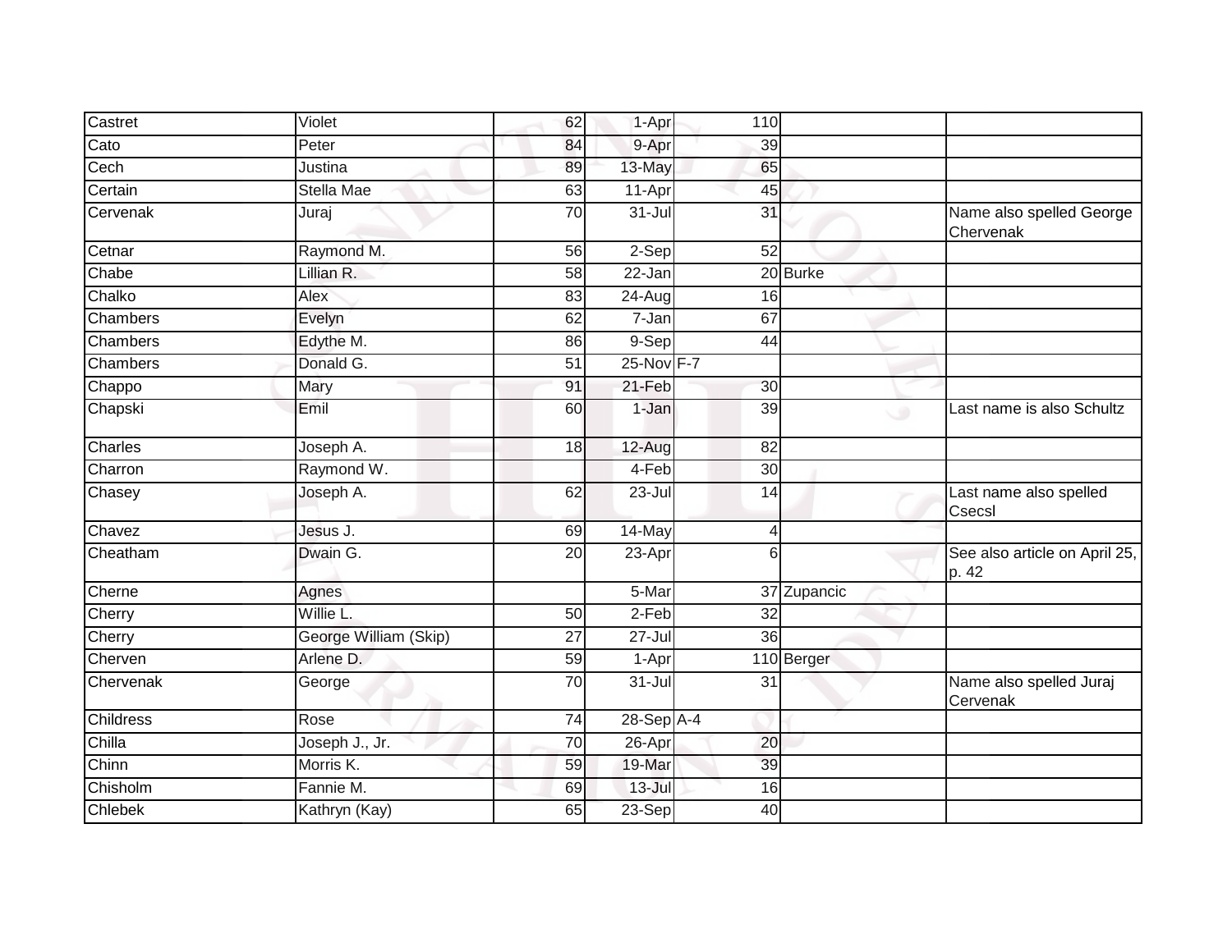| | | | | | | |
|---|---|---|---|---|---|---|
| Castret | Violet | 62 | 1-Apr | 110 | | |
| Cato | Peter | 84 | 9-Apr | 39 | | |
| Cech | Justina | 89 | 13-May | 65 | | |
| Certain | Stella Mae | 63 | 11-Apr | 45 | | |
| Cervenak | Juraj | 70 | 31-Jul | 31 | | Name also spelled George Chervenak |
| Cetnar | Raymond M. | 56 | 2-Sep | 52 | | |
| Chabe | Lillian R. | 58 | 22-Jan | 20 | Burke | |
| Chalko | Alex | 83 | 24-Aug | 16 | | |
| Chambers | Evelyn | 62 | 7-Jan | 67 | | |
| Chambers | Edythe M. | 86 | 9-Sep | 44 | | |
| Chambers | Donald G. | 51 | 25-Nov | F-7 | | |
| Chappo | Mary | 91 | 21-Feb | 30 | | |
| Chapski | Emil | 60 | 1-Jan | 39 | | Last name is also Schultz |
| Charles | Joseph A. | 18 | 12-Aug | 82 | | |
| Charron | Raymond W. | | 4-Feb | 30 | | |
| Chasey | Joseph A. | 62 | 23-Jul | 14 | | Last name also spelled Csecsl |
| Chavez | Jesus J. | 69 | 14-May | 4 | | |
| Cheatham | Dwain G. | 20 | 23-Apr | 6 | | See also article on April 25, p. 42 |
| Cherne | Agnes | | 5-Mar | 37 | Zupancic | |
| Cherry | Willie L. | 50 | 2-Feb | 32 | | |
| Cherry | George William (Skip) | 27 | 27-Jul | 36 | | |
| Cherven | Arlene D. | 59 | 1-Apr | 110 | Berger | |
| Chervenak | George | 70 | 31-Jul | 31 | | Name also spelled Juraj Cervenak |
| Childress | Rose | 74 | 28-Sep | A-4 | | |
| Chilla | Joseph J., Jr. | 70 | 26-Apr | 20 | | |
| Chinn | Morris K. | 59 | 19-Mar | 39 | | |
| Chisholm | Fannie M. | 69 | 13-Jul | 16 | | |
| Chlebek | Kathryn (Kay) | 65 | 23-Sep | 40 | | |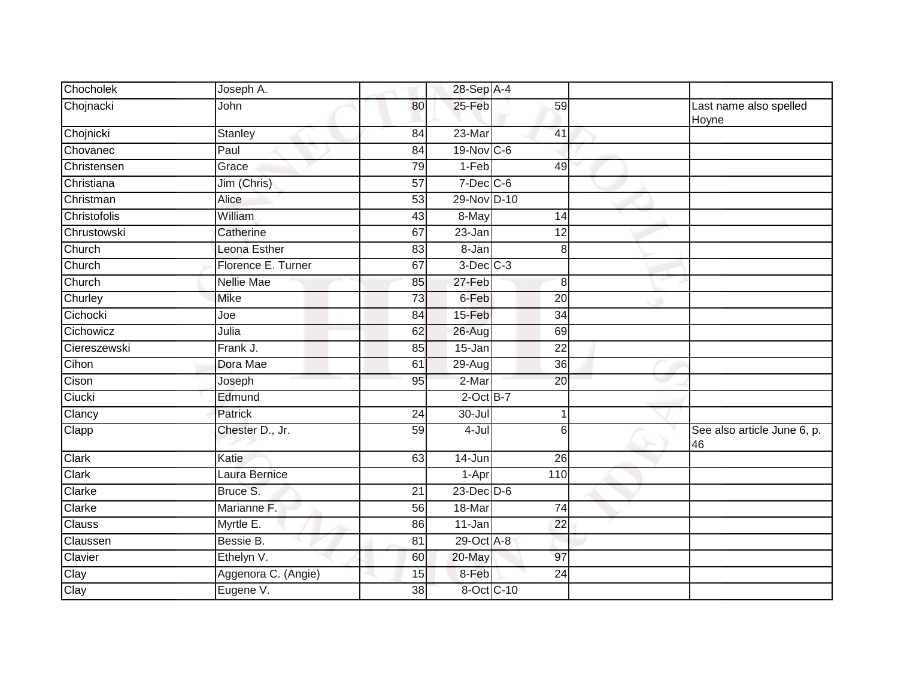| Chocholek | Joseph A. | | 28-Sep | A-4 | | |
|---|---|---|---|---|---|---|
| Chojnacki | John | 80 | 25-Feb | 59 | | Last name also spelled Hoyne |
| Chojnicki | Stanley | 84 | 23-Mar | 41 | | |
| Chovanec | Paul | 84 | 19-Nov | C-6 | | |
| Christensen | Grace | 79 | 1-Feb | 49 | | |
| Christiana | Jim (Chris) | 57 | 7-Dec | C-6 | | |
| Christman | Alice | 53 | 29-Nov | D-10 | | |
| Christofolis | William | 43 | 8-May | 14 | | |
| Chrustowski | Catherine | 67 | 23-Jan | 12 | | |
| Church | Leona Esther | 83 | 8-Jan | 8 | | |
| Church | Florence E. Turner | 67 | 3-Dec | C-3 | | |
| Church | Nellie Mae | 85 | 27-Feb | 8 | | |
| Churley | Mike | 73 | 6-Feb | 20 | | |
| Cichocki | Joe | 84 | 15-Feb | 34 | | |
| Cichowicz | Julia | 62 | 26-Aug | 69 | | |
| Ciereszewski | Frank J. | 85 | 15-Jan | 22 | | |
| Cihon | Dora Mae | 61 | 29-Aug | 36 | | |
| Cison | Joseph | 95 | 2-Mar | 20 | | |
| Ciucki | Edmund | | 2-Oct | B-7 | | |
| Clancy | Patrick | 24 | 30-Jul | 1 | | |
| Clapp | Chester D., Jr. | 59 | 4-Jul | 6 | | See also article June 6, p. 46 |
| Clark | Katie | 63 | 14-Jun | 26 | | |
| Clark | Laura Bernice | | 1-Apr | 110 | | |
| Clarke | Bruce S. | 21 | 23-Dec | D-6 | | |
| Clarke | Marianne F. | 56 | 18-Mar | 74 | | |
| Clauss | Myrtle E. | 86 | 11-Jan | 22 | | |
| Claussen | Bessie B. | 81 | 29-Oct | A-8 | | |
| Clavier | Ethelyn V. | 60 | 20-May | 97 | | |
| Clay | Aggenora C. (Angie) | 15 | 8-Feb | 24 | | |
| Clay | Eugene V. | 38 | 8-Oct | C-10 | | |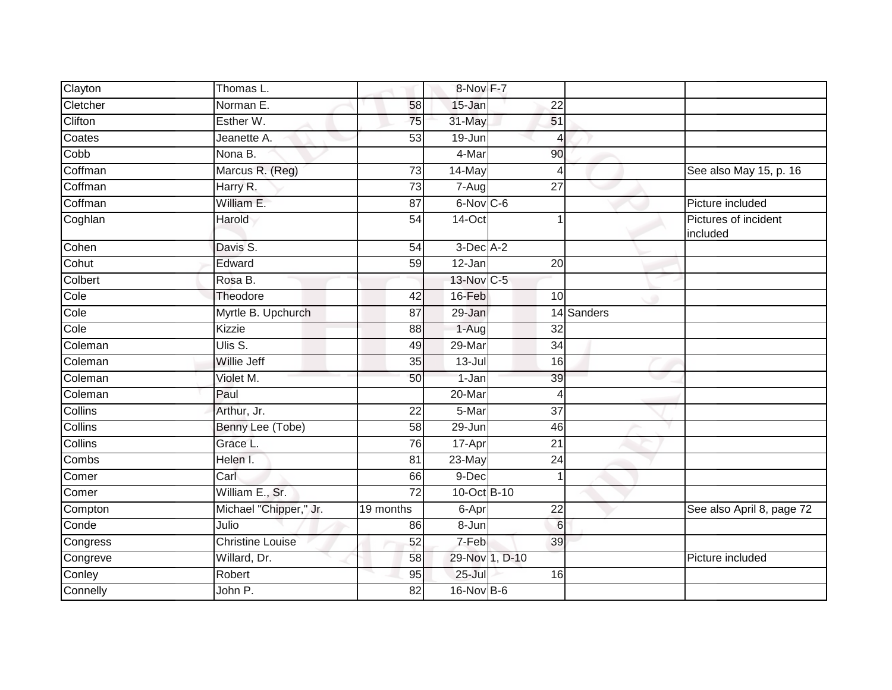| | | | | | | |
|---|---|---|---|---|---|---|
| Clayton | Thomas L. | | 8-Nov | F-7 | | |
| Cletcher | Norman E. | 58 | 15-Jan | 22 | | |
| Clifton | Esther W. | 75 | 31-May | 51 | | |
| Coates | Jeanette A. | 53 | 19-Jun | 4 | | |
| Cobb | Nona B. | | 4-Mar | 90 | | |
| Coffman | Marcus R. (Reg) | 73 | 14-May | 4 | | See also May 15, p. 16 |
| Coffman | Harry R. | 73 | 7-Aug | 27 | | |
| Coffman | William E. | 87 | 6-Nov | C-6 | | Picture included |
| Coghlan | Harold | 54 | 14-Oct | 1 | | Pictures of incident included |
| Cohen | Davis S. | 54 | 3-Dec | A-2 | | |
| Cohut | Edward | 59 | 12-Jan | 20 | | |
| Colbert | Rosa B. | | 13-Nov | C-5 | | |
| Cole | Theodore | 42 | 16-Feb | 10 | | |
| Cole | Myrtle B. Upchurch | 87 | 29-Jan | 14 | Sanders | |
| Cole | Kizzie | 88 | 1-Aug | 32 | | |
| Coleman | Ulis S. | 49 | 29-Mar | 34 | | |
| Coleman | Willie Jeff | 35 | 13-Jul | 16 | | |
| Coleman | Violet M. | 50 | 1-Jan | 39 | | |
| Coleman | Paul | | 20-Mar | 4 | | |
| Collins | Arthur, Jr. | 22 | 5-Mar | 37 | | |
| Collins | Benny Lee (Tobe) | 58 | 29-Jun | 46 | | |
| Collins | Grace L. | 76 | 17-Apr | 21 | | |
| Combs | Helen I. | 81 | 23-May | 24 | | |
| Comer | Carl | 66 | 9-Dec | 1 | | |
| Comer | William E., Sr. | 72 | 10-Oct | B-10 | | |
| Compton | Michael "Chipper," Jr. | 19 months | 6-Apr | 22 | | See also April 8, page 72 |
| Conde | Julio | 86 | 8-Jun | 6 | | |
| Congress | Christine Louise | 52 | 7-Feb | 39 | | |
| Congreve | Willard, Dr. | 58 | 29-Nov | 1, D-10 | | Picture included |
| Conley | Robert | 95 | 25-Jul | 16 | | |
| Connelly | John P. | 82 | 16-Nov | B-6 | | |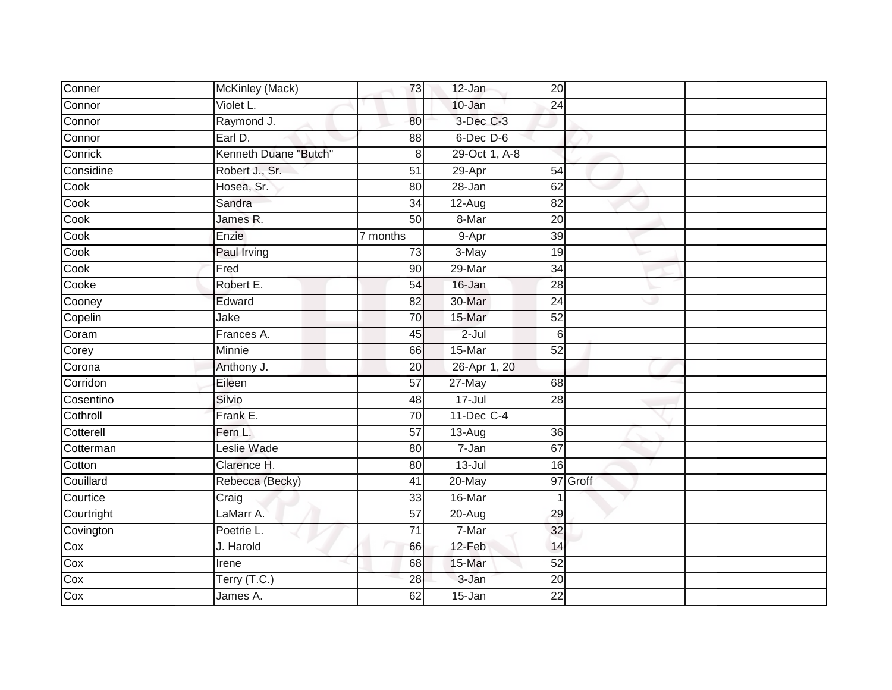| | | | | | | |
|---|---|---|---|---|---|---|
| Conner | McKinley (Mack) | 73 | 12-Jan | 20 | | |
| Connor | Violet L. | | 10-Jan | 24 | | |
| Connor | Raymond J. | 80 | 3-Dec | C-3 | | |
| Connor | Earl D. | 88 | 6-Dec | D-6 | | |
| Conrick | Kenneth Duane "Butch" | 8 | 29-Oct | 1, A-8 | | |
| Considine | Robert J., Sr. | 51 | 29-Apr | 54 | | |
| Cook | Hosea, Sr. | 80 | 28-Jan | 62 | | |
| Cook | Sandra | 34 | 12-Aug | 82 | | |
| Cook | James R. | 50 | 8-Mar | 20 | | |
| Cook | Enzie | 7 months | 9-Apr | 39 | | |
| Cook | Paul Irving | 73 | 3-May | 19 | | |
| Cook | Fred | 90 | 29-Mar | 34 | | |
| Cooke | Robert E. | 54 | 16-Jan | 28 | | |
| Cooney | Edward | 82 | 30-Mar | 24 | | |
| Copelin | Jake | 70 | 15-Mar | 52 | | |
| Coram | Frances A. | 45 | 2-Jul | 6 | | |
| Corey | Minnie | 66 | 15-Mar | 52 | | |
| Corona | Anthony J. | 20 | 26-Apr | 1, 20 | | |
| Corridon | Eileen | 57 | 27-May | 68 | | |
| Cosentino | Silvio | 48 | 17-Jul | 28 | | |
| Cothroll | Frank E. | 70 | 11-Dec | C-4 | | |
| Cotterell | Fern L. | 57 | 13-Aug | 36 | | |
| Cotterman | Leslie Wade | 80 | 7-Jan | 67 | | |
| Cotton | Clarence H. | 80 | 13-Jul | 16 | | |
| Couillard | Rebecca (Becky) | 41 | 20-May | 97 | Groff | |
| Courtice | Craig | 33 | 16-Mar | 1 | | |
| Courtright | LaMarr A. | 57 | 20-Aug | 29 | | |
| Covington | Poetrie L. | 71 | 7-Mar | 32 | | |
| Cox | J. Harold | 66 | 12-Feb | 14 | | |
| Cox | Irene | 68 | 15-Mar | 52 | | |
| Cox | Terry (T.C.) | 28 | 3-Jan | 20 | | |
| Cox | James A. | 62 | 15-Jan | 22 | | |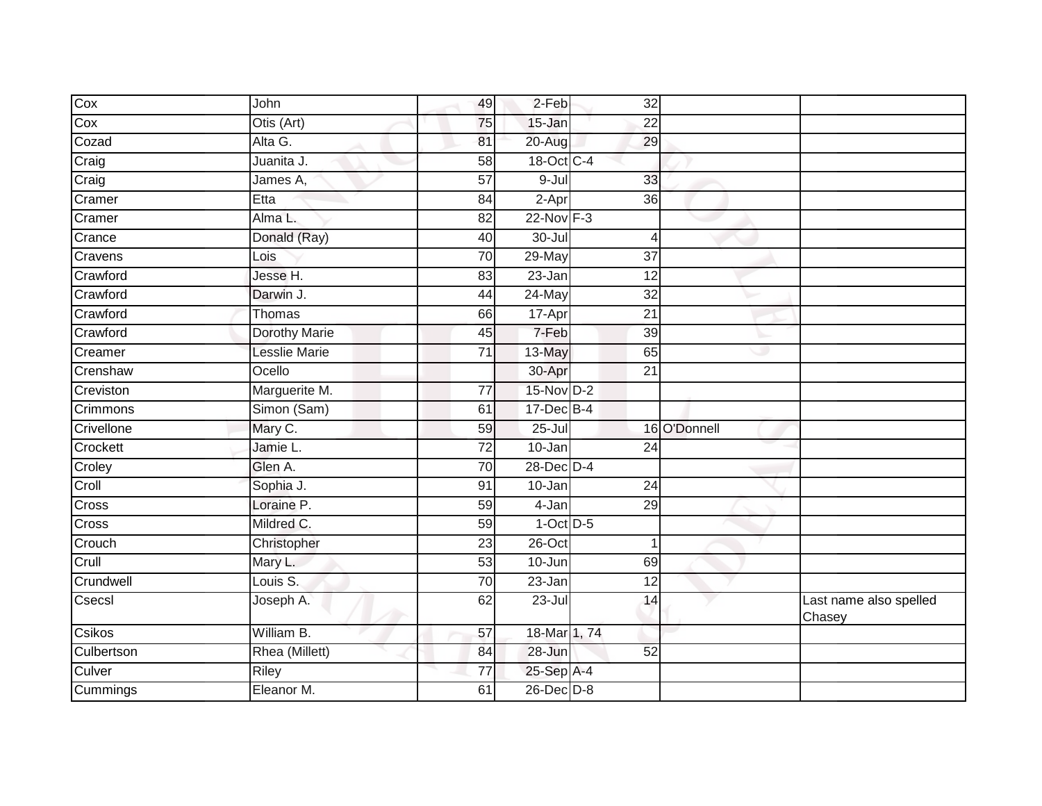| Cox | John | 49 | 2-Feb | 32 | | |
|---|---|---|---|---|---|---|
| Cox | Otis (Art) | 75 | 15-Jan | 22 | | |
| Cozad | Alta G. | 81 | 20-Aug | 29 | | |
| Craig | Juanita J. | 58 | 18-Oct | C-4 | | |
| Craig | James A, | 57 | 9-Jul | 33 | | |
| Cramer | Etta | 84 | 2-Apr | 36 | | |
| Cramer | Alma L. | 82 | 22-Nov | F-3 | | |
| Crance | Donald (Ray) | 40 | 30-Jul | 4 | | |
| Cravens | Lois | 70 | 29-May | 37 | | |
| Crawford | Jesse H. | 83 | 23-Jan | 12 | | |
| Crawford | Darwin J. | 44 | 24-May | 32 | | |
| Crawford | Thomas | 66 | 17-Apr | 21 | | |
| Crawford | Dorothy Marie | 45 | 7-Feb | 39 | | |
| Creamer | Lesslie Marie | 71 | 13-May | 65 | | |
| Crenshaw | Ocello | | 30-Apr | 21 | | |
| Creviston | Marguerite M. | 77 | 15-Nov | D-2 | | |
| Crimmons | Simon (Sam) | 61 | 17-Dec | B-4 | | |
| Crivellone | Mary C. | 59 | 25-Jul | 16 | O'Donnell | |
| Crockett | Jamie L. | 72 | 10-Jan | 24 | | |
| Croley | Glen A. | 70 | 28-Dec | D-4 | | |
| Croll | Sophia J. | 91 | 10-Jan | 24 | | |
| Cross | Loraine P. | 59 | 4-Jan | 29 | | |
| Cross | Mildred C. | 59 | 1-Oct | D-5 | | |
| Crouch | Christopher | 23 | 26-Oct | 1 | | |
| Crull | Mary L. | 53 | 10-Jun | 69 | | |
| Crundwell | Louis S. | 70 | 23-Jan | 12 | | |
| Csecsl | Joseph A. | 62 | 23-Jul | 14 | | Last name also spelled Chasey |
| Csikos | William B. | 57 | 18-Mar | 1, 74 | | |
| Culbertson | Rhea (Millett) | 84 | 28-Jun | 52 | | |
| Culver | Riley | 77 | 25-Sep | A-4 | | |
| Cummings | Eleanor M. | 61 | 26-Dec | D-8 | | |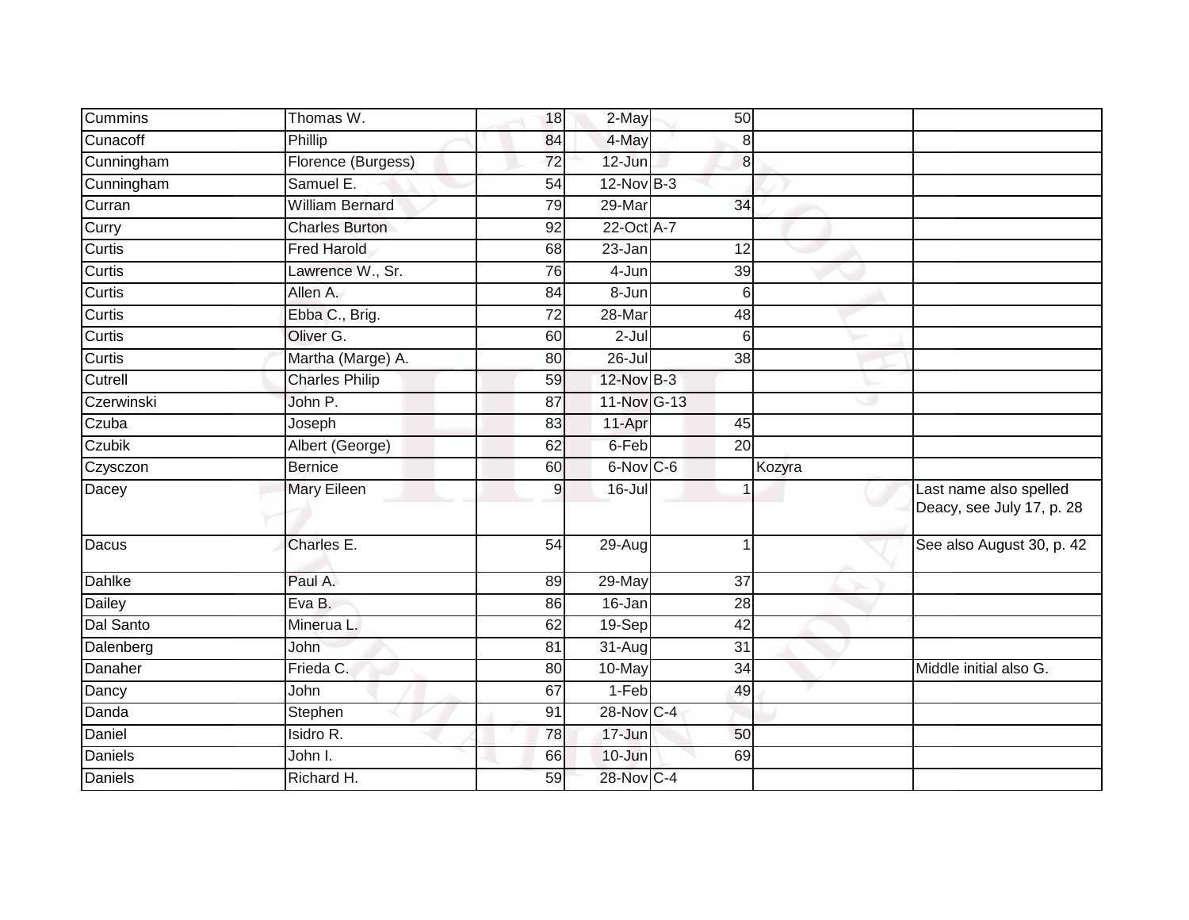| | | | | | | |
|---|---|---|---|---|---|---|
| Cummins | Thomas W. | 18 | 2-May | 50 | | |
| Cunacoff | Phillip | 84 | 4-May | 8 | | |
| Cunningham | Florence (Burgess) | 72 | 12-Jun | 8 | | |
| Cunningham | Samuel E. | 54 | 12-Nov | B-3 | | |
| Curran | William Bernard | 79 | 29-Mar | 34 | | |
| Curry | Charles Burton | 92 | 22-Oct | A-7 | | |
| Curtis | Fred Harold | 68 | 23-Jan | 12 | | |
| Curtis | Lawrence W., Sr. | 76 | 4-Jun | 39 | | |
| Curtis | Allen A. | 84 | 8-Jun | 6 | | |
| Curtis | Ebba C., Brig. | 72 | 28-Mar | 48 | | |
| Curtis | Oliver G. | 60 | 2-Jul | 6 | | |
| Curtis | Martha (Marge) A. | 80 | 26-Jul | 38 | | |
| Cutrell | Charles Philip | 59 | 12-Nov | B-3 | | |
| Czerwinski | John P. | 87 | 11-Nov | G-13 | | |
| Czuba | Joseph | 83 | 11-Apr | 45 | | |
| Czubik | Albert (George) | 62 | 6-Feb | 20 | | |
| Czysczon | Bernice | 60 | 6-Nov | C-6 | Kozyra | |
| Dacey | Mary Eileen | 9 | 16-Jul | 1 | | Last name also spelled Deacy, see July 17, p. 28 |
| Dacus | Charles E. | 54 | 29-Aug | 1 | | See also August 30, p. 42 |
| Dahlke | Paul A. | 89 | 29-May | 37 | | |
| Dailey | Eva B. | 86 | 16-Jan | 28 | | |
| Dal Santo | Minerua L. | 62 | 19-Sep | 42 | | |
| Dalenberg | John | 81 | 31-Aug | 31 | | |
| Danaher | Frieda C. | 80 | 10-May | 34 | | Middle initial also G. |
| Dancy | John | 67 | 1-Feb | 49 | | |
| Danda | Stephen | 91 | 28-Nov | C-4 | | |
| Daniel | Isidro R. | 78 | 17-Jun | 50 | | |
| Daniels | John I. | 66 | 10-Jun | 69 | | |
| Daniels | Richard H. | 59 | 28-Nov | C-4 | | |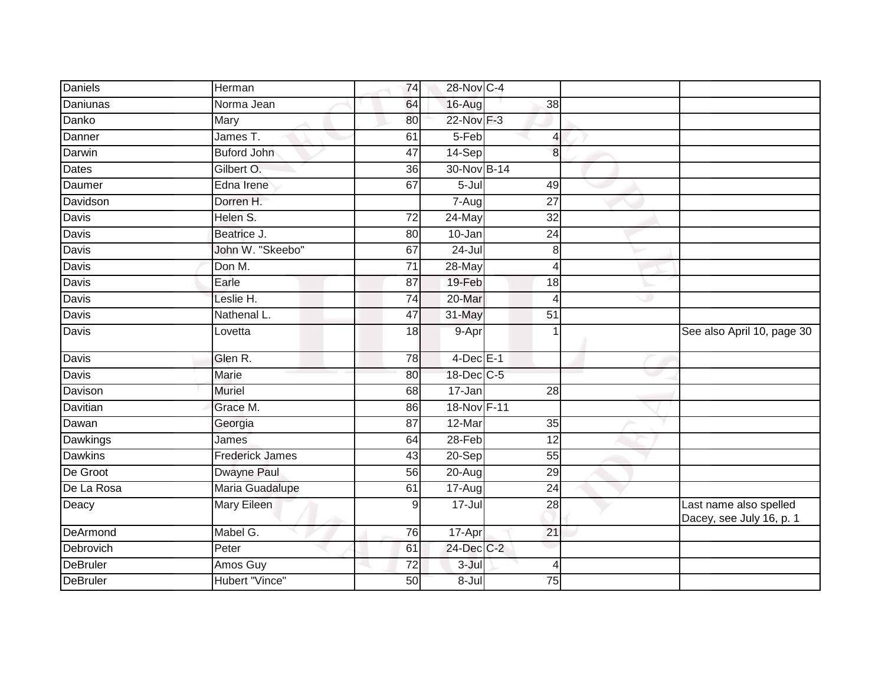| | | | | | | |
|---|---|---|---|---|---|---|
| Daniels | Herman | 74 | 28-Nov | C-4 | | |
| Daniunas | Norma Jean | 64 | 16-Aug | 38 | | |
| Danko | Mary | 80 | 22-Nov | F-3 | | |
| Danner | James T. | 61 | 5-Feb | 4 | | |
| Darwin | Buford John | 47 | 14-Sep | 8 | | |
| Dates | Gilbert O. | 36 | 30-Nov | B-14 | | |
| Daumer | Edna Irene | 67 | 5-Jul | 49 | | |
| Davidson | Dorren H. | | 7-Aug | 27 | | |
| Davis | Helen S. | 72 | 24-May | 32 | | |
| Davis | Beatrice J. | 80 | 10-Jan | 24 | | |
| Davis | John W. "Skeebo" | 67 | 24-Jul | 8 | | |
| Davis | Don M. | 71 | 28-May | 4 | | |
| Davis | Earle | 87 | 19-Feb | 18 | | |
| Davis | Leslie H. | 74 | 20-Mar | 4 | | |
| Davis | Nathenal L. | 47 | 31-May | 51 | | |
| Davis | Lovetta | 18 | 9-Apr | 1 | | See also April 10, page 30 |
| Davis | Glen R. | 78 | 4-Dec | E-1 | | |
| Davis | Marie | 80 | 18-Dec | C-5 | | |
| Davison | Muriel | 68 | 17-Jan | 28 | | |
| Davitian | Grace M. | 86 | 18-Nov | F-11 | | |
| Dawan | Georgia | 87 | 12-Mar | 35 | | |
| Dawkings | James | 64 | 28-Feb | 12 | | |
| Dawkins | Frederick James | 43 | 20-Sep | 55 | | |
| De Groot | Dwayne Paul | 56 | 20-Aug | 29 | | |
| De La Rosa | Maria Guadalupe | 61 | 17-Aug | 24 | | |
| Deacy | Mary Eileen | 9 | 17-Jul | 28 | | Last name also spelled Dacey, see July 16, p. 1 |
| DeArmond | Mabel G. | 76 | 17-Apr | 21 | | |
| Debrovich | Peter | 61 | 24-Dec | C-2 | | |
| DeBruler | Amos Guy | 72 | 3-Jul | 4 | | |
| DeBruler | Hubert "Vince" | 50 | 8-Jul | 75 | | |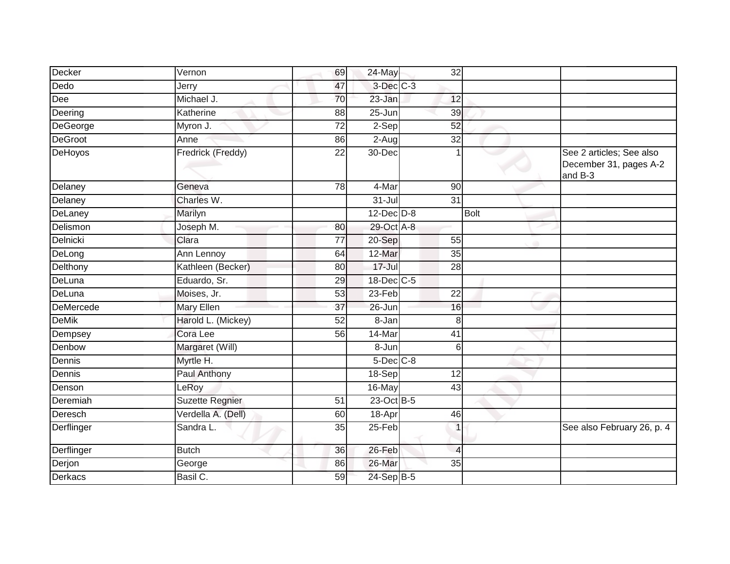| | | | | | | | |
|---|---|---|---|---|---|---|---|
| Decker | Vernon | 69 | 24-May | | 32 | | |
| Dedo | Jerry | 47 | 3-Dec | C-3 | | | |
| Dee | Michael J. | 70 | 23-Jan | | 12 | | |
| Deering | Katherine | 88 | 25-Jun | | 39 | | |
| DeGeorge | Myron J. | 72 | 2-Sep | | 52 | | |
| DeGroot | Anne | 86 | 2-Aug | | 32 | | |
| DeHoyos | Fredrick (Freddy) | 22 | 30-Dec | | 1 | | See 2 articles; See also December 31, pages A-2 and B-3 |
| Delaney | Geneva | 78 | 4-Mar | | 90 | | |
| Delaney | Charles W. | | 31-Jul | | 31 | | |
| DeLaney | Marilyn | | 12-Dec | D-8 | | Bolt | |
| Delismon | Joseph M. | 80 | 29-Oct | A-8 | | | |
| Delnicki | Clara | 77 | 20-Sep | | 55 | | |
| DeLong | Ann Lennoy | 64 | 12-Mar | | 35 | | |
| Delthony | Kathleen (Becker) | 80 | 17-Jul | | 28 | | |
| DeLuna | Eduardo, Sr. | 29 | 18-Dec | C-5 | | | |
| DeLuna | Moises, Jr. | 53 | 23-Feb | | 22 | | |
| DeMercede | Mary Ellen | 37 | 26-Jun | | 16 | | |
| DeMik | Harold L. (Mickey) | 52 | 8-Jan | | 8 | | |
| Dempsey | Cora Lee | 56 | 14-Mar | | 41 | | |
| Denbow | Margaret (Will) | | 8-Jun | | 6 | | |
| Dennis | Myrtle H. | | 5-Dec | C-8 | | | |
| Dennis | Paul Anthony | | 18-Sep | | 12 | | |
| Denson | LeRoy | | 16-May | | 43 | | |
| Deremiah | Suzette Regnier | 51 | 23-Oct | B-5 | | | |
| Deresch | Verdella A. (Dell) | 60 | 18-Apr | | 46 | | |
| Derflinger | Sandra L. | 35 | 25-Feb | | 1 | | See also February 26, p. 4 |
| Derflinger | Butch | 36 | 26-Feb | | 4 | | |
| Derjon | George | 86 | 26-Mar | | 35 | | |
| Derkacs | Basil C. | 59 | 24-Sep | B-5 | | | |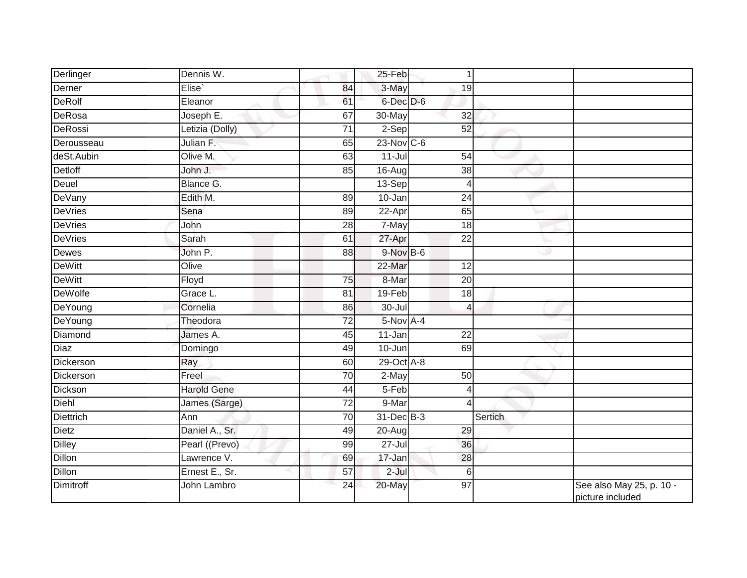| Derlinger | Dennis W. | | 25-Feb | 1 | | |
|---|---|---|---|---|---|---|
| Derner | Elise` | 84 | 3-May | 19 | | |
| DeRolf | Eleanor | 61 | 6-Dec | D-6 | | |
| DeRosa | Joseph E. | 67 | 30-May | 32 | | |
| DeRossi | Letizia (Dolly) | 71 | 2-Sep | 52 | | |
| Derousseau | Julian F. | 65 | 23-Nov | C-6 | | |
| deSt.Aubin | Olive M. | 63 | 11-Jul | 54 | | |
| Detloff | John J. | 85 | 16-Aug | 38 | | |
| Deuel | Blance G. | | 13-Sep | 4 | | |
| DeVany | Edith M. | 89 | 10-Jan | 24 | | |
| DeVries | Sena | 89 | 22-Apr | 65 | | |
| DeVries | John | 28 | 7-May | 18 | | |
| DeVries | Sarah | 61 | 27-Apr | 22 | | |
| Dewes | John P. | 88 | 9-Nov | B-6 | | |
| DeWitt | Olive | | 22-Mar | 12 | | |
| DeWitt | Floyd | 75 | 8-Mar | 20 | | |
| DeWolfe | Grace L. | 81 | 19-Feb | 18 | | |
| DeYoung | Cornelia | 86 | 30-Jul | 4 | | |
| DeYoung | Theodora | 72 | 5-Nov | A-4 | | |
| Diamond | James A. | 45 | 11-Jan | 22 | | |
| Diaz | Domingo | 49 | 10-Jun | 69 | | |
| Dickerson | Ray | 60 | 29-Oct | A-8 | | |
| Dickerson | Freel | 70 | 2-May | 50 | | |
| Dickson | Harold Gene | 44 | 5-Feb | 4 | | |
| Diehl | James (Sarge) | 72 | 9-Mar | 4 | | |
| Diettrich | Ann | 70 | 31-Dec | B-3 | Sertich | |
| Dietz | Daniel A., Sr. | 49 | 20-Aug | 29 | | |
| Dilley | Pearl ((Prevo) | 99 | 27-Jul | 36 | | |
| Dillon | Lawrence V. | 69 | 17-Jan | 28 | | |
| Dillon | Ernest E., Sr. | 57 | 2-Jul | 6 | | |
| Dimitroff | John Lambro | 24 | 20-May | 97 | | See also May 25, p. 10 - picture included |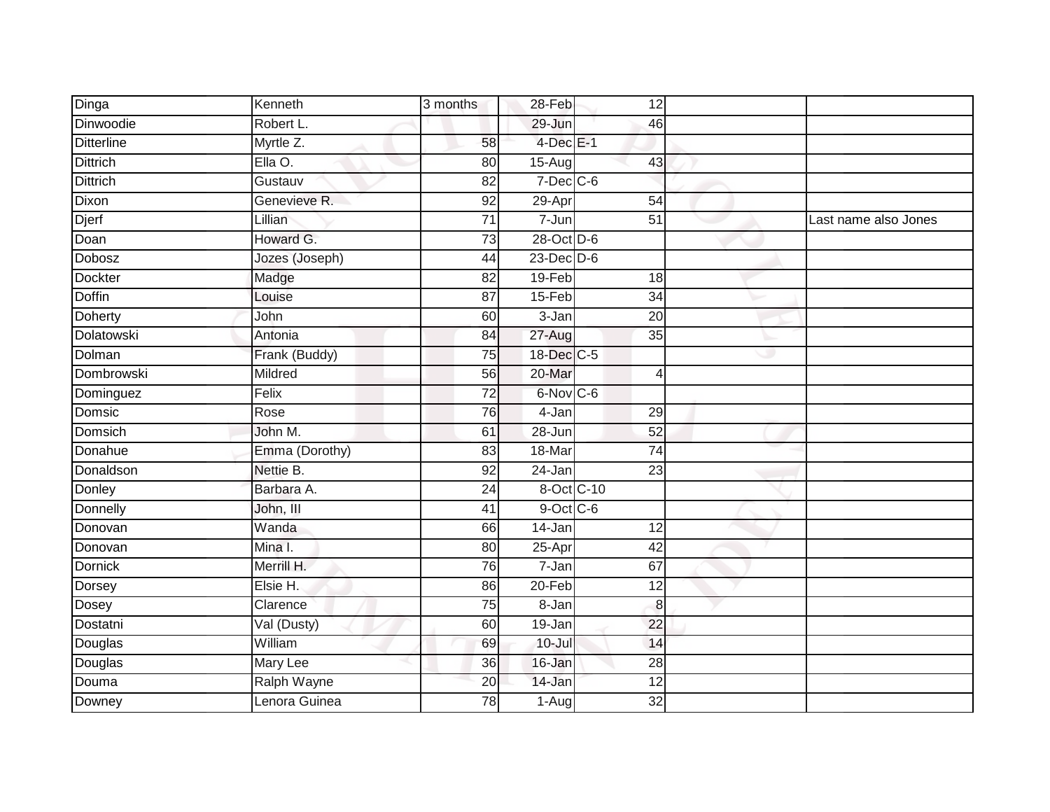| | | | | | | |
|---|---|---|---|---|---|---|
| Dinga | Kenneth | 3 months | 28-Feb | 12 | | |
| Dinwoodie | Robert L. | | 29-Jun | 46 | | |
| Ditterline | Myrtle Z. | 58 | 4-Dec | E-1 | | |
| Dittrich | Ella O. | 80 | 15-Aug | 43 | | |
| Dittrich | Gustauv | 82 | 7-Dec | C-6 | | |
| Dixon | Genevieve R. | 92 | 29-Apr | 54 | | |
| Djerf | Lillian | 71 | 7-Jun | 51 | | Last name also Jones |
| Doan | Howard G. | 73 | 28-Oct | D-6 | | |
| Dobosz | Jozes (Joseph) | 44 | 23-Dec | D-6 | | |
| Dockter | Madge | 82 | 19-Feb | 18 | | |
| Doffin | Louise | 87 | 15-Feb | 34 | | |
| Doherty | John | 60 | 3-Jan | 20 | | |
| Dolatowski | Antonia | 84 | 27-Aug | 35 | | |
| Dolman | Frank (Buddy) | 75 | 18-Dec | C-5 | | |
| Dombrowski | Mildred | 56 | 20-Mar | 4 | | |
| Dominguez | Felix | 72 | 6-Nov | C-6 | | |
| Domsic | Rose | 76 | 4-Jan | 29 | | |
| Domsich | John M. | 61 | 28-Jun | 52 | | |
| Donahue | Emma (Dorothy) | 83 | 18-Mar | 74 | | |
| Donaldson | Nettie B. | 92 | 24-Jan | 23 | | |
| Donley | Barbara A. | 24 | 8-Oct | C-10 | | |
| Donnelly | John, III | 41 | 9-Oct | C-6 | | |
| Donovan | Wanda | 66 | 14-Jan | 12 | | |
| Donovan | Mina I. | 80 | 25-Apr | 42 | | |
| Dornick | Merrill H. | 76 | 7-Jan | 67 | | |
| Dorsey | Elsie H. | 86 | 20-Feb | 12 | | |
| Dosey | Clarence | 75 | 8-Jan | 8 | | |
| Dostatni | Val (Dusty) | 60 | 19-Jan | 22 | | |
| Douglas | William | 69 | 10-Jul | 14 | | |
| Douglas | Mary Lee | 36 | 16-Jan | 28 | | |
| Douma | Ralph Wayne | 20 | 14-Jan | 12 | | |
| Downey | Lenora Guinea | 78 | 1-Aug | 32 | | |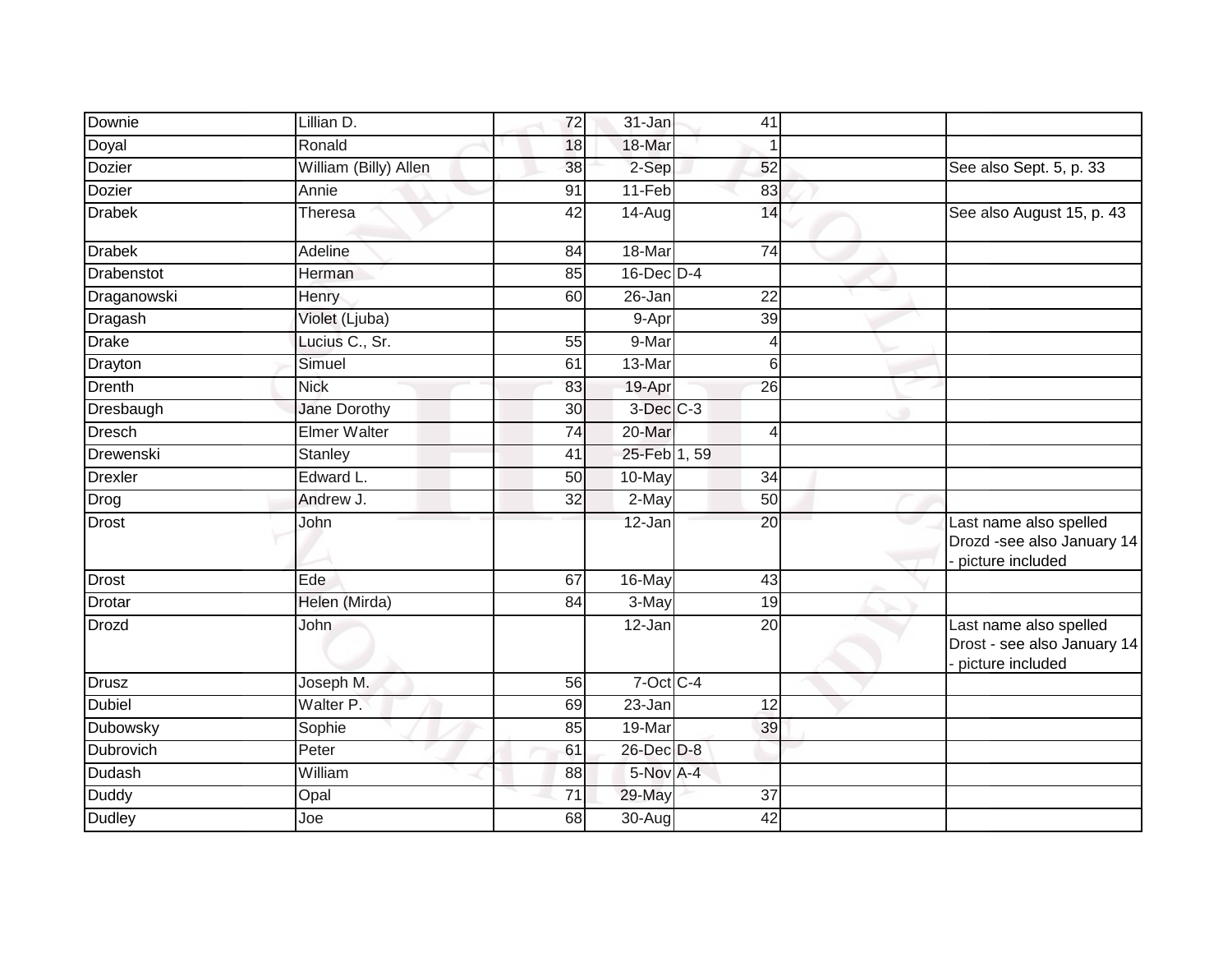| Downie | Lillian D. | 72 | 31-Jan | 41 | | |
|---|---|---|---|---|---|---|
| Doyal | Ronald | 18 | 18-Mar | 1 | | |
| Dozier | William (Billy) Allen | 38 | 2-Sep | 52 | | See also Sept. 5, p. 33 |
| Dozier | Annie | 91 | 11-Feb | 83 | | |
| Drabek | Theresa | 42 | 14-Aug | 14 | | See also August 15, p. 43 |
| Drabek | Adeline | 84 | 18-Mar | 74 | | |
| Drabenstot | Herman | 85 | 16-Dec | D-4 | | |
| Draganowski | Henry | 60 | 26-Jan | 22 | | |
| Dragash | Violet (Ljuba) | | 9-Apr | 39 | | |
| Drake | Lucius C., Sr. | 55 | 9-Mar | 4 | | |
| Drayton | Simuel | 61 | 13-Mar | 6 | | |
| Drenth | Nick | 83 | 19-Apr | 26 | | |
| Dresbaugh | Jane Dorothy | 30 | 3-Dec | C-3 | | |
| Dresch | Elmer Walter | 74 | 20-Mar | 4 | | |
| Drewenski | Stanley | 41 | 25-Feb | 1, 59 | | |
| Drexler | Edward L. | 50 | 10-May | 34 | | |
| Drog | Andrew J. | 32 | 2-May | 50 | | |
| Drost | John | | 12-Jan | 20 | | Last name also spelled Drozd -see also January 14 - picture included |
| Drost | Ede | 67 | 16-May | 43 | | |
| Drotar | Helen (Mirda) | 84 | 3-May | 19 | | |
| Drozd | John | | 12-Jan | 20 | | Last name also spelled Drost - see also January 14 - picture included |
| Drusz | Joseph M. | 56 | 7-Oct | C-4 | | |
| Dubiel | Walter P. | 69 | 23-Jan | 12 | | |
| Dubowsky | Sophie | 85 | 19-Mar | 39 | | |
| Dubrovich | Peter | 61 | 26-Dec | D-8 | | |
| Dudash | William | 88 | 5-Nov | A-4 | | |
| Duddy | Opal | 71 | 29-May | 37 | | |
| Dudley | Joe | 68 | 30-Aug | 42 | | |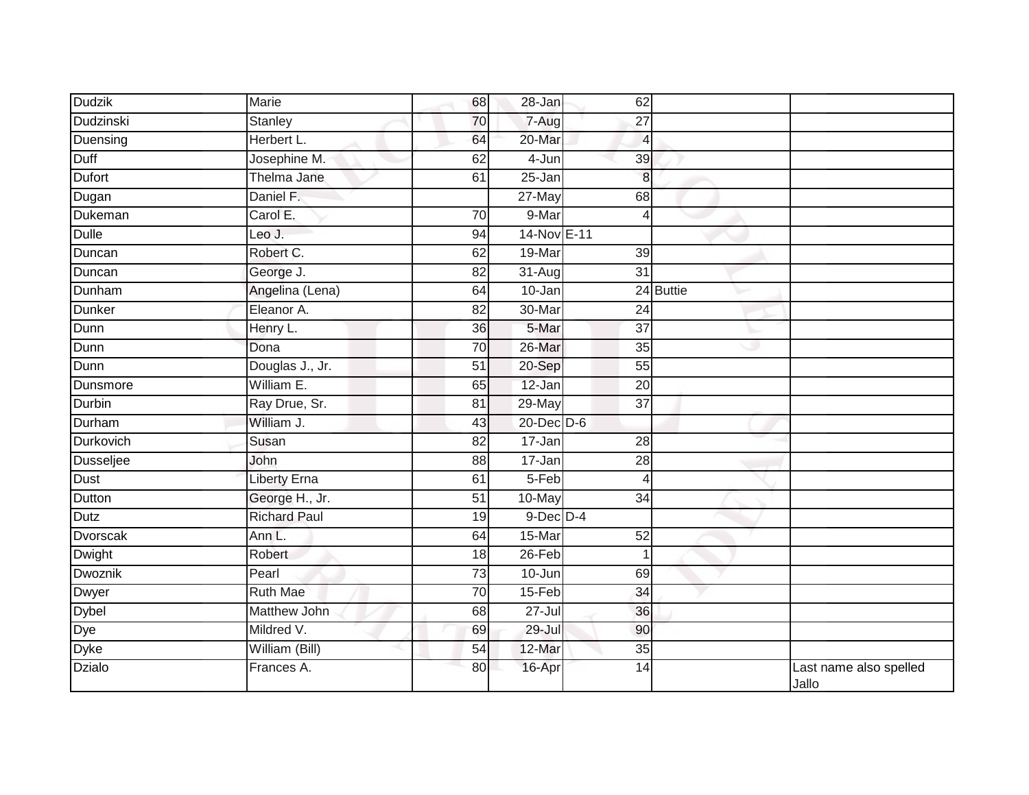| Dudzik | Marie | 68 | 28-Jan | 62 | | |
|---|---|---|---|---|---|---|
| Dudzinski | Stanley | 70 | 7-Aug | 27 | | |
| Duensing | Herbert L. | 64 | 20-Mar | 4 | | |
| Duff | Josephine M. | 62 | 4-Jun | 39 | | |
| Dufort | Thelma Jane | 61 | 25-Jan | 8 | | |
| Dugan | Daniel F. | | 27-May | 68 | | |
| Dukeman | Carol E. | 70 | 9-Mar | 4 | | |
| Dulle | Leo J. | 94 | 14-Nov | E-11 | | |
| Duncan | Robert C. | 62 | 19-Mar | 39 | | |
| Duncan | George J. | 82 | 31-Aug | 31 | | |
| Dunham | Angelina (Lena) | 64 | 10-Jan | 24 | Buttie | |
| Dunker | Eleanor A. | 82 | 30-Mar | 24 | | |
| Dunn | Henry L. | 36 | 5-Mar | 37 | | |
| Dunn | Dona | 70 | 26-Mar | 35 | | |
| Dunn | Douglas J., Jr. | 51 | 20-Sep | 55 | | |
| Dunsmore | William E. | 65 | 12-Jan | 20 | | |
| Durbin | Ray Drue, Sr. | 81 | 29-May | 37 | | |
| Durham | William J. | 43 | 20-Dec | D-6 | | |
| Durkovich | Susan | 82 | 17-Jan | 28 | | |
| Dusseljee | John | 88 | 17-Jan | 28 | | |
| Dust | Liberty Erna | 61 | 5-Feb | 4 | | |
| Dutton | George H., Jr. | 51 | 10-May | 34 | | |
| Dutz | Richard Paul | 19 | 9-Dec | D-4 | | |
| Dvorscak | Ann L. | 64 | 15-Mar | 52 | | |
| Dwight | Robert | 18 | 26-Feb | 1 | | |
| Dwoznik | Pearl | 73 | 10-Jun | 69 | | |
| Dwyer | Ruth Mae | 70 | 15-Feb | 34 | | |
| Dybel | Matthew John | 68 | 27-Jul | 36 | | |
| Dye | Mildred V. | 69 | 29-Jul | 90 | | |
| Dyke | William (Bill) | 54 | 12-Mar | 35 | | |
| Dzialo | Frances A. | 80 | 16-Apr | 14 | | Last name also spelled Jallo |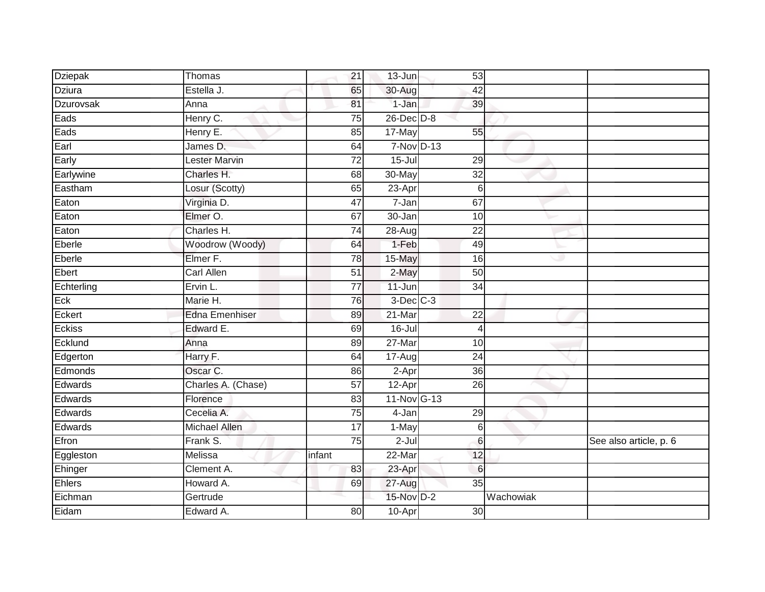| | | | | | | |
|---|---|---|---|---|---|---|
| Dziepak | Thomas | 21 | 13-Jun | 53 | | |
| Dziura | Estella J. | 65 | 30-Aug | 42 | | |
| Dzurovsak | Anna | 81 | 1-Jan | 39 | | |
| Eads | Henry C. | 75 | 26-Dec | D-8 | | |
| Eads | Henry E. | 85 | 17-May | 55 | | |
| Earl | James D. | 64 | 7-Nov | D-13 | | |
| Early | Lester Marvin | 72 | 15-Jul | 29 | | |
| Earlywine | Charles H. | 68 | 30-May | 32 | | |
| Eastham | Losur (Scotty) | 65 | 23-Apr | 6 | | |
| Eaton | Virginia D. | 47 | 7-Jan | 67 | | |
| Eaton | Elmer O. | 67 | 30-Jan | 10 | | |
| Eaton | Charles H. | 74 | 28-Aug | 22 | | |
| Eberle | Woodrow (Woody) | 64 | 1-Feb | 49 | | |
| Eberle | Elmer F. | 78 | 15-May | 16 | | |
| Ebert | Carl Allen | 51 | 2-May | 50 | | |
| Echterling | Ervin L. | 77 | 11-Jun | 34 | | |
| Eck | Marie H. | 76 | 3-Dec | C-3 | | |
| Eckert | Edna Emenhiser | 89 | 21-Mar | 22 | | |
| Eckiss | Edward E. | 69 | 16-Jul | 4 | | |
| Ecklund | Anna | 89 | 27-Mar | 10 | | |
| Edgerton | Harry F. | 64 | 17-Aug | 24 | | |
| Edmonds | Oscar C. | 86 | 2-Apr | 36 | | |
| Edwards | Charles A. (Chase) | 57 | 12-Apr | 26 | | |
| Edwards | Florence | 83 | 11-Nov | G-13 | | |
| Edwards | Cecelia A. | 75 | 4-Jan | 29 | | |
| Edwards | Michael Allen | 17 | 1-May | 6 | | |
| Efron | Frank S. | 75 | 2-Jul | 6 | | See also article, p. 6 |
| Eggleston | Melissa | infant | 22-Mar | 12 | | |
| Ehinger | Clement A. | 83 | 23-Apr | 6 | | |
| Ehlers | Howard A. | 69 | 27-Aug | 35 | | |
| Eichman | Gertrude | | 15-Nov | D-2 | Wachowiak | |
| Eidam | Edward A. | 80 | 10-Apr | 30 | | |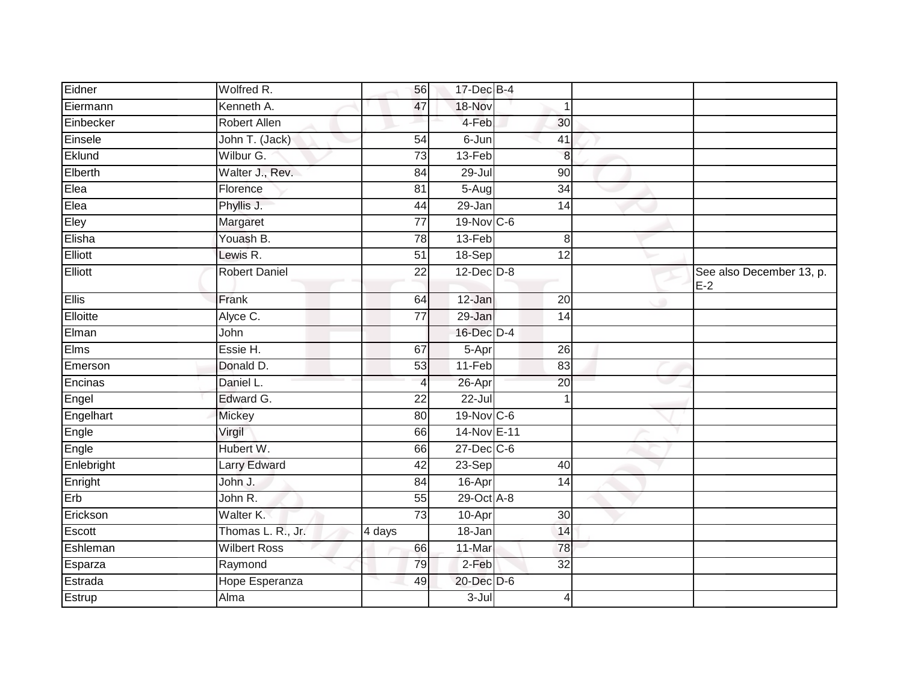| | | | | | | |
|---|---|---|---|---|---|---|
| Eidner | Wolfred R. | 56 | 17-Dec | B-4 | | |
| Eiermann | Kenneth A. | 47 | 18-Nov | 1 | | |
| Einbecker | Robert Allen | | 4-Feb | 30 | | |
| Einsele | John T. (Jack) | 54 | 6-Jun | 41 | | |
| Eklund | Wilbur G. | 73 | 13-Feb | 8 | | |
| Elberth | Walter J., Rev. | 84 | 29-Jul | 90 | | |
| Elea | Florence | 81 | 5-Aug | 34 | | |
| Elea | Phyllis J. | 44 | 29-Jan | 14 | | |
| Eley | Margaret | 77 | 19-Nov | C-6 | | |
| Elisha | Youash B. | 78 | 13-Feb | 8 | | |
| Elliott | Lewis R. | 51 | 18-Sep | 12 | | |
| Elliott | Robert Daniel | 22 | 12-Dec | D-8 | | See also December 13, p. E-2 |
| Ellis | Frank | 64 | 12-Jan | 20 | | |
| Elloitte | Alyce C. | 77 | 29-Jan | 14 | | |
| Elman | John | | 16-Dec | D-4 | | |
| Elms | Essie H. | 67 | 5-Apr | 26 | | |
| Emerson | Donald D. | 53 | 11-Feb | 83 | | |
| Encinas | Daniel L. | 4 | 26-Apr | 20 | | |
| Engel | Edward G. | 22 | 22-Jul | 1 | | |
| Engelhart | Mickey | 80 | 19-Nov | C-6 | | |
| Engle | Virgil | 66 | 14-Nov | E-11 | | |
| Engle | Hubert W. | 66 | 27-Dec | C-6 | | |
| Enlebright | Larry Edward | 42 | 23-Sep | 40 | | |
| Enright | John J. | 84 | 16-Apr | 14 | | |
| Erb | John R. | 55 | 29-Oct | A-8 | | |
| Erickson | Walter K. | 73 | 10-Apr | 30 | | |
| Escott | Thomas L. R., Jr. | 4 days | 18-Jan | 14 | | |
| Eshleman | Wilbert Ross | 66 | 11-Mar | 78 | | |
| Esparza | Raymond | 79 | 2-Feb | 32 | | |
| Estrada | Hope Esperanza | 49 | 20-Dec | D-6 | | |
| Estrup | Alma | | 3-Jul | 4 | | |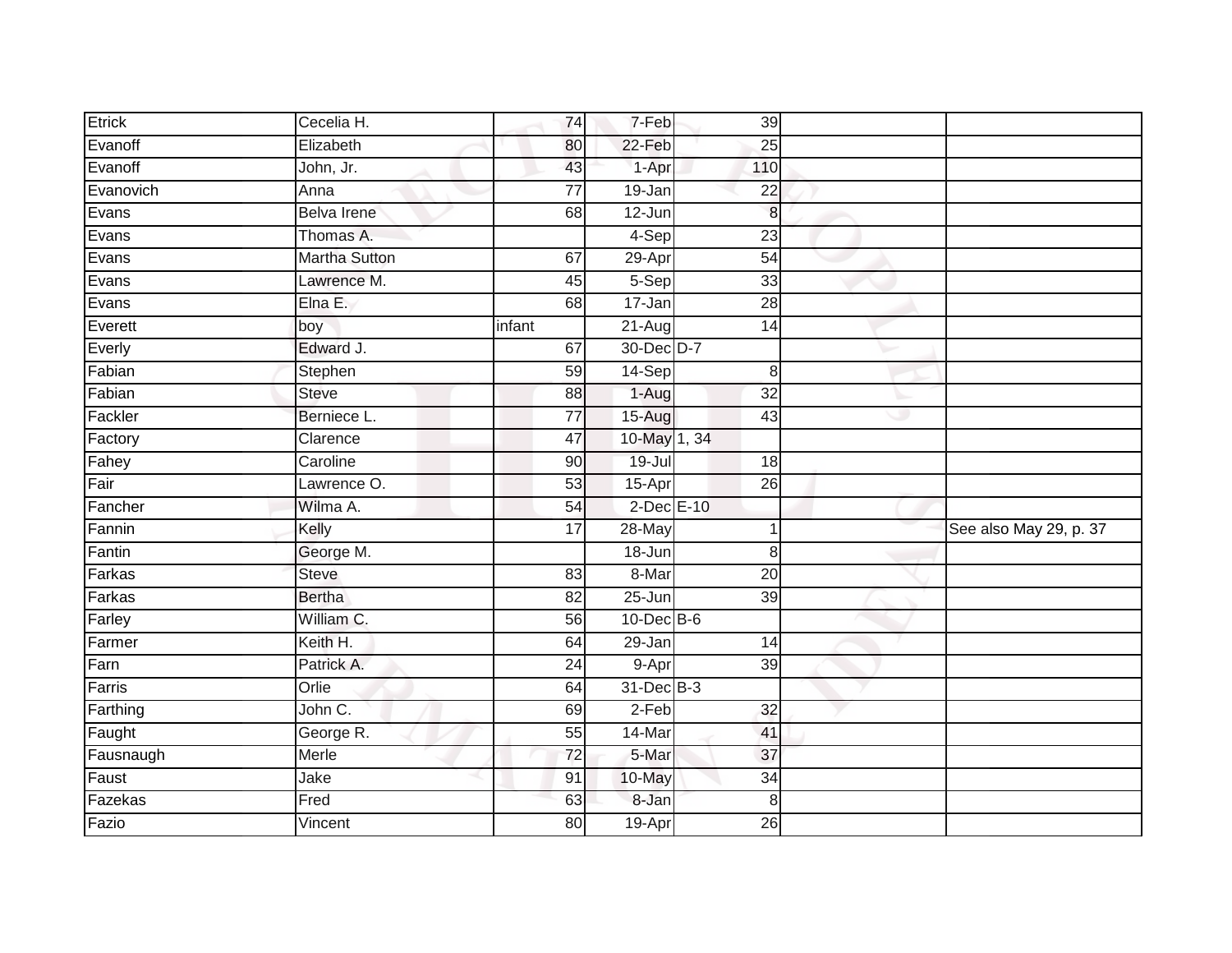| | | | | | | |
|---|---|---|---|---|---|---|
| Etrick | Cecelia H. | 74 | 7-Feb | 39 | | |
| Evanoff | Elizabeth | 80 | 22-Feb | 25 | | |
| Evanoff | John, Jr. | 43 | 1-Apr | 110 | | |
| Evanovich | Anna | 77 | 19-Jan | 22 | | |
| Evans | Belva Irene | 68 | 12-Jun | 8 | | |
| Evans | Thomas A. | | 4-Sep | 23 | | |
| Evans | Martha Sutton | 67 | 29-Apr | 54 | | |
| Evans | Lawrence M. | 45 | 5-Sep | 33 | | |
| Evans | Elna E. | 68 | 17-Jan | 28 | | |
| Everett | boy | infant | 21-Aug | 14 | | |
| Everly | Edward J. | 67 | 30-Dec | D-7 | | |
| Fabian | Stephen | 59 | 14-Sep | 8 | | |
| Fabian | Steve | 88 | 1-Aug | 32 | | |
| Fackler | Berniece L. | 77 | 15-Aug | 43 | | |
| Factory | Clarence | 47 | 10-May | 1, 34 | | |
| Fahey | Caroline | 90 | 19-Jul | 18 | | |
| Fair | Lawrence O. | 53 | 15-Apr | 26 | | |
| Fancher | Wilma A. | 54 | 2-Dec | E-10 | | |
| Fannin | Kelly | 17 | 28-May | 1 | | See also May 29, p. 37 |
| Fantin | George M. | | 18-Jun | 8 | | |
| Farkas | Steve | 83 | 8-Mar | 20 | | |
| Farkas | Bertha | 82 | 25-Jun | 39 | | |
| Farley | William C. | 56 | 10-Dec | B-6 | | |
| Farmer | Keith H. | 64 | 29-Jan | 14 | | |
| Farn | Patrick A. | 24 | 9-Apr | 39 | | |
| Farris | Orlie | 64 | 31-Dec | B-3 | | |
| Farthing | John C. | 69 | 2-Feb | 32 | | |
| Faught | George R. | 55 | 14-Mar | 41 | | |
| Fausnaugh | Merle | 72 | 5-Mar | 37 | | |
| Faust | Jake | 91 | 10-May | 34 | | |
| Fazekas | Fred | 63 | 8-Jan | 8 | | |
| Fazio | Vincent | 80 | 19-Apr | 26 | | |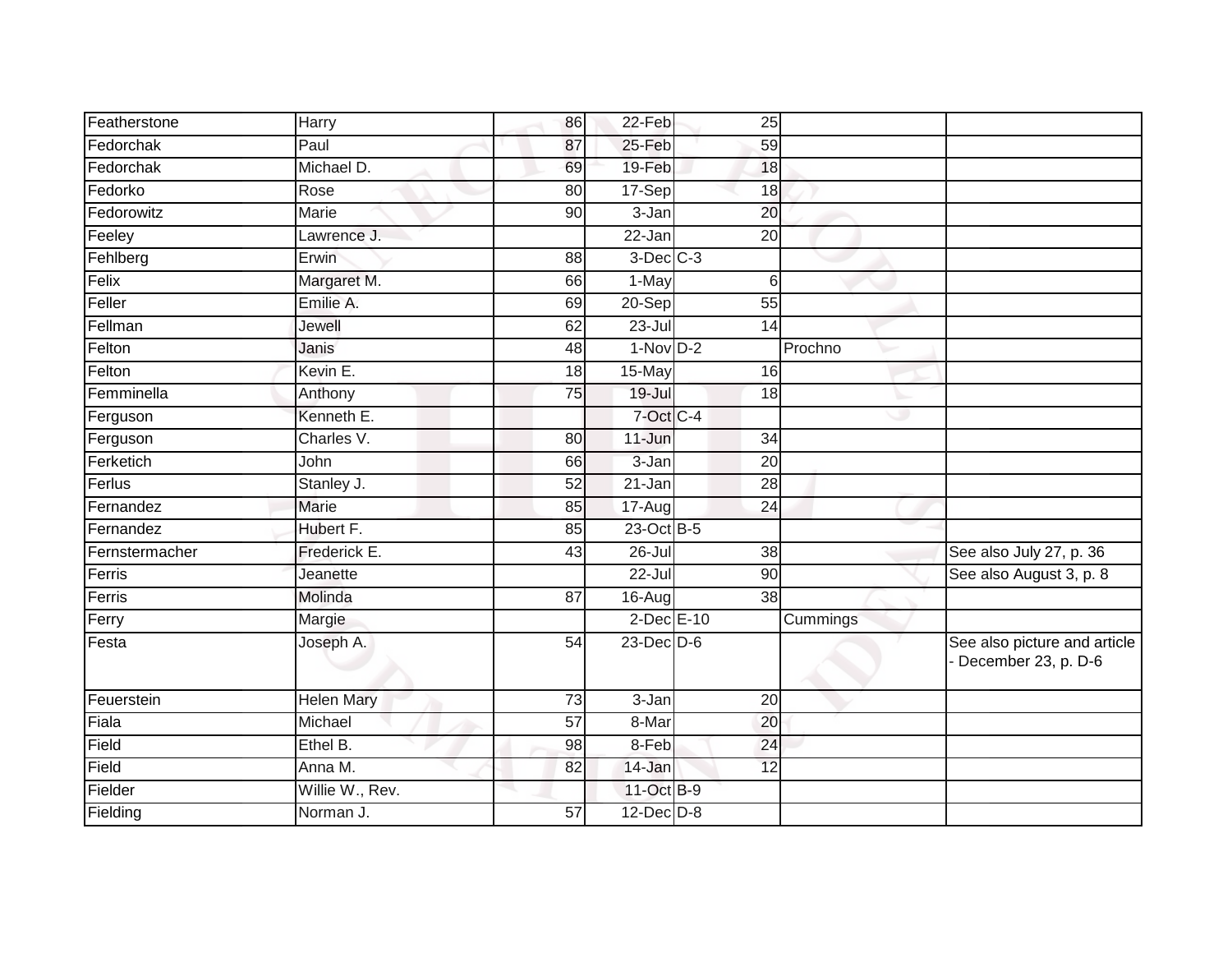| Featherstone | Harry | 86 | 22-Feb | 25 | | |
|---|---|---|---|---|---|---|
| Fedorchak | Paul | 87 | 25-Feb | 59 | | |
| Fedorchak | Michael D. | 69 | 19-Feb | 18 | | |
| Fedorko | Rose | 80 | 17-Sep | 18 | | |
| Fedorowitz | Marie | 90 | 3-Jan | 20 | | |
| Feeley | Lawrence J. | | 22-Jan | 20 | | |
| Fehlberg | Erwin | 88 | 3-Dec | C-3 | | |
| Felix | Margaret M. | 66 | 1-May | 6 | | |
| Feller | Emilie A. | 69 | 20-Sep | 55 | | |
| Fellman | Jewell | 62 | 23-Jul | 14 | | |
| Felton | Janis | 48 | 1-Nov | D-2 | Prochno | |
| Felton | Kevin E. | 18 | 15-May | 16 | | |
| Femminella | Anthony | 75 | 19-Jul | 18 | | |
| Ferguson | Kenneth E. | | 7-Oct | C-4 | | |
| Ferguson | Charles V. | 80 | 11-Jun | 34 | | |
| Ferketich | John | 66 | 3-Jan | 20 | | |
| Ferlus | Stanley J. | 52 | 21-Jan | 28 | | |
| Fernandez | Marie | 85 | 17-Aug | 24 | | |
| Fernandez | Hubert F. | 85 | 23-Oct | B-5 | | |
| Fernstermacher | Frederick E. | 43 | 26-Jul | 38 | | See also July 27, p. 36 |
| Ferris | Jeanette | | 22-Jul | 90 | | See also August 3, p. 8 |
| Ferris | Molinda | 87 | 16-Aug | 38 | | |
| Ferry | Margie | | 2-Dec | E-10 | Cummings | |
| Festa | Joseph A. | 54 | 23-Dec | D-6 | | See also picture and article - December 23, p. D-6 |
| Feuerstein | Helen Mary | 73 | 3-Jan | 20 | | |
| Fiala | Michael | 57 | 8-Mar | 20 | | |
| Field | Ethel B. | 98 | 8-Feb | 24 | | |
| Field | Anna M. | 82 | 14-Jan | 12 | | |
| Fielder | Willie W., Rev. | | 11-Oct | B-9 | | |
| Fielding | Norman J. | 57 | 12-Dec | D-8 | | |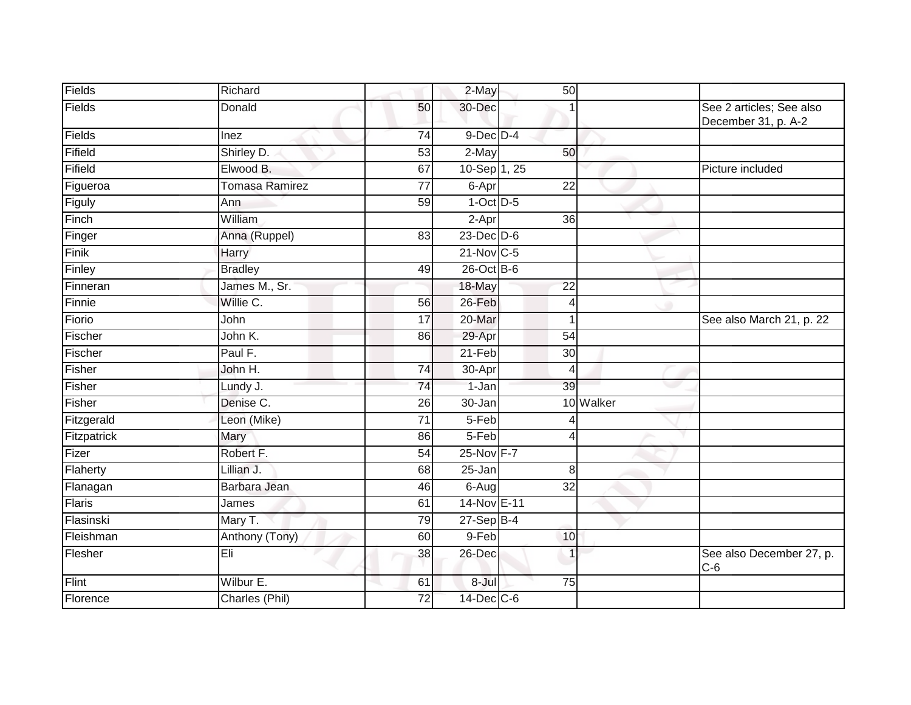| | | | | | | |
|---|---|---|---|---|---|---|
| Fields | Richard | | 2-May | 50 | | |
| Fields | Donald | 50 | 30-Dec | 1 | | See 2 articles; See also December 31, p. A-2 |
| Fields | Inez | 74 | 9-Dec | D-4 | | |
| Fifield | Shirley D. | 53 | 2-May | 50 | | |
| Fifield | Elwood B. | 67 | 10-Sep | 1, 25 | | Picture included |
| Figueroa | Tomasa Ramirez | 77 | 6-Apr | 22 | | |
| Figuly | Ann | 59 | 1-Oct | D-5 | | |
| Finch | William | | 2-Apr | 36 | | |
| Finger | Anna (Ruppel) | 83 | 23-Dec | D-6 | | |
| Finik | Harry | | 21-Nov | C-5 | | |
| Finley | Bradley | 49 | 26-Oct | B-6 | | |
| Finneran | James M., Sr. | | 18-May | 22 | | |
| Finnie | Willie C. | 56 | 26-Feb | 4 | | |
| Fiorio | John | 17 | 20-Mar | 1 | | See also March 21, p. 22 |
| Fischer | John K. | 86 | 29-Apr | 54 | | |
| Fischer | Paul F. | | 21-Feb | 30 | | |
| Fisher | John H. | 74 | 30-Apr | 4 | | |
| Fisher | Lundy J. | 74 | 1-Jan | 39 | | |
| Fisher | Denise C. | 26 | 30-Jan | 10 | Walker | |
| Fitzgerald | Leon (Mike) | 71 | 5-Feb | 4 | | |
| Fitzpatrick | Mary | 86 | 5-Feb | 4 | | |
| Fizer | Robert F. | 54 | 25-Nov | F-7 | | |
| Flaherty | Lillian J. | 68 | 25-Jan | 8 | | |
| Flanagan | Barbara Jean | 46 | 6-Aug | 32 | | |
| Flaris | James | 61 | 14-Nov | E-11 | | |
| Flasinski | Mary T. | 79 | 27-Sep | B-4 | | |
| Fleishman | Anthony (Tony) | 60 | 9-Feb | 10 | | |
| Flesher | Eli | 38 | 26-Dec | 1 | | See also December 27, p. C-6 |
| Flint | Wilbur E. | 61 | 8-Jul | 75 | | |
| Florence | Charles (Phil) | 72 | 14-Dec | C-6 | | |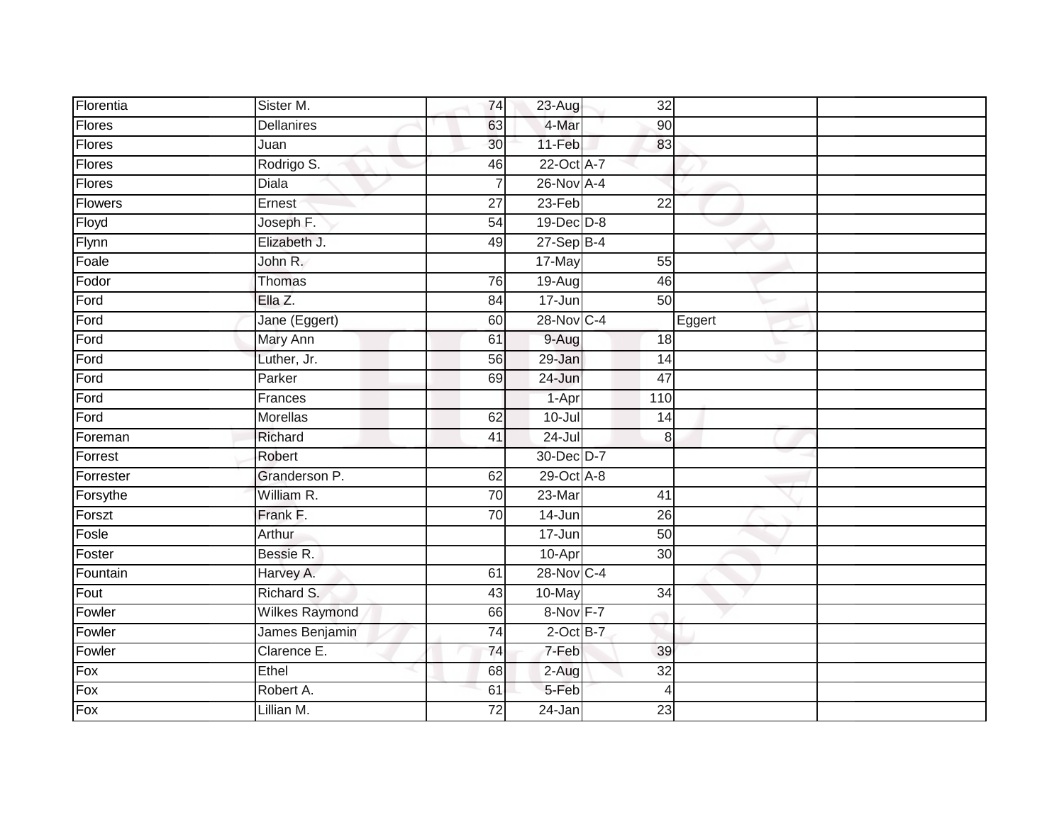| Florentia | Sister M. | 74 | 23-Aug | 32 | | |
|---|---|---|---|---|---|---|
| Flores | Dellanires | 63 | 4-Mar | 90 | | |
| Flores | Juan | 30 | 11-Feb | 83 | | |
| Flores | Rodrigo S. | 46 | 22-Oct | A-7 | | |
| Flores | Diala | 7 | 26-Nov | A-4 | | |
| Flowers | Ernest | 27 | 23-Feb | 22 | | |
| Floyd | Joseph F. | 54 | 19-Dec | D-8 | | |
| Flynn | Elizabeth J. | 49 | 27-Sep | B-4 | | |
| Foale | John R. | | 17-May | 55 | | |
| Fodor | Thomas | 76 | 19-Aug | 46 | | |
| Ford | Ella Z. | 84 | 17-Jun | 50 | | |
| Ford | Jane (Eggert) | 60 | 28-Nov | C-4 | Eggert | |
| Ford | Mary Ann | 61 | 9-Aug | 18 | | |
| Ford | Luther, Jr. | 56 | 29-Jan | 14 | | |
| Ford | Parker | 69 | 24-Jun | 47 | | |
| Ford | Frances | | 1-Apr | 110 | | |
| Ford | Morellas | 62 | 10-Jul | 14 | | |
| Foreman | Richard | 41 | 24-Jul | 8 | | |
| Forrest | Robert | | 30-Dec | D-7 | | |
| Forrester | Granderson P. | 62 | 29-Oct | A-8 | | |
| Forsythe | William R. | 70 | 23-Mar | 41 | | |
| Forszt | Frank F. | 70 | 14-Jun | 26 | | |
| Fosle | Arthur | | 17-Jun | 50 | | |
| Foster | Bessie R. | | 10-Apr | 30 | | |
| Fountain | Harvey A. | 61 | 28-Nov | C-4 | | |
| Fout | Richard S. | 43 | 10-May | 34 | | |
| Fowler | Wilkes Raymond | 66 | 8-Nov | F-7 | | |
| Fowler | James Benjamin | 74 | 2-Oct | B-7 | | |
| Fowler | Clarence E. | 74 | 7-Feb | 39 | | |
| Fox | Ethel | 68 | 2-Aug | 32 | | |
| Fox | Robert A. | 61 | 5-Feb | 4 | | |
| Fox | Lillian M. | 72 | 24-Jan | 23 | | |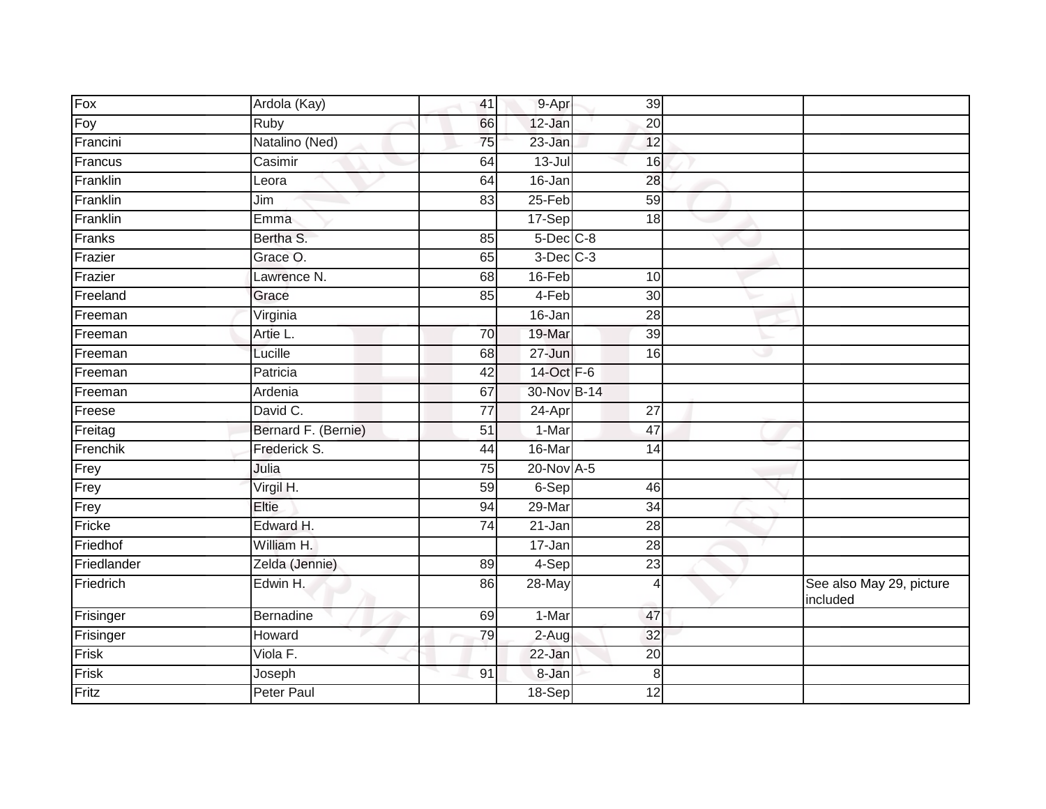| | | | | | | |
|---|---|---|---|---|---|---|
| Fox | Ardola (Kay) | 41 | 9-Apr | 39 | | |
| Foy | Ruby | 66 | 12-Jan | 20 | | |
| Francini | Natalino (Ned) | 75 | 23-Jan | 12 | | |
| Francus | Casimir | 64 | 13-Jul | 16 | | |
| Franklin | Leora | 64 | 16-Jan | 28 | | |
| Franklin | Jim | 83 | 25-Feb | 59 | | |
| Franklin | Emma | | 17-Sep | 18 | | |
| Franks | Bertha S. | 85 | 5-Dec | C-8 | | |
| Frazier | Grace O. | 65 | 3-Dec | C-3 | | |
| Frazier | Lawrence N. | 68 | 16-Feb | 10 | | |
| Freeland | Grace | 85 | 4-Feb | 30 | | |
| Freeman | Virginia | | 16-Jan | 28 | | |
| Freeman | Artie L. | 70 | 19-Mar | 39 | | |
| Freeman | Lucille | 68 | 27-Jun | 16 | | |
| Freeman | Patricia | 42 | 14-Oct | F-6 | | |
| Freeman | Ardenia | 67 | 30-Nov | B-14 | | |
| Freese | David C. | 77 | 24-Apr | 27 | | |
| Freitag | Bernard F. (Bernie) | 51 | 1-Mar | 47 | | |
| Frenchik | Frederick S. | 44 | 16-Mar | 14 | | |
| Frey | Julia | 75 | 20-Nov | A-5 | | |
| Frey | Virgil H. | 59 | 6-Sep | 46 | | |
| Frey | Eltie | 94 | 29-Mar | 34 | | |
| Fricke | Edward H. | 74 | 21-Jan | 28 | | |
| Friedhof | William H. | | 17-Jan | 28 | | |
| Friedlander | Zelda (Jennie) | 89 | 4-Sep | 23 | | |
| Friedrich | Edwin H. | 86 | 28-May | 4 | | See also May 29, picture included |
| Frisinger | Bernadine | 69 | 1-Mar | 47 | | |
| Frisinger | Howard | 79 | 2-Aug | 32 | | |
| Frisk | Viola F. | | 22-Jan | 20 | | |
| Frisk | Joseph | 91 | 8-Jan | 8 | | |
| Fritz | Peter Paul | | 18-Sep | 12 | | |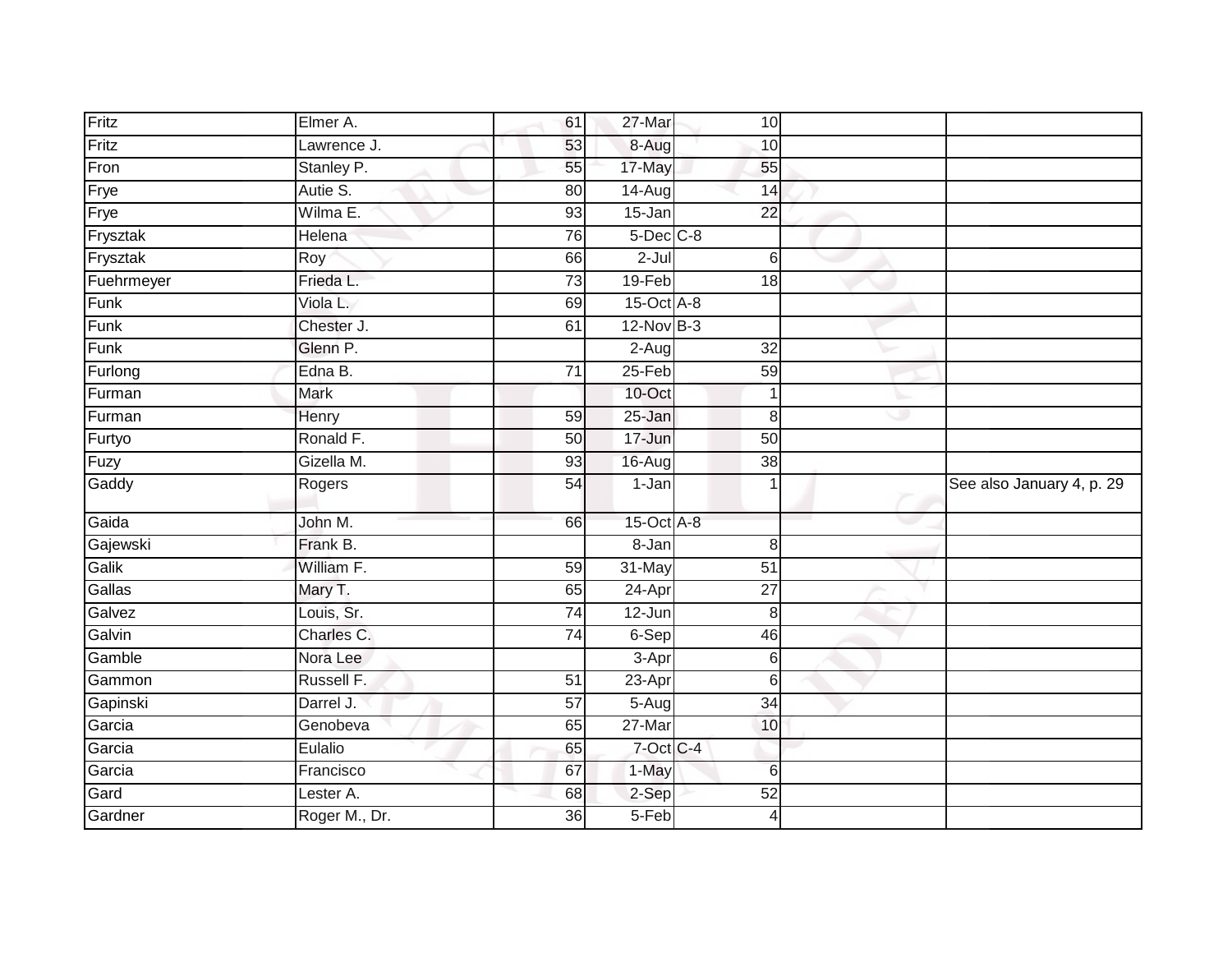| | | | | | | |
|---|---|---|---|---|---|---|
| Fritz | Elmer A. | 61 | 27-Mar | 10 | | |
| Fritz | Lawrence J. | 53 | 8-Aug | 10 | | |
| Fron | Stanley P. | 55 | 17-May | 55 | | |
| Frye | Autie S. | 80 | 14-Aug | 14 | | |
| Frye | Wilma E. | 93 | 15-Jan | 22 | | |
| Frysztak | Helena | 76 | 5-Dec | C-8 | | |
| Frysztak | Roy | 66 | 2-Jul | 6 | | |
| Fuehrmeyer | Frieda L. | 73 | 19-Feb | 18 | | |
| Funk | Viola L. | 69 | 15-Oct | A-8 | | |
| Funk | Chester J. | 61 | 12-Nov | B-3 | | |
| Funk | Glenn P. | | 2-Aug | 32 | | |
| Furlong | Edna B. | 71 | 25-Feb | 59 | | |
| Furman | Mark | | 10-Oct | 1 | | |
| Furman | Henry | 59 | 25-Jan | 8 | | |
| Furtyo | Ronald F. | 50 | 17-Jun | 50 | | |
| Fuzy | Gizella M. | 93 | 16-Aug | 38 | | |
| Gaddy | Rogers | 54 | 1-Jan | 1 | | See also January 4, p. 29 |
| Gaida | John M. | 66 | 15-Oct | A-8 | | |
| Gajewski | Frank B. | | 8-Jan | 8 | | |
| Galik | William F. | 59 | 31-May | 51 | | |
| Gallas | Mary T. | 65 | 24-Apr | 27 | | |
| Galvez | Louis, Sr. | 74 | 12-Jun | 8 | | |
| Galvin | Charles C. | 74 | 6-Sep | 46 | | |
| Gamble | Nora Lee | | 3-Apr | 6 | | |
| Gammon | Russell F. | 51 | 23-Apr | 6 | | |
| Gapinski | Darrel J. | 57 | 5-Aug | 34 | | |
| Garcia | Genobeva | 65 | 27-Mar | 10 | | |
| Garcia | Eulalio | 65 | 7-Oct | C-4 | | |
| Garcia | Francisco | 67 | 1-May | 6 | | |
| Gard | Lester A. | 68 | 2-Sep | 52 | | |
| Gardner | Roger M., Dr. | 36 | 5-Feb | 4 | | |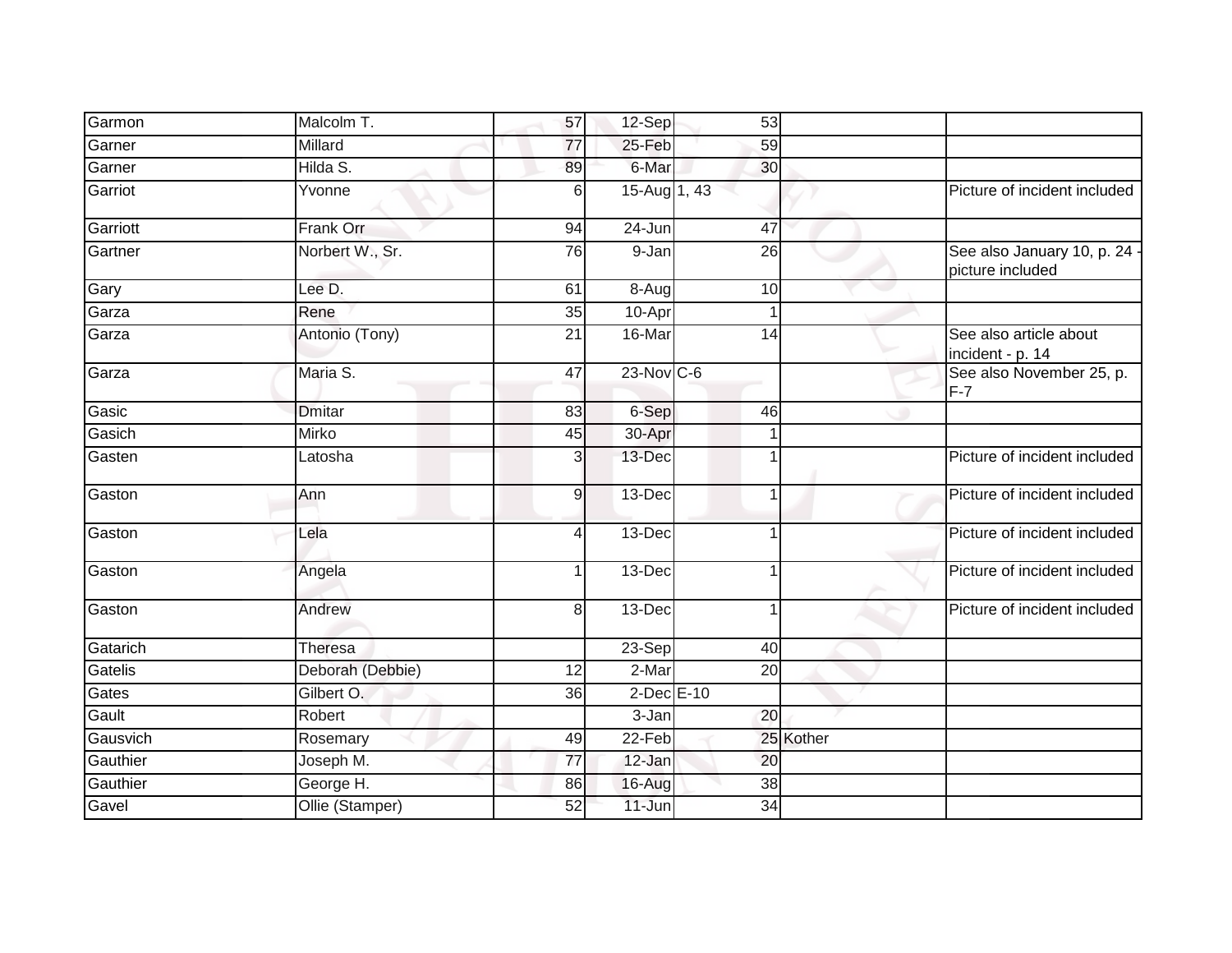| | | | | | | |
|---|---|---|---|---|---|---|
| Garmon | Malcolm T. | 57 | 12-Sep | 53 | | |
| Garner | Millard | 77 | 25-Feb | 59 | | |
| Garner | Hilda S. | 89 | 6-Mar | 30 | | |
| Garriot | Yvonne | 6 | 15-Aug | 1, 43 | | Picture of incident included |
| Garriott | Frank Orr | 94 | 24-Jun | 47 | | |
| Gartner | Norbert W., Sr. | 76 | 9-Jan | 26 | | See also January 10, p. 24 - picture included |
| Gary | Lee D. | 61 | 8-Aug | 10 | | |
| Garza | Rene | 35 | 10-Apr | 1 | | |
| Garza | Antonio (Tony) | 21 | 16-Mar | 14 | | See also article about incident - p. 14 |
| Garza | Maria S. | 47 | 23-Nov | C-6 | | See also November 25, p. F-7 |
| Gasic | Dmitar | 83 | 6-Sep | 46 | | |
| Gasich | Mirko | 45 | 30-Apr | 1 | | |
| Gasten | Latosha | 3 | 13-Dec | 1 | | Picture of incident included |
| Gaston | Ann | 9 | 13-Dec | 1 | | Picture of incident included |
| Gaston | Lela | 4 | 13-Dec | 1 | | Picture of incident included |
| Gaston | Angela | 1 | 13-Dec | 1 | | Picture of incident included |
| Gaston | Andrew | 8 | 13-Dec | 1 | | Picture of incident included |
| Gatarich | Theresa | | 23-Sep | 40 | | |
| Gatelis | Deborah (Debbie) | 12 | 2-Mar | 20 | | |
| Gates | Gilbert O. | 36 | 2-Dec | E-10 | | |
| Gault | Robert | | 3-Jan | 20 | | |
| Gausvich | Rosemary | 49 | 22-Feb | 25 | Kother | |
| Gauthier | Joseph M. | 77 | 12-Jan | 20 | | |
| Gauthier | George H. | 86 | 16-Aug | 38 | | |
| Gavel | Ollie (Stamper) | 52 | 11-Jun | 34 | | |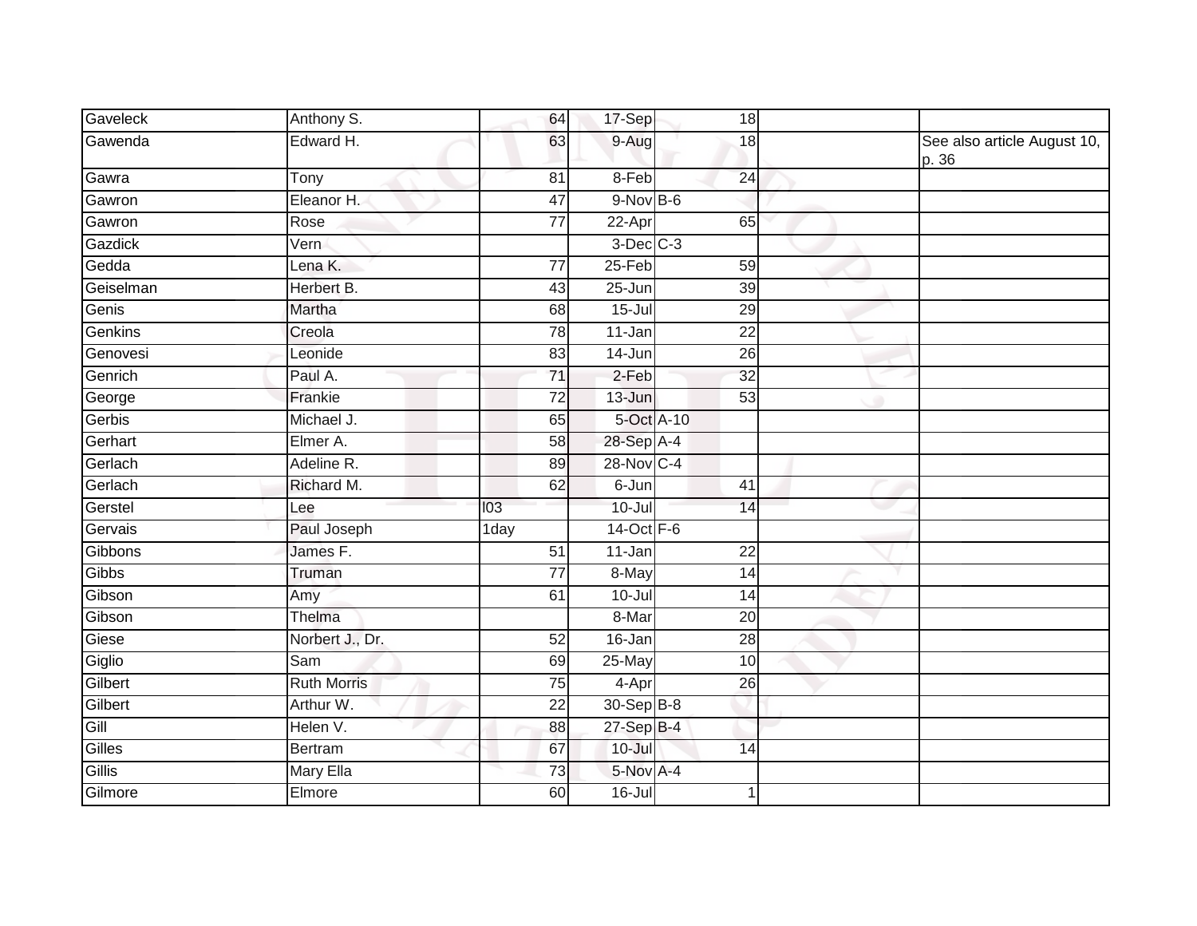| Gaveleck | Anthony S. | 64 | 17-Sep | 18 | | |
|---|---|---|---|---|---|---|
| Gawenda | Edward H. | 63 | 9-Aug | 18 | | See also article August 10, p. 36 |
| Gawra | Tony | 81 | 8-Feb | 24 | | |
| Gawron | Eleanor H. | 47 | 9-Nov | B-6 | | |
| Gawron | Rose | 77 | 22-Apr | 65 | | |
| Gazdick | Vern | | 3-Dec | C-3 | | |
| Gedda | Lena K. | 77 | 25-Feb | 59 | | |
| Geiselman | Herbert B. | 43 | 25-Jun | 39 | | |
| Genis | Martha | 68 | 15-Jul | 29 | | |
| Genkins | Creola | 78 | 11-Jan | 22 | | |
| Genovesi | Leonide | 83 | 14-Jun | 26 | | |
| Genrich | Paul A. | 71 | 2-Feb | 32 | | |
| George | Frankie | 72 | 13-Jun | 53 | | |
| Gerbis | Michael J. | 65 | 5-Oct | A-10 | | |
| Gerhart | Elmer A. | 58 | 28-Sep | A-4 | | |
| Gerlach | Adeline R. | 89 | 28-Nov | C-4 | | |
| Gerlach | Richard M. | 62 | 6-Jun | 41 | | |
| Gerstel | Lee | I03 | 10-Jul | 14 | | |
| Gervais | Paul Joseph | 1day | 14-Oct | F-6 | | |
| Gibbons | James F. | 51 | 11-Jan | 22 | | |
| Gibbs | Truman | 77 | 8-May | 14 | | |
| Gibson | Amy | 61 | 10-Jul | 14 | | |
| Gibson | Thelma | | 8-Mar | 20 | | |
| Giese | Norbert J., Dr. | 52 | 16-Jan | 28 | | |
| Giglio | Sam | 69 | 25-May | 10 | | |
| Gilbert | Ruth Morris | 75 | 4-Apr | 26 | | |
| Gilbert | Arthur W. | 22 | 30-Sep | B-8 | | |
| Gill | Helen V. | 88 | 27-Sep | B-4 | | |
| Gilles | Bertram | 67 | 10-Jul | 14 | | |
| Gillis | Mary Ella | 73 | 5-Nov | A-4 | | |
| Gilmore | Elmore | 60 | 16-Jul | 1 | | |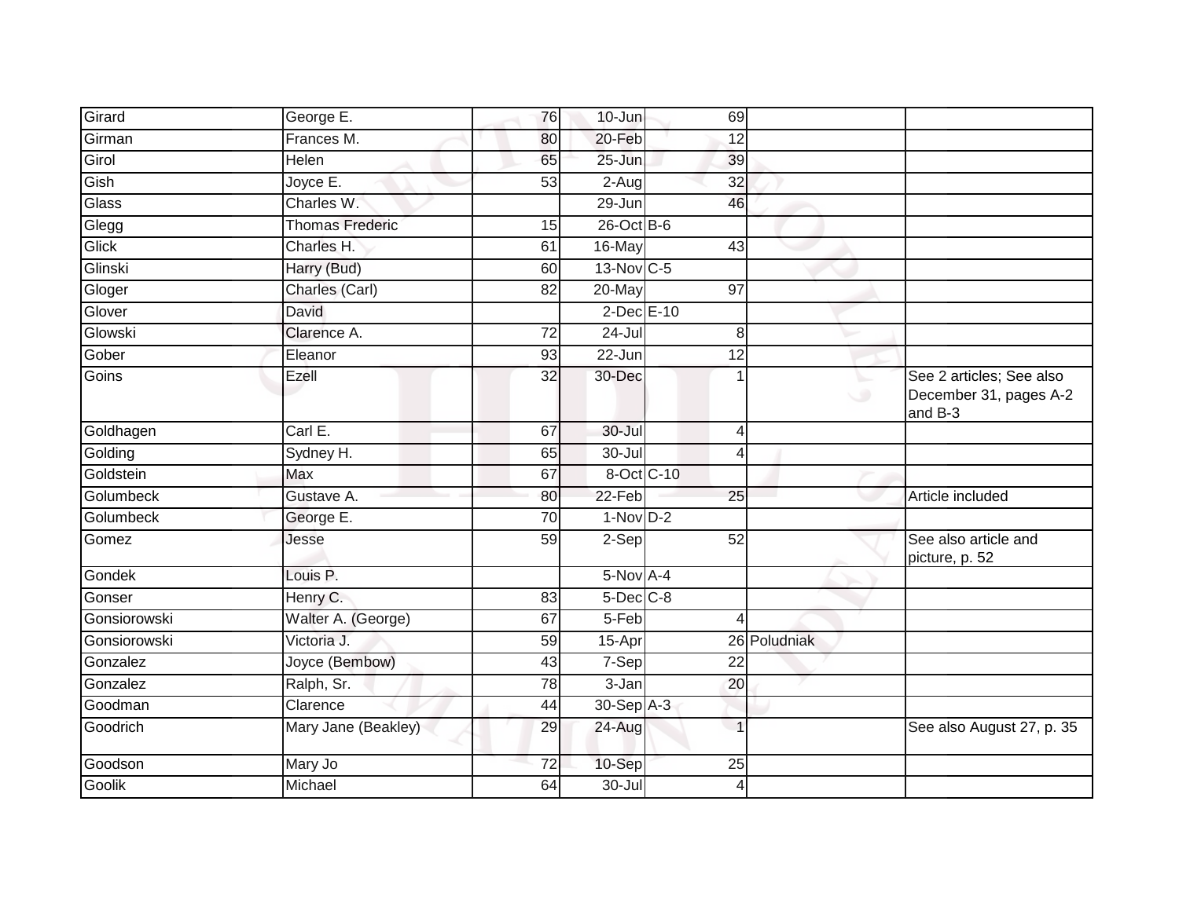| | | | | | | |
|---|---|---|---|---|---|---|
| Girard | George E. | 76 | 10-Jun | 69 | | |
| Girman | Frances M. | 80 | 20-Feb | 12 | | |
| Girol | Helen | 65 | 25-Jun | 39 | | |
| Gish | Joyce E. | 53 | 2-Aug | 32 | | |
| Glass | Charles W. | | 29-Jun | 46 | | |
| Glegg | Thomas Frederic | 15 | 26-Oct | B-6 | | |
| Glick | Charles H. | 61 | 16-May | 43 | | |
| Glinski | Harry (Bud) | 60 | 13-Nov | C-5 | | |
| Gloger | Charles (Carl) | 82 | 20-May | 97 | | |
| Glover | David | | 2-Dec | E-10 | | |
| Glowski | Clarence A. | 72 | 24-Jul | 8 | | |
| Gober | Eleanor | 93 | 22-Jun | 12 | | |
| Goins | Ezell | 32 | 30-Dec | 1 | | See 2 articles; See also December 31, pages A-2 and B-3 |
| Goldhagen | Carl E. | 67 | 30-Jul | 4 | | |
| Golding | Sydney H. | 65 | 30-Jul | 4 | | |
| Goldstein | Max | 67 | 8-Oct | C-10 | | |
| Golumbeck | Gustave A. | 80 | 22-Feb | 25 | | Article included |
| Golumbeck | George E. | 70 | 1-Nov | D-2 | | |
| Gomez | Jesse | 59 | 2-Sep | 52 | | See also article and picture, p. 52 |
| Gondek | Louis P. | | 5-Nov | A-4 | | |
| Gonser | Henry C. | 83 | 5-Dec | C-8 | | |
| Gonsiorowski | Walter A. (George) | 67 | 5-Feb | 4 | | |
| Gonsiorowski | Victoria J. | 59 | 15-Apr | 26 | Poludniak | |
| Gonzalez | Joyce (Bembow) | 43 | 7-Sep | 22 | | |
| Gonzalez | Ralph, Sr. | 78 | 3-Jan | 20 | | |
| Goodman | Clarence | 44 | 30-Sep | A-3 | | |
| Goodrich | Mary Jane (Beakley) | 29 | 24-Aug | 1 | | See also August 27, p. 35 |
| Goodson | Mary Jo | 72 | 10-Sep | 25 | | |
| Goolik | Michael | 64 | 30-Jul | 4 | | |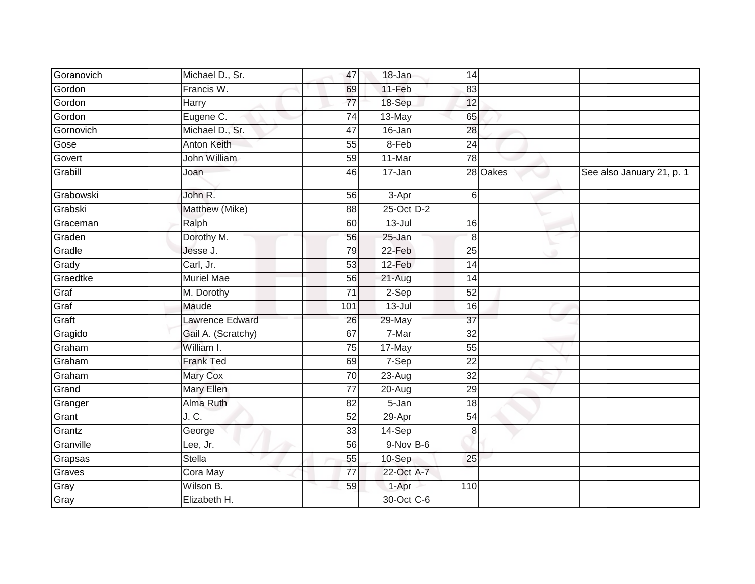| | | | | | | |
|---|---|---|---|---|---|---|
| Goranovich | Michael D., Sr. | 47 | 18-Jan | 14 | | |
| Gordon | Francis W. | 69 | 11-Feb | 83 | | |
| Gordon | Harry | 77 | 18-Sep | 12 | | |
| Gordon | Eugene C. | 74 | 13-May | 65 | | |
| Gornovich | Michael D., Sr. | 47 | 16-Jan | 28 | | |
| Gose | Anton Keith | 55 | 8-Feb | 24 | | |
| Govert | John William | 59 | 11-Mar | 78 | | |
| Grabill | Joan | 46 | 17-Jan | 28 | Oakes | See also January 21, p. 1 |
| Grabowski | John R. | 56 | 3-Apr | 6 | | |
| Grabski | Matthew (Mike) | 88 | 25-Oct | D-2 | | |
| Graceman | Ralph | 60 | 13-Jul | 16 | | |
| Graden | Dorothy M. | 56 | 25-Jan | 8 | | |
| Gradle | Jesse J. | 79 | 22-Feb | 25 | | |
| Grady | Carl, Jr. | 53 | 12-Feb | 14 | | |
| Graedtke | Muriel Mae | 56 | 21-Aug | 14 | | |
| Graf | M. Dorothy | 71 | 2-Sep | 52 | | |
| Graf | Maude | 101 | 13-Jul | 16 | | |
| Graft | Lawrence Edward | 26 | 29-May | 37 | | |
| Gragido | Gail A. (Scratchy) | 67 | 7-Mar | 32 | | |
| Graham | William I. | 75 | 17-May | 55 | | |
| Graham | Frank Ted | 69 | 7-Sep | 22 | | |
| Graham | Mary Cox | 70 | 23-Aug | 32 | | |
| Grand | Mary Ellen | 77 | 20-Aug | 29 | | |
| Granger | Alma Ruth | 82 | 5-Jan | 18 | | |
| Grant | J. C. | 52 | 29-Apr | 54 | | |
| Grantz | George | 33 | 14-Sep | 8 | | |
| Granville | Lee, Jr. | 56 | 9-Nov | B-6 | | |
| Grapsas | Stella | 55 | 10-Sep | 25 | | |
| Graves | Cora May | 77 | 22-Oct | A-7 | | |
| Gray | Wilson B. | 59 | 1-Apr | 110 | | |
| Gray | Elizabeth H. | | 30-Oct | C-6 | | |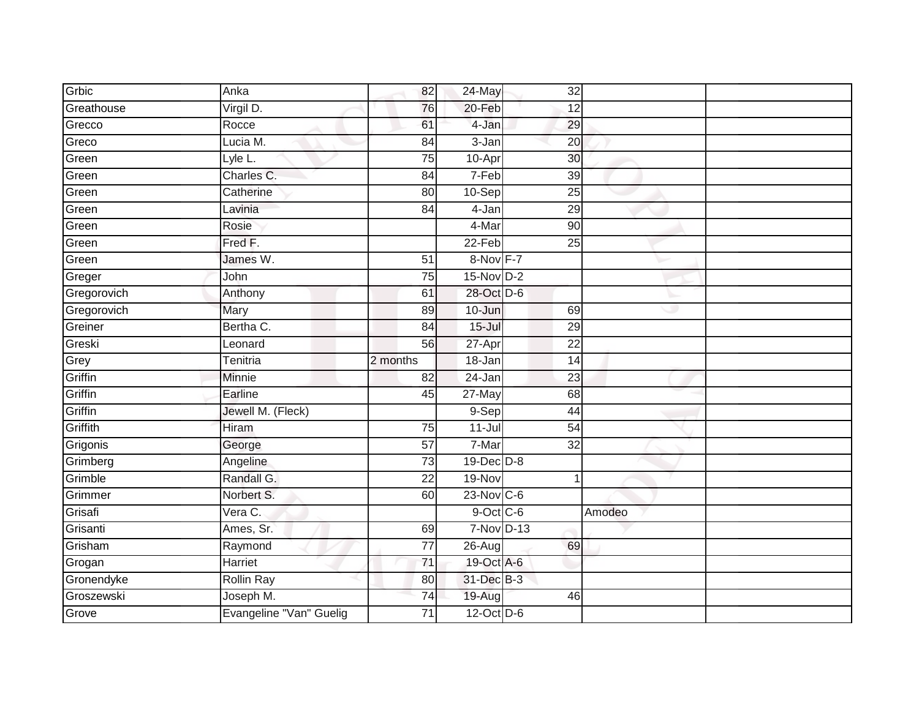| | | | | | | | |
|---|---|---|---|---|---|---|---|
| Grbic | Anka | 82 | 24-May | | 32 | | |
| Greathouse | Virgil D. | 76 | 20-Feb | | 12 | | |
| Grecco | Rocce | 61 | 4-Jan | | 29 | | |
| Greco | Lucia M. | 84 | 3-Jan | | 20 | | |
| Green | Lyle L. | 75 | 10-Apr | | 30 | | |
| Green | Charles C. | 84 | 7-Feb | | 39 | | |
| Green | Catherine | 80 | 10-Sep | | 25 | | |
| Green | Lavinia | 84 | 4-Jan | | 29 | | |
| Green | Rosie | | 4-Mar | | 90 | | |
| Green | Fred F. | | 22-Feb | | 25 | | |
| Green | James W. | 51 | 8-Nov | F-7 | | | |
| Greger | John | 75 | 15-Nov | D-2 | | | |
| Gregorovich | Anthony | 61 | 28-Oct | D-6 | | | |
| Gregorovich | Mary | 89 | 10-Jun | | 69 | | |
| Greiner | Bertha C. | 84 | 15-Jul | | 29 | | |
| Greski | Leonard | 56 | 27-Apr | | 22 | | |
| Grey | Tenitria | 2 months | 18-Jan | | 14 | | |
| Griffin | Minnie | 82 | 24-Jan | | 23 | | |
| Griffin | Earline | 45 | 27-May | | 68 | | |
| Griffin | Jewell M. (Fleck) | | 9-Sep | | 44 | | |
| Griffith | Hiram | 75 | 11-Jul | | 54 | | |
| Grigonis | George | 57 | 7-Mar | | 32 | | |
| Grimberg | Angeline | 73 | 19-Dec | D-8 | | | |
| Grimble | Randall G. | 22 | 19-Nov | | 1 | | |
| Grimmer | Norbert S. | 60 | 23-Nov | C-6 | | | |
| Grisafi | Vera C. | | 9-Oct | C-6 | | Amodeo | |
| Grisanti | Ames, Sr. | 69 | 7-Nov | D-13 | | | |
| Grisham | Raymond | 77 | 26-Aug | | 69 | | |
| Grogan | Harriet | 71 | 19-Oct | A-6 | | | |
| Gronendyke | Rollin Ray | 80 | 31-Dec | B-3 | | | |
| Groszewski | Joseph M. | 74 | 19-Aug | | 46 | | |
| Grove | Evangeline "Van" Guelig | 71 | 12-Oct | D-6 | | | |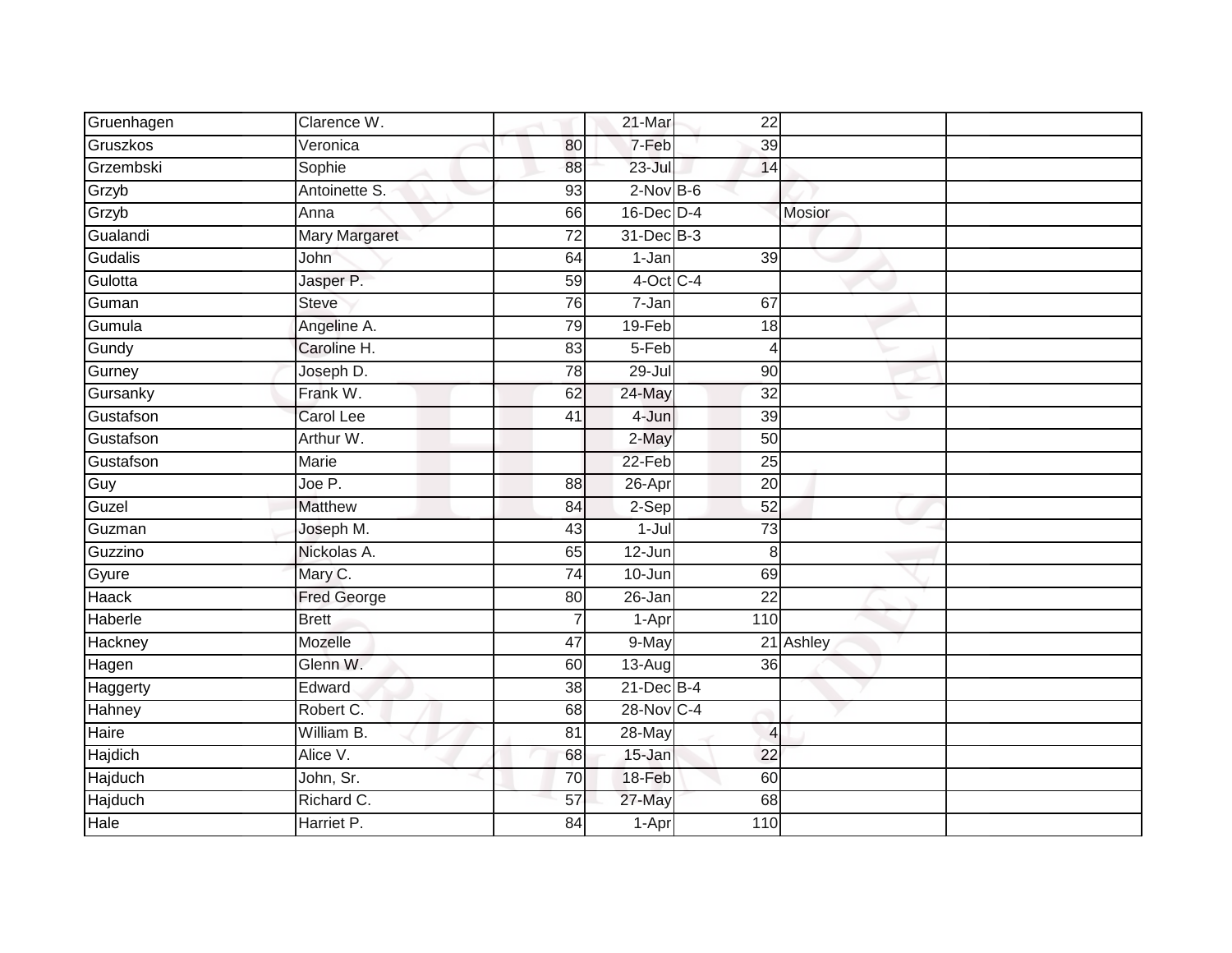| Gruenhagen | Clarence W. | | 21-Mar | 22 | | |
|---|---|---|---|---|---|---|
| Gruszkos | Veronica | 80 | 7-Feb | 39 | | |
| Grzembski | Sophie | 88 | 23-Jul | 14 | | |
| Grzyb | Antoinette S. | 93 | 2-Nov | B-6 | | |
| Grzyb | Anna | 66 | 16-Dec | D-4 | Mosior | |
| Gualandi | Mary Margaret | 72 | 31-Dec | B-3 | | |
| Gudalis | John | 64 | 1-Jan | 39 | | |
| Gulotta | Jasper P. | 59 | 4-Oct | C-4 | | |
| Guman | Steve | 76 | 7-Jan | 67 | | |
| Gumula | Angeline A. | 79 | 19-Feb | 18 | | |
| Gundy | Caroline H. | 83 | 5-Feb | 4 | | |
| Gurney | Joseph D. | 78 | 29-Jul | 90 | | |
| Gursanky | Frank W. | 62 | 24-May | 32 | | |
| Gustafson | Carol Lee | 41 | 4-Jun | 39 | | |
| Gustafson | Arthur W. | | 2-May | 50 | | |
| Gustafson | Marie | | 22-Feb | 25 | | |
| Guy | Joe P. | 88 | 26-Apr | 20 | | |
| Guzel | Matthew | 84 | 2-Sep | 52 | | |
| Guzman | Joseph M. | 43 | 1-Jul | 73 | | |
| Guzzino | Nickolas A. | 65 | 12-Jun | 8 | | |
| Gyure | Mary C. | 74 | 10-Jun | 69 | | |
| Haack | Fred George | 80 | 26-Jan | 22 | | |
| Haberle | Brett | 7 | 1-Apr | 110 | | |
| Hackney | Mozelle | 47 | 9-May | 21 | Ashley | |
| Hagen | Glenn W. | 60 | 13-Aug | 36 | | |
| Haggerty | Edward | 38 | 21-Dec | B-4 | | |
| Hahney | Robert C. | 68 | 28-Nov | C-4 | | |
| Haire | William B. | 81 | 28-May | 4 | | |
| Hajdich | Alice V. | 68 | 15-Jan | 22 | | |
| Hajduch | John, Sr. | 70 | 18-Feb | 60 | | |
| Hajduch | Richard C. | 57 | 27-May | 68 | | |
| Hale | Harriet P. | 84 | 1-Apr | 110 | | |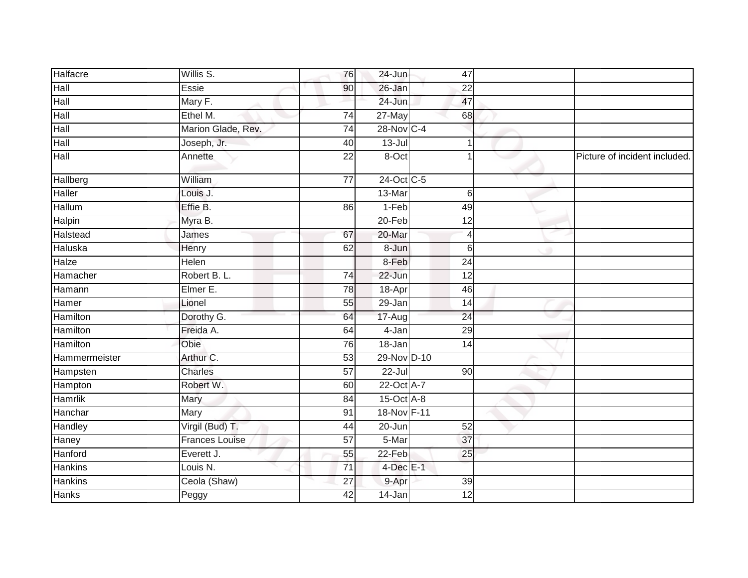| | | | | | | |
|---|---|---|---|---|---|---|
| Halfacre | Willis S. | 76 | 24-Jun | 47 | | |
| Hall | Essie | 90 | 26-Jan | 22 | | |
| Hall | Mary F. | | 24-Jun | 47 | | |
| Hall | Ethel M. | 74 | 27-May | 68 | | |
| Hall | Marion Glade, Rev. | 74 | 28-Nov | C-4 | | |
| Hall | Joseph, Jr. | 40 | 13-Jul | 1 | | |
| Hall | Annette | 22 | 8-Oct | 1 | | Picture of incident included. |
| Hallberg | William | 77 | 24-Oct | C-5 | | |
| Haller | Louis J. | | 13-Mar | 6 | | |
| Hallum | Effie B. | 86 | 1-Feb | 49 | | |
| Halpin | Myra B. | | 20-Feb | 12 | | |
| Halstead | James | 67 | 20-Mar | 4 | | |
| Haluska | Henry | 62 | 8-Jun | 6 | | |
| Halze | Helen | | 8-Feb | 24 | | |
| Hamacher | Robert B. L. | 74 | 22-Jun | 12 | | |
| Hamann | Elmer E. | 78 | 18-Apr | 46 | | |
| Hamer | Lionel | 55 | 29-Jan | 14 | | |
| Hamilton | Dorothy G. | 64 | 17-Aug | 24 | | |
| Hamilton | Freida A. | 64 | 4-Jan | 29 | | |
| Hamilton | Obie | 76 | 18-Jan | 14 | | |
| Hammermeister | Arthur C. | 53 | 29-Nov | D-10 | | |
| Hampsten | Charles | 57 | 22-Jul | 90 | | |
| Hampton | Robert W. | 60 | 22-Oct | A-7 | | |
| Hamrlik | Mary | 84 | 15-Oct | A-8 | | |
| Hanchar | Mary | 91 | 18-Nov | F-11 | | |
| Handley | Virgil (Bud) T. | 44 | 20-Jun | 52 | | |
| Haney | Frances Louise | 57 | 5-Mar | 37 | | |
| Hanford | Everett J. | 55 | 22-Feb | 25 | | |
| Hankins | Louis N. | 71 | 4-Dec | E-1 | | |
| Hankins | Ceola (Shaw) | 27 | 9-Apr | 39 | | |
| Hanks | Peggy | 42 | 14-Jan | 12 | | |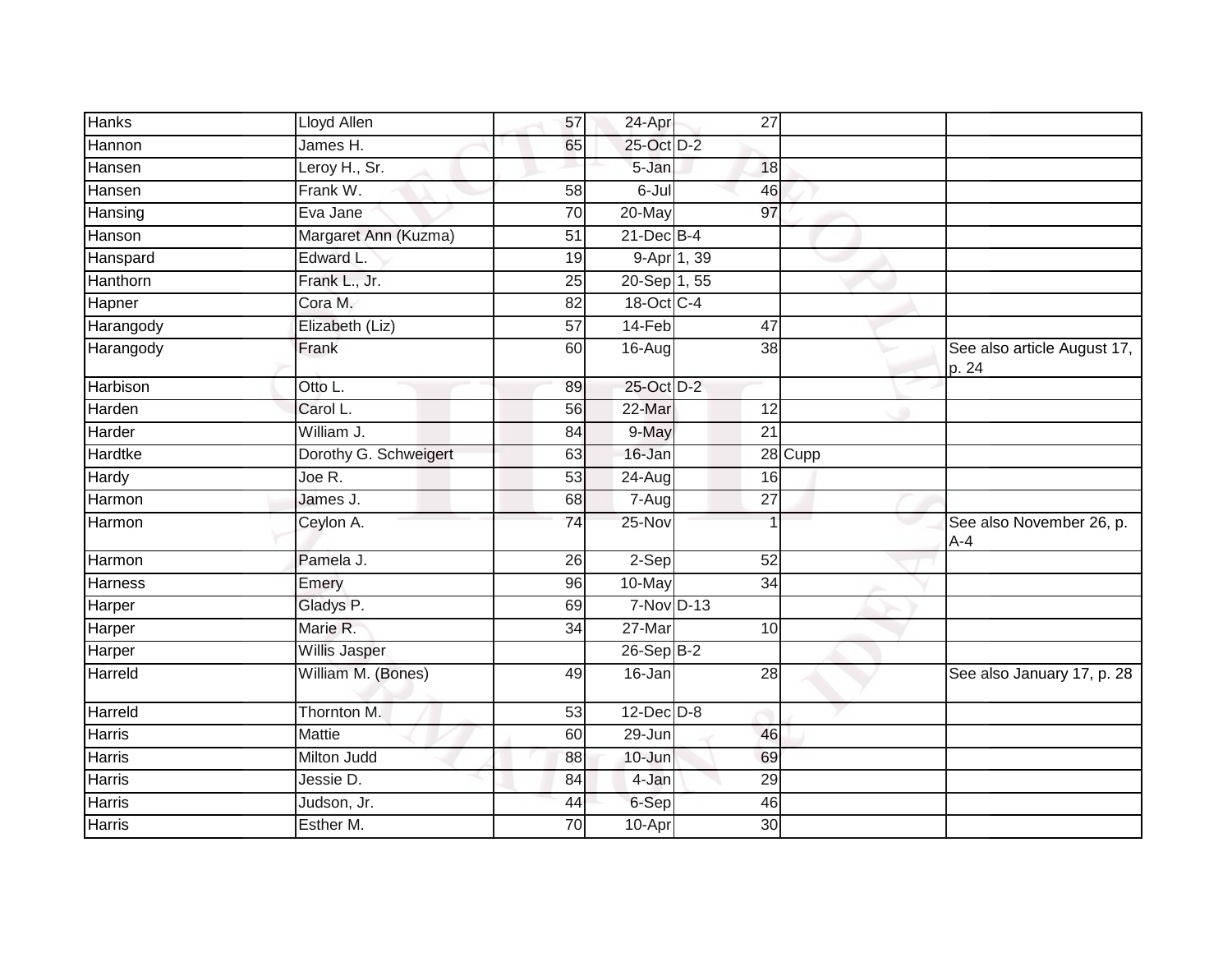| | | | | | | |
|---|---|---|---|---|---|---|
| Hanks | Lloyd Allen | 57 | 24-Apr | 27 | | |
| Hannon | James H. | 65 | 25-Oct | D-2 | | |
| Hansen | Leroy H., Sr. | | 5-Jan | 18 | | |
| Hansen | Frank W. | 58 | 6-Jul | 46 | | |
| Hansing | Eva Jane | 70 | 20-May | 97 | | |
| Hanson | Margaret Ann (Kuzma) | 51 | 21-Dec | B-4 | | |
| Hanspard | Edward L. | 19 | 9-Apr | 1, 39 | | |
| Hanthorn | Frank L., Jr. | 25 | 20-Sep | 1, 55 | | |
| Hapner | Cora M. | 82 | 18-Oct | C-4 | | |
| Harangody | Elizabeth (Liz) | 57 | 14-Feb | 47 | | |
| Harangody | Frank | 60 | 16-Aug | 38 | | See also article August 17, p. 24 |
| Harbison | Otto L. | 89 | 25-Oct | D-2 | | |
| Harden | Carol L. | 56 | 22-Mar | 12 | | |
| Harder | William J. | 84 | 9-May | 21 | | |
| Hardtke | Dorothy G. Schweigert | 63 | 16-Jan | 28 | Cupp | |
| Hardy | Joe R. | 53 | 24-Aug | 16 | | |
| Harmon | James J. | 68 | 7-Aug | 27 | | |
| Harmon | Ceylon A. | 74 | 25-Nov | 1 | | See also November 26, p. A-4 |
| Harmon | Pamela J. | 26 | 2-Sep | 52 | | |
| Harness | Emery | 96 | 10-May | 34 | | |
| Harper | Gladys P. | 69 | 7-Nov | D-13 | | |
| Harper | Marie R. | 34 | 27-Mar | 10 | | |
| Harper | Willis Jasper | | 26-Sep | B-2 | | |
| Harreld | William M. (Bones) | 49 | 16-Jan | 28 | | See also January 17, p. 28 |
| Harreld | Thornton M. | 53 | 12-Dec | D-8 | | |
| Harris | Mattie | 60 | 29-Jun | 46 | | |
| Harris | Milton Judd | 88 | 10-Jun | 69 | | |
| Harris | Jessie D. | 84 | 4-Jan | 29 | | |
| Harris | Judson, Jr. | 44 | 6-Sep | 46 | | |
| Harris | Esther M. | 70 | 10-Apr | 30 | | |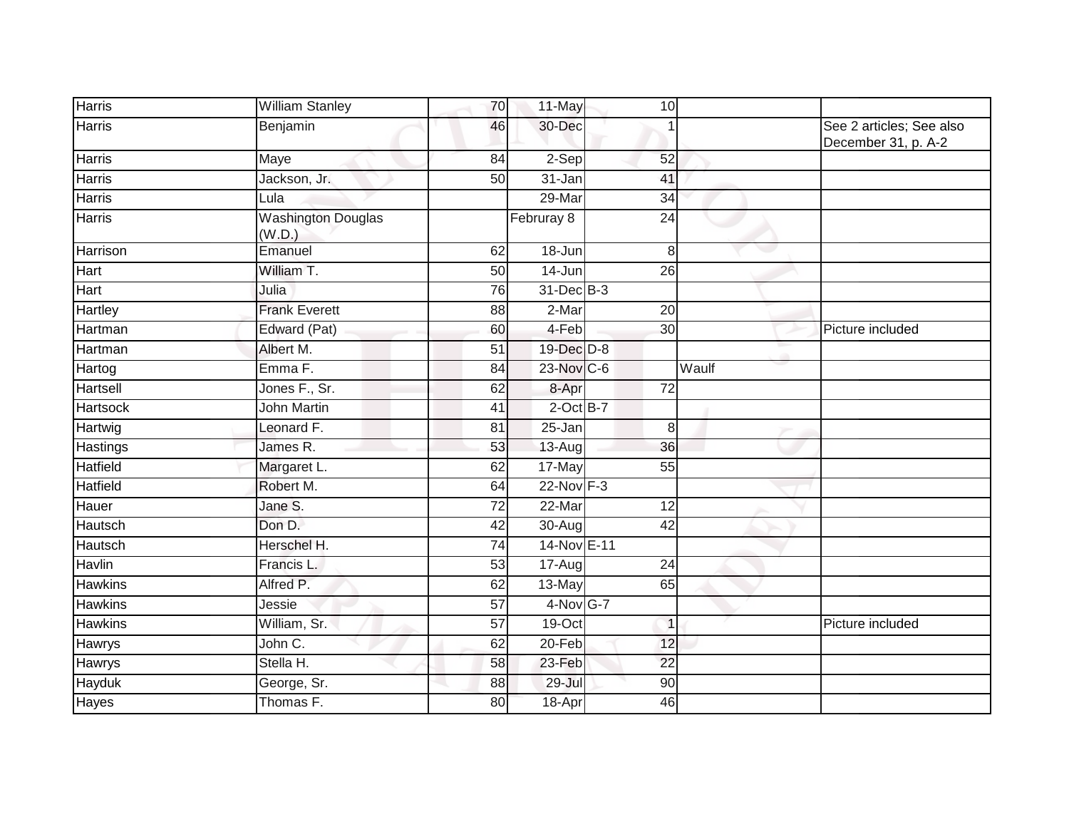| | | | | | | | |
|---|---|---|---|---|---|---|---|
| Harris | William Stanley | 70 | 11-May | | 10 | | |
| Harris | Benjamin | 46 | 30-Dec | | 1 | | See 2 articles; See also December 31, p. A-2 |
| Harris | Maye | 84 | 2-Sep | | 52 | | |
| Harris | Jackson, Jr. | 50 | 31-Jan | | 41 | | |
| Harris | Lula | | 29-Mar | | 34 | | |
| Harris | Washington Douglas (W.D.) | | Februray 8 | | 24 | | |
| Harrison | Emanuel | 62 | 18-Jun | | 8 | | |
| Hart | William T. | 50 | 14-Jun | | 26 | | |
| Hart | Julia | 76 | 31-Dec | B-3 | | | |
| Hartley | Frank Everett | 88 | 2-Mar | | 20 | | |
| Hartman | Edward (Pat) | 60 | 4-Feb | | 30 | | Picture included |
| Hartman | Albert M. | 51 | 19-Dec | D-8 | | | |
| Hartog | Emma F. | 84 | 23-Nov | C-6 | | Waulf | |
| Hartsell | Jones F., Sr. | 62 | 8-Apr | | 72 | | |
| Hartsock | John Martin | 41 | 2-Oct | B-7 | | | |
| Hartwig | Leonard F. | 81 | 25-Jan | | 8 | | |
| Hastings | James R. | 53 | 13-Aug | | 36 | | |
| Hatfield | Margaret L. | 62 | 17-May | | 55 | | |
| Hatfield | Robert M. | 64 | 22-Nov | F-3 | | | |
| Hauer | Jane S. | 72 | 22-Mar | | 12 | | |
| Hautsch | Don D. | 42 | 30-Aug | | 42 | | |
| Hautsch | Herschel H. | 74 | 14-Nov | E-11 | | | |
| Havlin | Francis L. | 53 | 17-Aug | | 24 | | |
| Hawkins | Alfred P. | 62 | 13-May | | 65 | | |
| Hawkins | Jessie | 57 | 4-Nov | G-7 | | | |
| Hawkins | William, Sr. | 57 | 19-Oct | | 1 | | Picture included |
| Hawrys | John C. | 62 | 20-Feb | | 12 | | |
| Hawrys | Stella H. | 58 | 23-Feb | | 22 | | |
| Hayduk | George, Sr. | 88 | 29-Jul | | 90 | | |
| Hayes | Thomas F. | 80 | 18-Apr | | 46 | | |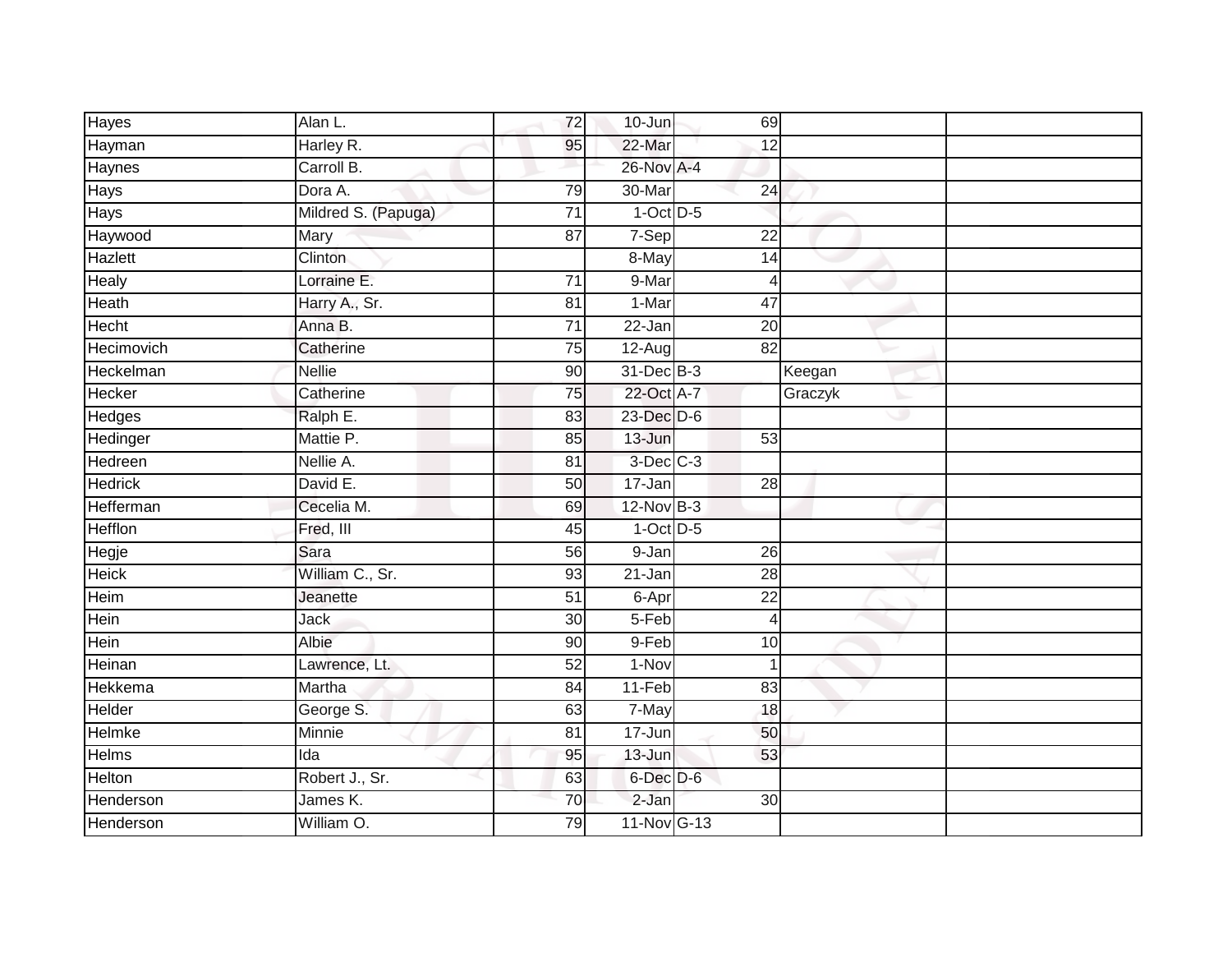| | | | | | | |
|---|---|---|---|---|---|---|
| Hayes | Alan L. | 72 | 10-Jun | 69 | | |
| Hayman | Harley R. | 95 | 22-Mar | 12 | | |
| Haynes | Carroll B. | | 26-Nov | A-4 | | |
| Hays | Dora A. | 79 | 30-Mar | 24 | | |
| Hays | Mildred S. (Papuga) | 71 | 1-Oct | D-5 | | |
| Haywood | Mary | 87 | 7-Sep | 22 | | |
| Hazlett | Clinton | | 8-May | 14 | | |
| Healy | Lorraine E. | 71 | 9-Mar | 4 | | |
| Heath | Harry A., Sr. | 81 | 1-Mar | 47 | | |
| Hecht | Anna B. | 71 | 22-Jan | 20 | | |
| Hecimovich | Catherine | 75 | 12-Aug | 82 | | |
| Heckelman | Nellie | 90 | 31-Dec | B-3 | Keegan | |
| Hecker | Catherine | 75 | 22-Oct | A-7 | Graczyk | |
| Hedges | Ralph E. | 83 | 23-Dec | D-6 | | |
| Hedinger | Mattie P. | 85 | 13-Jun | 53 | | |
| Hedreen | Nellie A. | 81 | 3-Dec | C-3 | | |
| Hedrick | David E. | 50 | 17-Jan | 28 | | |
| Hefferman | Cecelia M. | 69 | 12-Nov | B-3 | | |
| Hefflon | Fred, III | 45 | 1-Oct | D-5 | | |
| Hegje | Sara | 56 | 9-Jan | 26 | | |
| Heick | William C., Sr. | 93 | 21-Jan | 28 | | |
| Heim | Jeanette | 51 | 6-Apr | 22 | | |
| Hein | Jack | 30 | 5-Feb | 4 | | |
| Hein | Albie | 90 | 9-Feb | 10 | | |
| Heinan | Lawrence, Lt. | 52 | 1-Nov | 1 | | |
| Hekkema | Martha | 84 | 11-Feb | 83 | | |
| Helder | George S. | 63 | 7-May | 18 | | |
| Helmke | Minnie | 81 | 17-Jun | 50 | | |
| Helms | Ida | 95 | 13-Jun | 53 | | |
| Helton | Robert J., Sr. | 63 | 6-Dec | D-6 | | |
| Henderson | James K. | 70 | 2-Jan | 30 | | |
| Henderson | William O. | 79 | 11-Nov | G-13 | | |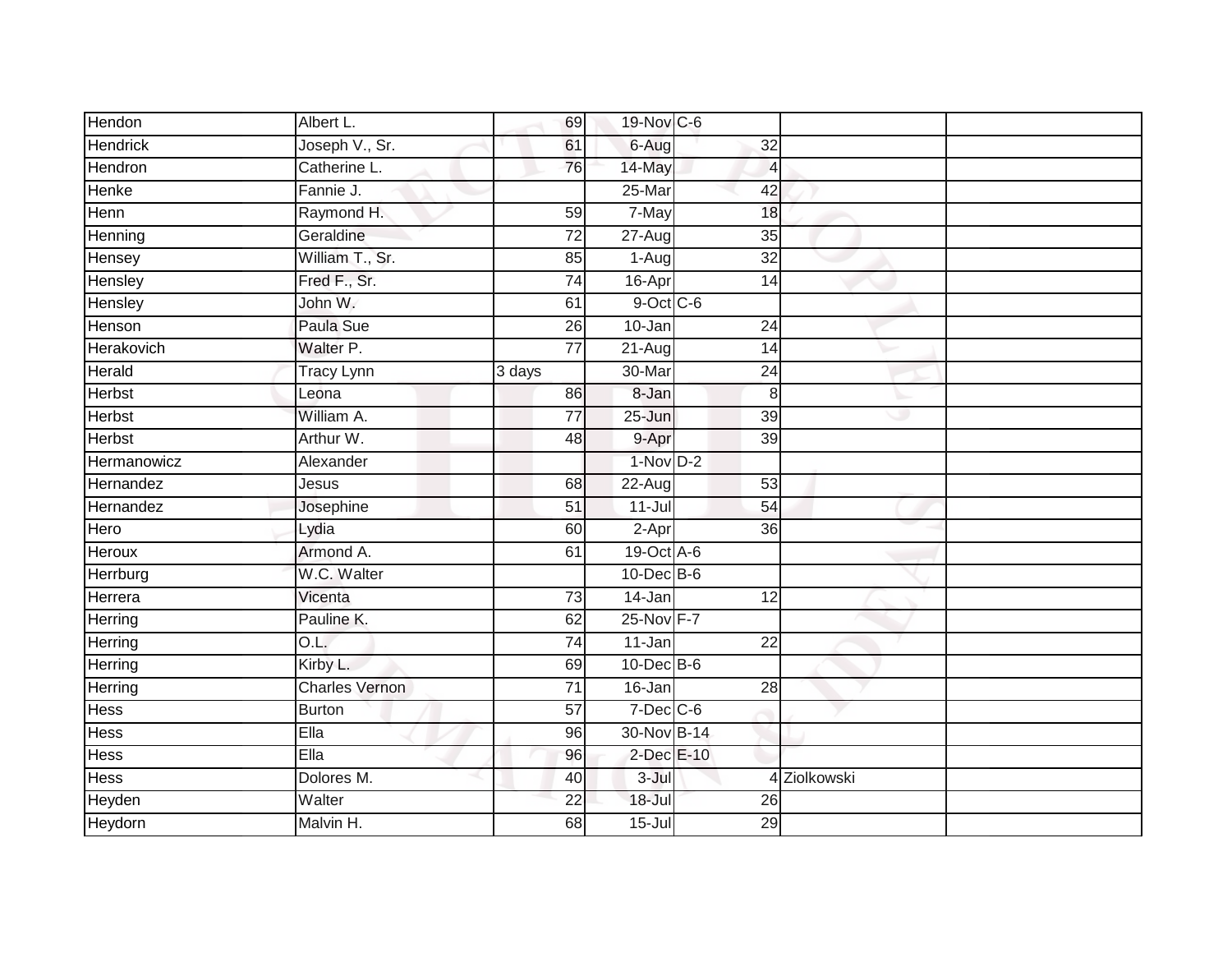| | | | | | | |
|---|---|---|---|---|---|---|
| Hendon | Albert L. | 69 | 19-Nov | C-6 | | |
| Hendrick | Joseph V., Sr. | 61 | 6-Aug | 32 | | |
| Hendron | Catherine L. | 76 | 14-May | 4 | | |
| Henke | Fannie J. | | 25-Mar | 42 | | |
| Henn | Raymond H. | 59 | 7-May | 18 | | |
| Henning | Geraldine | 72 | 27-Aug | 35 | | |
| Hensey | William T., Sr. | 85 | 1-Aug | 32 | | |
| Hensley | Fred F., Sr. | 74 | 16-Apr | 14 | | |
| Hensley | John W. | 61 | 9-Oct | C-6 | | |
| Henson | Paula Sue | 26 | 10-Jan | 24 | | |
| Herakovich | Walter P. | 77 | 21-Aug | 14 | | |
| Herald | Tracy Lynn | 3 days | 30-Mar | 24 | | |
| Herbst | Leona | 86 | 8-Jan | 8 | | |
| Herbst | William A. | 77 | 25-Jun | 39 | | |
| Herbst | Arthur W. | 48 | 9-Apr | 39 | | |
| Hermanowicz | Alexander | | 1-Nov | D-2 | | |
| Hernandez | Jesus | 68 | 22-Aug | 53 | | |
| Hernandez | Josephine | 51 | 11-Jul | 54 | | |
| Hero | Lydia | 60 | 2-Apr | 36 | | |
| Heroux | Armond A. | 61 | 19-Oct | A-6 | | |
| Herrburg | W.C. Walter | | 10-Dec | B-6 | | |
| Herrera | Vicenta | 73 | 14-Jan | 12 | | |
| Herring | Pauline K. | 62 | 25-Nov | F-7 | | |
| Herring | O.L. | 74 | 11-Jan | 22 | | |
| Herring | Kirby L. | 69 | 10-Dec | B-6 | | |
| Herring | Charles Vernon | 71 | 16-Jan | 28 | | |
| Hess | Burton | 57 | 7-Dec | C-6 | | |
| Hess | Ella | 96 | 30-Nov | B-14 | | |
| Hess | Ella | 96 | 2-Dec | E-10 | | |
| Hess | Dolores M. | 40 | 3-Jul | 4 | Ziolkowski | |
| Heyden | Walter | 22 | 18-Jul | 26 | | |
| Heydorn | Malvin H. | 68 | 15-Jul | 29 | | |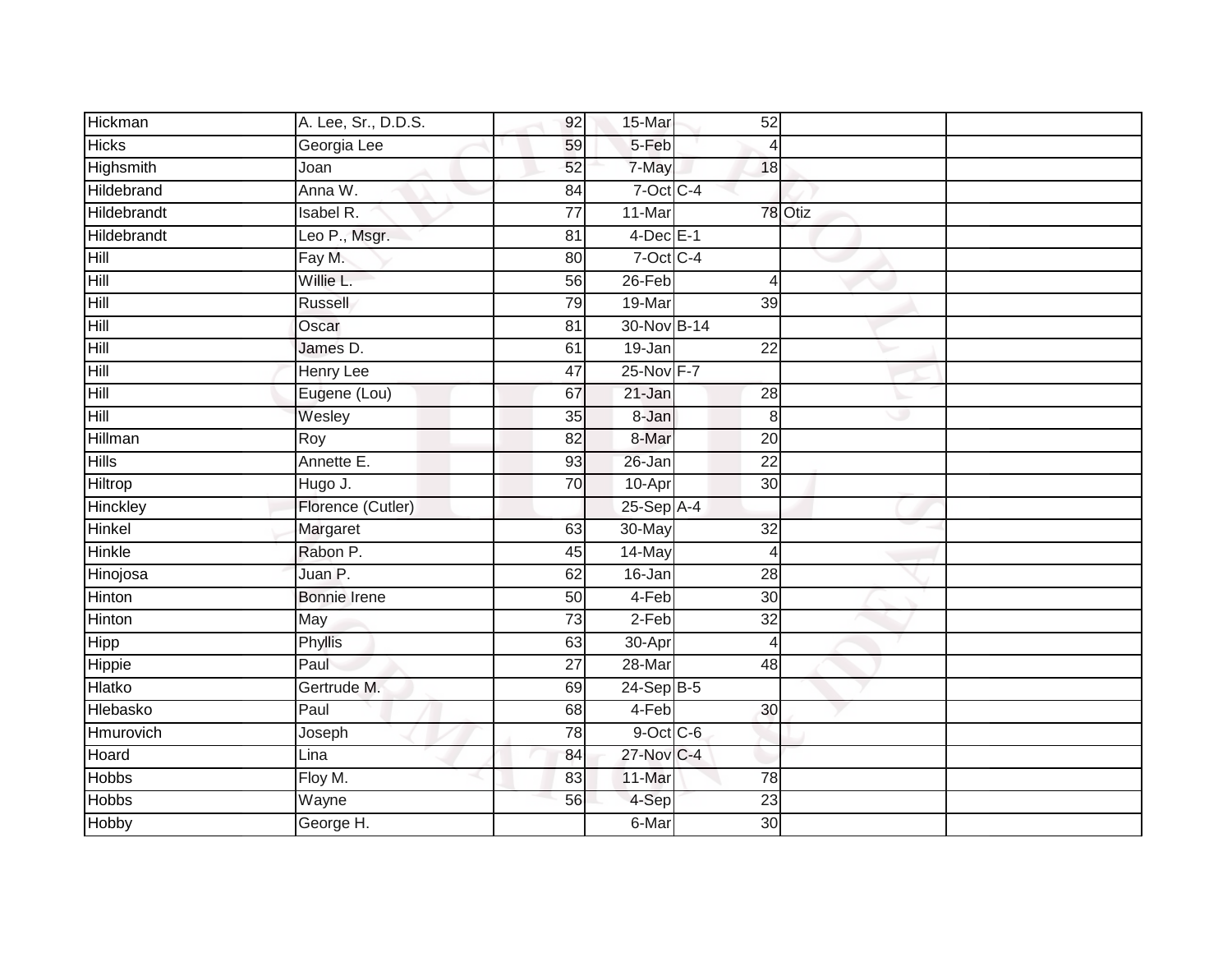| | | | | | | | |
|---|---|---|---|---|---|---|---|
| Hickman | A. Lee, Sr., D.D.S. | 92 | 15-Mar | | 52 | | |
| Hicks | Georgia Lee | 59 | 5-Feb | | 4 | | |
| Highsmith | Joan | 52 | 7-May | | 18 | | |
| Hildebrand | Anna W. | 84 | 7-Oct | C-4 | | | |
| Hildebrandt | Isabel R. | 77 | 11-Mar | | 78 | Otiz | |
| Hildebrandt | Leo P., Msgr. | 81 | 4-Dec | E-1 | | | |
| Hill | Fay M. | 80 | 7-Oct | C-4 | | | |
| Hill | Willie L. | 56 | 26-Feb | | 4 | | |
| Hill | Russell | 79 | 19-Mar | | 39 | | |
| Hill | Oscar | 81 | 30-Nov | B-14 | | | |
| Hill | James D. | 61 | 19-Jan | | 22 | | |
| Hill | Henry Lee | 47 | 25-Nov | F-7 | | | |
| Hill | Eugene (Lou) | 67 | 21-Jan | | 28 | | |
| Hill | Wesley | 35 | 8-Jan | | 8 | | |
| Hillman | Roy | 82 | 8-Mar | | 20 | | |
| Hills | Annette E. | 93 | 26-Jan | | 22 | | |
| Hiltrop | Hugo J. | 70 | 10-Apr | | 30 | | |
| Hinckley | Florence (Cutler) | | 25-Sep | A-4 | | | |
| Hinkel | Margaret | 63 | 30-May | | 32 | | |
| Hinkle | Rabon P. | 45 | 14-May | | 4 | | |
| Hinojosa | Juan P. | 62 | 16-Jan | | 28 | | |
| Hinton | Bonnie Irene | 50 | 4-Feb | | 30 | | |
| Hinton | May | 73 | 2-Feb | | 32 | | |
| Hipp | Phyllis | 63 | 30-Apr | | 4 | | |
| Hippie | Paul | 27 | 28-Mar | | 48 | | |
| Hlatko | Gertrude M. | 69 | 24-Sep | B-5 | | | |
| Hlebasko | Paul | 68 | 4-Feb | | 30 | | |
| Hmurovich | Joseph | 78 | 9-Oct | C-6 | | | |
| Hoard | Lina | 84 | 27-Nov | C-4 | | | |
| Hobbs | Floy M. | 83 | 11-Mar | | 78 | | |
| Hobbs | Wayne | 56 | 4-Sep | | 23 | | |
| Hobby | George H. | | 6-Mar | | 30 | | |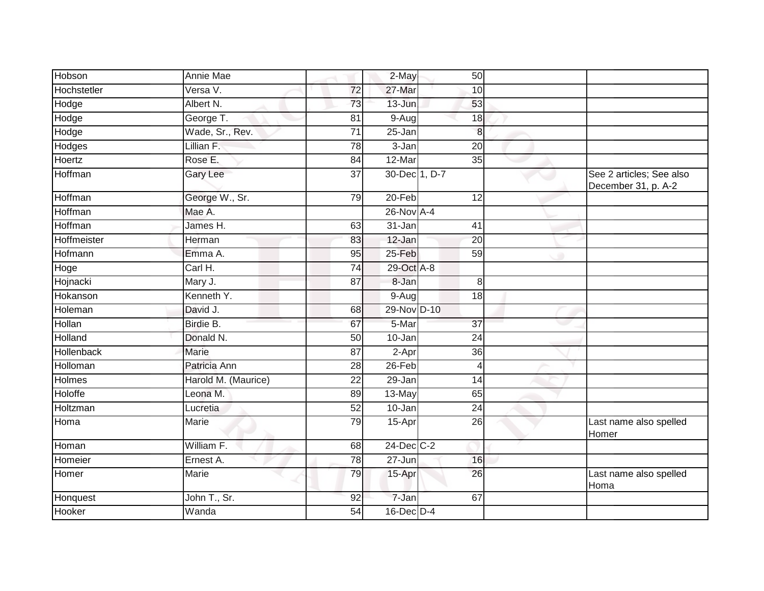| | | | | | | |
|---|---|---|---|---|---|---|
| Hobson | Annie Mae | | 2-May | 50 | | |
| Hochstetler | Versa V. | 72 | 27-Mar | 10 | | |
| Hodge | Albert N. | 73 | 13-Jun | 53 | | |
| Hodge | George T. | 81 | 9-Aug | 18 | | |
| Hodge | Wade, Sr., Rev. | 71 | 25-Jan | 8 | | |
| Hodges | Lillian F. | 78 | 3-Jan | 20 | | |
| Hoertz | Rose E. | 84 | 12-Mar | 35 | | |
| Hoffman | Gary Lee | 37 | 30-Dec | 1, D-7 | | See 2 articles; See also December 31, p. A-2 |
| Hoffman | George W., Sr. | 79 | 20-Feb | 12 | | |
| Hoffman | Mae A. | | 26-Nov | A-4 | | |
| Hoffman | James H. | 63 | 31-Jan | 41 | | |
| Hoffmeister | Herman | 83 | 12-Jan | 20 | | |
| Hofmann | Emma A. | 95 | 25-Feb | 59 | | |
| Hoge | Carl H. | 74 | 29-Oct | A-8 | | |
| Hojnacki | Mary J. | 87 | 8-Jan | 8 | | |
| Hokanson | Kenneth Y. | | 9-Aug | 18 | | |
| Holeman | David J. | 68 | 29-Nov | D-10 | | |
| Hollan | Birdie B. | 67 | 5-Mar | 37 | | |
| Holland | Donald N. | 50 | 10-Jan | 24 | | |
| Hollenback | Marie | 87 | 2-Apr | 36 | | |
| Holloman | Patricia Ann | 28 | 26-Feb | 4 | | |
| Holmes | Harold M. (Maurice) | 22 | 29-Jan | 14 | | |
| Holoffe | Leona M. | 89 | 13-May | 65 | | |
| Holtzman | Lucretia | 52 | 10-Jan | 24 | | |
| Homa | Marie | 79 | 15-Apr | 26 | | Last name also spelled Homer |
| Homan | William F. | 68 | 24-Dec | C-2 | | |
| Homeier | Ernest A. | 78 | 27-Jun | 16 | | |
| Homer | Marie | 79 | 15-Apr | 26 | | Last name also spelled Homa |
| Honquest | John T., Sr. | 92 | 7-Jan | 67 | | |
| Hooker | Wanda | 54 | 16-Dec | D-4 | | |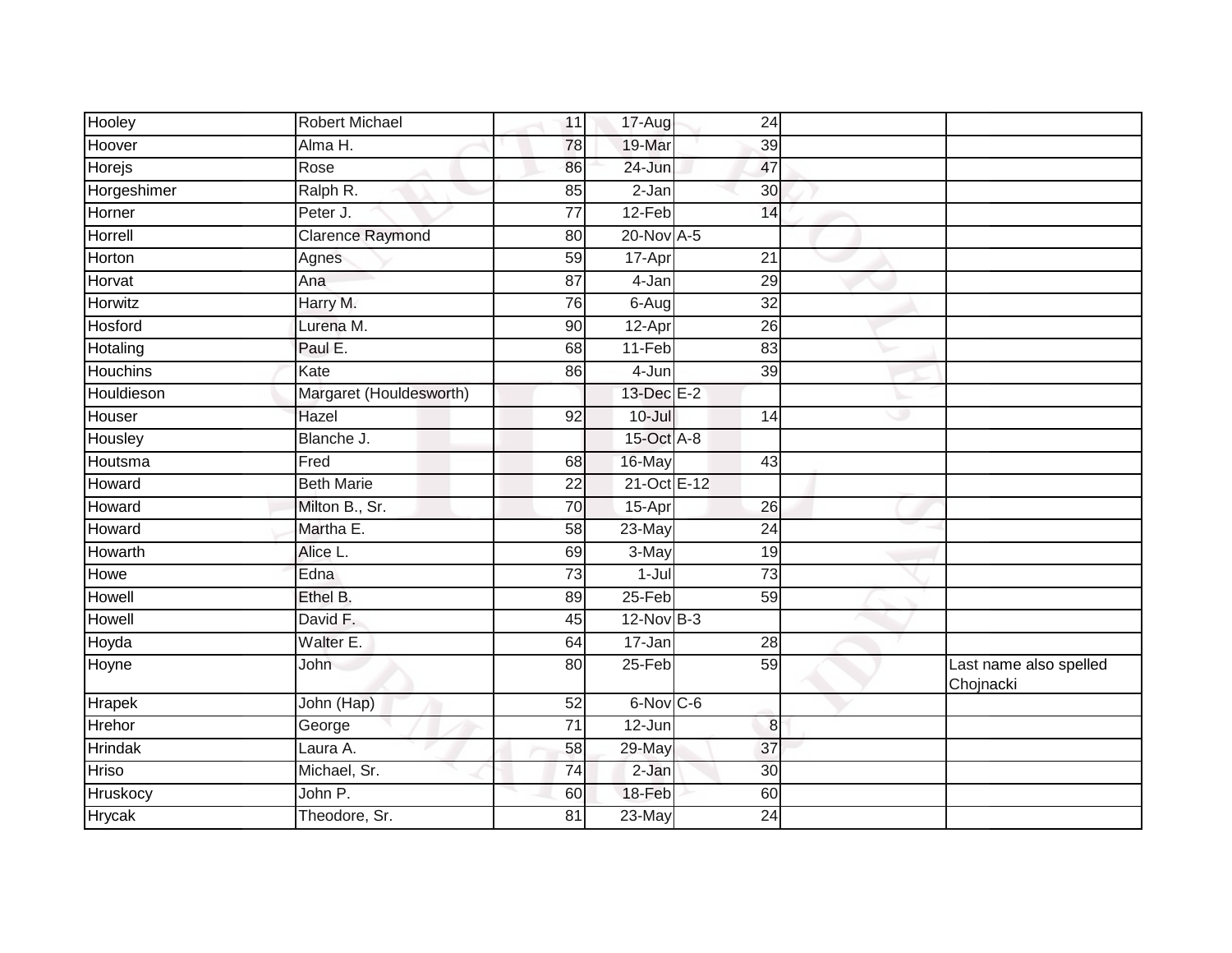| | | | | | | |
|---|---|---|---|---|---|---|
| Hooley | Robert Michael | 11 | 17-Aug | 24 | | |
| Hoover | Alma H. | 78 | 19-Mar | 39 | | |
| Horejs | Rose | 86 | 24-Jun | 47 | | |
| Horgeshimer | Ralph R. | 85 | 2-Jan | 30 | | |
| Horner | Peter J. | 77 | 12-Feb | 14 | | |
| Horrell | Clarence Raymond | 80 | 20-Nov | A-5 | | |
| Horton | Agnes | 59 | 17-Apr | 21 | | |
| Horvat | Ana | 87 | 4-Jan | 29 | | |
| Horwitz | Harry M. | 76 | 6-Aug | 32 | | |
| Hosford | Lurena M. | 90 | 12-Apr | 26 | | |
| Hotaling | Paul E. | 68 | 11-Feb | 83 | | |
| Houchins | Kate | 86 | 4-Jun | 39 | | |
| Houldieson | Margaret (Houldesworth) | | 13-Dec | E-2 | | |
| Houser | Hazel | 92 | 10-Jul | 14 | | |
| Housley | Blanche J. | | 15-Oct | A-8 | | |
| Houtsma | Fred | 68 | 16-May | 43 | | |
| Howard | Beth Marie | 22 | 21-Oct | E-12 | | |
| Howard | Milton B., Sr. | 70 | 15-Apr | 26 | | |
| Howard | Martha E. | 58 | 23-May | 24 | | |
| Howarth | Alice L. | 69 | 3-May | 19 | | |
| Howe | Edna | 73 | 1-Jul | 73 | | |
| Howell | Ethel B. | 89 | 25-Feb | 59 | | |
| Howell | David F. | 45 | 12-Nov | B-3 | | |
| Hoyda | Walter E. | 64 | 17-Jan | 28 | | |
| Hoyne | John | 80 | 25-Feb | 59 | | Last name also spelled Chojnacki |
| Hrapek | John (Hap) | 52 | 6-Nov | C-6 | | |
| Hrehor | George | 71 | 12-Jun | 8 | | |
| Hrindak | Laura A. | 58 | 29-May | 37 | | |
| Hriso | Michael, Sr. | 74 | 2-Jan | 30 | | |
| Hruskocy | John P. | 60 | 18-Feb | 60 | | |
| Hrycak | Theodore, Sr. | 81 | 23-May | 24 | | |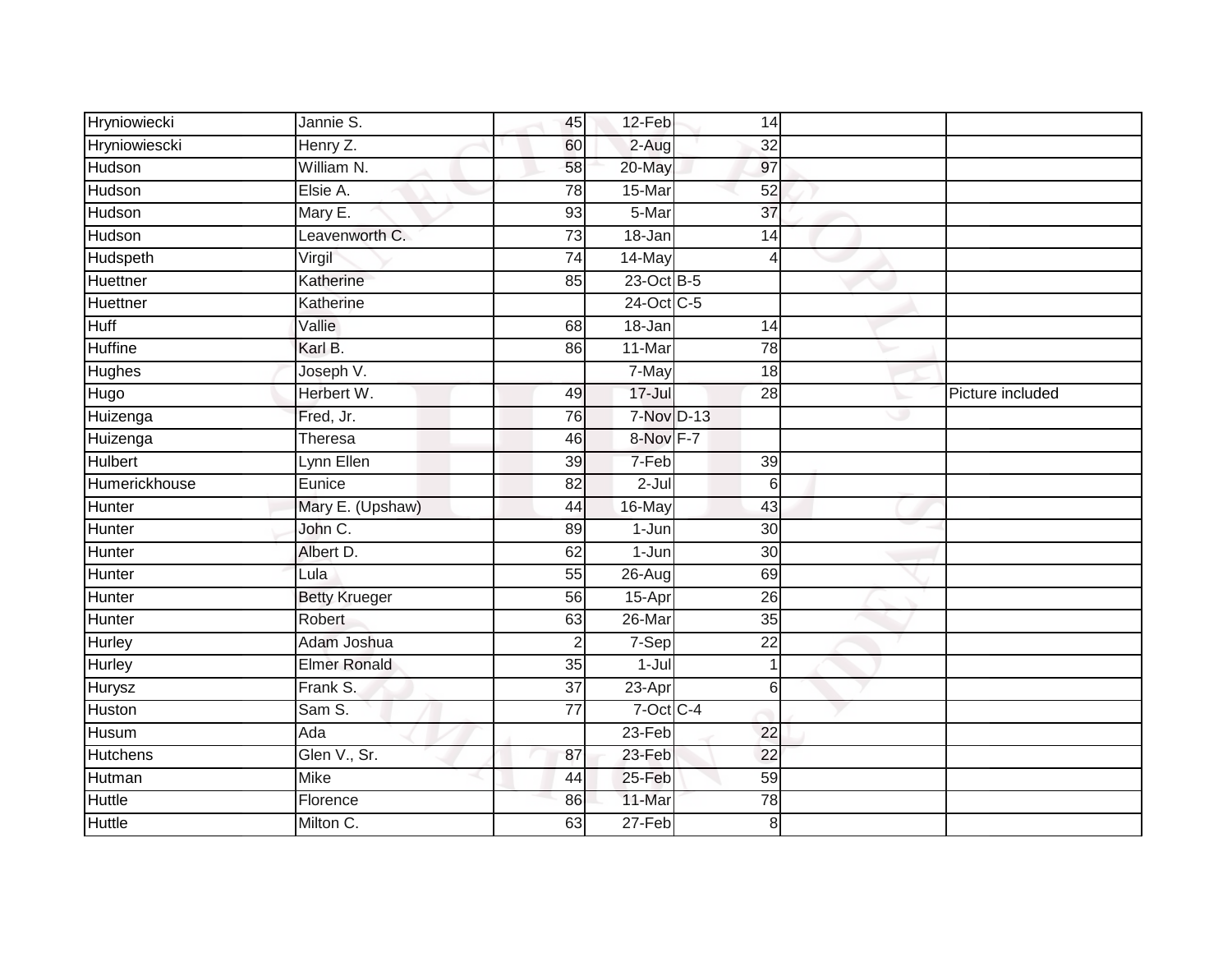| | | | | | | |
|---|---|---|---|---|---|---|
| Hryniowiecki | Jannie S. | 45 | 12-Feb | 14 | | |
| Hryniowiescki | Henry Z. | 60 | 2-Aug | 32 | | |
| Hudson | William N. | 58 | 20-May | 97 | | |
| Hudson | Elsie A. | 78 | 15-Mar | 52 | | |
| Hudson | Mary E. | 93 | 5-Mar | 37 | | |
| Hudson | Leavenworth C. | 73 | 18-Jan | 14 | | |
| Hudspeth | Virgil | 74 | 14-May | 4 | | |
| Huettner | Katherine | 85 | 23-Oct | B-5 | | |
| Huettner | Katherine | | 24-Oct | C-5 | | |
| Huff | Vallie | 68 | 18-Jan | 14 | | |
| Huffine | Karl B. | 86 | 11-Mar | 78 | | |
| Hughes | Joseph V. | | 7-May | 18 | | |
| Hugo | Herbert W. | 49 | 17-Jul | 28 | | Picture included |
| Huizenga | Fred, Jr. | 76 | 7-Nov | D-13 | | |
| Huizenga | Theresa | 46 | 8-Nov | F-7 | | |
| Hulbert | Lynn Ellen | 39 | 7-Feb | 39 | | |
| Humerickhouse | Eunice | 82 | 2-Jul | 6 | | |
| Hunter | Mary E. (Upshaw) | 44 | 16-May | 43 | | |
| Hunter | John C. | 89 | 1-Jun | 30 | | |
| Hunter | Albert D. | 62 | 1-Jun | 30 | | |
| Hunter | Lula | 55 | 26-Aug | 69 | | |
| Hunter | Betty Krueger | 56 | 15-Apr | 26 | | |
| Hunter | Robert | 63 | 26-Mar | 35 | | |
| Hurley | Adam Joshua | 2 | 7-Sep | 22 | | |
| Hurley | Elmer Ronald | 35 | 1-Jul | 1 | | |
| Hurysz | Frank S. | 37 | 23-Apr | 6 | | |
| Huston | Sam S. | 77 | 7-Oct | C-4 | | |
| Husum | Ada | | 23-Feb | 22 | | |
| Hutchens | Glen V., Sr. | 87 | 23-Feb | 22 | | |
| Hutman | Mike | 44 | 25-Feb | 59 | | |
| Huttle | Florence | 86 | 11-Mar | 78 | | |
| Huttle | Milton C. | 63 | 27-Feb | 8 | | |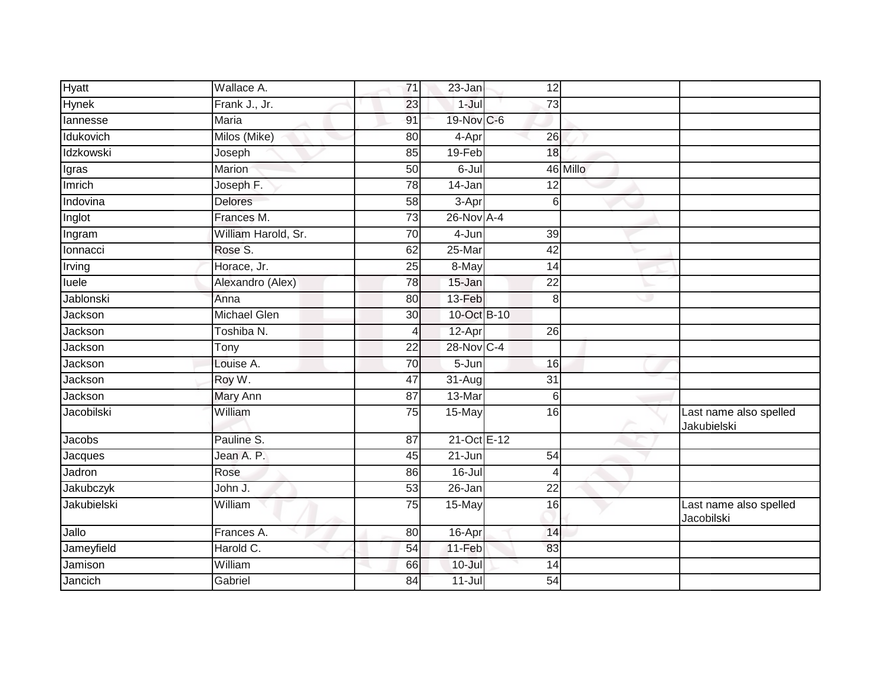| Hyatt | Wallace A. | 71 | 23-Jan | 12 | | |
|---|---|---|---|---|---|---|
| Hynek | Frank J., Jr. | 23 | 1-Jul | 73 | | |
| Iannesse | Maria | 91 | 19-Nov | C-6 | | |
| Idukovich | Milos (Mike) | 80 | 4-Apr | 26 | | |
| Idzkowski | Joseph | 85 | 19-Feb | 18 | | |
| Igras | Marion | 50 | 6-Jul | 46 | Millo | |
| Imrich | Joseph F. | 78 | 14-Jan | 12 | | |
| Indovina | Delores | 58 | 3-Apr | 6 | | |
| Inglot | Frances M. | 73 | 26-Nov | A-4 | | |
| Ingram | William Harold, Sr. | 70 | 4-Jun | 39 | | |
| Ionnacci | Rose S. | 62 | 25-Mar | 42 | | |
| Irving | Horace, Jr. | 25 | 8-May | 14 | | |
| Iuele | Alexandro (Alex) | 78 | 15-Jan | 22 | | |
| Jablonski | Anna | 80 | 13-Feb | 8 | | |
| Jackson | Michael Glen | 30 | 10-Oct | B-10 | | |
| Jackson | Toshiba N. | 4 | 12-Apr | 26 | | |
| Jackson | Tony | 22 | 28-Nov | C-4 | | |
| Jackson | Louise A. | 70 | 5-Jun | 16 | | |
| Jackson | Roy W. | 47 | 31-Aug | 31 | | |
| Jackson | Mary Ann | 87 | 13-Mar | 6 | | |
| Jacobilski | William | 75 | 15-May | 16 | | Last name also spelled Jakubielski |
| Jacobs | Pauline S. | 87 | 21-Oct | E-12 | | |
| Jacques | Jean A. P. | 45 | 21-Jun | 54 | | |
| Jadron | Rose | 86 | 16-Jul | 4 | | |
| Jakubczyk | John J. | 53 | 26-Jan | 22 | | |
| Jakubielski | William | 75 | 15-May | 16 | | Last name also spelled Jacobilski |
| Jallo | Frances A. | 80 | 16-Apr | 14 | | |
| Jameyfield | Harold C. | 54 | 11-Feb | 83 | | |
| Jamison | William | 66 | 10-Jul | 14 | | |
| Jancich | Gabriel | 84 | 11-Jul | 54 | | |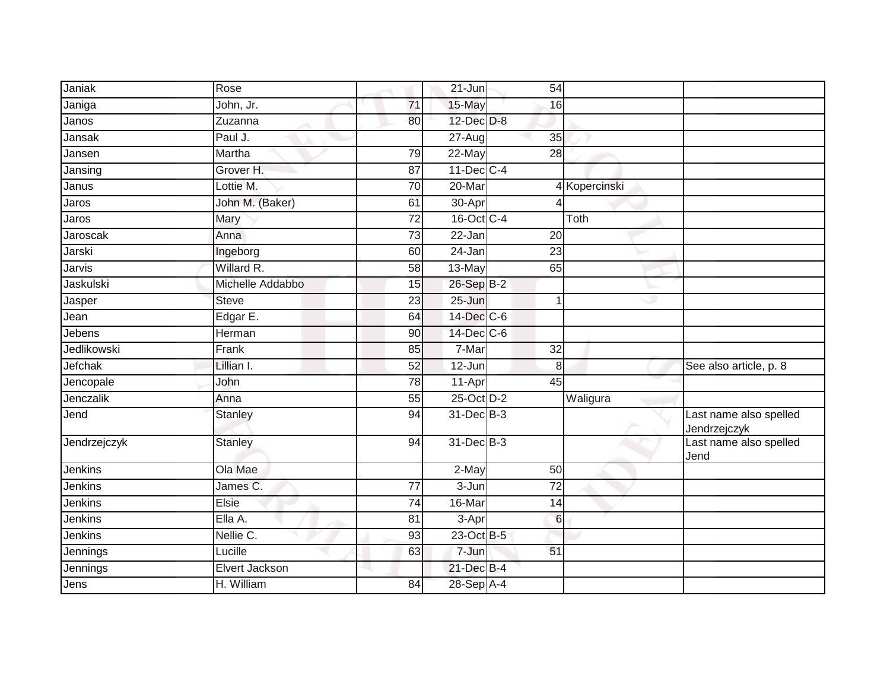| Janiak | Rose | | 21-Jun | 54 | | |
|---|---|---|---|---|---|---|
| Janiga | John, Jr. | 71 | 15-May | 16 | | |
| Janos | Zuzanna | 80 | 12-Dec | D-8 | | |
| Jansak | Paul J. | | 27-Aug | 35 | | |
| Jansen | Martha | 79 | 22-May | 28 | | |
| Jansing | Grover H. | 87 | 11-Dec | C-4 | | |
| Janus | Lottie M. | 70 | 20-Mar | 4 | Kopercinski | |
| Jaros | John M. (Baker) | 61 | 30-Apr | 4 | | |
| Jaros | Mary | 72 | 16-Oct | C-4 | Toth | |
| Jaroscak | Anna | 73 | 22-Jan | 20 | | |
| Jarski | Ingeborg | 60 | 24-Jan | 23 | | |
| Jarvis | Willard R. | 58 | 13-May | 65 | | |
| Jaskulski | Michelle Addabbo | 15 | 26-Sep | B-2 | | |
| Jasper | Steve | 23 | 25-Jun | 1 | | |
| Jean | Edgar E. | 64 | 14-Dec | C-6 | | |
| Jebens | Herman | 90 | 14-Dec | C-6 | | |
| Jedlikowski | Frank | 85 | 7-Mar | 32 | | |
| Jefchak | Lillian I. | 52 | 12-Jun | 8 | | See also article, p. 8 |
| Jencopale | John | 78 | 11-Apr | 45 | | |
| Jenczalik | Anna | 55 | 25-Oct | D-2 | Waligura | |
| Jend | Stanley | 94 | 31-Dec | B-3 | | Last name also spelled Jendrzejczyk |
| Jendrzejczyk | Stanley | 94 | 31-Dec | B-3 | | Last name also spelled Jend |
| Jenkins | Ola Mae | | 2-May | 50 | | |
| Jenkins | James C. | 77 | 3-Jun | 72 | | |
| Jenkins | Elsie | 74 | 16-Mar | 14 | | |
| Jenkins | Ella A. | 81 | 3-Apr | 6 | | |
| Jenkins | Nellie C. | 93 | 23-Oct | B-5 | | |
| Jennings | Lucille | 63 | 7-Jun | 51 | | |
| Jennings | Elvert Jackson | | 21-Dec | B-4 | | |
| Jens | H. William | 84 | 28-Sep | A-4 | | |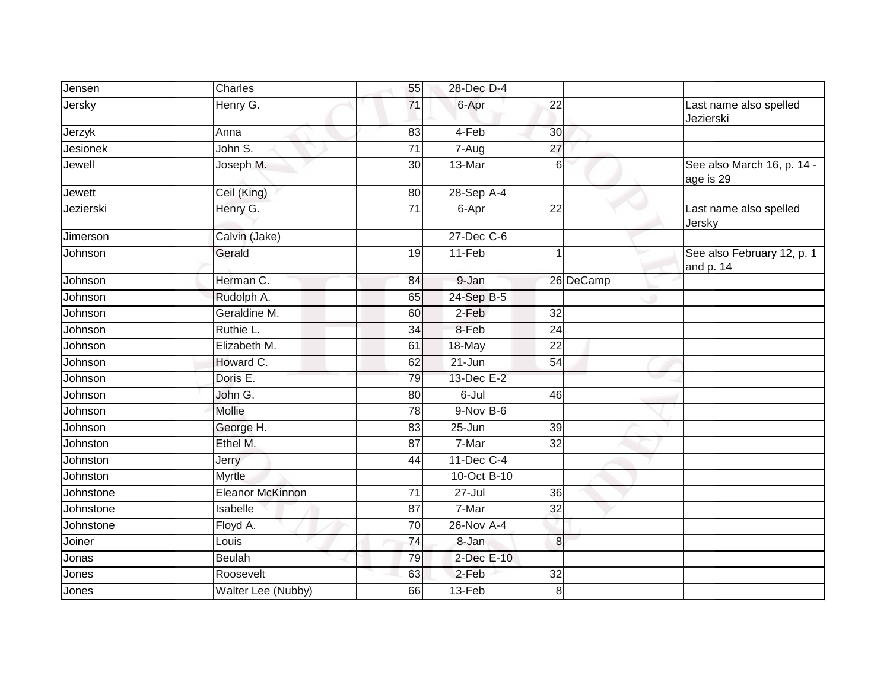| | | | | | | |
|---|---|---|---|---|---|---|
| Jensen | Charles | 55 | 28-Dec | D-4 | | |
| Jersky | Henry G. | 71 | 6-Apr | 22 | | Last name also spelled Jezierski |
| Jerzyk | Anna | 83 | 4-Feb | 30 | | |
| Jesionek | John S. | 71 | 7-Aug | 27 | | |
| Jewell | Joseph M. | 30 | 13-Mar | 6 | | See also March 16, p. 14 - age is 29 |
| Jewett | Ceil (King) | 80 | 28-Sep | A-4 | | |
| Jezierski | Henry G. | 71 | 6-Apr | 22 | | Last name also spelled Jersky |
| Jimerson | Calvin (Jake) | | 27-Dec | C-6 | | |
| Johnson | Gerald | 19 | 11-Feb | 1 | | See also February 12, p. 1 and p. 14 |
| Johnson | Herman C. | 84 | 9-Jan | 26 | DeCamp | |
| Johnson | Rudolph A. | 65 | 24-Sep | B-5 | | |
| Johnson | Geraldine M. | 60 | 2-Feb | 32 | | |
| Johnson | Ruthie L. | 34 | 8-Feb | 24 | | |
| Johnson | Elizabeth M. | 61 | 18-May | 22 | | |
| Johnson | Howard C. | 62 | 21-Jun | 54 | | |
| Johnson | Doris E. | 79 | 13-Dec | E-2 | | |
| Johnson | John G. | 80 | 6-Jul | 46 | | |
| Johnson | Mollie | 78 | 9-Nov | B-6 | | |
| Johnson | George H. | 83 | 25-Jun | 39 | | |
| Johnston | Ethel M. | 87 | 7-Mar | 32 | | |
| Johnston | Jerry | 44 | 11-Dec | C-4 | | |
| Johnston | Myrtle | | 10-Oct | B-10 | | |
| Johnstone | Eleanor McKinnon | 71 | 27-Jul | 36 | | |
| Johnstone | Isabelle | 87 | 7-Mar | 32 | | |
| Johnstone | Floyd A. | 70 | 26-Nov | A-4 | | |
| Joiner | Louis | 74 | 8-Jan | 8 | | |
| Jonas | Beulah | 79 | 2-Dec | E-10 | | |
| Jones | Roosevelt | 63 | 2-Feb | 32 | | |
| Jones | Walter Lee (Nubby) | 66 | 13-Feb | 8 | | |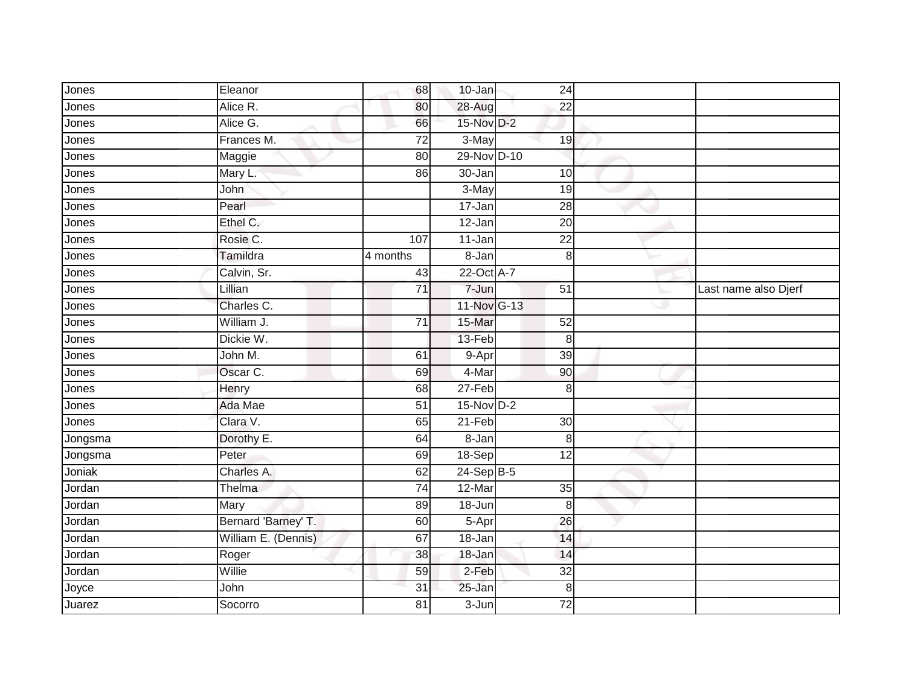| Jones | Eleanor | 68 | 10-Jan | 24 | | |
|---|---|---|---|---|---|---|
| Jones | Alice R. | 80 | 28-Aug | 22 | | |
| Jones | Alice G. | 66 | 15-Nov | D-2 | | |
| Jones | Frances M. | 72 | 3-May | 19 | | |
| Jones | Maggie | 80 | 29-Nov | D-10 | | |
| Jones | Mary L. | 86 | 30-Jan | 10 | | |
| Jones | John | | 3-May | 19 | | |
| Jones | Pearl | | 17-Jan | 28 | | |
| Jones | Ethel C. | | 12-Jan | 20 | | |
| Jones | Rosie C. | 107 | 11-Jan | 22 | | |
| Jones | Tamildra | 4 months | 8-Jan | 8 | | |
| Jones | Calvin, Sr. | 43 | 22-Oct | A-7 | | |
| Jones | Lillian | 71 | 7-Jun | 51 | | Last name also Djerf |
| Jones | Charles C. | | 11-Nov | G-13 | | |
| Jones | William J. | 71 | 15-Mar | 52 | | |
| Jones | Dickie W. | | 13-Feb | 8 | | |
| Jones | John M. | 61 | 9-Apr | 39 | | |
| Jones | Oscar C. | 69 | 4-Mar | 90 | | |
| Jones | Henry | 68 | 27-Feb | 8 | | |
| Jones | Ada Mae | 51 | 15-Nov | D-2 | | |
| Jones | Clara V. | 65 | 21-Feb | 30 | | |
| Jongsma | Dorothy E. | 64 | 8-Jan | 8 | | |
| Jongsma | Peter | 69 | 18-Sep | 12 | | |
| Joniak | Charles A. | 62 | 24-Sep | B-5 | | |
| Jordan | Thelma | 74 | 12-Mar | 35 | | |
| Jordan | Mary | 89 | 18-Jun | 8 | | |
| Jordan | Bernard 'Barney' T. | 60 | 5-Apr | 26 | | |
| Jordan | William E. (Dennis) | 67 | 18-Jan | 14 | | |
| Jordan | Roger | 38 | 18-Jan | 14 | | |
| Jordan | Willie | 59 | 2-Feb | 32 | | |
| Joyce | John | 31 | 25-Jan | 8 | | |
| Juarez | Socorro | 81 | 3-Jun | 72 | | |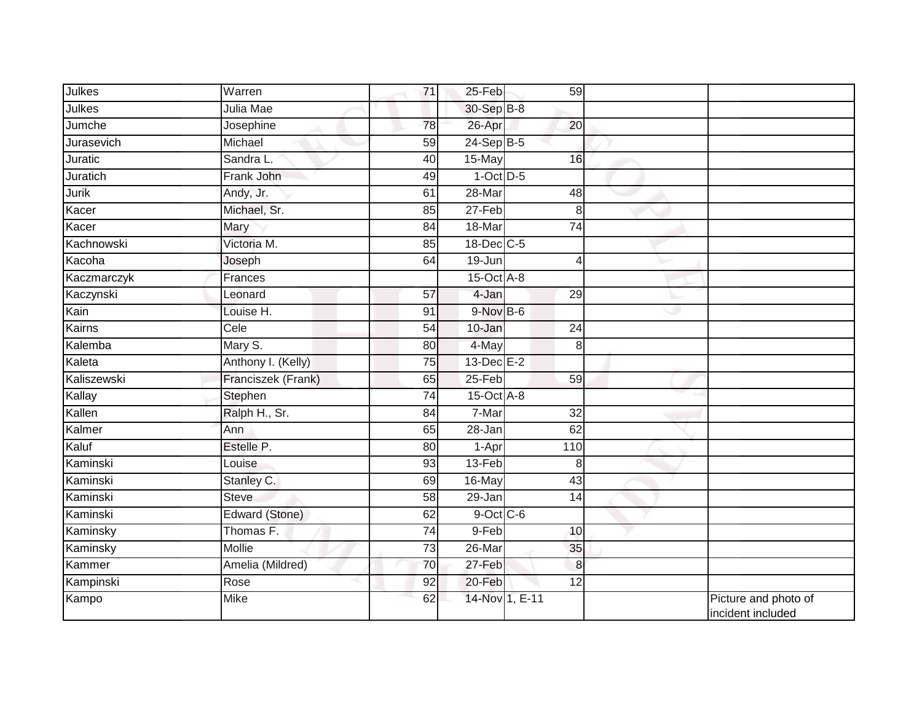| | | | | | | |
|---|---|---|---|---|---|---|
| Julkes | Warren | 71 | 25-Feb | 59 | | |
| Julkes | Julia Mae | | 30-Sep | B-8 | | |
| Jumche | Josephine | 78 | 26-Apr | 20 | | |
| Jurasevich | Michael | 59 | 24-Sep | B-5 | | |
| Juratic | Sandra L. | 40 | 15-May | 16 | | |
| Juratich | Frank John | 49 | 1-Oct | D-5 | | |
| Jurik | Andy, Jr. | 61 | 28-Mar | 48 | | |
| Kacer | Michael, Sr. | 85 | 27-Feb | 8 | | |
| Kacer | Mary | 84 | 18-Mar | 74 | | |
| Kachnowski | Victoria M. | 85 | 18-Dec | C-5 | | |
| Kacoha | Joseph | 64 | 19-Jun | 4 | | |
| Kaczmarczyk | Frances | | 15-Oct | A-8 | | |
| Kaczynski | Leonard | 57 | 4-Jan | 29 | | |
| Kain | Louise H. | 91 | 9-Nov | B-6 | | |
| Kairns | Cele | 54 | 10-Jan | 24 | | |
| Kalemba | Mary S. | 80 | 4-May | 8 | | |
| Kaleta | Anthony I. (Kelly) | 75 | 13-Dec | E-2 | | |
| Kaliszewski | Franciszek (Frank) | 65 | 25-Feb | 59 | | |
| Kallay | Stephen | 74 | 15-Oct | A-8 | | |
| Kallen | Ralph H., Sr. | 84 | 7-Mar | 32 | | |
| Kalmer | Ann | 65 | 28-Jan | 62 | | |
| Kaluf | Estelle P. | 80 | 1-Apr | 110 | | |
| Kaminski | Louise | 93 | 13-Feb | 8 | | |
| Kaminski | Stanley C. | 69 | 16-May | 43 | | |
| Kaminski | Steve | 58 | 29-Jan | 14 | | |
| Kaminski | Edward (Stone) | 62 | 9-Oct | C-6 | | |
| Kaminsky | Thomas F. | 74 | 9-Feb | 10 | | |
| Kaminsky | Mollie | 73 | 26-Mar | 35 | | |
| Kammer | Amelia (Mildred) | 70 | 27-Feb | 8 | | |
| Kampinski | Rose | 92 | 20-Feb | 12 | | |
| Kampo | Mike | 62 | 14-Nov | 1, E-11 | | Picture and photo of incident included |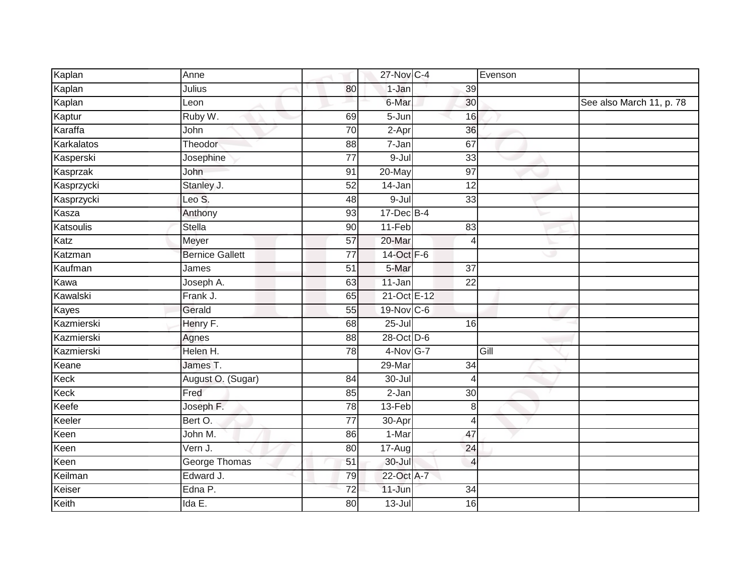| Kaplan | Anne | | 27-Nov | C-4 | Evenson | |
|---|---|---|---|---|---|---|
| Kaplan | Julius | 80 | 1-Jan | 39 | | |
| Kaplan | Leon | | 6-Mar | 30 | | See also March 11, p. 78 |
| Kaptur | Ruby W. | 69 | 5-Jun | 16 | | |
| Karaffa | John | 70 | 2-Apr | 36 | | |
| Karkalatos | Theodor | 88 | 7-Jan | 67 | | |
| Kasperski | Josephine | 77 | 9-Jul | 33 | | |
| Kasprzak | John | 91 | 20-May | 97 | | |
| Kasprzycki | Stanley J. | 52 | 14-Jan | 12 | | |
| Kasprzycki | Leo S. | 48 | 9-Jul | 33 | | |
| Kasza | Anthony | 93 | 17-Dec | B-4 | | |
| Katsoulis | Stella | 90 | 11-Feb | 83 | | |
| Katz | Meyer | 57 | 20-Mar | 4 | | |
| Katzman | Bernice Gallett | 77 | 14-Oct | F-6 | | |
| Kaufman | James | 51 | 5-Mar | 37 | | |
| Kawa | Joseph A. | 63 | 11-Jan | 22 | | |
| Kawalski | Frank J. | 65 | 21-Oct | E-12 | | |
| Kayes | Gerald | 55 | 19-Nov | C-6 | | |
| Kazmierski | Henry F. | 68 | 25-Jul | 16 | | |
| Kazmierski | Agnes | 88 | 28-Oct | D-6 | | |
| Kazmierski | Helen H. | 78 | 4-Nov | G-7 | Gill | |
| Keane | James T. | | 29-Mar | 34 | | |
| Keck | August O. (Sugar) | 84 | 30-Jul | 4 | | |
| Keck | Fred | 85 | 2-Jan | 30 | | |
| Keefe | Joseph F. | 78 | 13-Feb | 8 | | |
| Keeler | Bert O. | 77 | 30-Apr | 4 | | |
| Keen | John M. | 86 | 1-Mar | 47 | | |
| Keen | Vern J. | 80 | 17-Aug | 24 | | |
| Keen | George Thomas | 51 | 30-Jul | 4 | | |
| Keilman | Edward J. | 79 | 22-Oct | A-7 | | |
| Keiser | Edna P. | 72 | 11-Jun | 34 | | |
| Keith | Ida E. | 80 | 13-Jul | 16 | | |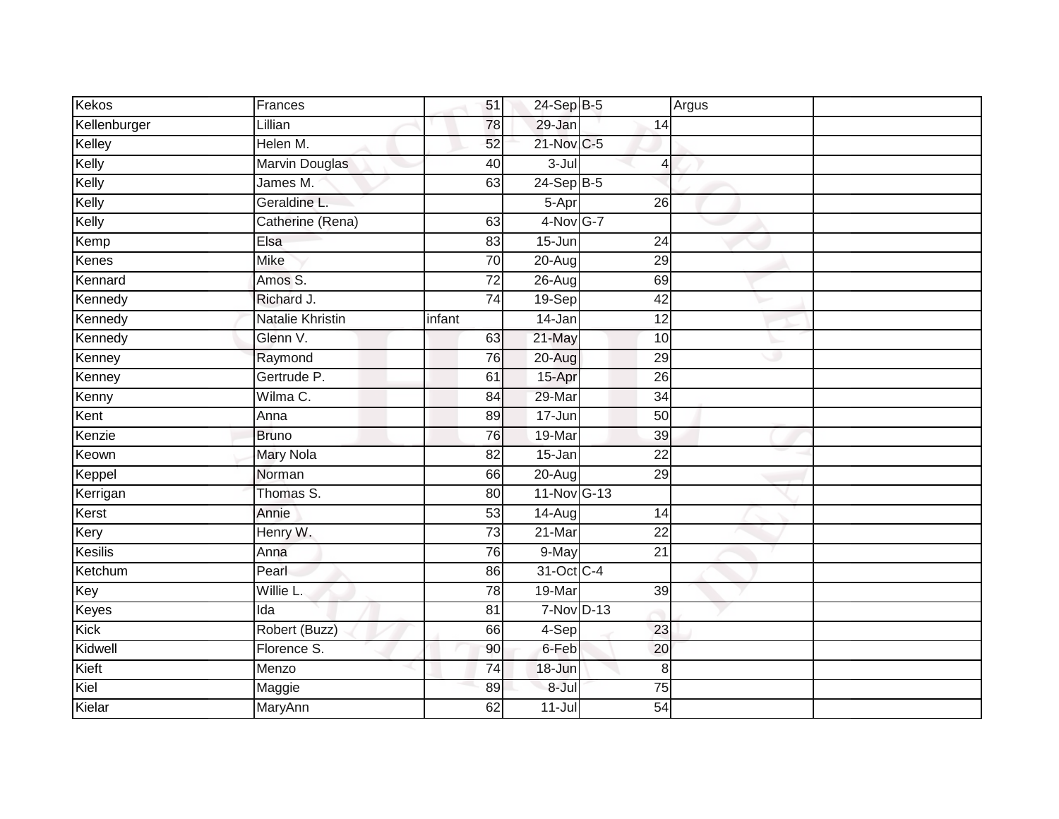| Kekos | Frances | 51 | 24-Sep | B-5 | Argus | |
|---|---|---|---|---|---|---|
| Kellenburger | Lillian | 78 | 29-Jan | 14 | | |
| Kelley | Helen M. | 52 | 21-Nov | C-5 | | |
| Kelly | Marvin Douglas | 40 | 3-Jul | 4 | | |
| Kelly | James M. | 63 | 24-Sep | B-5 | | |
| Kelly | Geraldine L. | | 5-Apr | 26 | | |
| Kelly | Catherine (Rena) | 63 | 4-Nov | G-7 | | |
| Kemp | Elsa | 83 | 15-Jun | 24 | | |
| Kenes | Mike | 70 | 20-Aug | 29 | | |
| Kennard | Amos S. | 72 | 26-Aug | 69 | | |
| Kennedy | Richard J. | 74 | 19-Sep | 42 | | |
| Kennedy | Natalie Khristin | infant | 14-Jan | 12 | | |
| Kennedy | Glenn V. | 63 | 21-May | 10 | | |
| Kenney | Raymond | 76 | 20-Aug | 29 | | |
| Kenney | Gertrude P. | 61 | 15-Apr | 26 | | |
| Kenny | Wilma C. | 84 | 29-Mar | 34 | | |
| Kent | Anna | 89 | 17-Jun | 50 | | |
| Kenzie | Bruno | 76 | 19-Mar | 39 | | |
| Keown | Mary Nola | 82 | 15-Jan | 22 | | |
| Keppel | Norman | 66 | 20-Aug | 29 | | |
| Kerrigan | Thomas S. | 80 | 11-Nov | G-13 | | |
| Kerst | Annie | 53 | 14-Aug | 14 | | |
| Kery | Henry W. | 73 | 21-Mar | 22 | | |
| Kesilis | Anna | 76 | 9-May | 21 | | |
| Ketchum | Pearl | 86 | 31-Oct | C-4 | | |
| Key | Willie L. | 78 | 19-Mar | 39 | | |
| Keyes | Ida | 81 | 7-Nov | D-13 | | |
| Kick | Robert (Buzz) | 66 | 4-Sep | 23 | | |
| Kidwell | Florence S. | 90 | 6-Feb | 20 | | |
| Kieft | Menzo | 74 | 18-Jun | 8 | | |
| Kiel | Maggie | 89 | 8-Jul | 75 | | |
| Kielar | MaryAnn | 62 | 11-Jul | 54 | | |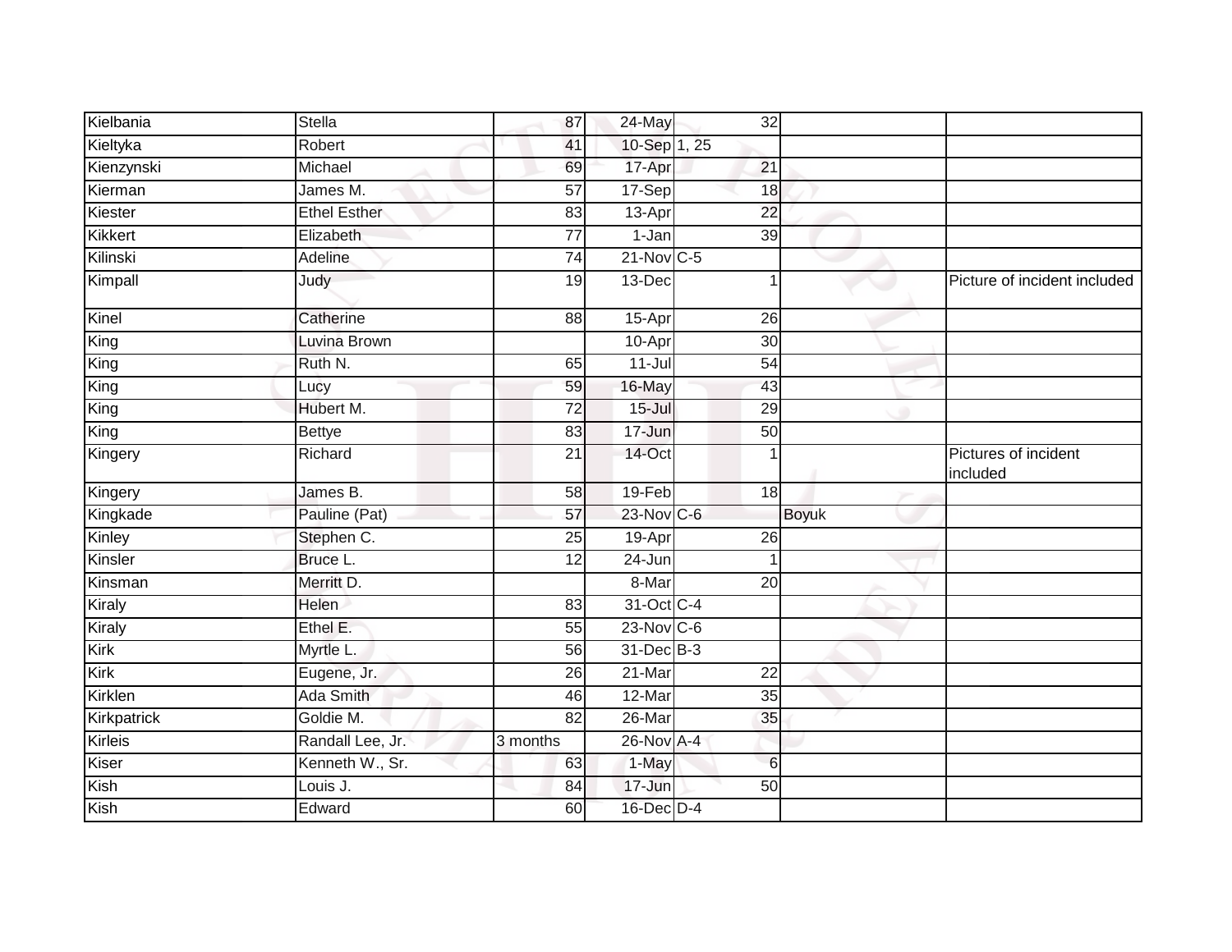| | | | | | | |
|---|---|---|---|---|---|---|
| Kielbania | Stella | 87 | 24-May | 32 | | |
| Kieltyka | Robert | 41 | 10-Sep | 1, 25 | | |
| Kienzynski | Michael | 69 | 17-Apr | 21 | | |
| Kierman | James M. | 57 | 17-Sep | 18 | | |
| Kiester | Ethel Esther | 83 | 13-Apr | 22 | | |
| Kikkert | Elizabeth | 77 | 1-Jan | 39 | | |
| Kilinski | Adeline | 74 | 21-Nov | C-5 | | |
| Kimpall | Judy | 19 | 13-Dec | 1 | | Picture of incident included |
| Kinel | Catherine | 88 | 15-Apr | 26 | | |
| King | Luvina Brown | | 10-Apr | 30 | | |
| King | Ruth N. | 65 | 11-Jul | 54 | | |
| King | Lucy | 59 | 16-May | 43 | | |
| King | Hubert M. | 72 | 15-Jul | 29 | | |
| King | Bettye | 83 | 17-Jun | 50 | | |
| Kingery | Richard | 21 | 14-Oct | 1 | | Pictures of incident included |
| Kingery | James B. | 58 | 19-Feb | 18 | | |
| Kingkade | Pauline (Pat) | 57 | 23-Nov | C-6 | Boyuk | |
| Kinley | Stephen C. | 25 | 19-Apr | 26 | | |
| Kinsler | Bruce L. | 12 | 24-Jun | 1 | | |
| Kinsman | Merritt D. | | 8-Mar | 20 | | |
| Kiraly | Helen | 83 | 31-Oct | C-4 | | |
| Kiraly | Ethel E. | 55 | 23-Nov | C-6 | | |
| Kirk | Myrtle L. | 56 | 31-Dec | B-3 | | |
| Kirk | Eugene, Jr. | 26 | 21-Mar | 22 | | |
| Kirklen | Ada Smith | 46 | 12-Mar | 35 | | |
| Kirkpatrick | Goldie M. | 82 | 26-Mar | 35 | | |
| Kirleis | Randall Lee, Jr. | 3 months | 26-Nov | A-4 | | |
| Kiser | Kenneth W., Sr. | 63 | 1-May | 6 | | |
| Kish | Louis J. | 84 | 17-Jun | 50 | | |
| Kish | Edward | 60 | 16-Dec | D-4 | | |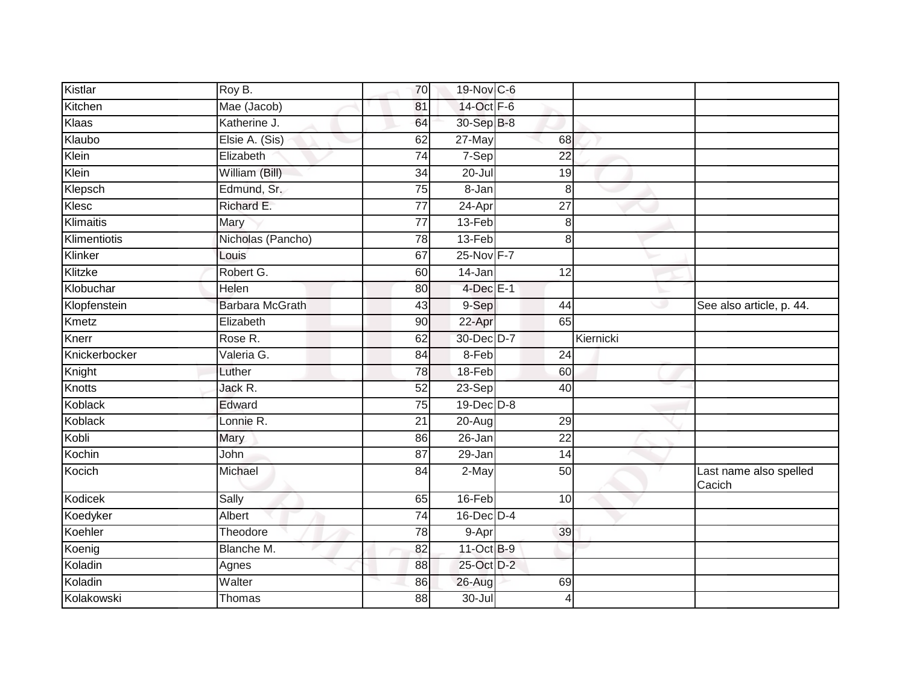| | | | | | | | |
|---|---|---|---|---|---|---|---|
| Kistlar | Roy B. | 70 | 19-Nov | C-6 | | | |
| Kitchen | Mae (Jacob) | 81 | 14-Oct | F-6 | | | |
| Klaas | Katherine J. | 64 | 30-Sep | B-8 | | | |
| Klaubo | Elsie A. (Sis) | 62 | 27-May | | 68 | | |
| Klein | Elizabeth | 74 | 7-Sep | | 22 | | |
| Klein | William (Bill) | 34 | 20-Jul | | 19 | | |
| Klepsch | Edmund, Sr. | 75 | 8-Jan | | 8 | | |
| Klesc | Richard E. | 77 | 24-Apr | | 27 | | |
| Klimaitis | Mary | 77 | 13-Feb | | 8 | | |
| Klimentiotis | Nicholas (Pancho) | 78 | 13-Feb | | 8 | | |
| Klinker | Louis | 67 | 25-Nov | F-7 | | | |
| Klitzke | Robert G. | 60 | 14-Jan | | 12 | | |
| Klobuchar | Helen | 80 | 4-Dec | E-1 | | | |
| Klopfenstein | Barbara McGrath | 43 | 9-Sep | | 44 | | See also article, p. 44. |
| Kmetz | Elizabeth | 90 | 22-Apr | | 65 | | |
| Knerr | Rose R. | 62 | 30-Dec | D-7 | | Kiernicki | |
| Knickerbocker | Valeria G. | 84 | 8-Feb | | 24 | | |
| Knight | Luther | 78 | 18-Feb | | 60 | | |
| Knotts | Jack R. | 52 | 23-Sep | | 40 | | |
| Koblack | Edward | 75 | 19-Dec | D-8 | | | |
| Koblack | Lonnie R. | 21 | 20-Aug | | 29 | | |
| Kobli | Mary | 86 | 26-Jan | | 22 | | |
| Kochin | John | 87 | 29-Jan | | 14 | | |
| Kocich | Michael | 84 | 2-May | | 50 | | Last name also spelled Cacich |
| Kodicek | Sally | 65 | 16-Feb | | 10 | | |
| Koedyker | Albert | 74 | 16-Dec | D-4 | | | |
| Koehler | Theodore | 78 | 9-Apr | | 39 | | |
| Koenig | Blanche M. | 82 | 11-Oct | B-9 | | | |
| Koladin | Agnes | 88 | 25-Oct | D-2 | | | |
| Koladin | Walter | 86 | 26-Aug | | 69 | | |
| Kolakowski | Thomas | 88 | 30-Jul | | 4 | | |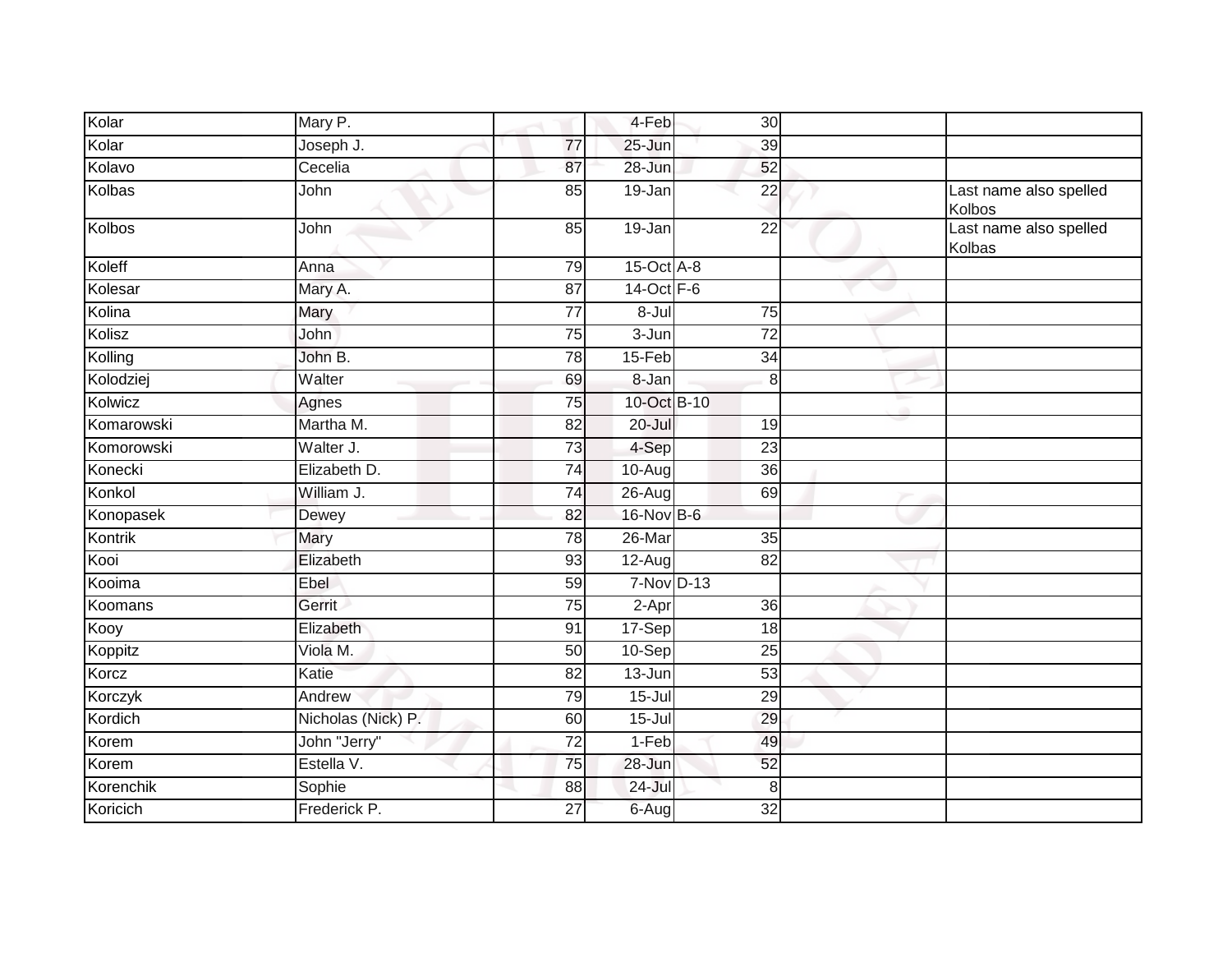| | | | | | | |
|---|---|---|---|---|---|---|
| Kolar | Mary P. | | 4-Feb | 30 | | |
| Kolar | Joseph J. | 77 | 25-Jun | 39 | | |
| Kolavo | Cecelia | 87 | 28-Jun | 52 | | |
| Kolbas | John | 85 | 19-Jan | 22 | | Last name also spelled Kolbos |
| Kolbos | John | 85 | 19-Jan | 22 | | Last name also spelled Kolbas |
| Koleff | Anna | 79 | 15-Oct | A-8 | | |
| Kolesar | Mary A. | 87 | 14-Oct | F-6 | | |
| Kolina | Mary | 77 | 8-Jul | 75 | | |
| Kolisz | John | 75 | 3-Jun | 72 | | |
| Kolling | John B. | 78 | 15-Feb | 34 | | |
| Kolodziej | Walter | 69 | 8-Jan | 8 | | |
| Kolwicz | Agnes | 75 | 10-Oct | B-10 | | |
| Komarowski | Martha M. | 82 | 20-Jul | 19 | | |
| Komorowski | Walter J. | 73 | 4-Sep | 23 | | |
| Konecki | Elizabeth D. | 74 | 10-Aug | 36 | | |
| Konkol | William J. | 74 | 26-Aug | 69 | | |
| Konopasek | Dewey | 82 | 16-Nov | B-6 | | |
| Kontrik | Mary | 78 | 26-Mar | 35 | | |
| Kooi | Elizabeth | 93 | 12-Aug | 82 | | |
| Kooima | Ebel | 59 | 7-Nov | D-13 | | |
| Koomans | Gerrit | 75 | 2-Apr | 36 | | |
| Kooy | Elizabeth | 91 | 17-Sep | 18 | | |
| Koppitz | Viola M. | 50 | 10-Sep | 25 | | |
| Korcz | Katie | 82 | 13-Jun | 53 | | |
| Korczyk | Andrew | 79 | 15-Jul | 29 | | |
| Kordich | Nicholas (Nick) P. | 60 | 15-Jul | 29 | | |
| Korem | John "Jerry" | 72 | 1-Feb | 49 | | |
| Korem | Estella V. | 75 | 28-Jun | 52 | | |
| Korenchik | Sophie | 88 | 24-Jul | 8 | | |
| Koricich | Frederick P. | 27 | 6-Aug | 32 | | |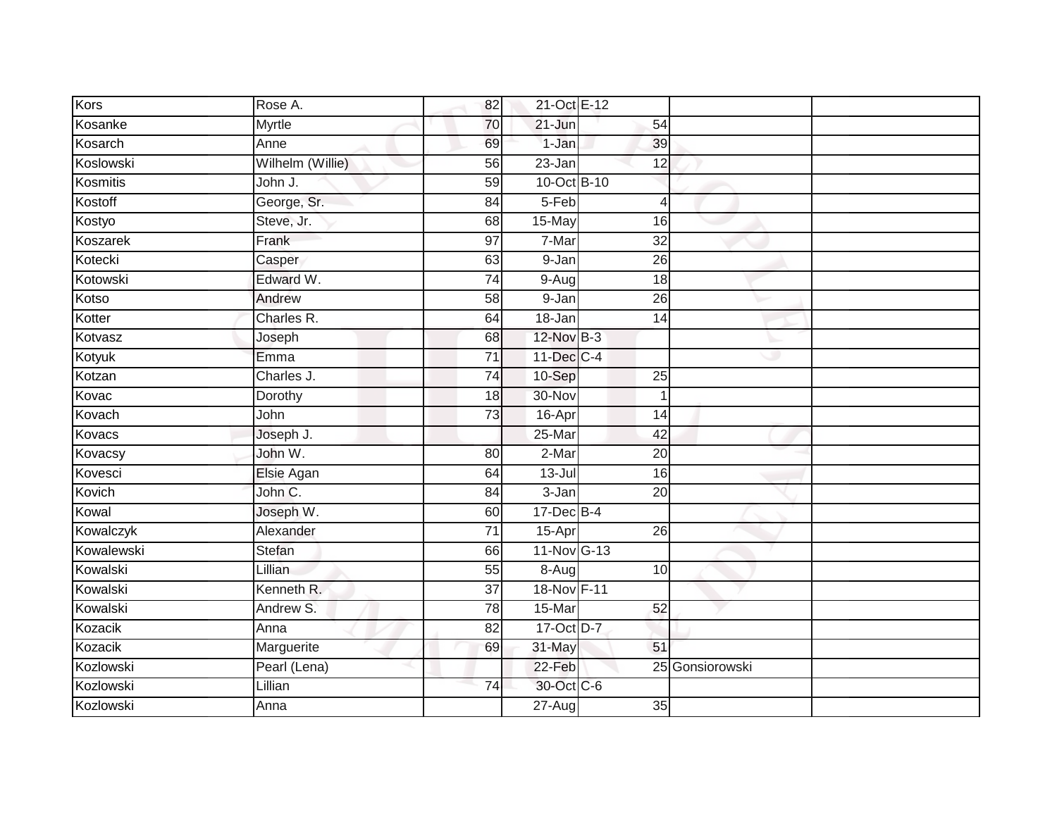| | | | | | | |
|---|---|---|---|---|---|---|
| Kors | Rose A. | 82 | 21-Oct | E-12 | | |
| Kosanke | Myrtle | 70 | 21-Jun | 54 | | |
| Kosarch | Anne | 69 | 1-Jan | 39 | | |
| Koslowski | Wilhelm (Willie) | 56 | 23-Jan | 12 | | |
| Kosmitis | John J. | 59 | 10-Oct | B-10 | | |
| Kostoff | George, Sr. | 84 | 5-Feb | 4 | | |
| Kostyo | Steve, Jr. | 68 | 15-May | 16 | | |
| Koszarek | Frank | 97 | 7-Mar | 32 | | |
| Kotecki | Casper | 63 | 9-Jan | 26 | | |
| Kotowski | Edward W. | 74 | 9-Aug | 18 | | |
| Kotso | Andrew | 58 | 9-Jan | 26 | | |
| Kotter | Charles R. | 64 | 18-Jan | 14 | | |
| Kotvasz | Joseph | 68 | 12-Nov | B-3 | | |
| Kotyuk | Emma | 71 | 11-Dec | C-4 | | |
| Kotzan | Charles J. | 74 | 10-Sep | 25 | | |
| Kovac | Dorothy | 18 | 30-Nov | 1 | | |
| Kovach | John | 73 | 16-Apr | 14 | | |
| Kovacs | Joseph J. | | 25-Mar | 42 | | |
| Kovacsy | John W. | 80 | 2-Mar | 20 | | |
| Kovesci | Elsie Agan | 64 | 13-Jul | 16 | | |
| Kovich | John C. | 84 | 3-Jan | 20 | | |
| Kowal | Joseph W. | 60 | 17-Dec | B-4 | | |
| Kowalczyk | Alexander | 71 | 15-Apr | 26 | | |
| Kowalewski | Stefan | 66 | 11-Nov | G-13 | | |
| Kowalski | Lillian | 55 | 8-Aug | 10 | | |
| Kowalski | Kenneth R. | 37 | 18-Nov | F-11 | | |
| Kowalski | Andrew S. | 78 | 15-Mar | 52 | | |
| Kozacik | Anna | 82 | 17-Oct | D-7 | | |
| Kozacik | Marguerite | 69 | 31-May | 51 | | |
| Kozlowski | Pearl (Lena) | | 22-Feb | 25 | Gonsiorowski | |
| Kozlowski | Lillian | 74 | 30-Oct | C-6 | | |
| Kozlowski | Anna | | 27-Aug | 35 | | |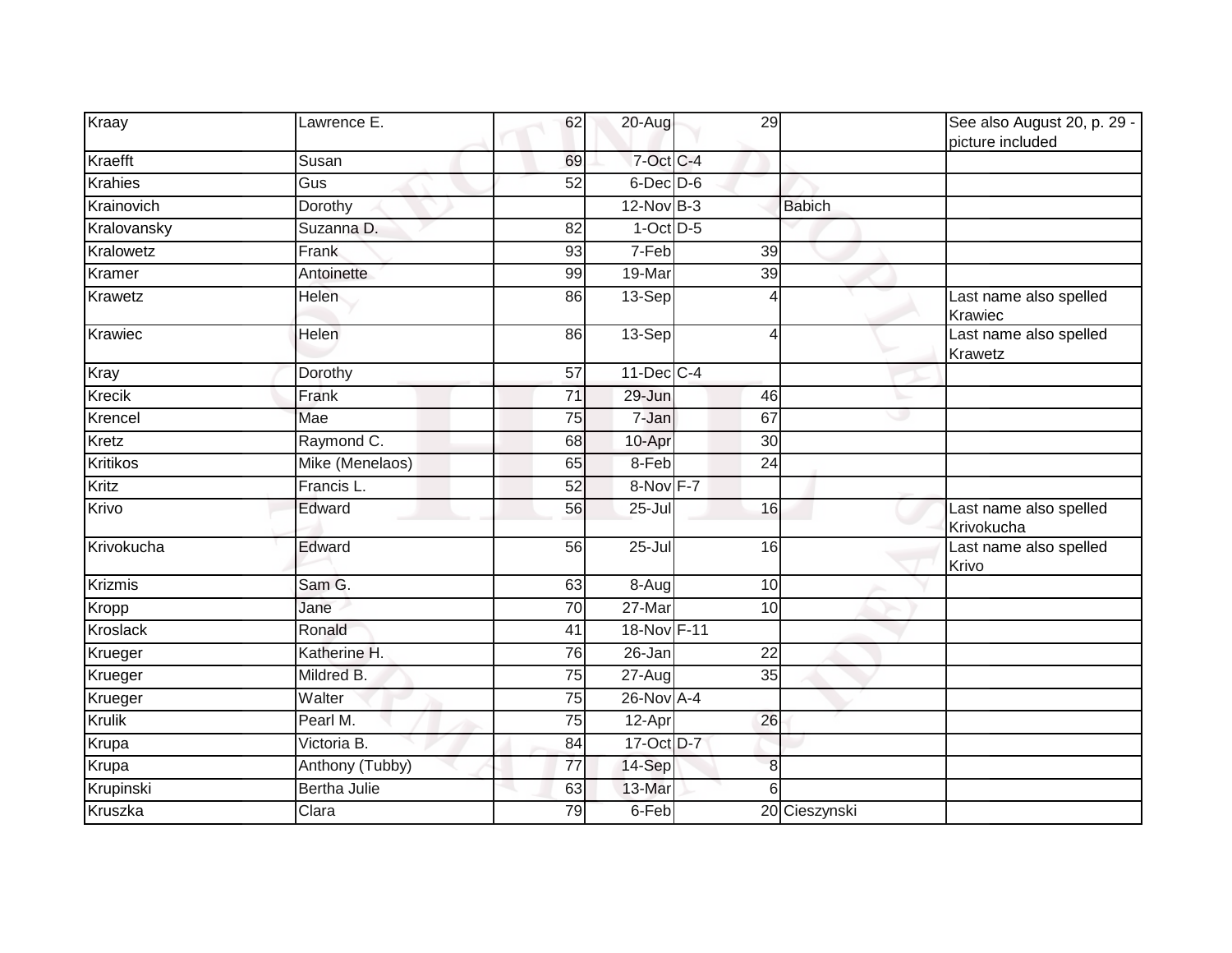| Kraay | Lawrence E. | 62 | 20-Aug | 29 | | See also August 20, p. 29 - picture included |
|---|---|---|---|---|---|---|
| Kraefft | Susan | 69 | 7-Oct | C-4 | | |
| Krahies | Gus | 52 | 6-Dec | D-6 | | |
| Krainovich | Dorothy | | 12-Nov | B-3 | Babich | |
| Kralovansky | Suzanna D. | 82 | 1-Oct | D-5 | | |
| Kralowetz | Frank | 93 | 7-Feb | 39 | | |
| Kramer | Antoinette | 99 | 19-Mar | 39 | | |
| Krawetz | Helen | 86 | 13-Sep | 4 | | Last name also spelled Krawiec |
| Krawiec | Helen | 86 | 13-Sep | 4 | | Last name also spelled Krawetz |
| Kray | Dorothy | 57 | 11-Dec | C-4 | | |
| Krecik | Frank | 71 | 29-Jun | 46 | | |
| Krencel | Mae | 75 | 7-Jan | 67 | | |
| Kretz | Raymond C. | 68 | 10-Apr | 30 | | |
| Kritikos | Mike (Menelaos) | 65 | 8-Feb | 24 | | |
| Kritz | Francis L. | 52 | 8-Nov | F-7 | | |
| Krivo | Edward | 56 | 25-Jul | 16 | | Last name also spelled Krivokucha |
| Krivokucha | Edward | 56 | 25-Jul | 16 | | Last name also spelled Krivo |
| Krizmis | Sam G. | 63 | 8-Aug | 10 | | |
| Kropp | Jane | 70 | 27-Mar | 10 | | |
| Kroslack | Ronald | 41 | 18-Nov | F-11 | | |
| Krueger | Katherine H. | 76 | 26-Jan | 22 | | |
| Krueger | Mildred B. | 75 | 27-Aug | 35 | | |
| Krueger | Walter | 75 | 26-Nov | A-4 | | |
| Krulik | Pearl M. | 75 | 12-Apr | 26 | | |
| Krupa | Victoria B. | 84 | 17-Oct | D-7 | | |
| Krupa | Anthony (Tubby) | 77 | 14-Sep | 8 | | |
| Krupinski | Bertha Julie | 63 | 13-Mar | 6 | | |
| Kruszka | Clara | 79 | 6-Feb | 20 | Cieszynski | |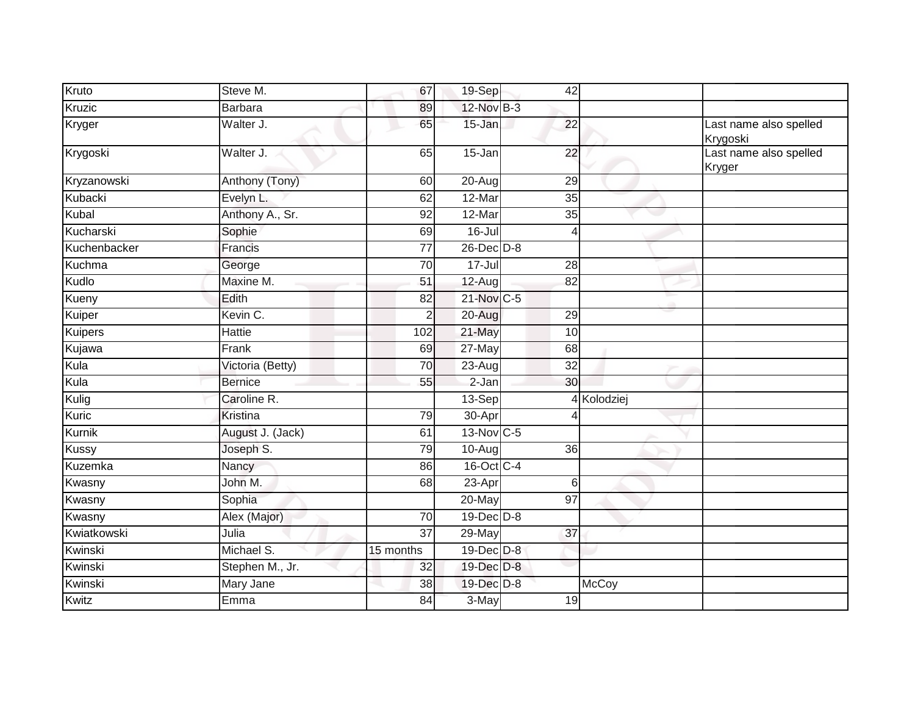| Kruto | Steve M. | 67 | 19-Sep | 42 | | |
|---|---|---|---|---|---|---|
| Kruzic | Barbara | 89 | 12-Nov | B-3 | | |
| Kryger | Walter J. | 65 | 15-Jan | 22 | | Last name also spelled Krygoski |
| Krygoski | Walter J. | 65 | 15-Jan | 22 | | Last name also spelled Kryger |
| Kryzanowski | Anthony (Tony) | 60 | 20-Aug | 29 | | |
| Kubacki | Evelyn L. | 62 | 12-Mar | 35 | | |
| Kubal | Anthony A., Sr. | 92 | 12-Mar | 35 | | |
| Kucharski | Sophie | 69 | 16-Jul | 4 | | |
| Kuchenbacker | Francis | 77 | 26-Dec | D-8 | | |
| Kuchma | George | 70 | 17-Jul | 28 | | |
| Kudlo | Maxine M. | 51 | 12-Aug | 82 | | |
| Kueny | Edith | 82 | 21-Nov | C-5 | | |
| Kuiper | Kevin C. | 2 | 20-Aug | 29 | | |
| Kuipers | Hattie | 102 | 21-May | 10 | | |
| Kujawa | Frank | 69 | 27-May | 68 | | |
| Kula | Victoria (Betty) | 70 | 23-Aug | 32 | | |
| Kula | Bernice | 55 | 2-Jan | 30 | | |
| Kulig | Caroline R. | | 13-Sep | 4 | Kolodziej | |
| Kuric | Kristina | 79 | 30-Apr | 4 | | |
| Kurnik | August J. (Jack) | 61 | 13-Nov | C-5 | | |
| Kussy | Joseph S. | 79 | 10-Aug | 36 | | |
| Kuzemka | Nancy | 86 | 16-Oct | C-4 | | |
| Kwasny | John M. | 68 | 23-Apr | 6 | | |
| Kwasny | Sophia | | 20-May | 97 | | |
| Kwasny | Alex (Major) | 70 | 19-Dec | D-8 | | |
| Kwiatkowski | Julia | 37 | 29-May | 37 | | |
| Kwinski | Michael S. | 15 months | 19-Dec | D-8 | | |
| Kwinski | Stephen M., Jr. | 32 | 19-Dec | D-8 | | |
| Kwinski | Mary Jane | 38 | 19-Dec | D-8 | McCoy | |
| Kwitz | Emma | 84 | 3-May | 19 | | |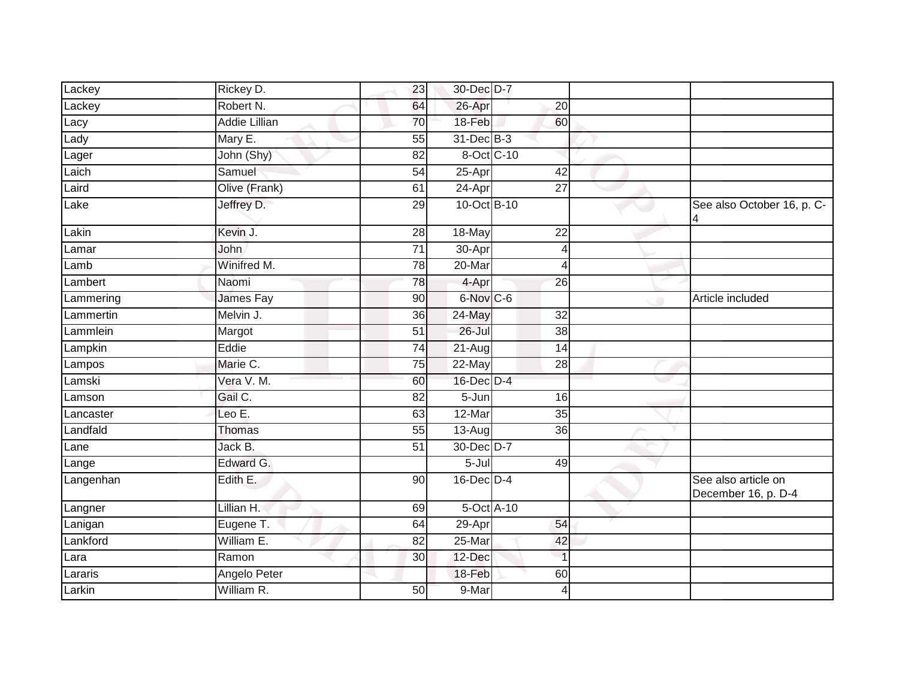| | | | | | | |
|---|---|---|---|---|---|---|
| Lackey | Rickey D. | 23 | 30-Dec | D-7 | | |
| Lackey | Robert N. | 64 | 26-Apr | 20 | | |
| Lacy | Addie Lillian | 70 | 18-Feb | 60 | | |
| Lady | Mary E. | 55 | 31-Dec | B-3 | | |
| Lager | John (Shy) | 82 | 8-Oct | C-10 | | |
| Laich | Samuel | 54 | 25-Apr | 42 | | |
| Laird | Olive (Frank) | 61 | 24-Apr | 27 | | |
| Lake | Jeffrey D. | 29 | 10-Oct | B-10 | | See also October 16, p. C-4 |
| Lakin | Kevin J. | 28 | 18-May | 22 | | |
| Lamar | John | 71 | 30-Apr | 4 | | |
| Lamb | Winifred M. | 78 | 20-Mar | 4 | | |
| Lambert | Naomi | 78 | 4-Apr | 26 | | |
| Lammering | James Fay | 90 | 6-Nov | C-6 | | Article included |
| Lammertin | Melvin J. | 36 | 24-May | 32 | | |
| Lammlein | Margot | 51 | 26-Jul | 38 | | |
| Lampkin | Eddie | 74 | 21-Aug | 14 | | |
| Lampos | Marie C. | 75 | 22-May | 28 | | |
| Lamski | Vera V. M. | 60 | 16-Dec | D-4 | | |
| Lamson | Gail C. | 82 | 5-Jun | 16 | | |
| Lancaster | Leo E. | 63 | 12-Mar | 35 | | |
| Landfald | Thomas | 55 | 13-Aug | 36 | | |
| Lane | Jack B. | 51 | 30-Dec | D-7 | | |
| Lange | Edward G. | | 5-Jul | 49 | | |
| Langenhan | Edith E. | 90 | 16-Dec | D-4 | | See also article on December 16, p. D-4 |
| Langner | Lillian H. | 69 | 5-Oct | A-10 | | |
| Lanigan | Eugene T. | 64 | 29-Apr | 54 | | |
| Lankford | William E. | 82 | 25-Mar | 42 | | |
| Lara | Ramon | 30 | 12-Dec | 1 | | |
| Lararis | Angelo Peter | | 18-Feb | 60 | | |
| Larkin | William R. | 50 | 9-Mar | 4 | | |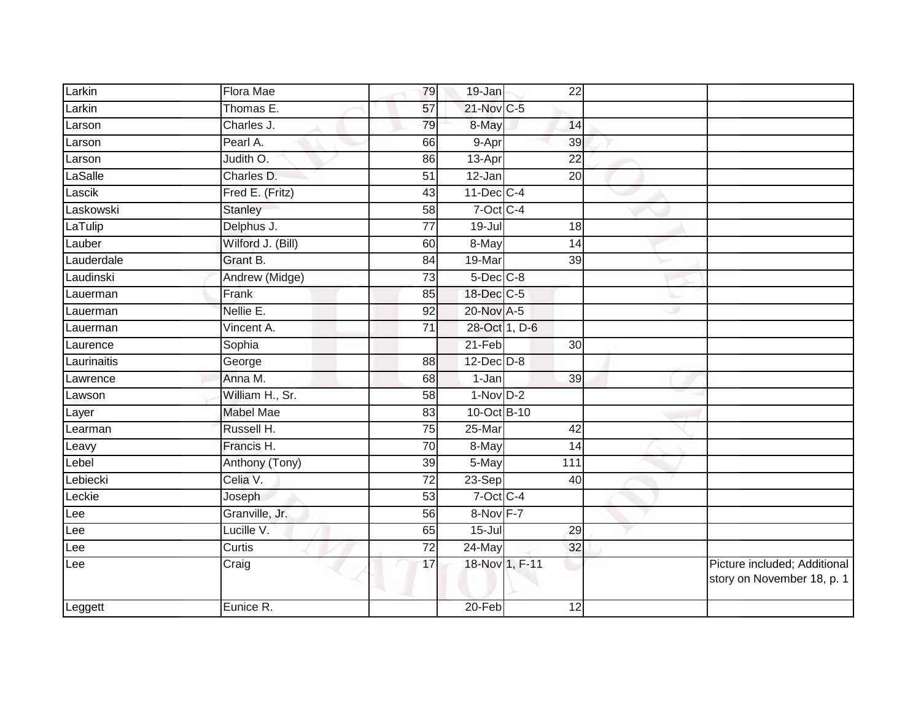| Larkin | Flora Mae | 79 | 19-Jan | 22 | | |
|---|---|---|---|---|---|---|
| Larkin | Thomas E. | 57 | 21-Nov | C-5 | | |
| Larson | Charles J. | 79 | 8-May | 14 | | |
| Larson | Pearl A. | 66 | 9-Apr | 39 | | |
| Larson | Judith O. | 86 | 13-Apr | 22 | | |
| LaSalle | Charles D. | 51 | 12-Jan | 20 | | |
| Lascik | Fred E. (Fritz) | 43 | 11-Dec | C-4 | | |
| Laskowski | Stanley | 58 | 7-Oct | C-4 | | |
| LaTulip | Delphus J. | 77 | 19-Jul | 18 | | |
| Lauber | Wilford J. (Bill) | 60 | 8-May | 14 | | |
| Lauderdale | Grant B. | 84 | 19-Mar | 39 | | |
| Laudinski | Andrew (Midge) | 73 | 5-Dec | C-8 | | |
| Lauerman | Frank | 85 | 18-Dec | C-5 | | |
| Lauerman | Nellie E. | 92 | 20-Nov | A-5 | | |
| Lauerman | Vincent A. | 71 | 28-Oct | 1, D-6 | | |
| Laurence | Sophia | | 21-Feb | 30 | | |
| Laurinaitis | George | 88 | 12-Dec | D-8 | | |
| Lawrence | Anna M. | 68 | 1-Jan | 39 | | |
| Lawson | William H., Sr. | 58 | 1-Nov | D-2 | | |
| Layer | Mabel Mae | 83 | 10-Oct | B-10 | | |
| Learman | Russell H. | 75 | 25-Mar | 42 | | |
| Leavy | Francis H. | 70 | 8-May | 14 | | |
| Lebel | Anthony (Tony) | 39 | 5-May | 111 | | |
| Lebiecki | Celia V. | 72 | 23-Sep | 40 | | |
| Leckie | Joseph | 53 | 7-Oct | C-4 | | |
| Lee | Granville, Jr. | 56 | 8-Nov | F-7 | | |
| Lee | Lucille V. | 65 | 15-Jul | 29 | | |
| Lee | Curtis | 72 | 24-May | 32 | | |
| Lee | Craig | 17 | 18-Nov | 1, F-11 | | Picture included; Additional story on November 18, p. 1 |
| Leggett | Eunice R. | | 20-Feb | 12 | | |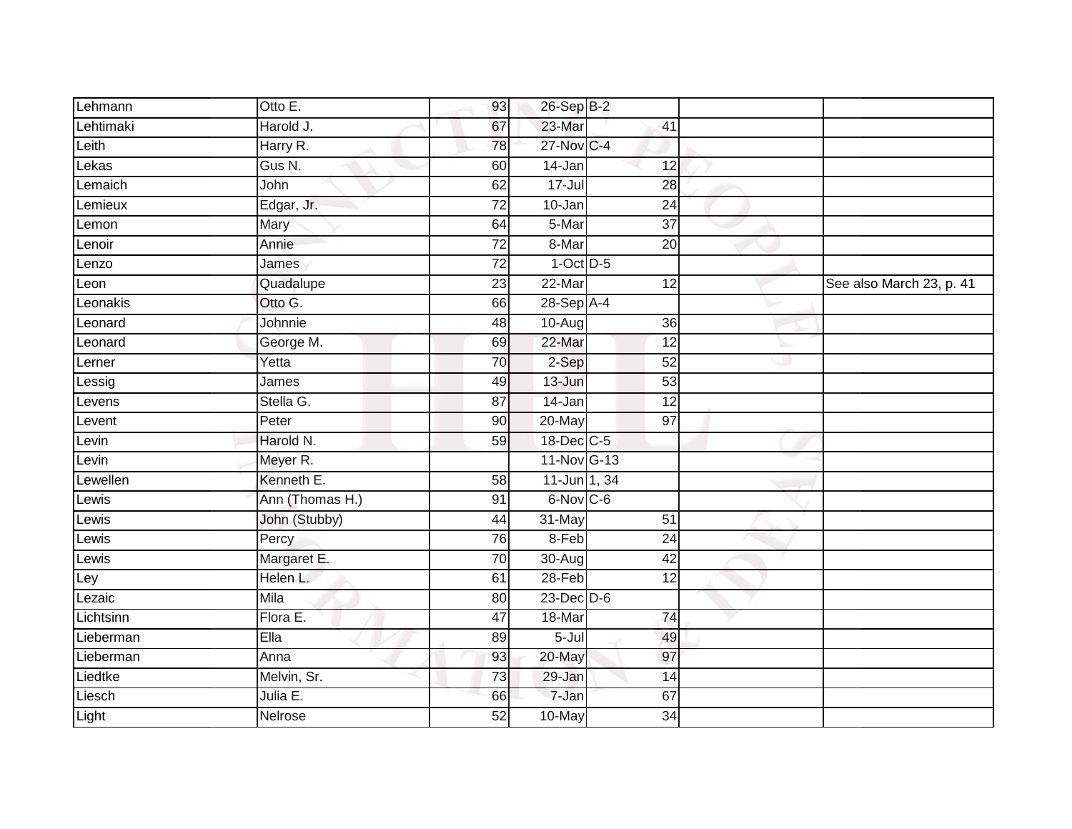| Lehmann | Otto E. | 93 | 26-Sep | B-2 | | |
|---|---|---|---|---|---|---|
| Lehtimaki | Harold J. | 67 | 23-Mar | 41 | | |
| Leith | Harry R. | 78 | 27-Nov | C-4 | | |
| Lekas | Gus N. | 60 | 14-Jan | 12 | | |
| Lemaich | John | 62 | 17-Jul | 28 | | |
| Lemieux | Edgar, Jr. | 72 | 10-Jan | 24 | | |
| Lemon | Mary | 64 | 5-Mar | 37 | | |
| Lenoir | Annie | 72 | 8-Mar | 20 | | |
| Lenzo | James | 72 | 1-Oct | D-5 | | |
| Leon | Quadalupe | 23 | 22-Mar | 12 | | See also March 23, p. 41 |
| Leonakis | Otto G. | 66 | 28-Sep | A-4 | | |
| Leonard | Johnnie | 48 | 10-Aug | 36 | | |
| Leonard | George M. | 69 | 22-Mar | 12 | | |
| Lerner | Yetta | 70 | 2-Sep | 52 | | |
| Lessig | James | 49 | 13-Jun | 53 | | |
| Levens | Stella G. | 87 | 14-Jan | 12 | | |
| Levent | Peter | 90 | 20-May | 97 | | |
| Levin | Harold N. | 59 | 18-Dec | C-5 | | |
| Levin | Meyer R. | | 11-Nov | G-13 | | |
| Lewellen | Kenneth E. | 58 | 11-Jun | 1, 34 | | |
| Lewis | Ann (Thomas H.) | 91 | 6-Nov | C-6 | | |
| Lewis | John (Stubby) | 44 | 31-May | 51 | | |
| Lewis | Percy | 76 | 8-Feb | 24 | | |
| Lewis | Margaret E. | 70 | 30-Aug | 42 | | |
| Ley | Helen L. | 61 | 28-Feb | 12 | | |
| Lezaic | Mila | 80 | 23-Dec | D-6 | | |
| Lichtsinn | Flora E. | 47 | 18-Mar | 74 | | |
| Lieberman | Ella | 89 | 5-Jul | 49 | | |
| Lieberman | Anna | 93 | 20-May | 97 | | |
| Liedtke | Melvin, Sr. | 73 | 29-Jan | 14 | | |
| Liesch | Julia E. | 66 | 7-Jan | 67 | | |
| Light | Nelrose | 52 | 10-May | 34 | | |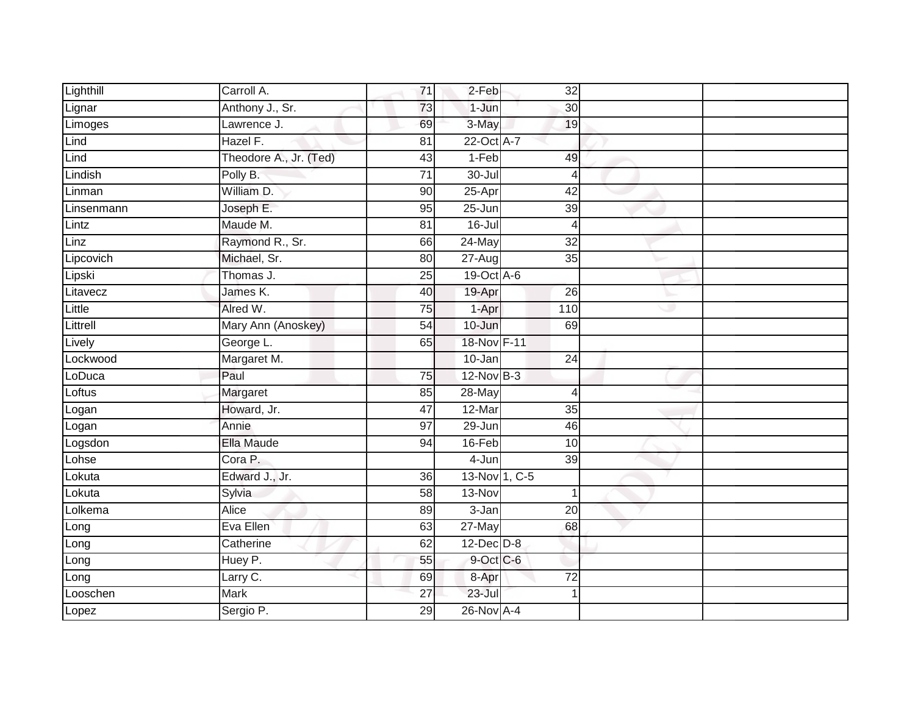| | | | | | | |
|---|---|---|---|---|---|---|
| Lighthill | Carroll A. | 71 | 2-Feb | 32 | | |
| Lignar | Anthony J., Sr. | 73 | 1-Jun | 30 | | |
| Limoges | Lawrence J. | 69 | 3-May | 19 | | |
| Lind | Hazel F. | 81 | 22-Oct | A-7 | | |
| Lind | Theodore A., Jr. (Ted) | 43 | 1-Feb | 49 | | |
| Lindish | Polly B. | 71 | 30-Jul | 4 | | |
| Linman | William D. | 90 | 25-Apr | 42 | | |
| Linsenmann | Joseph E. | 95 | 25-Jun | 39 | | |
| Lintz | Maude M. | 81 | 16-Jul | 4 | | |
| Linz | Raymond R., Sr. | 66 | 24-May | 32 | | |
| Lipcovich | Michael, Sr. | 80 | 27-Aug | 35 | | |
| Lipski | Thomas J. | 25 | 19-Oct | A-6 | | |
| Litavecz | James K. | 40 | 19-Apr | 26 | | |
| Little | Alred W. | 75 | 1-Apr | 110 | | |
| Littrell | Mary Ann (Anoskey) | 54 | 10-Jun | 69 | | |
| Lively | George L. | 65 | 18-Nov | F-11 | | |
| Lockwood | Margaret M. | | 10-Jan | 24 | | |
| LoDuca | Paul | 75 | 12-Nov | B-3 | | |
| Loftus | Margaret | 85 | 28-May | 4 | | |
| Logan | Howard, Jr. | 47 | 12-Mar | 35 | | |
| Logan | Annie | 97 | 29-Jun | 46 | | |
| Logsdon | Ella Maude | 94 | 16-Feb | 10 | | |
| Lohse | Cora P. | | 4-Jun | 39 | | |
| Lokuta | Edward J., Jr. | 36 | 13-Nov | 1, C-5 | | |
| Lokuta | Sylvia | 58 | 13-Nov | 1 | | |
| Lolkema | Alice | 89 | 3-Jan | 20 | | |
| Long | Eva Ellen | 63 | 27-May | 68 | | |
| Long | Catherine | 62 | 12-Dec | D-8 | | |
| Long | Huey P. | 55 | 9-Oct | C-6 | | |
| Long | Larry C. | 69 | 8-Apr | 72 | | |
| Looschen | Mark | 27 | 23-Jul | 1 | | |
| Lopez | Sergio P. | 29 | 26-Nov | A-4 | | |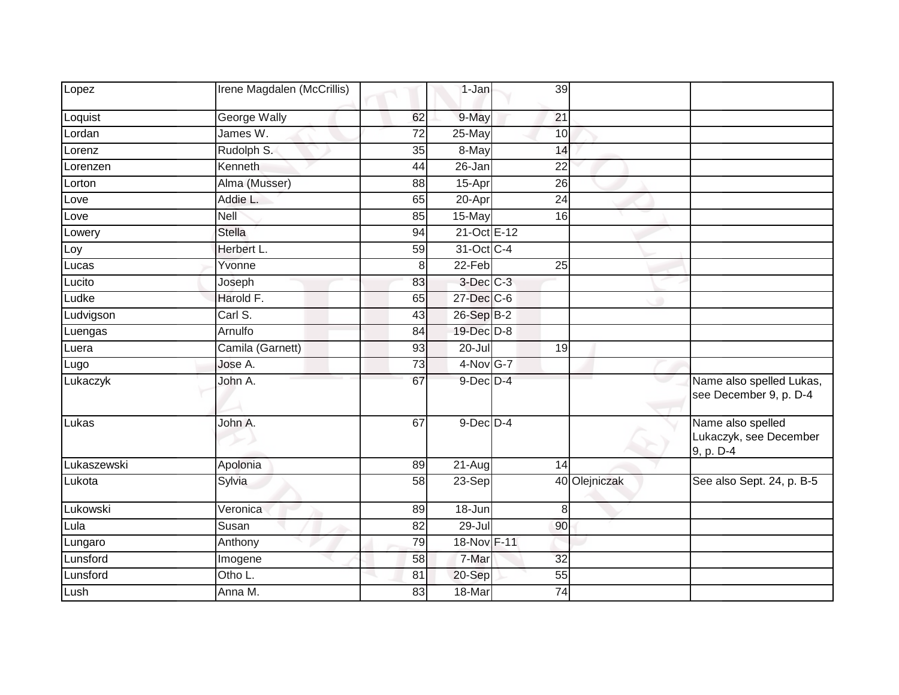| Lopez | Irene Magdalen (McCrillis) | | 1-Jan | 39 | | |
|---|---|---|---|---|---|---|
| Loquist | George Wally | 62 | 9-May | 21 | | |
| Lordan | James W. | 72 | 25-May | 10 | | |
| Lorenz | Rudolph S. | 35 | 8-May | 14 | | |
| Lorenzen | Kenneth | 44 | 26-Jan | 22 | | |
| Lorton | Alma (Musser) | 88 | 15-Apr | 26 | | |
| Love | Addie L. | 65 | 20-Apr | 24 | | |
| Love | Nell | 85 | 15-May | 16 | | |
| Lowery | Stella | 94 | 21-Oct | E-12 | | |
| Loy | Herbert L. | 59 | 31-Oct | C-4 | | |
| Lucas | Yvonne | 8 | 22-Feb | 25 | | |
| Lucito | Joseph | 83 | 3-Dec | C-3 | | |
| Ludke | Harold F. | 65 | 27-Dec | C-6 | | |
| Ludvigson | Carl S. | 43 | 26-Sep | B-2 | | |
| Luengas | Arnulfo | 84 | 19-Dec | D-8 | | |
| Luera | Camila (Garnett) | 93 | 20-Jul | 19 | | |
| Lugo | Jose A. | 73 | 4-Nov | G-7 | | |
| Lukaczyk | John A. | 67 | 9-Dec | D-4 | | Name also spelled Lukas, see December 9, p. D-4 |
| Lukas | John A. | 67 | 9-Dec | D-4 | | Name also spelled Lukaczyk, see December 9, p. D-4 |
| Lukaszewski | Apolonia | 89 | 21-Aug | 14 | | |
| Lukota | Sylvia | 58 | 23-Sep | 40 | Olejniczak | See also Sept. 24, p. B-5 |
| Lukowski | Veronica | 89 | 18-Jun | 8 | | |
| Lula | Susan | 82 | 29-Jul | 90 | | |
| Lungaro | Anthony | 79 | 18-Nov | F-11 | | |
| Lunsford | Imogene | 58 | 7-Mar | 32 | | |
| Lunsford | Otho L. | 81 | 20-Sep | 55 | | |
| Lush | Anna M. | 83 | 18-Mar | 74 | | |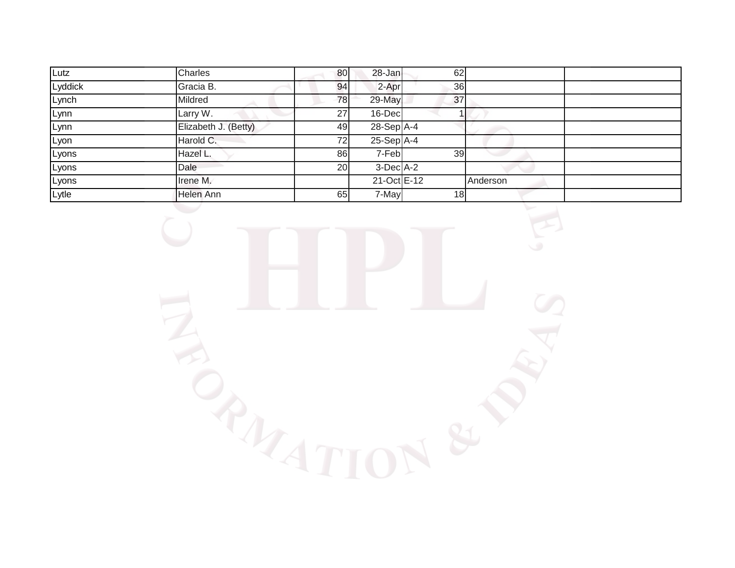| | | | | | | |
|---|---|---|---|---|---|---|
| Lutz | Charles | 80 | 28-Jan | 62 | | |
| Lyddick | Gracia B. | 94 | 2-Apr | 36 | | |
| Lynch | Mildred | 78 | 29-May | 37 | | |
| Lynn | Larry W. | 27 | 16-Dec | 1 | | |
| Lynn | Elizabeth J. (Betty) | 49 | 28-Sep | A-4 | | |
| Lyon | Harold C. | 72 | 25-Sep | A-4 | | |
| Lyons | Hazel L. | 86 | 7-Feb | 39 | | |
| Lyons | Dale | 20 | 3-Dec | A-2 | | |
| Lyons | Irene M. | | 21-Oct | E-12 | Anderson | |
| Lytle | Helen Ann | 65 | 7-May | 18 | | |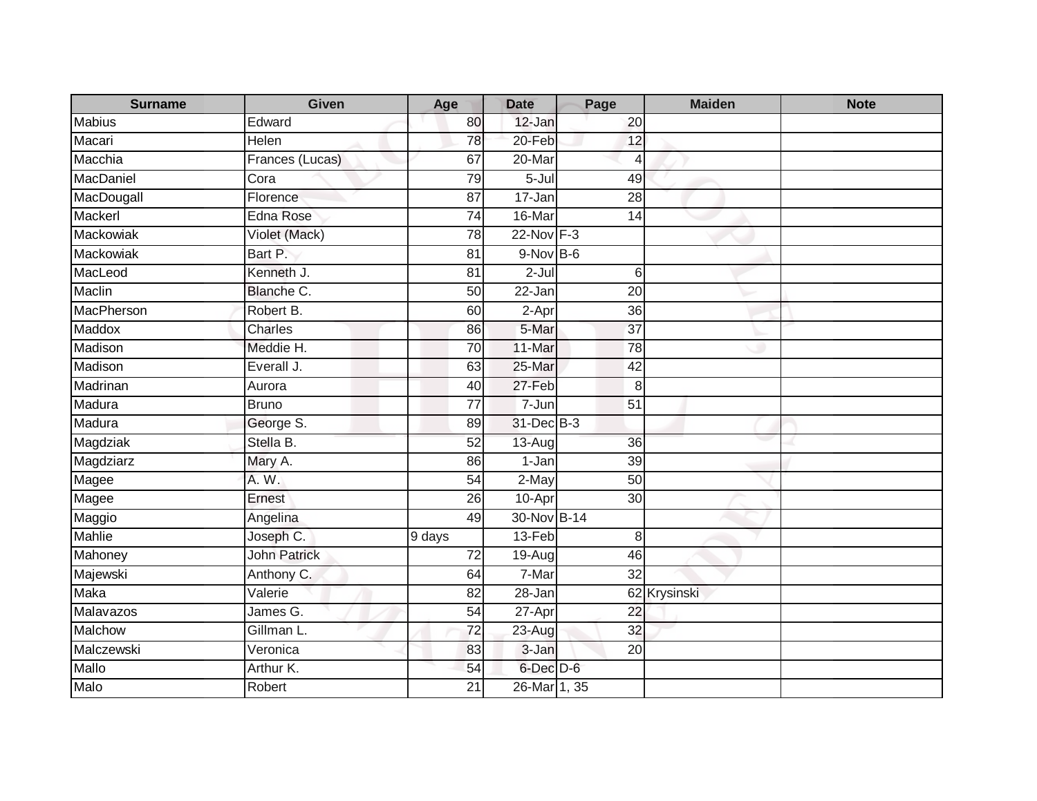| Surname | Given | Age | Date | Page | Maiden | Note |
|---|---|---|---|---|---|---|
| Mabius | Edward | 80 | 12-Jan | 20 | | |
| Macari | Helen | 78 | 20-Feb | 12 | | |
| Macchia | Frances (Lucas) | 67 | 20-Mar | 4 | | |
| MacDaniel | Cora | 79 | 5-Jul | 49 | | |
| MacDougall | Florence | 87 | 17-Jan | 28 | | |
| Mackerl | Edna Rose | 74 | 16-Mar | 14 | | |
| Mackowiak | Violet (Mack) | 78 | 22-Nov | F-3 | | |
| Mackowiak | Bart P. | 81 | 9-Nov | B-6 | | |
| MacLeod | Kenneth J. | 81 | 2-Jul | 6 | | |
| Maclin | Blanche C. | 50 | 22-Jan | 20 | | |
| MacPherson | Robert B. | 60 | 2-Apr | 36 | | |
| Maddox | Charles | 86 | 5-Mar | 37 | | |
| Madison | Meddie H. | 70 | 11-Mar | 78 | | |
| Madison | Everall J. | 63 | 25-Mar | 42 | | |
| Madrinan | Aurora | 40 | 27-Feb | 8 | | |
| Madura | Bruno | 77 | 7-Jun | 51 | | |
| Madura | George S. | 89 | 31-Dec | B-3 | | |
| Magdziak | Stella B. | 52 | 13-Aug | 36 | | |
| Magdziarz | Mary A. | 86 | 1-Jan | 39 | | |
| Magee | A. W. | 54 | 2-May | 50 | | |
| Magee | Ernest | 26 | 10-Apr | 30 | | |
| Maggio | Angelina | 49 | 30-Nov | B-14 | | |
| Mahlie | Joseph C. | 9 days | 13-Feb | 8 | | |
| Mahoney | John Patrick | 72 | 19-Aug | 46 | | |
| Majewski | Anthony C. | 64 | 7-Mar | 32 | | |
| Maka | Valerie | 82 | 28-Jan | 62 | Krysinski | |
| Malavazos | James G. | 54 | 27-Apr | 22 | | |
| Malchow | Gillman L. | 72 | 23-Aug | 32 | | |
| Malczewski | Veronica | 83 | 3-Jan | 20 | | |
| Mallo | Arthur K. | 54 | 6-Dec | D-6 | | |
| Malo | Robert | 21 | 26-Mar | 1, 35 | | |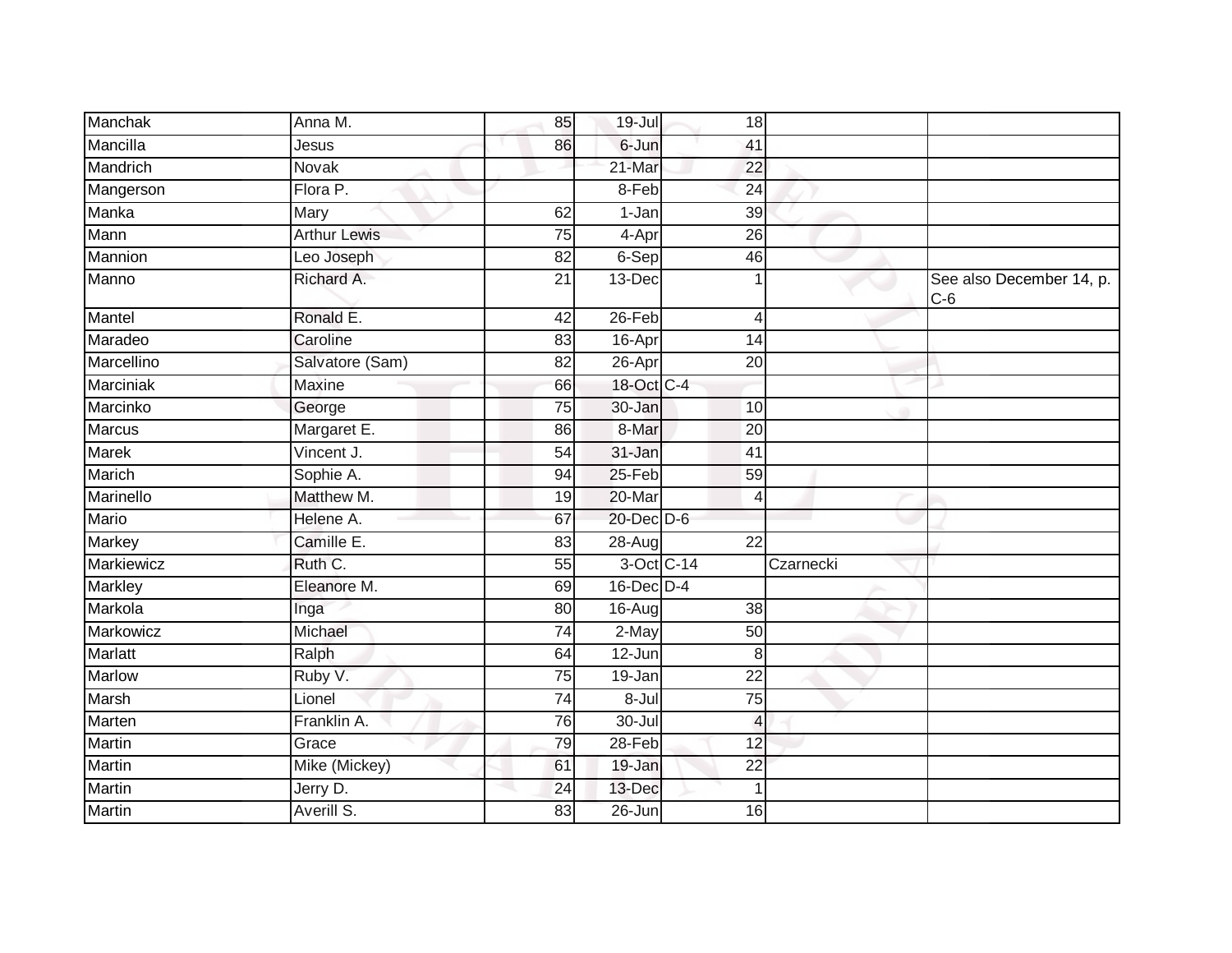| | | | | | | |
|---|---|---|---|---|---|---|
| Manchak | Anna M. | 85 | 19-Jul | 18 | | |
| Mancilla | Jesus | 86 | 6-Jun | 41 | | |
| Mandrich | Novak | | 21-Mar | 22 | | |
| Mangerson | Flora P. | | 8-Feb | 24 | | |
| Manka | Mary | 62 | 1-Jan | 39 | | |
| Mann | Arthur Lewis | 75 | 4-Apr | 26 | | |
| Mannion | Leo Joseph | 82 | 6-Sep | 46 | | |
| Manno | Richard A. | 21 | 13-Dec | 1 | | See also December 14, p. C-6 |
| Mantel | Ronald E. | 42 | 26-Feb | 4 | | |
| Maradeo | Caroline | 83 | 16-Apr | 14 | | |
| Marcellino | Salvatore (Sam) | 82 | 26-Apr | 20 | | |
| Marciniak | Maxine | 66 | 18-Oct | C-4 | | |
| Marcinko | George | 75 | 30-Jan | 10 | | |
| Marcus | Margaret E. | 86 | 8-Mar | 20 | | |
| Marek | Vincent J. | 54 | 31-Jan | 41 | | |
| Marich | Sophie A. | 94 | 25-Feb | 59 | | |
| Marinello | Matthew M. | 19 | 20-Mar | 4 | | |
| Mario | Helene A. | 67 | 20-Dec | D-6 | | |
| Markey | Camille E. | 83 | 28-Aug | 22 | | |
| Markiewicz | Ruth C. | 55 | 3-Oct | C-14 | Czarnecki | |
| Markley | Eleanore M. | 69 | 16-Dec | D-4 | | |
| Markola | Inga | 80 | 16-Aug | 38 | | |
| Markowicz | Michael | 74 | 2-May | 50 | | |
| Marlatt | Ralph | 64 | 12-Jun | 8 | | |
| Marlow | Ruby V. | 75 | 19-Jan | 22 | | |
| Marsh | Lionel | 74 | 8-Jul | 75 | | |
| Marten | Franklin A. | 76 | 30-Jul | 4 | | |
| Martin | Grace | 79 | 28-Feb | 12 | | |
| Martin | Mike (Mickey) | 61 | 19-Jan | 22 | | |
| Martin | Jerry D. | 24 | 13-Dec | 1 | | |
| Martin | Averill S. | 83 | 26-Jun | 16 | | |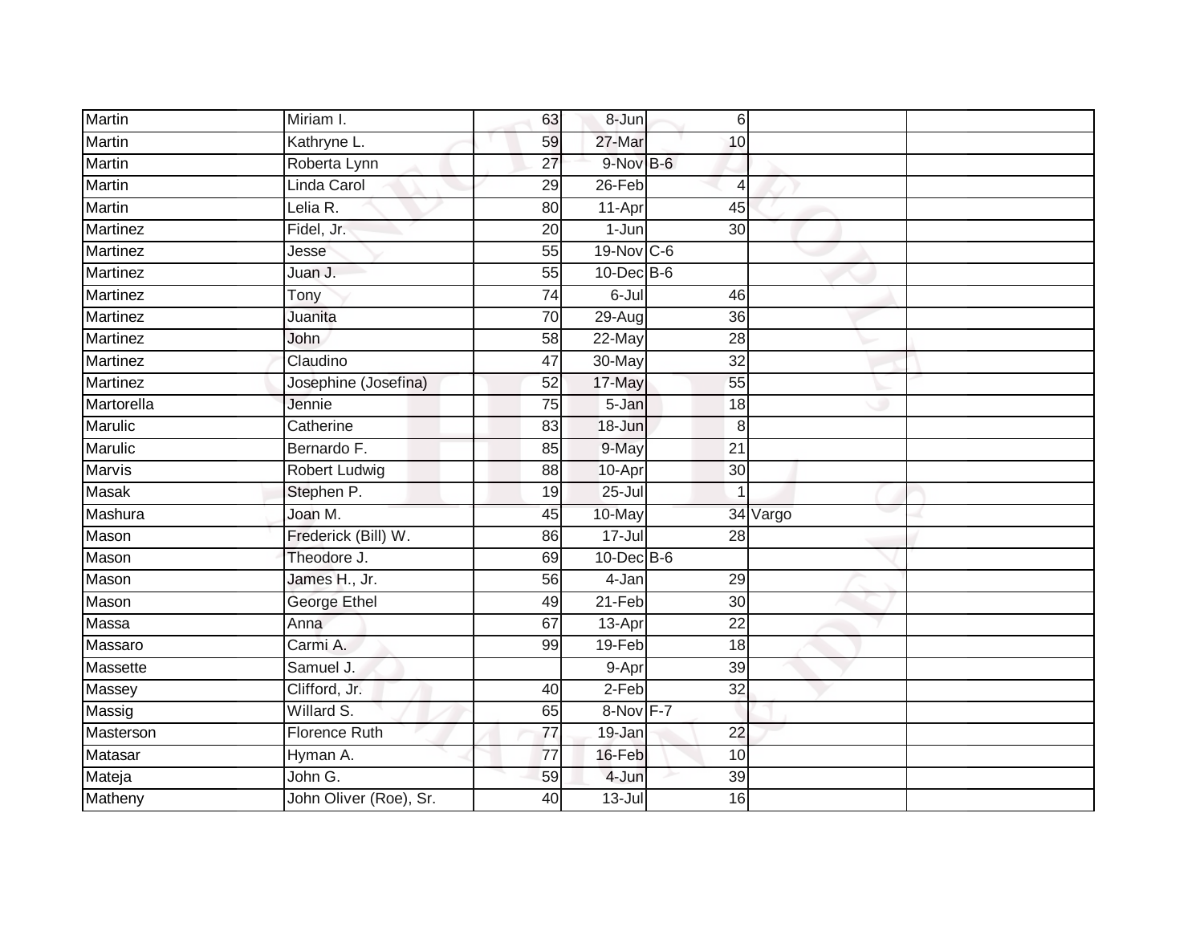| | | | | | | |
|---|---|---|---|---|---|---|
| Martin | Miriam I. | 63 | 8-Jun | 6 | | |
| Martin | Kathryne L. | 59 | 27-Mar | 10 | | |
| Martin | Roberta Lynn | 27 | 9-Nov | B-6 | | |
| Martin | Linda Carol | 29 | 26-Feb | 4 | | |
| Martin | Lelia R. | 80 | 11-Apr | 45 | | |
| Martinez | Fidel, Jr. | 20 | 1-Jun | 30 | | |
| Martinez | Jesse | 55 | 19-Nov | C-6 | | |
| Martinez | Juan J. | 55 | 10-Dec | B-6 | | |
| Martinez | Tony | 74 | 6-Jul | 46 | | |
| Martinez | Juanita | 70 | 29-Aug | 36 | | |
| Martinez | John | 58 | 22-May | 28 | | |
| Martinez | Claudino | 47 | 30-May | 32 | | |
| Martinez | Josephine (Josefina) | 52 | 17-May | 55 | | |
| Martorella | Jennie | 75 | 5-Jan | 18 | | |
| Marulic | Catherine | 83 | 18-Jun | 8 | | |
| Marulic | Bernardo F. | 85 | 9-May | 21 | | |
| Marvis | Robert Ludwig | 88 | 10-Apr | 30 | | |
| Masak | Stephen P. | 19 | 25-Jul | 1 | | |
| Mashura | Joan M. | 45 | 10-May | 34 | Vargo | |
| Mason | Frederick (Bill) W. | 86 | 17-Jul | 28 | | |
| Mason | Theodore J. | 69 | 10-Dec | B-6 | | |
| Mason | James H., Jr. | 56 | 4-Jan | 29 | | |
| Mason | George Ethel | 49 | 21-Feb | 30 | | |
| Massa | Anna | 67 | 13-Apr | 22 | | |
| Massaro | Carmi A. | 99 | 19-Feb | 18 | | |
| Massette | Samuel J. | | 9-Apr | 39 | | |
| Massey | Clifford, Jr. | 40 | 2-Feb | 32 | | |
| Massig | Willard S. | 65 | 8-Nov | F-7 | | |
| Masterson | Florence Ruth | 77 | 19-Jan | 22 | | |
| Matasar | Hyman A. | 77 | 16-Feb | 10 | | |
| Mateja | John G. | 59 | 4-Jun | 39 | | |
| Matheny | John Oliver (Roe), Sr. | 40 | 13-Jul | 16 | | |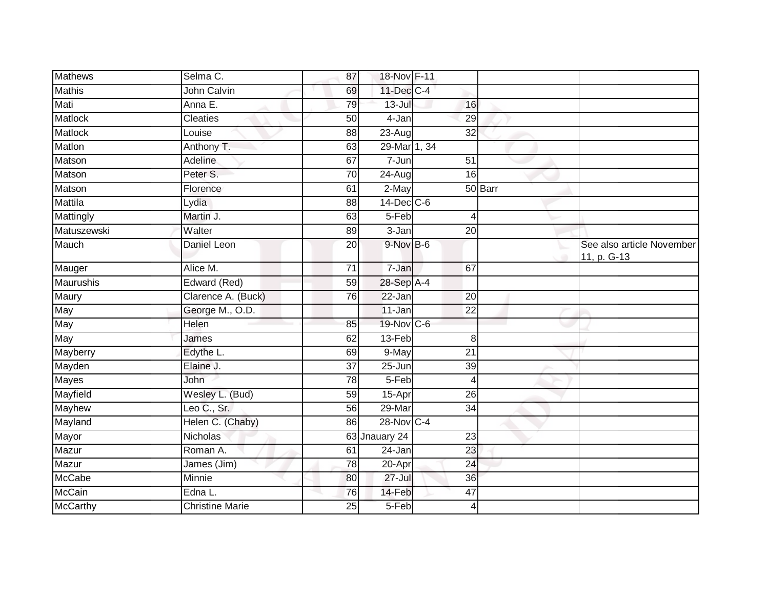| | | | | | | |
|---|---|---|---|---|---|---|
| Mathews | Selma C. | 87 | 18-Nov | F-11 | | |
| Mathis | John Calvin | 69 | 11-Dec | C-4 | | |
| Mati | Anna E. | 79 | 13-Jul | 16 | | |
| Matlock | Cleaties | 50 | 4-Jan | 29 | | |
| Matlock | Louise | 88 | 23-Aug | 32 | | |
| Matlon | Anthony T. | 63 | 29-Mar | 1, 34 | | |
| Matson | Adeline | 67 | 7-Jun | 51 | | |
| Matson | Peter S. | 70 | 24-Aug | 16 | | |
| Matson | Florence | 61 | 2-May | 50 | Barr | |
| Mattila | Lydia | 88 | 14-Dec | C-6 | | |
| Mattingly | Martin J. | 63 | 5-Feb | 4 | | |
| Matuszewski | Walter | 89 | 3-Jan | 20 | | |
| Mauch | Daniel Leon | 20 | 9-Nov | B-6 | | See also article November 11, p. G-13 |
| Mauger | Alice M. | 71 | 7-Jan | 67 | | |
| Maurushis | Edward (Red) | 59 | 28-Sep | A-4 | | |
| Maury | Clarence A. (Buck) | 76 | 22-Jan | 20 | | |
| May | George M., O.D. | | 11-Jan | 22 | | |
| May | Helen | 85 | 19-Nov | C-6 | | |
| May | James | 62 | 13-Feb | 8 | | |
| Mayberry | Edythe L. | 69 | 9-May | 21 | | |
| Mayden | Elaine J. | 37 | 25-Jun | 39 | | |
| Mayes | John | 78 | 5-Feb | 4 | | |
| Mayfield | Wesley L. (Bud) | 59 | 15-Apr | 26 | | |
| Mayhew | Leo C., Sr. | 56 | 29-Mar | 34 | | |
| Mayland | Helen C. (Chaby) | 86 | 28-Nov | C-4 | | |
| Mayor | Nicholas | 63 | Jnauary 24 | 23 | | |
| Mazur | Roman A. | 61 | 24-Jan | 23 | | |
| Mazur | James (Jim) | 78 | 20-Apr | 24 | | |
| McCabe | Minnie | 80 | 27-Jul | 36 | | |
| McCain | Edna L. | 76 | 14-Feb | 47 | | |
| McCarthy | Christine Marie | 25 | 5-Feb | 4 | | |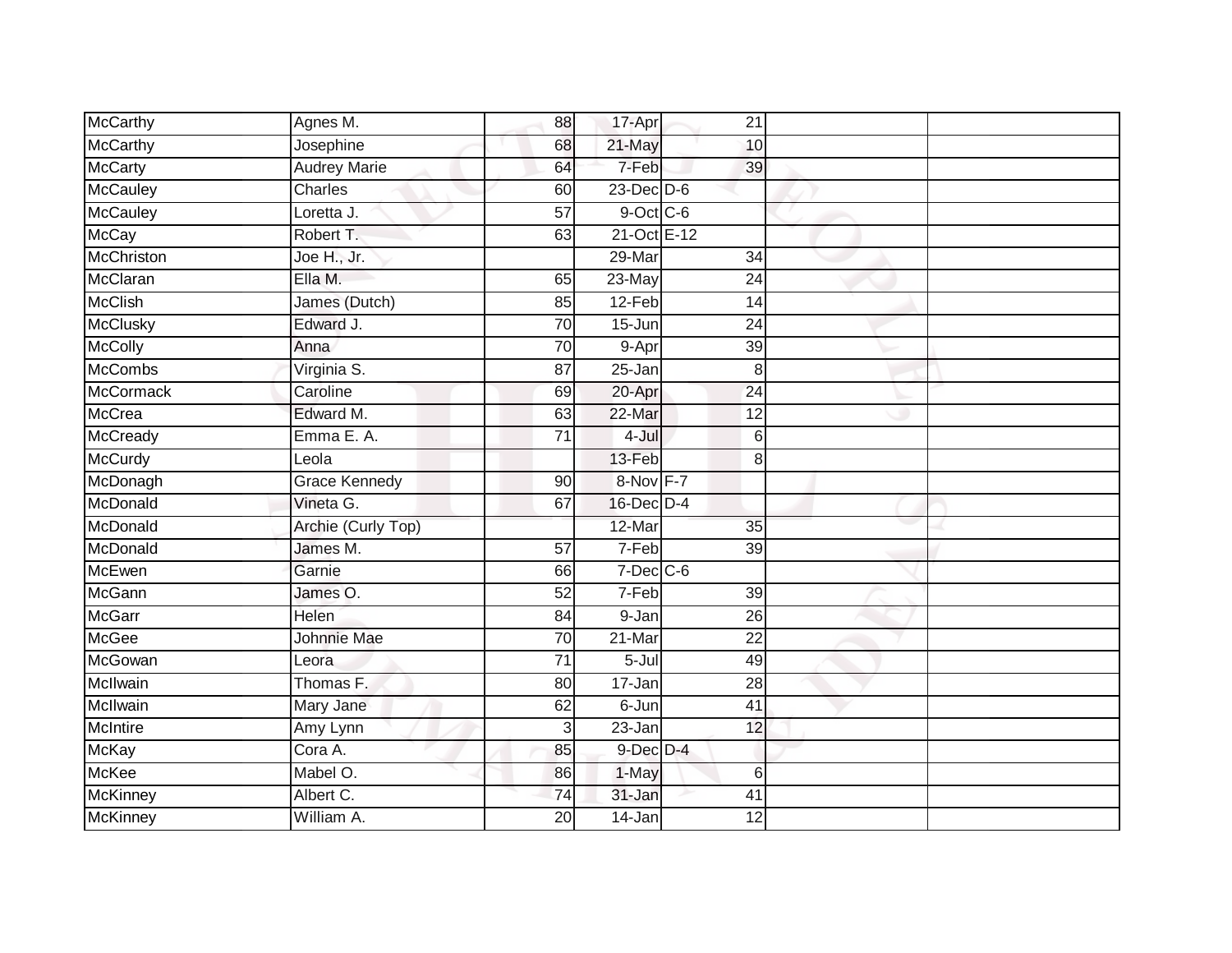| | | | | | | |
|---|---|---|---|---|---|---|
| McCarthy | Agnes M. | 88 | 17-Apr | 21 | | |
| McCarthy | Josephine | 68 | 21-May | 10 | | |
| McCarty | Audrey Marie | 64 | 7-Feb | 39 | | |
| McCauley | Charles | 60 | 23-Dec | D-6 | | |
| McCauley | Loretta J. | 57 | 9-Oct | C-6 | | |
| McCay | Robert T. | 63 | 21-Oct | E-12 | | |
| McChriston | Joe H., Jr. | | 29-Mar | 34 | | |
| McClaran | Ella M. | 65 | 23-May | 24 | | |
| McClish | James (Dutch) | 85 | 12-Feb | 14 | | |
| McClusky | Edward J. | 70 | 15-Jun | 24 | | |
| McColly | Anna | 70 | 9-Apr | 39 | | |
| McCombs | Virginia S. | 87 | 25-Jan | 8 | | |
| McCormack | Caroline | 69 | 20-Apr | 24 | | |
| McCrea | Edward M. | 63 | 22-Mar | 12 | | |
| McCready | Emma E. A. | 71 | 4-Jul | 6 | | |
| McCurdy | Leola | | 13-Feb | 8 | | |
| McDonagh | Grace Kennedy | 90 | 8-Nov | F-7 | | |
| McDonald | Vineta G. | 67 | 16-Dec | D-4 | | |
| McDonald | Archie (Curly Top) | | 12-Mar | 35 | | |
| McDonald | James M. | 57 | 7-Feb | 39 | | |
| McEwen | Garnie | 66 | 7-Dec | C-6 | | |
| McGann | James O. | 52 | 7-Feb | 39 | | |
| McGarr | Helen | 84 | 9-Jan | 26 | | |
| McGee | Johnnie Mae | 70 | 21-Mar | 22 | | |
| McGowan | Leora | 71 | 5-Jul | 49 | | |
| McIlwain | Thomas F. | 80 | 17-Jan | 28 | | |
| McIlwain | Mary Jane | 62 | 6-Jun | 41 | | |
| McIntire | Amy Lynn | 3 | 23-Jan | 12 | | |
| McKay | Cora A. | 85 | 9-Dec | D-4 | | |
| McKee | Mabel O. | 86 | 1-May | 6 | | |
| McKinney | Albert C. | 74 | 31-Jan | 41 | | |
| McKinney | William A. | 20 | 14-Jan | 12 | | |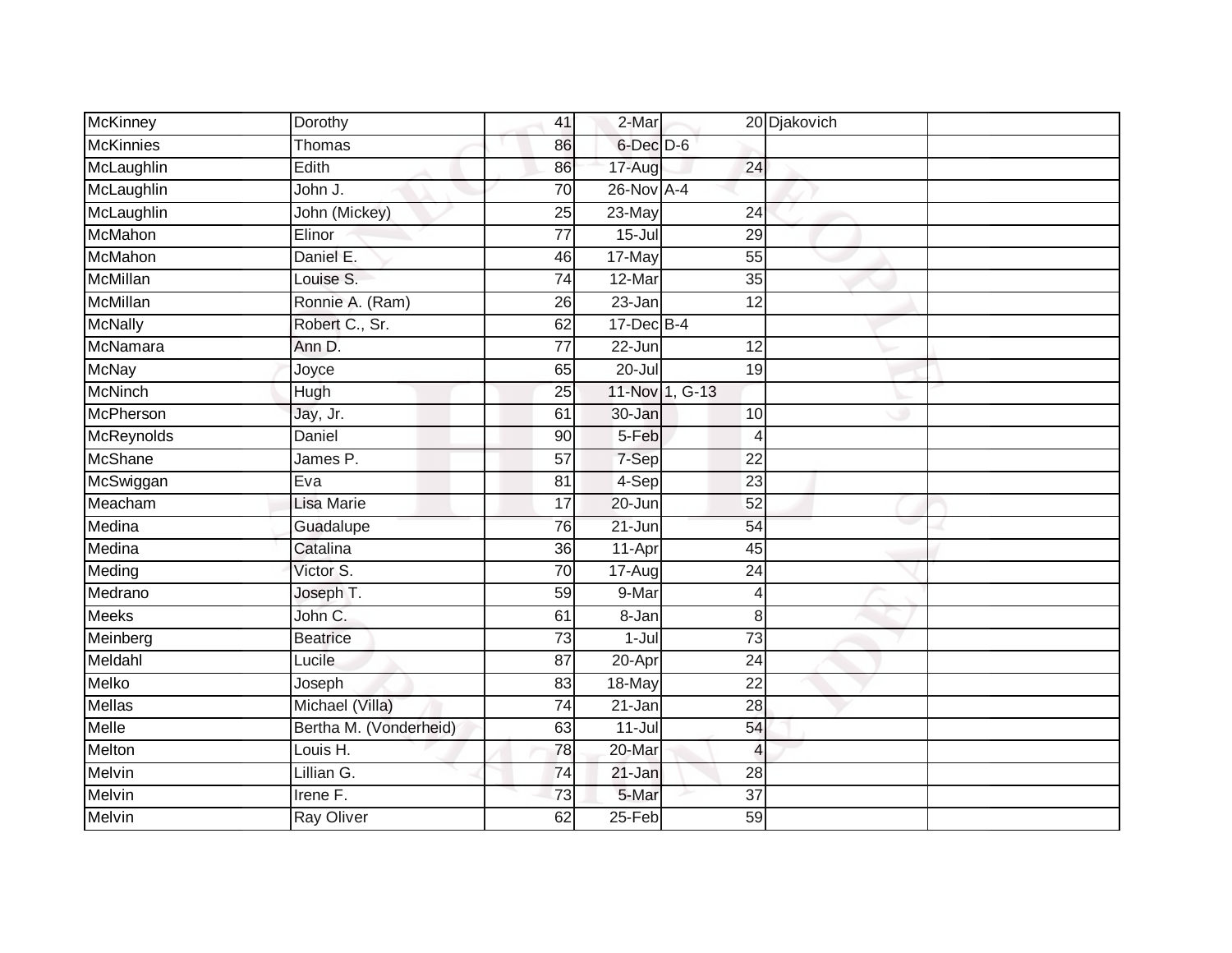| | | | | | | |
|---|---|---|---|---|---|---|
| McKinney | Dorothy | 41 | 2-Mar | 20 | Djakovich | |
| McKinnies | Thomas | 86 | 6-Dec | D-6 | | |
| McLaughlin | Edith | 86 | 17-Aug | 24 | | |
| McLaughlin | John J. | 70 | 26-Nov | A-4 | | |
| McLaughlin | John (Mickey) | 25 | 23-May | 24 | | |
| McMahon | Elinor | 77 | 15-Jul | 29 | | |
| McMahon | Daniel E. | 46 | 17-May | 55 | | |
| McMillan | Louise S. | 74 | 12-Mar | 35 | | |
| McMillan | Ronnie A. (Ram) | 26 | 23-Jan | 12 | | |
| McNally | Robert C., Sr. | 62 | 17-Dec | B-4 | | |
| McNamara | Ann D. | 77 | 22-Jun | 12 | | |
| McNay | Joyce | 65 | 20-Jul | 19 | | |
| McNinch | Hugh | 25 | 11-Nov | 1, G-13 | | |
| McPherson | Jay, Jr. | 61 | 30-Jan | 10 | | |
| McReynolds | Daniel | 90 | 5-Feb | 4 | | |
| McShane | James P. | 57 | 7-Sep | 22 | | |
| McSwiggan | Eva | 81 | 4-Sep | 23 | | |
| Meacham | Lisa Marie | 17 | 20-Jun | 52 | | |
| Medina | Guadalupe | 76 | 21-Jun | 54 | | |
| Medina | Catalina | 36 | 11-Apr | 45 | | |
| Meding | Victor S. | 70 | 17-Aug | 24 | | |
| Medrano | Joseph T. | 59 | 9-Mar | 4 | | |
| Meeks | John C. | 61 | 8-Jan | 8 | | |
| Meinberg | Beatrice | 73 | 1-Jul | 73 | | |
| Meldahl | Lucile | 87 | 20-Apr | 24 | | |
| Melko | Joseph | 83 | 18-May | 22 | | |
| Mellas | Michael (Villa) | 74 | 21-Jan | 28 | | |
| Melle | Bertha M. (Vonderheid) | 63 | 11-Jul | 54 | | |
| Melton | Louis H. | 78 | 20-Mar | 4 | | |
| Melvin | Lillian G. | 74 | 21-Jan | 28 | | |
| Melvin | Irene F. | 73 | 5-Mar | 37 | | |
| Melvin | Ray Oliver | 62 | 25-Feb | 59 | | |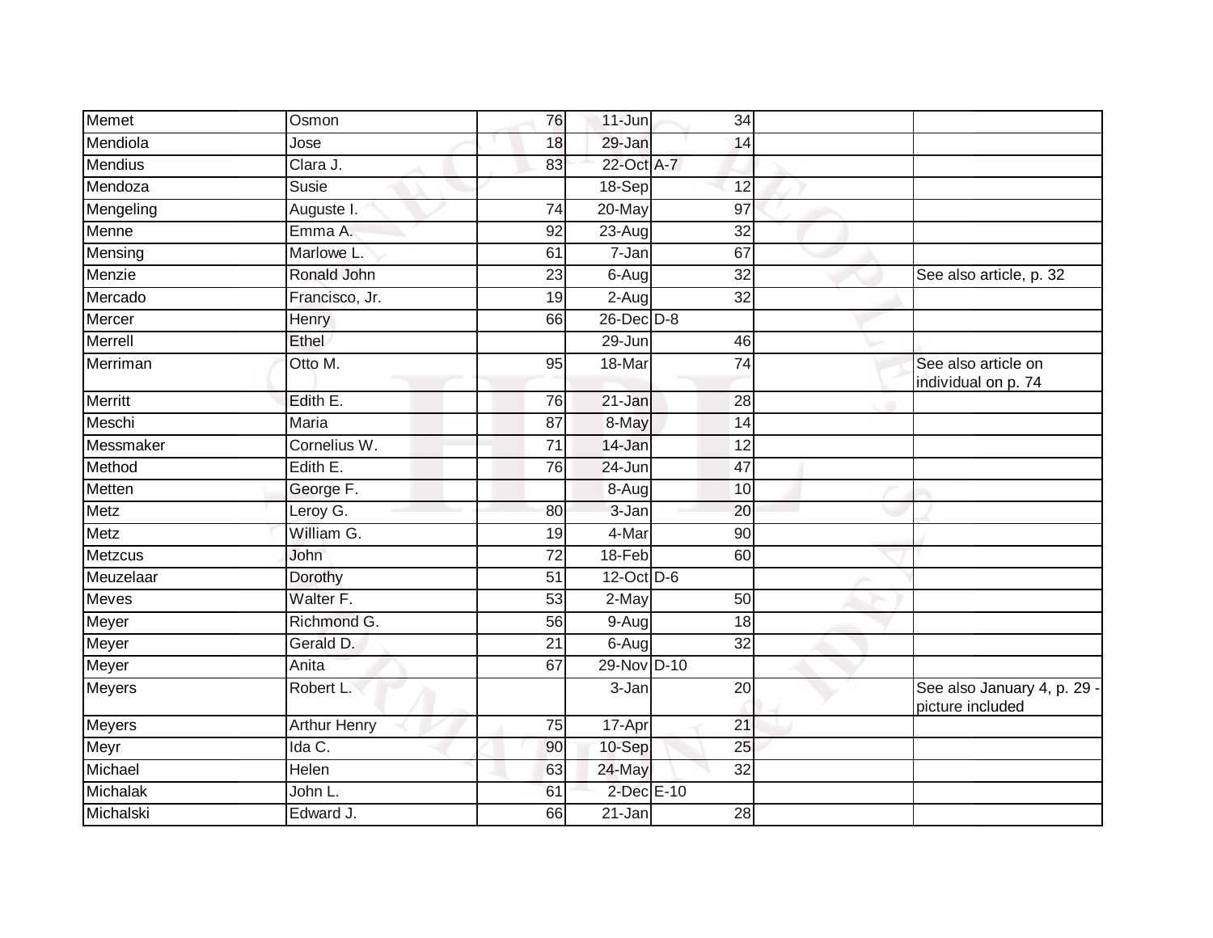| | | | | | | |
|---|---|---|---|---|---|---|
| Memet | Osmon | 76 | 11-Jun | 34 | | |
| Mendiola | Jose | 18 | 29-Jan | 14 | | |
| Mendius | Clara J. | 83 | 22-Oct | A-7 | | |
| Mendoza | Susie | | 18-Sep | 12 | | |
| Mengeling | Auguste I. | 74 | 20-May | 97 | | |
| Menne | Emma A. | 92 | 23-Aug | 32 | | |
| Mensing | Marlowe L. | 61 | 7-Jan | 67 | | |
| Menzie | Ronald John | 23 | 6-Aug | 32 | | See also article, p. 32 |
| Mercado | Francisco, Jr. | 19 | 2-Aug | 32 | | |
| Mercer | Henry | 66 | 26-Dec | D-8 | | |
| Merrell | Ethel | | 29-Jun | 46 | | |
| Merriman | Otto M. | 95 | 18-Mar | 74 | | See also article on individual on p. 74 |
| Merritt | Edith E. | 76 | 21-Jan | 28 | | |
| Meschi | Maria | 87 | 8-May | 14 | | |
| Messmaker | Cornelius W. | 71 | 14-Jan | 12 | | |
| Method | Edith E. | 76 | 24-Jun | 47 | | |
| Metten | George F. | | 8-Aug | 10 | | |
| Metz | Leroy G. | 80 | 3-Jan | 20 | | |
| Metz | William G. | 19 | 4-Mar | 90 | | |
| Metzcus | John | 72 | 18-Feb | 60 | | |
| Meuzelaar | Dorothy | 51 | 12-Oct | D-6 | | |
| Meves | Walter F. | 53 | 2-May | 50 | | |
| Meyer | Richmond G. | 56 | 9-Aug | 18 | | |
| Meyer | Gerald D. | 21 | 6-Aug | 32 | | |
| Meyer | Anita | 67 | 29-Nov | D-10 | | |
| Meyers | Robert L. | | 3-Jan | 20 | | See also January 4, p. 29 - picture included |
| Meyers | Arthur Henry | 75 | 17-Apr | 21 | | |
| Meyr | Ida C. | 90 | 10-Sep | 25 | | |
| Michael | Helen | 63 | 24-May | 32 | | |
| Michalak | John L. | 61 | 2-Dec | E-10 | | |
| Michalski | Edward J. | 66 | 21-Jan | 28 | | |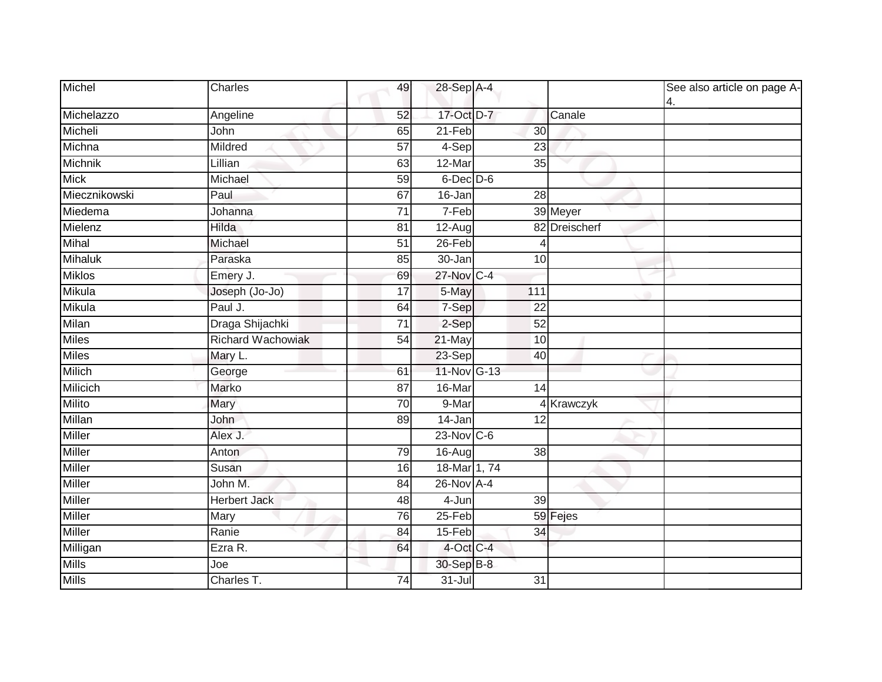| Michel | Charles | 49 | 28-Sep | A-4 | | See also article on page A-4. |
|---|---|---|---|---|---|---|
| Michelazzo | Angeline | 52 | 17-Oct | D-7 | Canale | |
| Micheli | John | 65 | 21-Feb | 30 | | |
| Michna | Mildred | 57 | 4-Sep | 23 | | |
| Michnik | Lillian | 63 | 12-Mar | 35 | | |
| Mick | Michael | 59 | 6-Dec | D-6 | | |
| Miecznikowski | Paul | 67 | 16-Jan | 28 | | |
| Miedema | Johanna | 71 | 7-Feb | 39 | Meyer | |
| Mielenz | Hilda | 81 | 12-Aug | 82 | Dreischerf | |
| Mihal | Michael | 51 | 26-Feb | 4 | | |
| Mihaluk | Paraska | 85 | 30-Jan | 10 | | |
| Miklos | Emery J. | 69 | 27-Nov | C-4 | | |
| Mikula | Joseph (Jo-Jo) | 17 | 5-May | 111 | | |
| Mikula | Paul J. | 64 | 7-Sep | 22 | | |
| Milan | Draga Shijachki | 71 | 2-Sep | 52 | | |
| Miles | Richard Wachowiak | 54 | 21-May | 10 | | |
| Miles | Mary L. | | 23-Sep | 40 | | |
| Milich | George | 61 | 11-Nov | G-13 | | |
| Milicich | Marko | 87 | 16-Mar | 14 | | |
| Milito | Mary | 70 | 9-Mar | 4 | Krawczyk | |
| Millan | John | 89 | 14-Jan | 12 | | |
| Miller | Alex J. | | 23-Nov | C-6 | | |
| Miller | Anton | 79 | 16-Aug | 38 | | |
| Miller | Susan | 16 | 18-Mar | 1, 74 | | |
| Miller | John M. | 84 | 26-Nov | A-4 | | |
| Miller | Herbert Jack | 48 | 4-Jun | 39 | | |
| Miller | Mary | 76 | 25-Feb | 59 | Fejes | |
| Miller | Ranie | 84 | 15-Feb | 34 | | |
| Milligan | Ezra R. | 64 | 4-Oct | C-4 | | |
| Mills | Joe | | 30-Sep | B-8 | | |
| Mills | Charles T. | 74 | 31-Jul | 31 | | |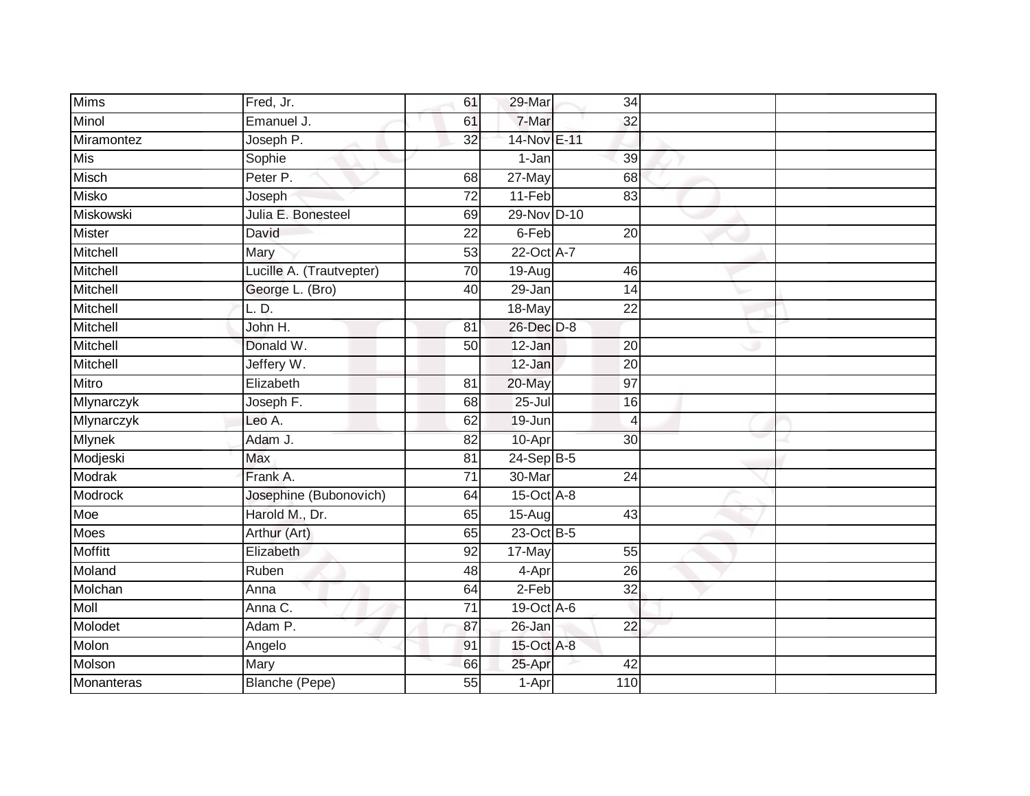| | | | | | | |
|---|---|---|---|---|---|---|
| Mims | Fred, Jr. | 61 | 29-Mar | 34 | | |
| Minol | Emanuel J. | 61 | 7-Mar | 32 | | |
| Miramontez | Joseph P. | 32 | 14-Nov | E-11 | | |
| Mis | Sophie | | 1-Jan | 39 | | |
| Misch | Peter P. | 68 | 27-May | 68 | | |
| Misko | Joseph | 72 | 11-Feb | 83 | | |
| Miskowski | Julia E. Bonesteel | 69 | 29-Nov | D-10 | | |
| Mister | David | 22 | 6-Feb | 20 | | |
| Mitchell | Mary | 53 | 22-Oct | A-7 | | |
| Mitchell | Lucille A. (Trautvepter) | 70 | 19-Aug | 46 | | |
| Mitchell | George L. (Bro) | 40 | 29-Jan | 14 | | |
| Mitchell | L. D. | | 18-May | 22 | | |
| Mitchell | John H. | 81 | 26-Dec | D-8 | | |
| Mitchell | Donald W. | 50 | 12-Jan | 20 | | |
| Mitchell | Jeffery W. | | 12-Jan | 20 | | |
| Mitro | Elizabeth | 81 | 20-May | 97 | | |
| Mlynarczyk | Joseph F. | 68 | 25-Jul | 16 | | |
| Mlynarczyk | Leo A. | 62 | 19-Jun | 4 | | |
| Mlynek | Adam J. | 82 | 10-Apr | 30 | | |
| Modjeski | Max | 81 | 24-Sep | B-5 | | |
| Modrak | Frank A. | 71 | 30-Mar | 24 | | |
| Modrock | Josephine (Bubonovich) | 64 | 15-Oct | A-8 | | |
| Moe | Harold M., Dr. | 65 | 15-Aug | 43 | | |
| Moes | Arthur (Art) | 65 | 23-Oct | B-5 | | |
| Moffitt | Elizabeth | 92 | 17-May | 55 | | |
| Moland | Ruben | 48 | 4-Apr | 26 | | |
| Molchan | Anna | 64 | 2-Feb | 32 | | |
| Moll | Anna C. | 71 | 19-Oct | A-6 | | |
| Molodet | Adam P. | 87 | 26-Jan | 22 | | |
| Molon | Angelo | 91 | 15-Oct | A-8 | | |
| Molson | Mary | 66 | 25-Apr | 42 | | |
| Monanteras | Blanche (Pepe) | 55 | 1-Apr | 110 | | |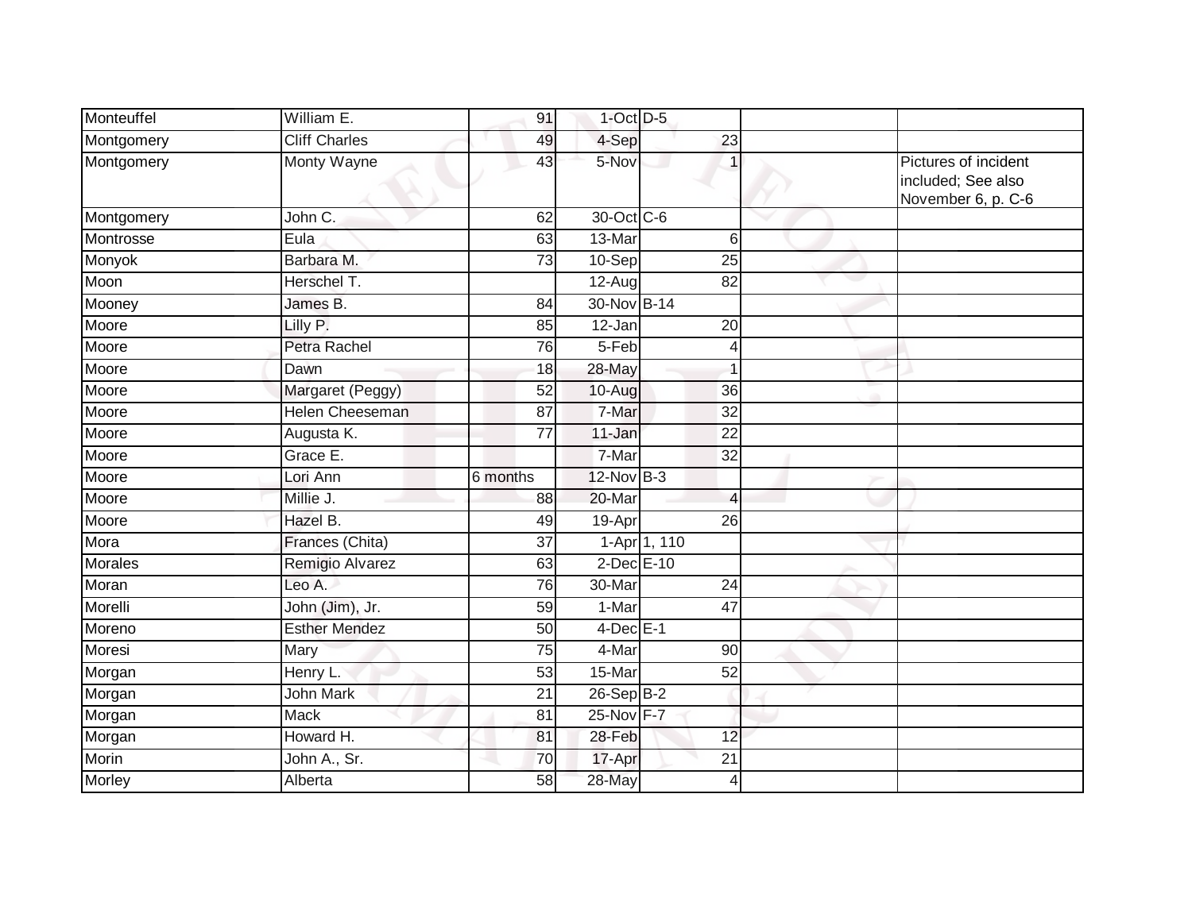| | | | | | | |
|---|---|---|---|---|---|---|
| Monteuffel | William E. | 91 | 1-Oct | D-5 | | |
| Montgomery | Cliff Charles | 49 | 4-Sep | 23 | | |
| Montgomery | Monty Wayne | 43 | 5-Nov | 1 | | Pictures of incident included; See also November 6, p. C-6 |
| Montgomery | John C. | 62 | 30-Oct | C-6 | | |
| Montrosse | Eula | 63 | 13-Mar | 6 | | |
| Monyok | Barbara M. | 73 | 10-Sep | 25 | | |
| Moon | Herschel T. | | 12-Aug | 82 | | |
| Mooney | James B. | 84 | 30-Nov | B-14 | | |
| Moore | Lilly P. | 85 | 12-Jan | 20 | | |
| Moore | Petra Rachel | 76 | 5-Feb | 4 | | |
| Moore | Dawn | 18 | 28-May | 1 | | |
| Moore | Margaret (Peggy) | 52 | 10-Aug | 36 | | |
| Moore | Helen Cheeseman | 87 | 7-Mar | 32 | | |
| Moore | Augusta K. | 77 | 11-Jan | 22 | | |
| Moore | Grace E. | | 7-Mar | 32 | | |
| Moore | Lori Ann | 6 months | 12-Nov | B-3 | | |
| Moore | Millie J. | 88 | 20-Mar | 4 | | |
| Moore | Hazel B. | 49 | 19-Apr | 26 | | |
| Mora | Frances (Chita) | 37 | 1-Apr | 1, 110 | | |
| Morales | Remigio Alvarez | 63 | 2-Dec | E-10 | | |
| Moran | Leo A. | 76 | 30-Mar | 24 | | |
| Morelli | John (Jim), Jr. | 59 | 1-Mar | 47 | | |
| Moreno | Esther Mendez | 50 | 4-Dec | E-1 | | |
| Moresi | Mary | 75 | 4-Mar | 90 | | |
| Morgan | Henry L. | 53 | 15-Mar | 52 | | |
| Morgan | John Mark | 21 | 26-Sep | B-2 | | |
| Morgan | Mack | 81 | 25-Nov | F-7 | | |
| Morgan | Howard H. | 81 | 28-Feb | 12 | | |
| Morin | John A., Sr. | 70 | 17-Apr | 21 | | |
| Morley | Alberta | 58 | 28-May | 4 | | |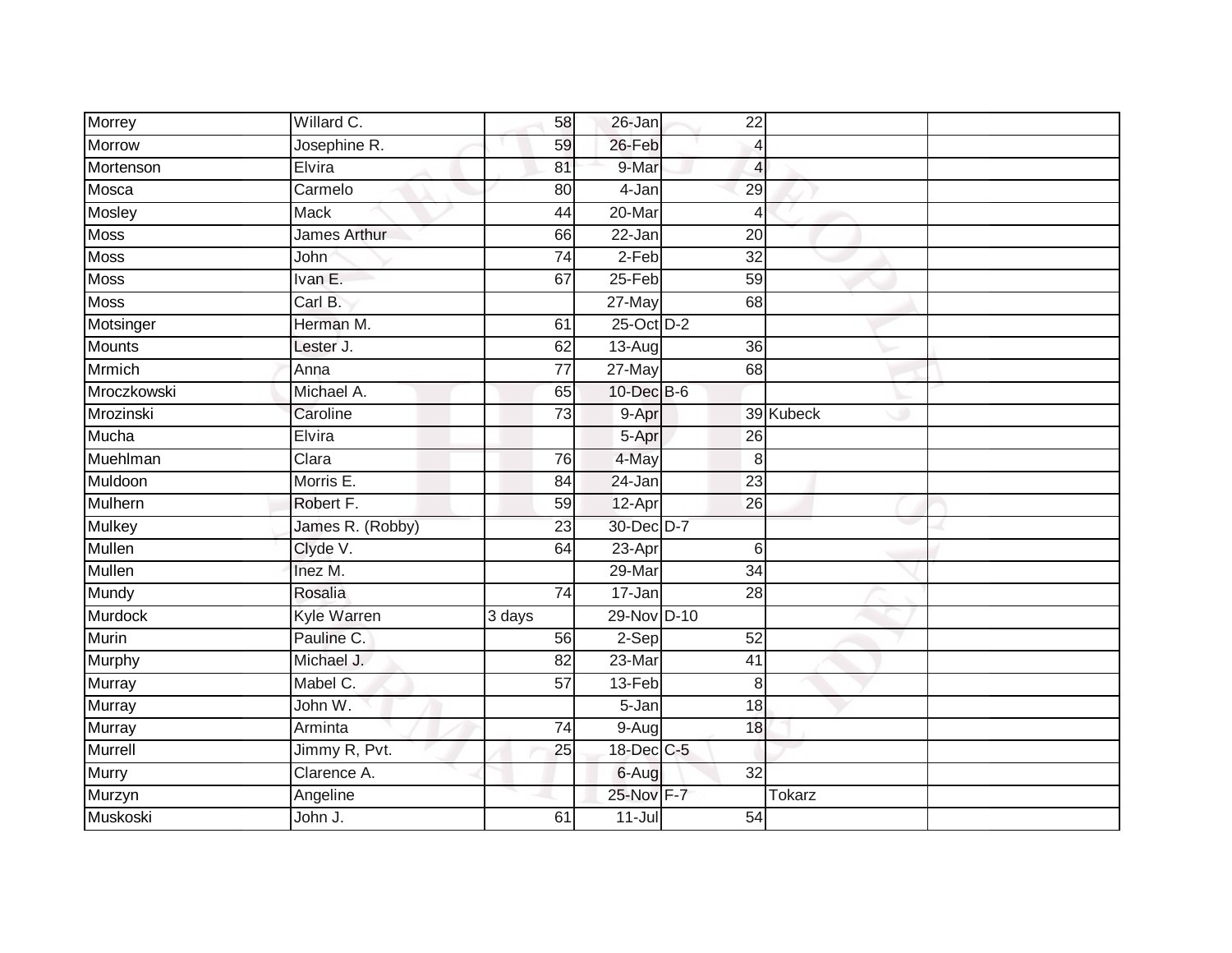| | | | | | | |
|---|---|---|---|---|---|---|
| Morrey | Willard C. | 58 | 26-Jan | 22 | | |
| Morrow | Josephine R. | 59 | 26-Feb | 4 | | |
| Mortenson | Elvira | 81 | 9-Mar | 4 | | |
| Mosca | Carmelo | 80 | 4-Jan | 29 | | |
| Mosley | Mack | 44 | 20-Mar | 4 | | |
| Moss | James Arthur | 66 | 22-Jan | 20 | | |
| Moss | John | 74 | 2-Feb | 32 | | |
| Moss | Ivan E. | 67 | 25-Feb | 59 | | |
| Moss | Carl B. | | 27-May | 68 | | |
| Motsinger | Herman M. | 61 | 25-Oct | D-2 | | |
| Mounts | Lester J. | 62 | 13-Aug | 36 | | |
| Mrmich | Anna | 77 | 27-May | 68 | | |
| Mroczkowski | Michael A. | 65 | 10-Dec | B-6 | | |
| Mrozinski | Caroline | 73 | 9-Apr | 39 | Kubeck | |
| Mucha | Elvira | | 5-Apr | 26 | | |
| Muehlman | Clara | 76 | 4-May | 8 | | |
| Muldoon | Morris E. | 84 | 24-Jan | 23 | | |
| Mulhern | Robert F. | 59 | 12-Apr | 26 | | |
| Mulkey | James R. (Robby) | 23 | 30-Dec | D-7 | | |
| Mullen | Clyde V. | 64 | 23-Apr | 6 | | |
| Mullen | Inez M. | | 29-Mar | 34 | | |
| Mundy | Rosalia | 74 | 17-Jan | 28 | | |
| Murdock | Kyle Warren | 3 days | 29-Nov | D-10 | | |
| Murin | Pauline C. | 56 | 2-Sep | 52 | | |
| Murphy | Michael J. | 82 | 23-Mar | 41 | | |
| Murray | Mabel C. | 57 | 13-Feb | 8 | | |
| Murray | John W. | | 5-Jan | 18 | | |
| Murray | Arminta | 74 | 9-Aug | 18 | | |
| Murrell | Jimmy R, Pvt. | 25 | 18-Dec | C-5 | | |
| Murry | Clarence A. | | 6-Aug | 32 | | |
| Murzyn | Angeline | | 25-Nov | F-7 | Tokarz | |
| Muskoski | John J. | 61 | 11-Jul | 54 | | |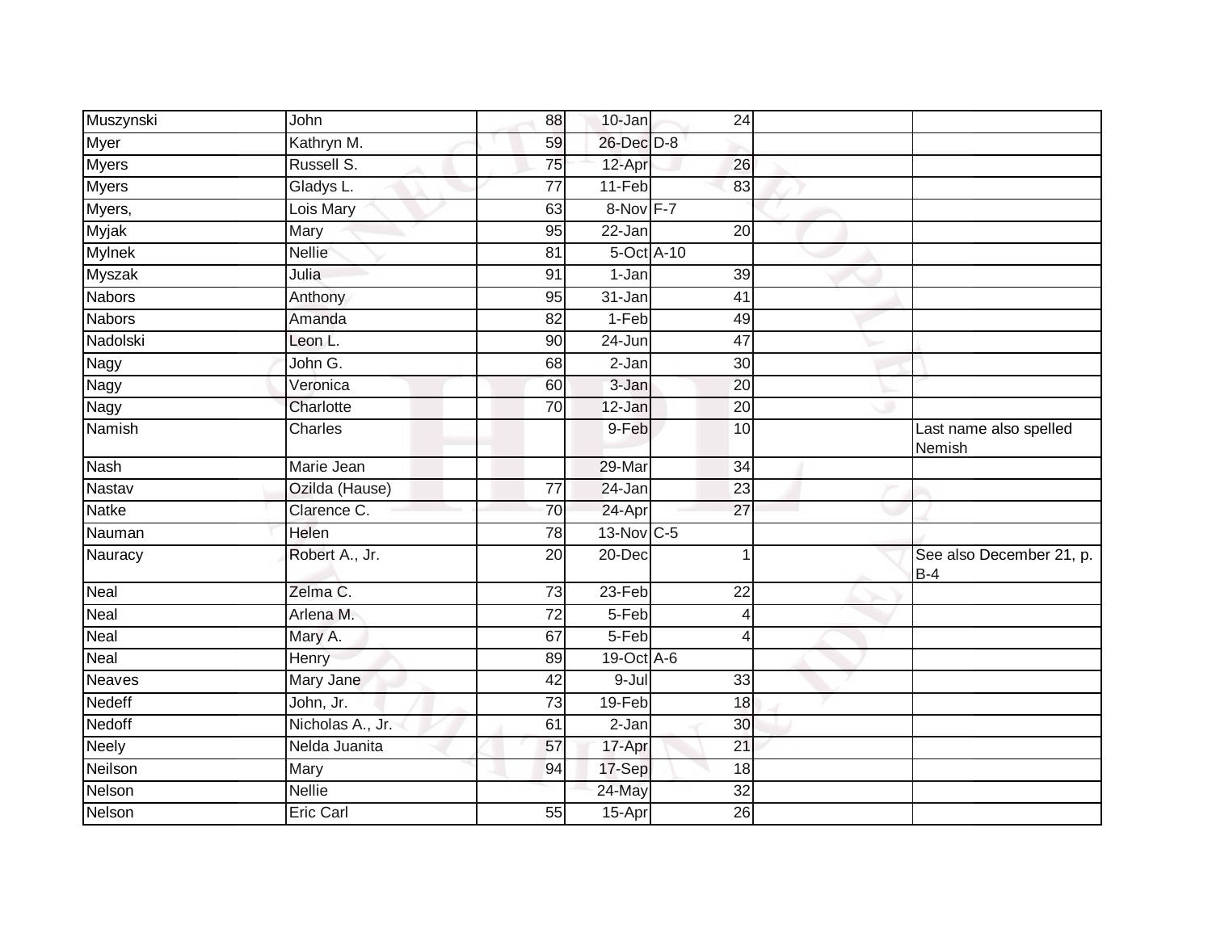| Muszynski | John | 88 | 10-Jan | 24 | | |
|---|---|---|---|---|---|---|
| Myer | Kathryn M. | 59 | 26-Dec | D-8 | | |
| Myers | Russell S. | 75 | 12-Apr | 26 | | |
| Myers | Gladys L. | 77 | 11-Feb | 83 | | |
| Myers, | Lois Mary | 63 | 8-Nov | F-7 | | |
| Myjak | Mary | 95 | 22-Jan | 20 | | |
| Mylnek | Nellie | 81 | 5-Oct | A-10 | | |
| Myszak | Julia | 91 | 1-Jan | 39 | | |
| Nabors | Anthony | 95 | 31-Jan | 41 | | |
| Nabors | Amanda | 82 | 1-Feb | 49 | | |
| Nadolski | Leon L. | 90 | 24-Jun | 47 | | |
| Nagy | John G. | 68 | 2-Jan | 30 | | |
| Nagy | Veronica | 60 | 3-Jan | 20 | | |
| Nagy | Charlotte | 70 | 12-Jan | 20 | | |
| Namish | Charles | | 9-Feb | 10 | | Last name also spelled Nemish |
| Nash | Marie Jean | | 29-Mar | 34 | | |
| Nastav | Ozilda (Hause) | 77 | 24-Jan | 23 | | |
| Natke | Clarence C. | 70 | 24-Apr | 27 | | |
| Nauman | Helen | 78 | 13-Nov | C-5 | | |
| Nauracy | Robert A., Jr. | 20 | 20-Dec | 1 | | See also December 21, p. B-4 |
| Neal | Zelma C. | 73 | 23-Feb | 22 | | |
| Neal | Arlena M. | 72 | 5-Feb | 4 | | |
| Neal | Mary A. | 67 | 5-Feb | 4 | | |
| Neal | Henry | 89 | 19-Oct | A-6 | | |
| Neaves | Mary Jane | 42 | 9-Jul | 33 | | |
| Nedeff | John, Jr. | 73 | 19-Feb | 18 | | |
| Nedoff | Nicholas A., Jr. | 61 | 2-Jan | 30 | | |
| Neely | Nelda Juanita | 57 | 17-Apr | 21 | | |
| Neilson | Mary | 94 | 17-Sep | 18 | | |
| Nelson | Nellie | | 24-May | 32 | | |
| Nelson | Eric Carl | 55 | 15-Apr | 26 | | |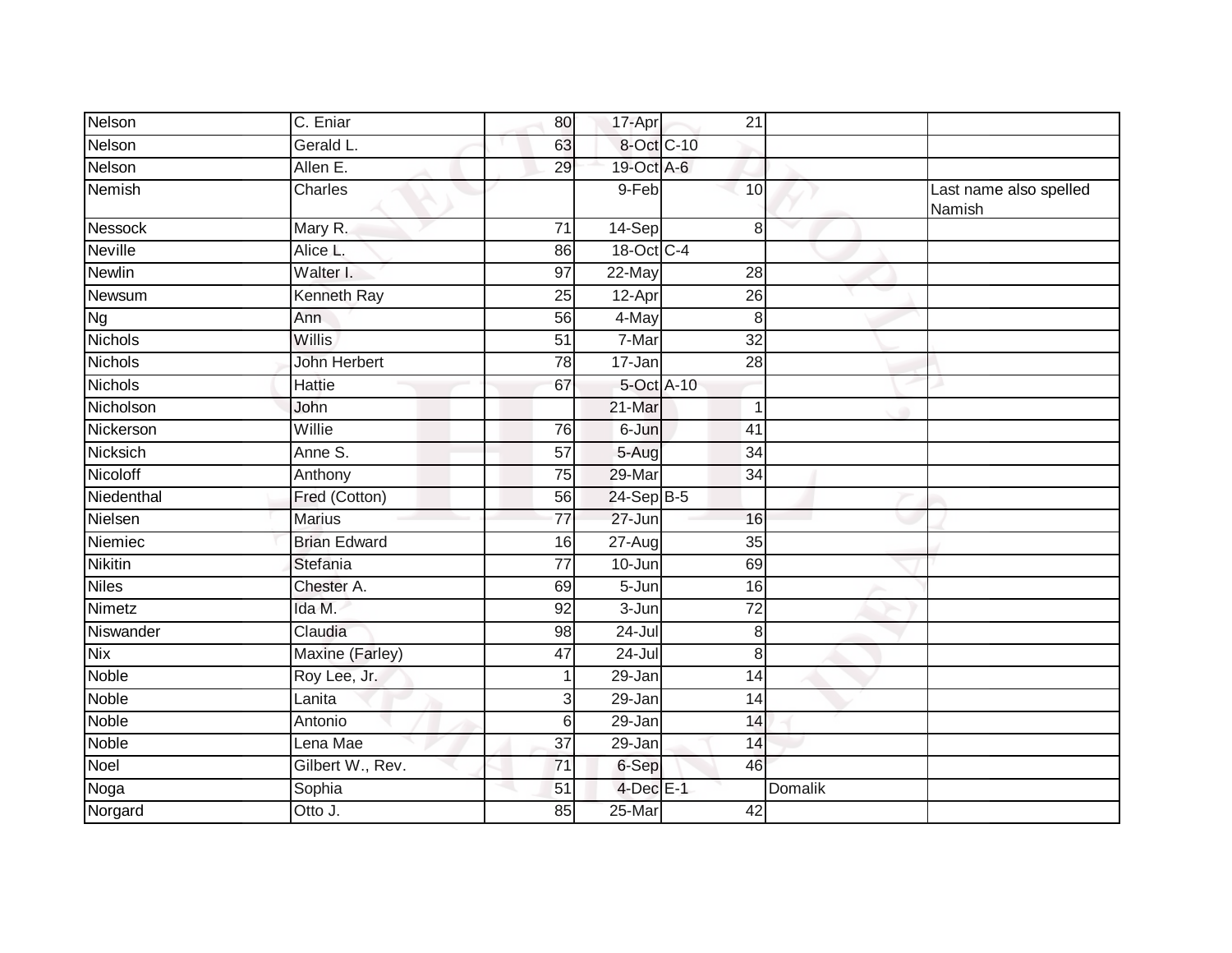| | | | | | | |
|---|---|---|---|---|---|---|
| Nelson | C. Eniar | 80 | 17-Apr | 21 | | |
| Nelson | Gerald L. | 63 | 8-Oct | C-10 | | |
| Nelson | Allen E. | 29 | 19-Oct | A-6 | | |
| Nemish | Charles | | 9-Feb | 10 | | Last name also spelled Namish |
| Nessock | Mary R. | 71 | 14-Sep | 8 | | |
| Neville | Alice L. | 86 | 18-Oct | C-4 | | |
| Newlin | Walter I. | 97 | 22-May | 28 | | |
| Newsum | Kenneth Ray | 25 | 12-Apr | 26 | | |
| Ng | Ann | 56 | 4-May | 8 | | |
| Nichols | Willis | 51 | 7-Mar | 32 | | |
| Nichols | John Herbert | 78 | 17-Jan | 28 | | |
| Nichols | Hattie | 67 | 5-Oct | A-10 | | |
| Nicholson | John | | 21-Mar | 1 | | |
| Nickerson | Willie | 76 | 6-Jun | 41 | | |
| Nicksich | Anne S. | 57 | 5-Aug | 34 | | |
| Nicoloff | Anthony | 75 | 29-Mar | 34 | | |
| Niedenthal | Fred (Cotton) | 56 | 24-Sep | B-5 | | |
| Nielsen | Marius | 77 | 27-Jun | 16 | | |
| Niemiec | Brian Edward | 16 | 27-Aug | 35 | | |
| Nikitin | Stefania | 77 | 10-Jun | 69 | | |
| Niles | Chester A. | 69 | 5-Jun | 16 | | |
| Nimetz | Ida M. | 92 | 3-Jun | 72 | | |
| Niswander | Claudia | 98 | 24-Jul | 8 | | |
| Nix | Maxine (Farley) | 47 | 24-Jul | 8 | | |
| Noble | Roy Lee, Jr. | 1 | 29-Jan | 14 | | |
| Noble | Lanita | 3 | 29-Jan | 14 | | |
| Noble | Antonio | 6 | 29-Jan | 14 | | |
| Noble | Lena Mae | 37 | 29-Jan | 14 | | |
| Noel | Gilbert W., Rev. | 71 | 6-Sep | 46 | | |
| Noga | Sophia | 51 | 4-Dec | E-1 | Domalik | |
| Norgard | Otto J. | 85 | 25-Mar | 42 | | |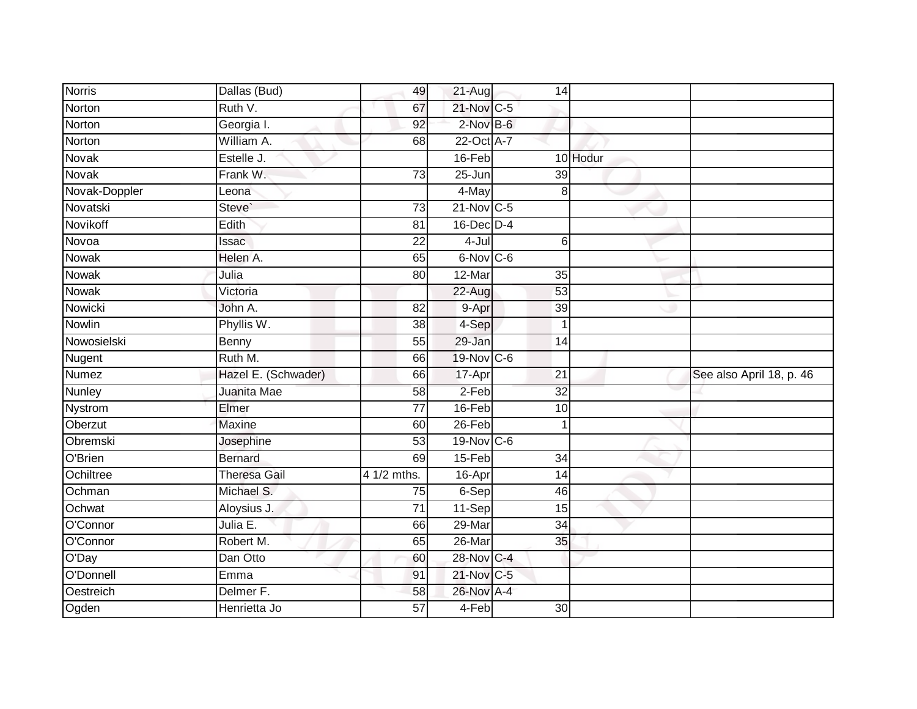| Norris | Dallas (Bud) | 49 | 21-Aug | 14 | | |
|---|---|---|---|---|---|---|
| Norton | Ruth V. | 67 | 21-Nov | C-5 | | |
| Norton | Georgia I. | 92 | 2-Nov | B-6 | | |
| Norton | William A. | 68 | 22-Oct | A-7 | | |
| Novak | Estelle J. | | 16-Feb | 10 | Hodur | |
| Novak | Frank W. | 73 | 25-Jun | 39 | | |
| Novak-Doppler | Leona | | 4-May | 8 | | |
| Novatski | Steve` | 73 | 21-Nov | C-5 | | |
| Novikoff | Edith | 81 | 16-Dec | D-4 | | |
| Novoa | Issac | 22 | 4-Jul | 6 | | |
| Nowak | Helen A. | 65 | 6-Nov | C-6 | | |
| Nowak | Julia | 80 | 12-Mar | 35 | | |
| Nowak | Victoria | | 22-Aug | 53 | | |
| Nowicki | John A. | 82 | 9-Apr | 39 | | |
| Nowlin | Phyllis W. | 38 | 4-Sep | 1 | | |
| Nowosielski | Benny | 55 | 29-Jan | 14 | | |
| Nugent | Ruth M. | 66 | 19-Nov | C-6 | | |
| Numez | Hazel E. (Schwader) | 66 | 17-Apr | 21 | | See also April 18, p. 46 |
| Nunley | Juanita Mae | 58 | 2-Feb | 32 | | |
| Nystrom | Elmer | 77 | 16-Feb | 10 | | |
| Oberzut | Maxine | 60 | 26-Feb | 1 | | |
| Obremski | Josephine | 53 | 19-Nov | C-6 | | |
| O'Brien | Bernard | 69 | 15-Feb | 34 | | |
| Ochiltree | Theresa Gail | 4 1/2 mths. | 16-Apr | 14 | | |
| Ochman | Michael S. | 75 | 6-Sep | 46 | | |
| Ochwat | Aloysius J. | 71 | 11-Sep | 15 | | |
| O'Connor | Julia E. | 66 | 29-Mar | 34 | | |
| O'Connor | Robert M. | 65 | 26-Mar | 35 | | |
| O'Day | Dan Otto | 60 | 28-Nov | C-4 | | |
| O'Donnell | Emma | 91 | 21-Nov | C-5 | | |
| Oestreich | Delmer F. | 58 | 26-Nov | A-4 | | |
| Ogden | Henrietta Jo | 57 | 4-Feb | 30 | | |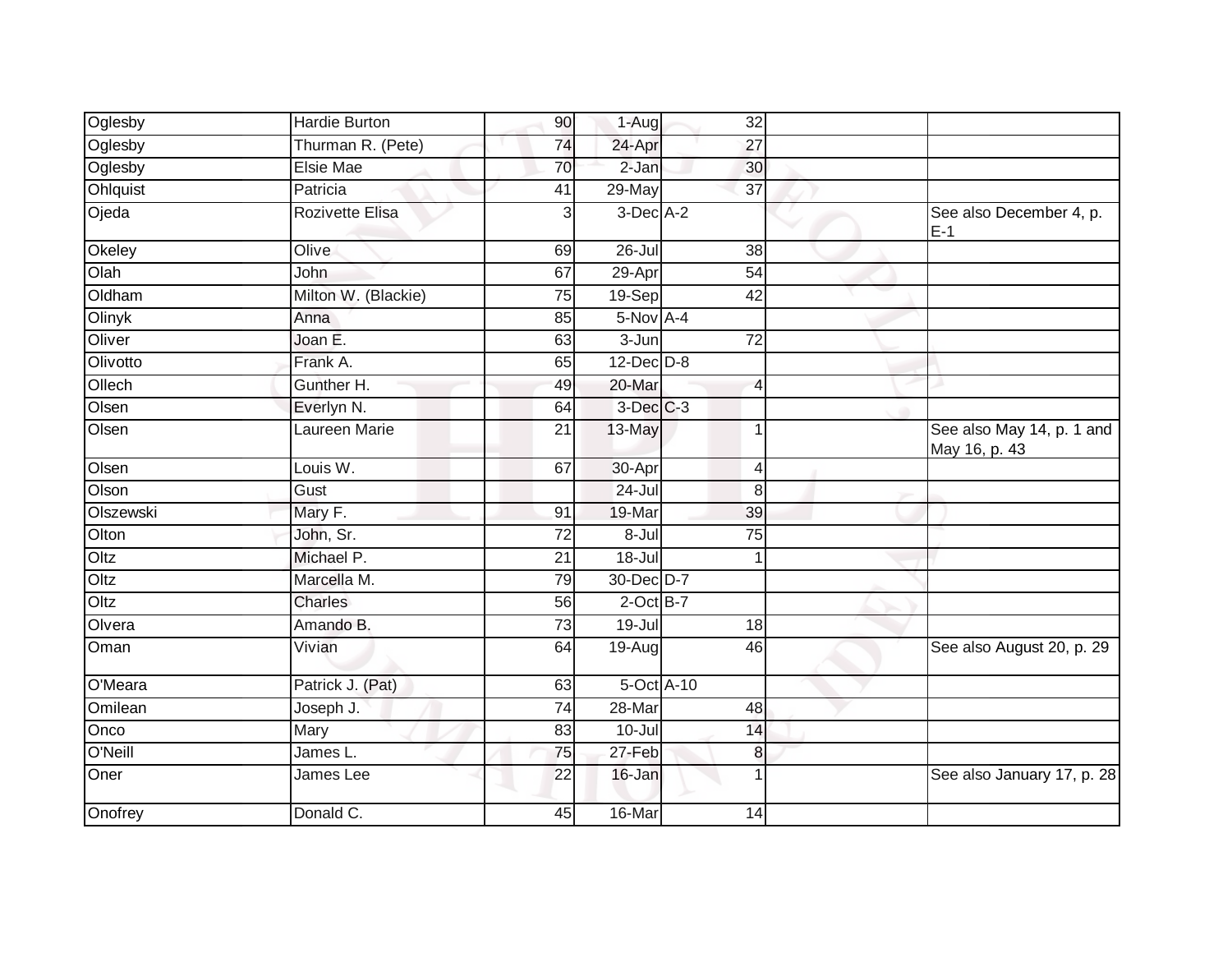| | | | | | | |
|---|---|---|---|---|---|---|
| Oglesby | Hardie Burton | 90 | 1-Aug | 32 | | |
| Oglesby | Thurman R. (Pete) | 74 | 24-Apr | 27 | | |
| Oglesby | Elsie Mae | 70 | 2-Jan | 30 | | |
| Ohlquist | Patricia | 41 | 29-May | 37 | | |
| Ojeda | Rozivette Elisa | 3 | 3-Dec | A-2 | | See also December 4, p. E-1 |
| Okeley | Olive | 69 | 26-Jul | 38 | | |
| Olah | John | 67 | 29-Apr | 54 | | |
| Oldham | Milton W. (Blackie) | 75 | 19-Sep | 42 | | |
| Olinyk | Anna | 85 | 5-Nov | A-4 | | |
| Oliver | Joan E. | 63 | 3-Jun | 72 | | |
| Olivotto | Frank A. | 65 | 12-Dec | D-8 | | |
| Ollech | Gunther H. | 49 | 20-Mar | 4 | | |
| Olsen | Everlyn N. | 64 | 3-Dec | C-3 | | |
| Olsen | Laureen Marie | 21 | 13-May | 1 | | See also May 14, p. 1 and May 16, p. 43 |
| Olsen | Louis W. | 67 | 30-Apr | 4 | | |
| Olson | Gust | | 24-Jul | 8 | | |
| Olszewski | Mary F. | 91 | 19-Mar | 39 | | |
| Olton | John, Sr. | 72 | 8-Jul | 75 | | |
| Oltz | Michael P. | 21 | 18-Jul | 1 | | |
| Oltz | Marcella M. | 79 | 30-Dec | D-7 | | |
| Oltz | Charles | 56 | 2-Oct | B-7 | | |
| Olvera | Amando B. | 73 | 19-Jul | 18 | | |
| Oman | Vivian | 64 | 19-Aug | 46 | | See also August 20, p. 29 |
| O'Meara | Patrick J. (Pat) | 63 | 5-Oct | A-10 | | |
| Omilean | Joseph J. | 74 | 28-Mar | 48 | | |
| Onco | Mary | 83 | 10-Jul | 14 | | |
| O'Neill | James L. | 75 | 27-Feb | 8 | | |
| Oner | James Lee | 22 | 16-Jan | 1 | | See also January 17, p. 28 |
| Onofrey | Donald C. | 45 | 16-Mar | 14 | | |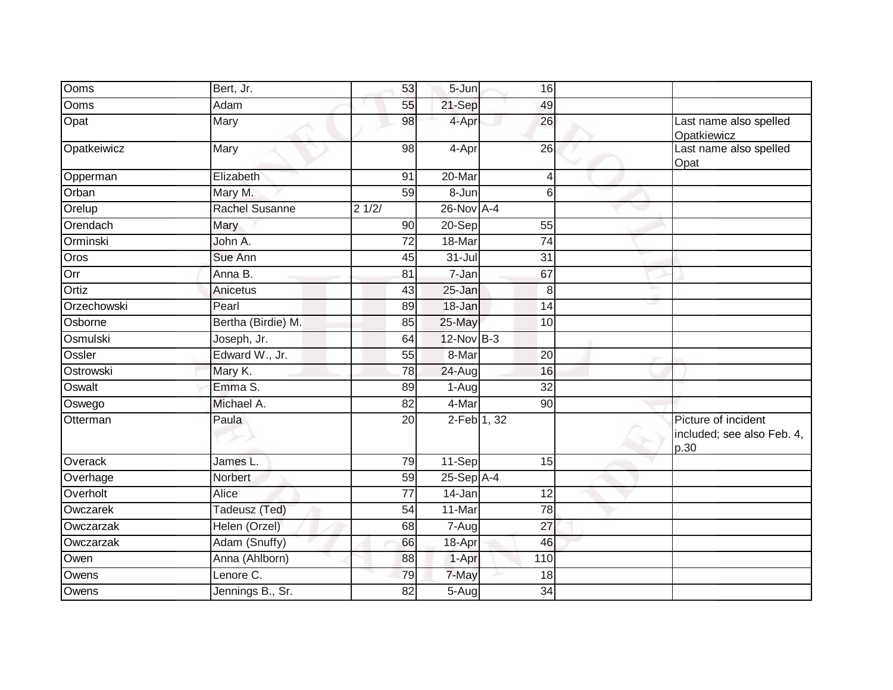| Ooms | Bert, Jr. | 53 | 5-Jun | 16 | | |
|---|---|---|---|---|---|---|
| Ooms | Adam | 55 | 21-Sep | 49 | | |
| Opat | Mary | 98 | 4-Apr | 26 | | Last name also spelled Opatkiewicz |
| Opatkeiwicz | Mary | 98 | 4-Apr | 26 | | Last name also spelled Opat |
| Opperman | Elizabeth | 91 | 20-Mar | 4 | | |
| Orban | Mary M. | 59 | 8-Jun | 6 | | |
| Orelup | Rachel Susanne | 2 1/2/ | 26-Nov | A-4 | | |
| Orendach | Mary | 90 | 20-Sep | 55 | | |
| Orminski | John A. | 72 | 18-Mar | 74 | | |
| Oros | Sue Ann | 45 | 31-Jul | 31 | | |
| Orr | Anna B. | 81 | 7-Jan | 67 | | |
| Ortiz | Anicetus | 43 | 25-Jan | 8 | | |
| Orzechowski | Pearl | 89 | 18-Jan | 14 | | |
| Osborne | Bertha (Birdie) M. | 85 | 25-May | 10 | | |
| Osmulski | Joseph, Jr. | 64 | 12-Nov | B-3 | | |
| Ossler | Edward W., Jr. | 55 | 8-Mar | 20 | | |
| Ostrowski | Mary K. | 78 | 24-Aug | 16 | | |
| Oswalt | Emma S. | 89 | 1-Aug | 32 | | |
| Oswego | Michael A. | 82 | 4-Mar | 90 | | |
| Otterman | Paula | 20 | 2-Feb | 1, 32 | | Picture of incident included; see also Feb. 4, p.30 |
| Overack | James L. | 79 | 11-Sep | 15 | | |
| Overhage | Norbert | 59 | 25-Sep | A-4 | | |
| Overholt | Alice | 77 | 14-Jan | 12 | | |
| Owczarek | Tadeusz (Ted) | 54 | 11-Mar | 78 | | |
| Owczarzak | Helen (Orzel) | 68 | 7-Aug | 27 | | |
| Owczarzak | Adam (Snuffy) | 66 | 18-Apr | 46 | | |
| Owen | Anna (Ahlborn) | 88 | 1-Apr | 110 | | |
| Owens | Lenore C. | 79 | 7-May | 18 | | |
| Owens | Jennings B., Sr. | 82 | 5-Aug | 34 | | |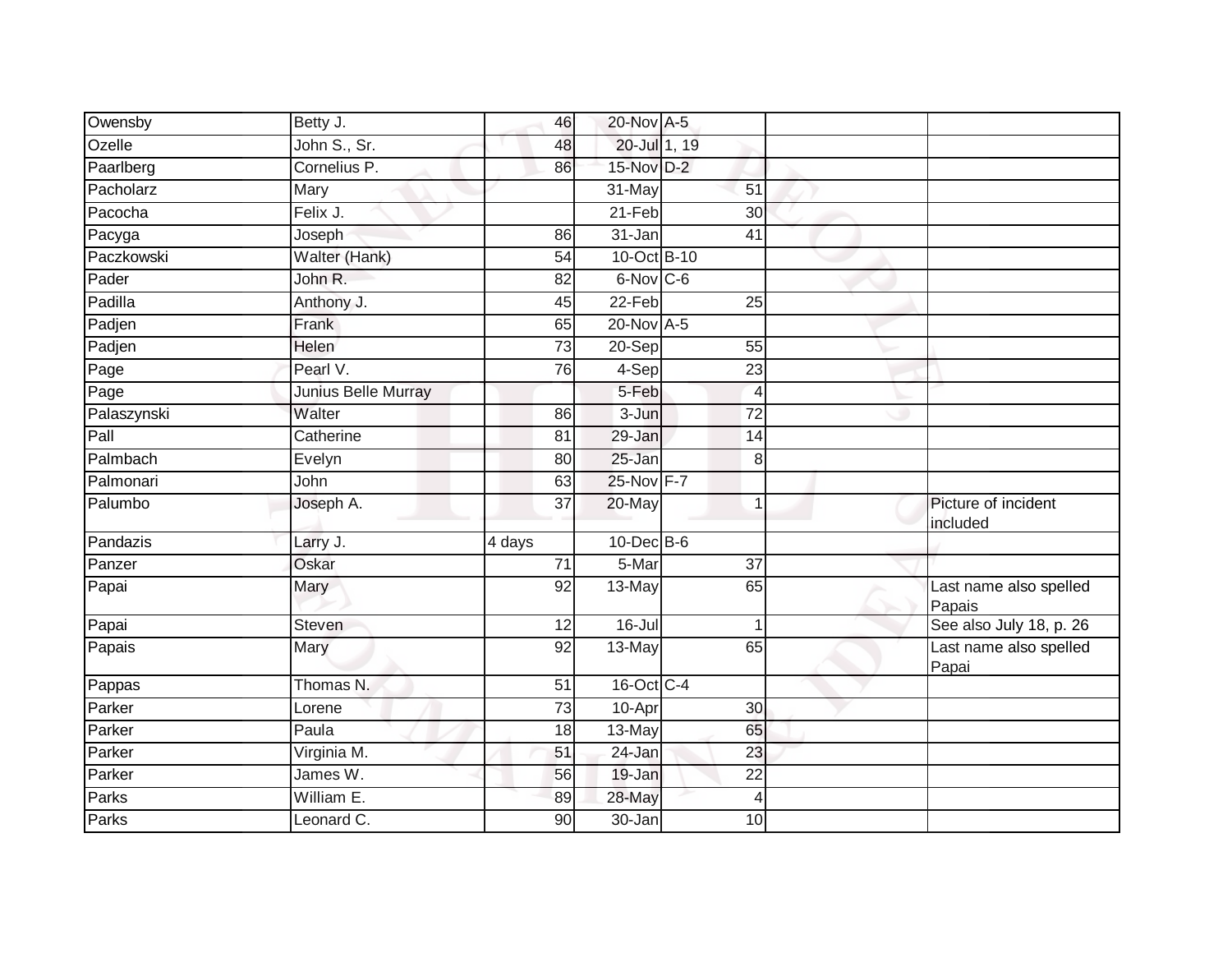| | | | | | | |
|---|---|---|---|---|---|---|
| Owensby | Betty J. | 46 | 20-Nov | A-5 | | |
| Ozelle | John S., Sr. | 48 | 20-Jul | 1, 19 | | |
| Paarlberg | Cornelius P. | 86 | 15-Nov | D-2 | | |
| Pacholarz | Mary | | 31-May | 51 | | |
| Pacocha | Felix J. | | 21-Feb | 30 | | |
| Pacyga | Joseph | 86 | 31-Jan | 41 | | |
| Paczkowski | Walter (Hank) | 54 | 10-Oct | B-10 | | |
| Pader | John R. | 82 | 6-Nov | C-6 | | |
| Padilla | Anthony J. | 45 | 22-Feb | 25 | | |
| Padjen | Frank | 65 | 20-Nov | A-5 | | |
| Padjen | Helen | 73 | 20-Sep | 55 | | |
| Page | Pearl V. | 76 | 4-Sep | 23 | | |
| Page | Junius Belle Murray | | 5-Feb | 4 | | |
| Palaszynski | Walter | 86 | 3-Jun | 72 | | |
| Pall | Catherine | 81 | 29-Jan | 14 | | |
| Palmbach | Evelyn | 80 | 25-Jan | 8 | | |
| Palmonari | John | 63 | 25-Nov | F-7 | | |
| Palumbo | Joseph A. | 37 | 20-May | 1 | | Picture of incident included |
| Pandazis | Larry J. | 4 days | 10-Dec | B-6 | | |
| Panzer | Oskar | 71 | 5-Mar | 37 | | |
| Papai | Mary | 92 | 13-May | 65 | | Last name also spelled Papais |
| Papai | Steven | 12 | 16-Jul | 1 | | See also July 18, p. 26 |
| Papais | Mary | 92 | 13-May | 65 | | Last name also spelled Papai |
| Pappas | Thomas N. | 51 | 16-Oct | C-4 | | |
| Parker | Lorene | 73 | 10-Apr | 30 | | |
| Parker | Paula | 18 | 13-May | 65 | | |
| Parker | Virginia M. | 51 | 24-Jan | 23 | | |
| Parker | James W. | 56 | 19-Jan | 22 | | |
| Parks | William E. | 89 | 28-May | 4 | | |
| Parks | Leonard C. | 90 | 30-Jan | 10 | | |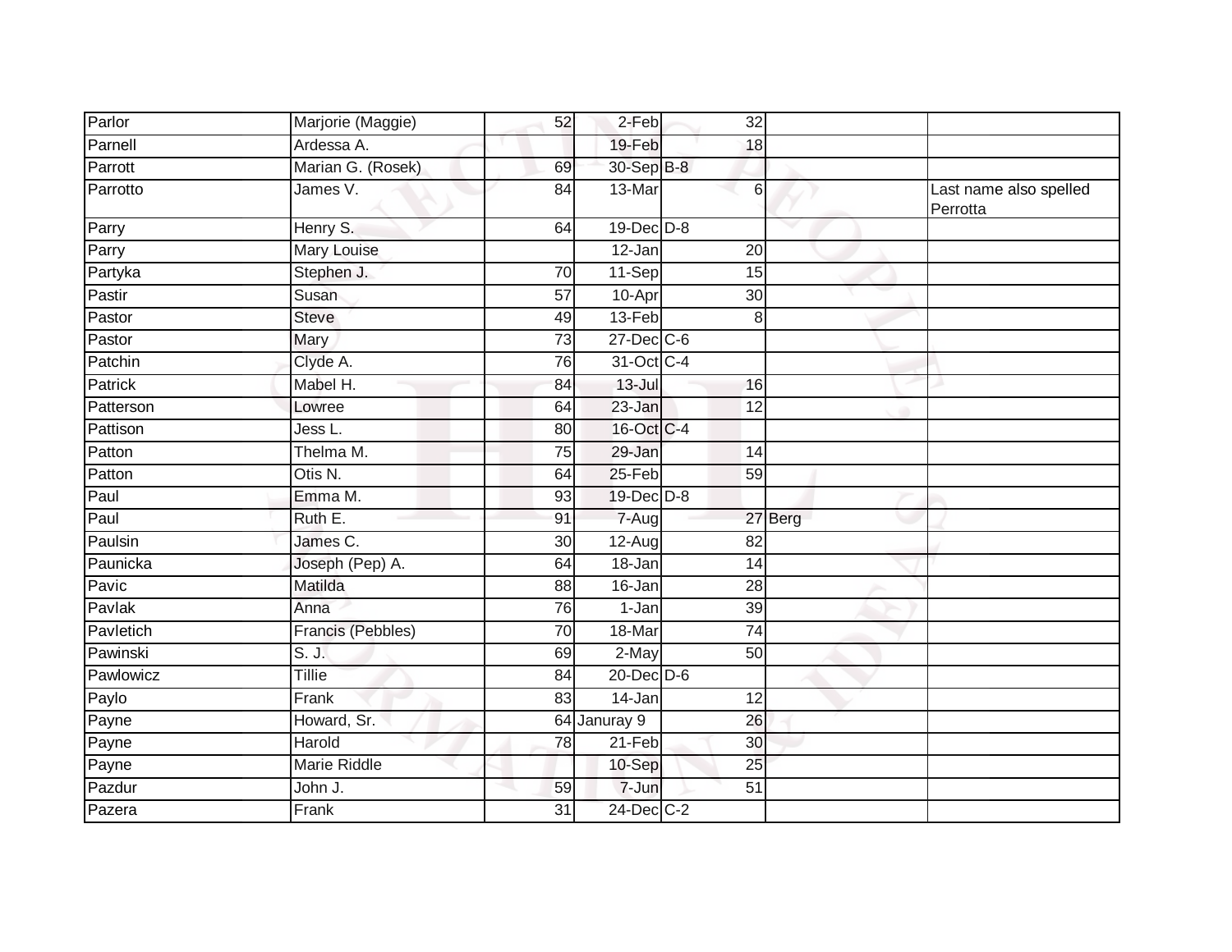| Parlor | Marjorie (Maggie) | 52 | 2-Feb | 32 | | |
|---|---|---|---|---|---|---|
| Parnell | Ardessa A. | | 19-Feb | 18 | | |
| Parrott | Marian G. (Rosek) | 69 | 30-Sep | B-8 | | |
| Parrotto | James V. | 84 | 13-Mar | 6 | | Last name also spelled Perrotta |
| Parry | Henry S. | 64 | 19-Dec | D-8 | | |
| Parry | Mary Louise | | 12-Jan | 20 | | |
| Partyka | Stephen J. | 70 | 11-Sep | 15 | | |
| Pastir | Susan | 57 | 10-Apr | 30 | | |
| Pastor | Steve | 49 | 13-Feb | 8 | | |
| Pastor | Mary | 73 | 27-Dec | C-6 | | |
| Patchin | Clyde A. | 76 | 31-Oct | C-4 | | |
| Patrick | Mabel H. | 84 | 13-Jul | 16 | | |
| Patterson | Lowree | 64 | 23-Jan | 12 | | |
| Pattison | Jess L. | 80 | 16-Oct | C-4 | | |
| Patton | Thelma M. | 75 | 29-Jan | 14 | | |
| Patton | Otis N. | 64 | 25-Feb | 59 | | |
| Paul | Emma M. | 93 | 19-Dec | D-8 | | |
| Paul | Ruth E. | 91 | 7-Aug | 27 | Berg | |
| Paulsin | James C. | 30 | 12-Aug | 82 | | |
| Paunicka | Joseph (Pep) A. | 64 | 18-Jan | 14 | | |
| Pavic | Matilda | 88 | 16-Jan | 28 | | |
| Pavlak | Anna | 76 | 1-Jan | 39 | | |
| Pavletich | Francis (Pebbles) | 70 | 18-Mar | 74 | | |
| Pawinski | S. J. | 69 | 2-May | 50 | | |
| Pawlowicz | Tillie | 84 | 20-Dec | D-6 | | |
| Paylo | Frank | 83 | 14-Jan | 12 | | |
| Payne | Howard, Sr. | 64 | Januray 9 | 26 | | |
| Payne | Harold | 78 | 21-Feb | 30 | | |
| Payne | Marie Riddle | | 10-Sep | 25 | | |
| Pazdur | John J. | 59 | 7-Jun | 51 | | |
| Pazera | Frank | 31 | 24-Dec | C-2 | | |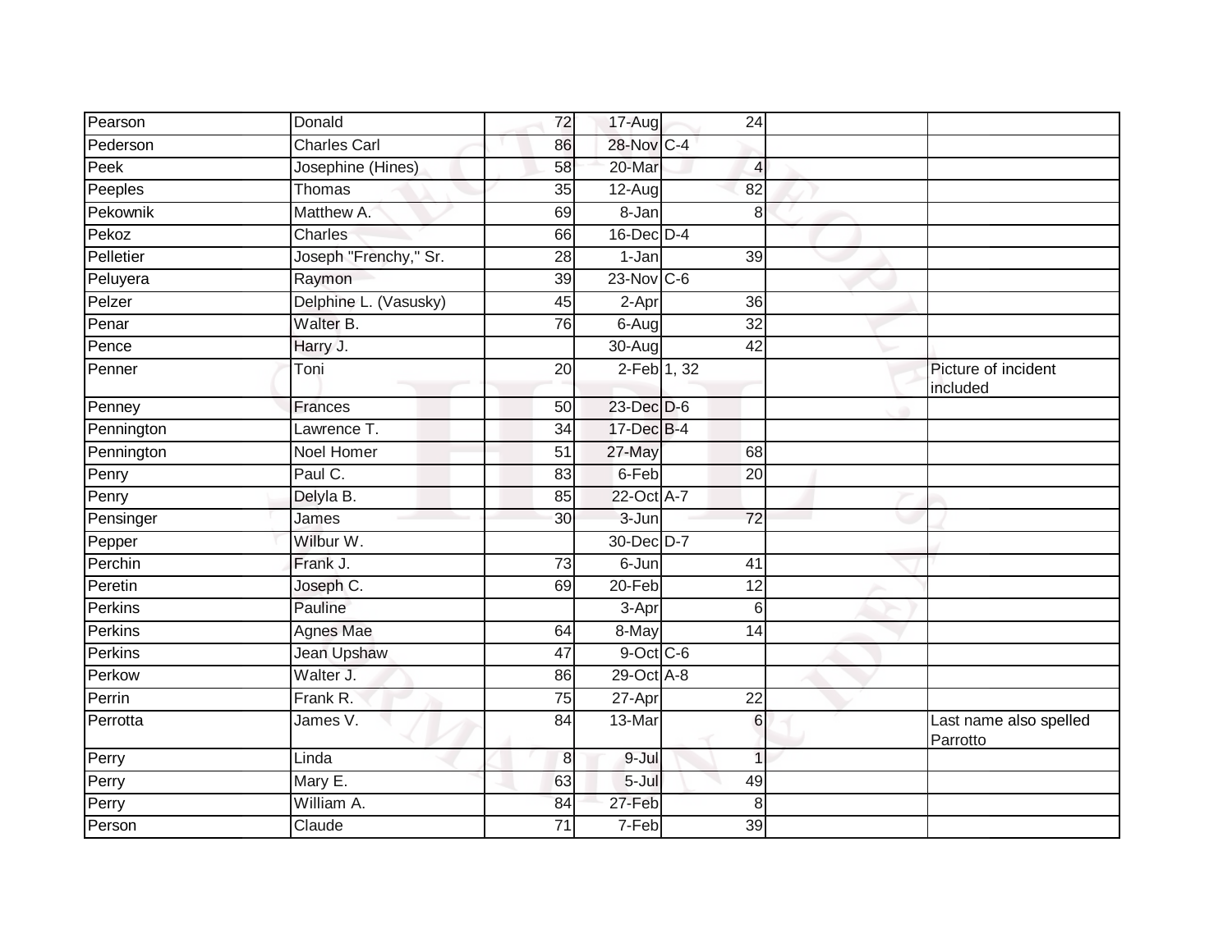| Pearson | Donald | 72 | 17-Aug | 24 | | |
|---|---|---|---|---|---|---|
| Pederson | Charles Carl | 86 | 28-Nov | C-4 | | |
| Peek | Josephine (Hines) | 58 | 20-Mar | 4 | | |
| Peeples | Thomas | 35 | 12-Aug | 82 | | |
| Pekownik | Matthew A. | 69 | 8-Jan | 8 | | |
| Pekoz | Charles | 66 | 16-Dec | D-4 | | |
| Pelletier | Joseph "Frenchy," Sr. | 28 | 1-Jan | 39 | | |
| Peluyera | Raymon | 39 | 23-Nov | C-6 | | |
| Pelzer | Delphine L. (Vasusky) | 45 | 2-Apr | 36 | | |
| Penar | Walter B. | 76 | 6-Aug | 32 | | |
| Pence | Harry J. | | 30-Aug | 42 | | |
| Penner | Toni | 20 | 2-Feb | 1, 32 | | Picture of incident included |
| Penney | Frances | 50 | 23-Dec | D-6 | | |
| Pennington | Lawrence T. | 34 | 17-Dec | B-4 | | |
| Pennington | Noel Homer | 51 | 27-May | 68 | | |
| Penry | Paul C. | 83 | 6-Feb | 20 | | |
| Penry | Delyla B. | 85 | 22-Oct | A-7 | | |
| Pensinger | James | 30 | 3-Jun | 72 | | |
| Pepper | Wilbur W. | | 30-Dec | D-7 | | |
| Perchin | Frank J. | 73 | 6-Jun | 41 | | |
| Peretin | Joseph C. | 69 | 20-Feb | 12 | | |
| Perkins | Pauline | | 3-Apr | 6 | | |
| Perkins | Agnes Mae | 64 | 8-May | 14 | | |
| Perkins | Jean Upshaw | 47 | 9-Oct | C-6 | | |
| Perkow | Walter J. | 86 | 29-Oct | A-8 | | |
| Perrin | Frank R. | 75 | 27-Apr | 22 | | |
| Perrotta | James V. | 84 | 13-Mar | 6 | | Last name also spelled Parrotto |
| Perry | Linda | 8 | 9-Jul | 1 | | |
| Perry | Mary E. | 63 | 5-Jul | 49 | | |
| Perry | William A. | 84 | 27-Feb | 8 | | |
| Person | Claude | 71 | 7-Feb | 39 | | |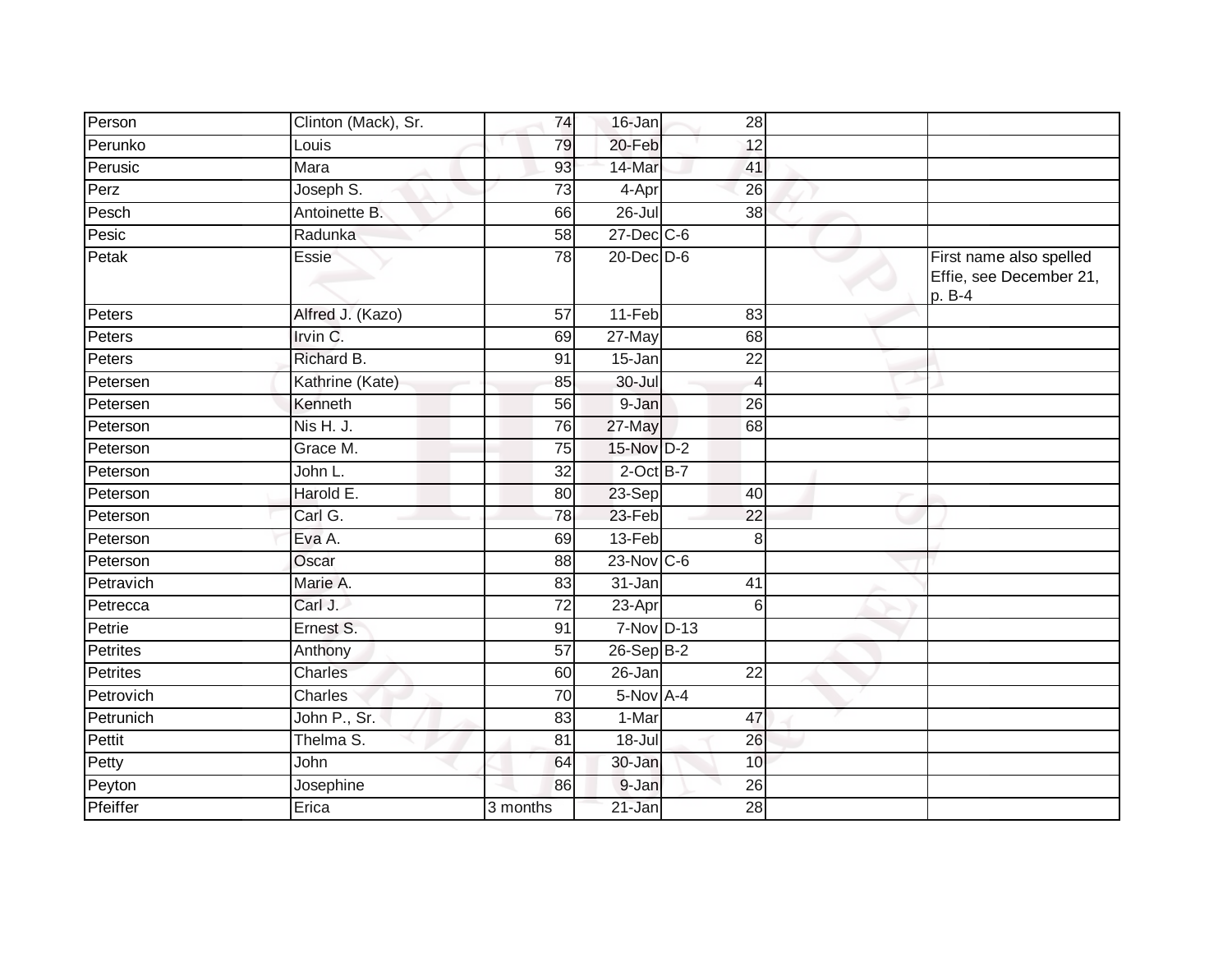| | | | | | | |
|---|---|---|---|---|---|---|
| Person | Clinton (Mack), Sr. | 74 | 16-Jan | 28 | | |
| Perunko | Louis | 79 | 20-Feb | 12 | | |
| Perusic | Mara | 93 | 14-Mar | 41 | | |
| Perz | Joseph S. | 73 | 4-Apr | 26 | | |
| Pesch | Antoinette B. | 66 | 26-Jul | 38 | | |
| Pesic | Radunka | 58 | 27-Dec | C-6 | | |
| Petak | Essie | 78 | 20-Dec | D-6 | | First name also spelled Effie, see December 21, p. B-4 |
| Peters | Alfred J. (Kazo) | 57 | 11-Feb | 83 | | |
| Peters | Irvin C. | 69 | 27-May | 68 | | |
| Peters | Richard B. | 91 | 15-Jan | 22 | | |
| Petersen | Kathrine (Kate) | 85 | 30-Jul | 4 | | |
| Petersen | Kenneth | 56 | 9-Jan | 26 | | |
| Peterson | Nis H. J. | 76 | 27-May | 68 | | |
| Peterson | Grace M. | 75 | 15-Nov | D-2 | | |
| Peterson | John L. | 32 | 2-Oct | B-7 | | |
| Peterson | Harold E. | 80 | 23-Sep | 40 | | |
| Peterson | Carl G. | 78 | 23-Feb | 22 | | |
| Peterson | Eva A. | 69 | 13-Feb | 8 | | |
| Peterson | Oscar | 88 | 23-Nov | C-6 | | |
| Petravich | Marie A. | 83 | 31-Jan | 41 | | |
| Petrecca | Carl J. | 72 | 23-Apr | 6 | | |
| Petrie | Ernest S. | 91 | 7-Nov | D-13 | | |
| Petrites | Anthony | 57 | 26-Sep | B-2 | | |
| Petrites | Charles | 60 | 26-Jan | 22 | | |
| Petrovich | Charles | 70 | 5-Nov | A-4 | | |
| Petrunich | John P., Sr. | 83 | 1-Mar | 47 | | |
| Pettit | Thelma S. | 81 | 18-Jul | 26 | | |
| Petty | John | 64 | 30-Jan | 10 | | |
| Peyton | Josephine | 86 | 9-Jan | 26 | | |
| Pfeiffer | Erica | 3 months | 21-Jan | 28 | | |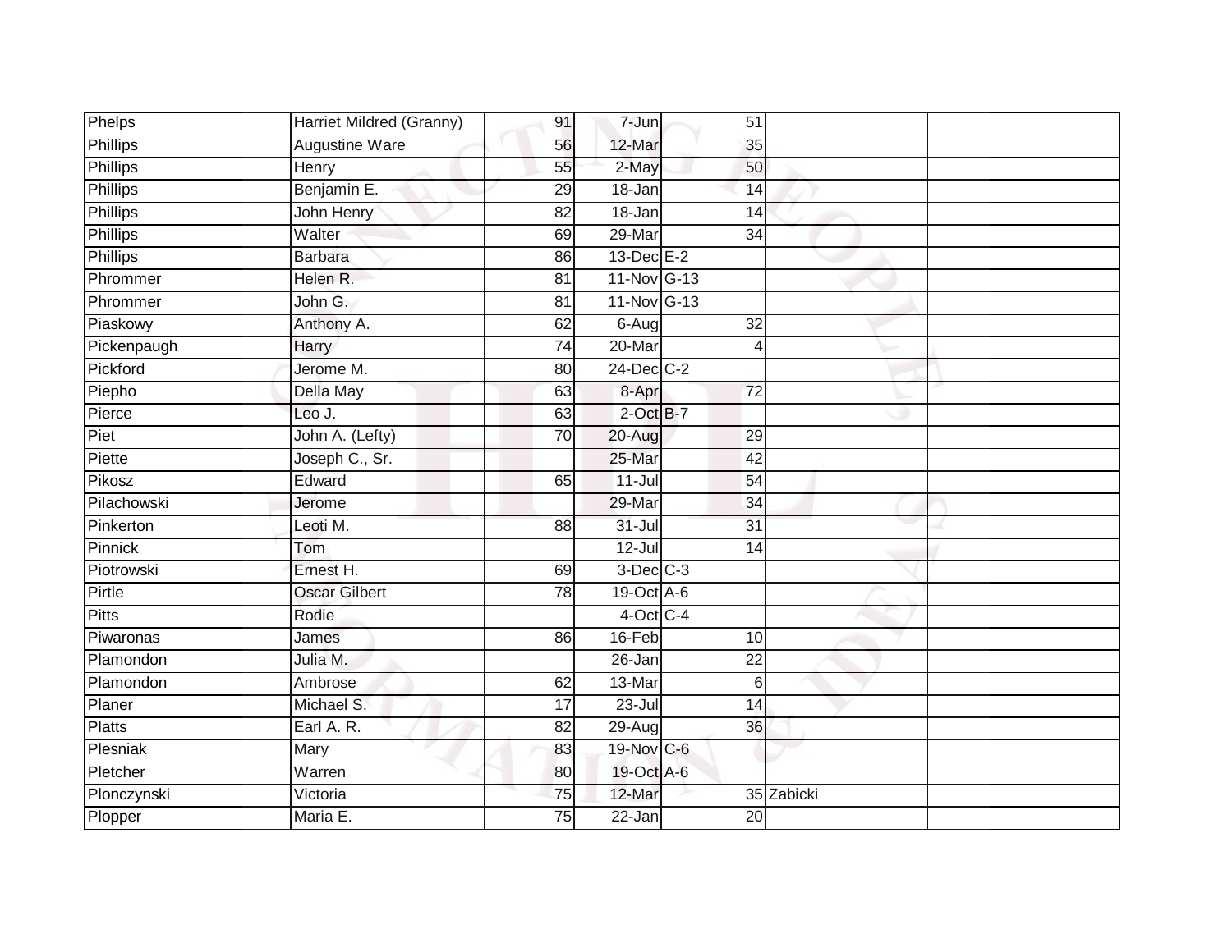| Phelps | Harriet Mildred (Granny) | 91 | 7-Jun | 51 | | |
|---|---|---|---|---|---|---|
| Phillips | Augustine Ware | 56 | 12-Mar | 35 | | |
| Phillips | Henry | 55 | 2-May | 50 | | |
| Phillips | Benjamin E. | 29 | 18-Jan | 14 | | |
| Phillips | John Henry | 82 | 18-Jan | 14 | | |
| Phillips | Walter | 69 | 29-Mar | 34 | | |
| Phillips | Barbara | 86 | 13-Dec | E-2 | | |
| Phrommer | Helen R. | 81 | 11-Nov | G-13 | | |
| Phrommer | John G. | 81 | 11-Nov | G-13 | | |
| Piaskowy | Anthony A. | 62 | 6-Aug | 32 | | |
| Pickenpaugh | Harry | 74 | 20-Mar | 4 | | |
| Pickford | Jerome M. | 80 | 24-Dec | C-2 | | |
| Piepho | Della May | 63 | 8-Apr | 72 | | |
| Pierce | Leo J. | 63 | 2-Oct | B-7 | | |
| Piet | John A. (Lefty) | 70 | 20-Aug | 29 | | |
| Piette | Joseph C., Sr. | | 25-Mar | 42 | | |
| Pikosz | Edward | 65 | 11-Jul | 54 | | |
| Pilachowski | Jerome | | 29-Mar | 34 | | |
| Pinkerton | Leoti M. | 88 | 31-Jul | 31 | | |
| Pinnick | Tom | | 12-Jul | 14 | | |
| Piotrowski | Ernest H. | 69 | 3-Dec | C-3 | | |
| Pirtle | Oscar Gilbert | 78 | 19-Oct | A-6 | | |
| Pitts | Rodie | | 4-Oct | C-4 | | |
| Piwaronas | James | 86 | 16-Feb | 10 | | |
| Plamondon | Julia M. | | 26-Jan | 22 | | |
| Plamondon | Ambrose | 62 | 13-Mar | 6 | | |
| Planer | Michael S. | 17 | 23-Jul | 14 | | |
| Platts | Earl A. R. | 82 | 29-Aug | 36 | | |
| Plesniak | Mary | 83 | 19-Nov | C-6 | | |
| Pletcher | Warren | 80 | 19-Oct | A-6 | | |
| Plonczynski | Victoria | 75 | 12-Mar | 35 | Zabicki | |
| Plopper | Maria E. | 75 | 22-Jan | 20 | | |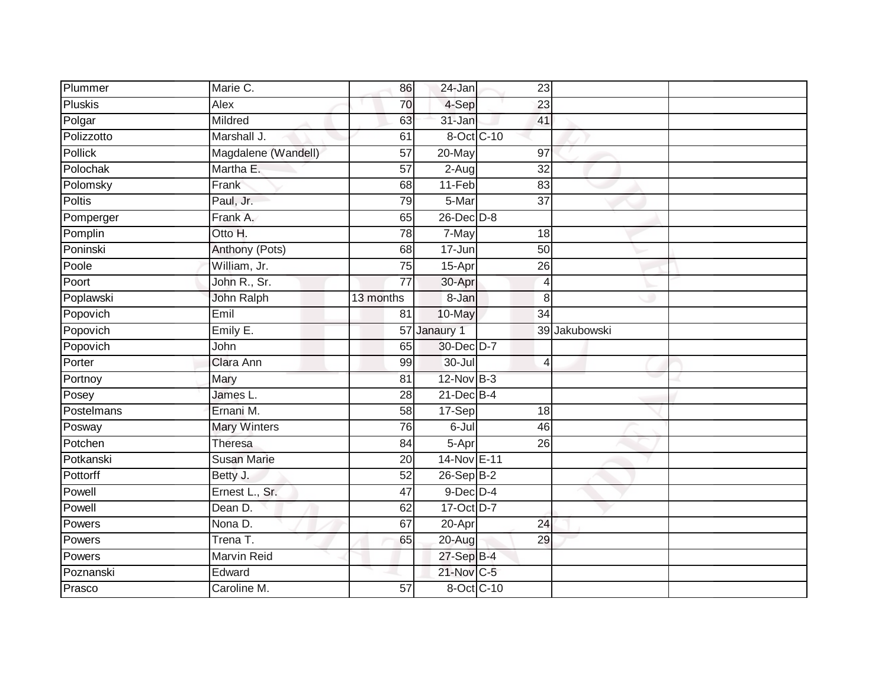| | | | | | | |
|---|---|---|---|---|---|---|
| Plummer | Marie C. | 86 | 24-Jan | 23 | | |
| Pluskis | Alex | 70 | 4-Sep | 23 | | |
| Polgar | Mildred | 63 | 31-Jan | 41 | | |
| Polizzotto | Marshall J. | 61 | 8-Oct | C-10 | | |
| Pollick | Magdalene (Wandell) | 57 | 20-May | 97 | | |
| Polochak | Martha E. | 57 | 2-Aug | 32 | | |
| Polomsky | Frank | 68 | 11-Feb | 83 | | |
| Poltis | Paul, Jr. | 79 | 5-Mar | 37 | | |
| Pomperger | Frank A. | 65 | 26-Dec | D-8 | | |
| Pomplin | Otto H. | 78 | 7-May | 18 | | |
| Poninski | Anthony (Pots) | 68 | 17-Jun | 50 | | |
| Poole | William, Jr. | 75 | 15-Apr | 26 | | |
| Poort | John R., Sr. | 77 | 30-Apr | 4 | | |
| Poplawski | John Ralph | 13 months | 8-Jan | 8 | | |
| Popovich | Emil | 81 | 10-May | 34 | | |
| Popovich | Emily E. | 57 | Janaury 1 | 39 | Jakubowski | |
| Popovich | John | 65 | 30-Dec | D-7 | | |
| Porter | Clara Ann | 99 | 30-Jul | 4 | | |
| Portnoy | Mary | 81 | 12-Nov | B-3 | | |
| Posey | James L. | 28 | 21-Dec | B-4 | | |
| Postelmans | Ernani M. | 58 | 17-Sep | 18 | | |
| Posway | Mary Winters | 76 | 6-Jul | 46 | | |
| Potchen | Theresa | 84 | 5-Apr | 26 | | |
| Potkanski | Susan Marie | 20 | 14-Nov | E-11 | | |
| Pottorff | Betty J. | 52 | 26-Sep | B-2 | | |
| Powell | Ernest L., Sr. | 47 | 9-Dec | D-4 | | |
| Powell | Dean D. | 62 | 17-Oct | D-7 | | |
| Powers | Nona D. | 67 | 20-Apr | 24 | | |
| Powers | Trena T. | 65 | 20-Aug | 29 | | |
| Powers | Marvin Reid | | 27-Sep | B-4 | | |
| Poznanski | Edward | | 21-Nov | C-5 | | |
| Prasco | Caroline M. | 57 | 8-Oct | C-10 | | |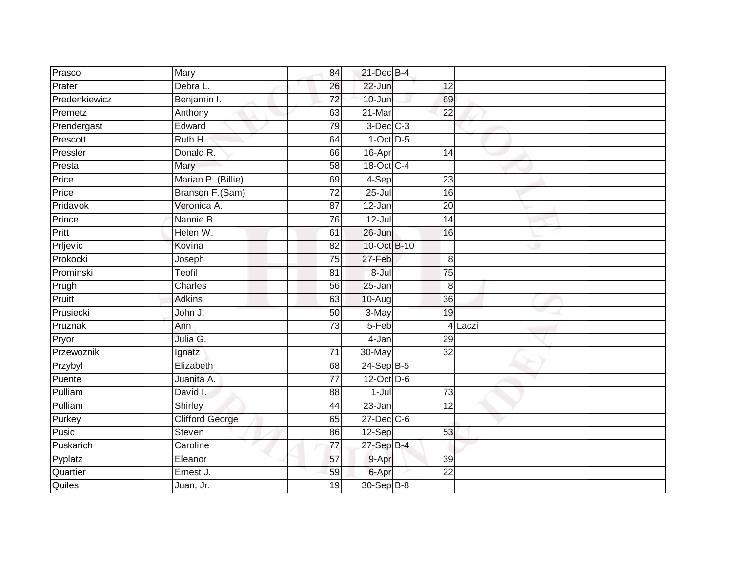| | | | | | | |
|---|---|---|---|---|---|---|
| Prasco | Mary | 84 | 21-Dec | B-4 | | |
| Prater | Debra L. | 26 | 22-Jun | 12 | | |
| Predenkiewicz | Benjamin I. | 72 | 10-Jun | 69 | | |
| Premetz | Anthony | 63 | 21-Mar | 22 | | |
| Prendergast | Edward | 79 | 3-Dec | C-3 | | |
| Prescott | Ruth H. | 64 | 1-Oct | D-5 | | |
| Pressler | Donald R. | 66 | 16-Apr | 14 | | |
| Presta | Mary | 58 | 18-Oct | C-4 | | |
| Price | Marian P. (Billie) | 69 | 4-Sep | 23 | | |
| Price | Branson F.(Sam) | 72 | 25-Jul | 16 | | |
| Pridavok | Veronica A. | 87 | 12-Jan | 20 | | |
| Prince | Nannie B. | 76 | 12-Jul | 14 | | |
| Pritt | Helen W. | 61 | 26-Jun | 16 | | |
| Prljevic | Kovina | 82 | 10-Oct | B-10 | | |
| Prokocki | Joseph | 75 | 27-Feb | 8 | | |
| Prominski | Teofil | 81 | 8-Jul | 75 | | |
| Prugh | Charles | 56 | 25-Jan | 8 | | |
| Pruitt | Adkins | 63 | 10-Aug | 36 | | |
| Prusiecki | John J. | 50 | 3-May | 19 | | |
| Pruznak | Ann | 73 | 5-Feb | 4 | Laczi | |
| Pryor | Julia G. | | 4-Jan | 29 | | |
| Przewoznik | Ignatz | 71 | 30-May | 32 | | |
| Przybyl | Elizabeth | 68 | 24-Sep | B-5 | | |
| Puente | Juanita A. | 77 | 12-Oct | D-6 | | |
| Pulliam | David I. | 88 | 1-Jul | 73 | | |
| Pulliam | Shirley | 44 | 23-Jan | 12 | | |
| Purkey | Clifford George | 65 | 27-Dec | C-6 | | |
| Pusic | Steven | 86 | 12-Sep | 53 | | |
| Puskarich | Caroline | 77 | 27-Sep | B-4 | | |
| Pyplatz | Eleanor | 57 | 9-Apr | 39 | | |
| Quartier | Ernest J. | 59 | 6-Apr | 22 | | |
| Quiles | Juan, Jr. | 19 | 30-Sep | B-8 | | |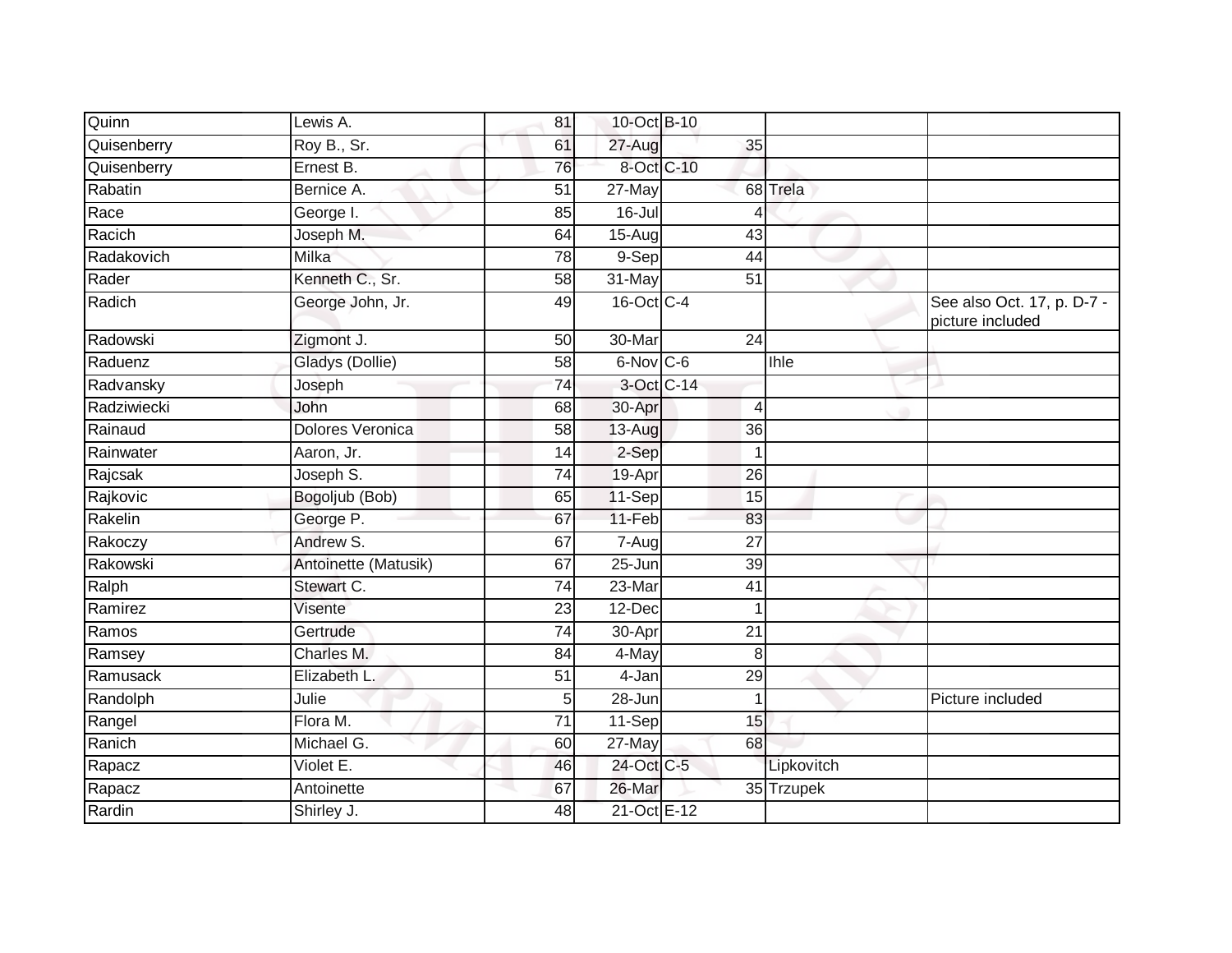| | | | | | | |
|---|---|---|---|---|---|---|
| Quinn | Lewis A. | 81 | 10-Oct | B-10 | | |
| Quisenberry | Roy B., Sr. | 61 | 27-Aug | 35 | | |
| Quisenberry | Ernest B. | 76 | 8-Oct | C-10 | | |
| Rabatin | Bernice A. | 51 | 27-May | 68 | Trela | |
| Race | George I. | 85 | 16-Jul | 4 | | |
| Racich | Joseph M. | 64 | 15-Aug | 43 | | |
| Radakovich | Milka | 78 | 9-Sep | 44 | | |
| Rader | Kenneth C., Sr. | 58 | 31-May | 51 | | |
| Radich | George John, Jr. | 49 | 16-Oct | C-4 | | See also Oct. 17, p. D-7 - picture included |
| Radowski | Zigmont J. | 50 | 30-Mar | 24 | | |
| Raduenz | Gladys (Dollie) | 58 | 6-Nov | C-6 | Ihle | |
| Radvansky | Joseph | 74 | 3-Oct | C-14 | | |
| Radziwiecki | John | 68 | 30-Apr | 4 | | |
| Rainaud | Dolores Veronica | 58 | 13-Aug | 36 | | |
| Rainwater | Aaron, Jr. | 14 | 2-Sep | 1 | | |
| Rajcsak | Joseph S. | 74 | 19-Apr | 26 | | |
| Rajkovic | Bogoljub (Bob) | 65 | 11-Sep | 15 | | |
| Rakelin | George P. | 67 | 11-Feb | 83 | | |
| Rakoczy | Andrew S. | 67 | 7-Aug | 27 | | |
| Rakowski | Antoinette (Matusik) | 67 | 25-Jun | 39 | | |
| Ralph | Stewart C. | 74 | 23-Mar | 41 | | |
| Ramirez | Visente | 23 | 12-Dec | 1 | | |
| Ramos | Gertrude | 74 | 30-Apr | 21 | | |
| Ramsey | Charles M. | 84 | 4-May | 8 | | |
| Ramusack | Elizabeth L. | 51 | 4-Jan | 29 | | |
| Randolph | Julie | 5 | 28-Jun | 1 | | Picture included |
| Rangel | Flora M. | 71 | 11-Sep | 15 | | |
| Ranich | Michael G. | 60 | 27-May | 68 | | |
| Rapacz | Violet E. | 46 | 24-Oct | C-5 | Lipkovitch | |
| Rapacz | Antoinette | 67 | 26-Mar | 35 | Trzupek | |
| Rardin | Shirley J. | 48 | 21-Oct | E-12 | | |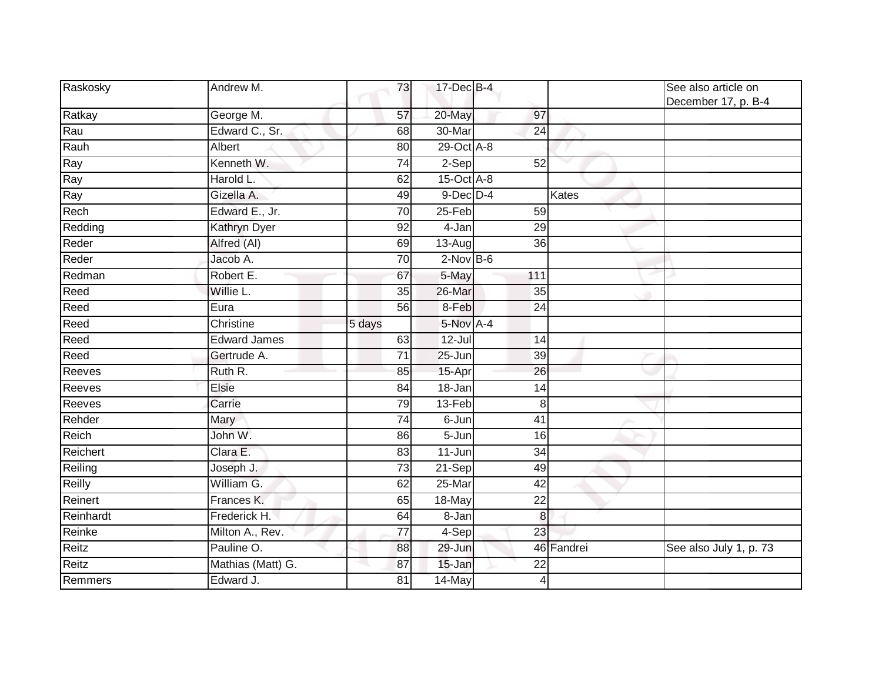| Raskosky | Andrew M. | 73 | 17-Dec | B-4 | | See also article on December 17, p. B-4 |
|---|---|---|---|---|---|---|
| Ratkay | George M. | 57 | 20-May | 97 | | |
| Rau | Edward C., Sr. | 68 | 30-Mar | 24 | | |
| Rauh | Albert | 80 | 29-Oct | A-8 | | |
| Ray | Kenneth W. | 74 | 2-Sep | 52 | | |
| Ray | Harold L. | 62 | 15-Oct | A-8 | | |
| Ray | Gizella A. | 49 | 9-Dec | D-4 | Kates | |
| Rech | Edward E., Jr. | 70 | 25-Feb | 59 | | |
| Redding | Kathryn Dyer | 92 | 4-Jan | 29 | | |
| Reder | Alfred (Al) | 69 | 13-Aug | 36 | | |
| Reder | Jacob A. | 70 | 2-Nov | B-6 | | |
| Redman | Robert E. | 67 | 5-May | 111 | | |
| Reed | Willie L. | 35 | 26-Mar | 35 | | |
| Reed | Eura | 56 | 8-Feb | 24 | | |
| Reed | Christine | 5 days | 5-Nov | A-4 | | |
| Reed | Edward James | 63 | 12-Jul | 14 | | |
| Reed | Gertrude A. | 71 | 25-Jun | 39 | | |
| Reeves | Ruth R. | 85 | 15-Apr | 26 | | |
| Reeves | Elsie | 84 | 18-Jan | 14 | | |
| Reeves | Carrie | 79 | 13-Feb | 8 | | |
| Rehder | Mary | 74 | 6-Jun | 41 | | |
| Reich | John W. | 86 | 5-Jun | 16 | | |
| Reichert | Clara E. | 83 | 11-Jun | 34 | | |
| Reiling | Joseph J. | 73 | 21-Sep | 49 | | |
| Reilly | William G. | 62 | 25-Mar | 42 | | |
| Reinert | Frances K. | 65 | 18-May | 22 | | |
| Reinhardt | Frederick H. | 64 | 8-Jan | 8 | | |
| Reinke | Milton A., Rev. | 77 | 4-Sep | 23 | | |
| Reitz | Pauline O. | 88 | 29-Jun | 46 | Fandrei | See also July 1, p. 73 |
| Reitz | Mathias (Matt) G. | 87 | 15-Jan | 22 | | |
| Remmers | Edward J. | 81 | 14-May | 4 | | |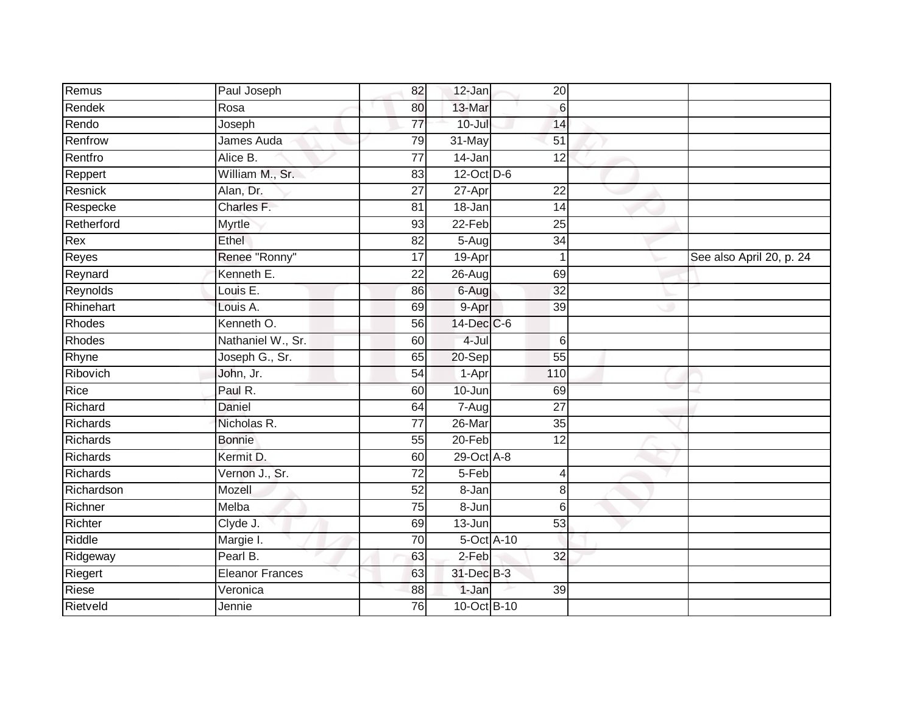| | | | | | | |
|---|---|---|---|---|---|---|
| Remus | Paul Joseph | 82 | 12-Jan | 20 | | |
| Rendek | Rosa | 80 | 13-Mar | 6 | | |
| Rendo | Joseph | 77 | 10-Jul | 14 | | |
| Renfrow | James Auda | 79 | 31-May | 51 | | |
| Rentfro | Alice B. | 77 | 14-Jan | 12 | | |
| Reppert | William M., Sr. | 83 | 12-Oct | D-6 | | |
| Resnick | Alan, Dr. | 27 | 27-Apr | 22 | | |
| Respecke | Charles F. | 81 | 18-Jan | 14 | | |
| Retherford | Myrtle | 93 | 22-Feb | 25 | | |
| Rex | Ethel | 82 | 5-Aug | 34 | | |
| Reyes | Renee "Ronny" | 17 | 19-Apr | 1 | | See also April 20, p. 24 |
| Reynard | Kenneth E. | 22 | 26-Aug | 69 | | |
| Reynolds | Louis E. | 86 | 6-Aug | 32 | | |
| Rhinehart | Louis A. | 69 | 9-Apr | 39 | | |
| Rhodes | Kenneth O. | 56 | 14-Dec | C-6 | | |
| Rhodes | Nathaniel W., Sr. | 60 | 4-Jul | 6 | | |
| Rhyne | Joseph G., Sr. | 65 | 20-Sep | 55 | | |
| Ribovich | John, Jr. | 54 | 1-Apr | 110 | | |
| Rice | Paul R. | 60 | 10-Jun | 69 | | |
| Richard | Daniel | 64 | 7-Aug | 27 | | |
| Richards | Nicholas R. | 77 | 26-Mar | 35 | | |
| Richards | Bonnie | 55 | 20-Feb | 12 | | |
| Richards | Kermit D. | 60 | 29-Oct | A-8 | | |
| Richards | Vernon J., Sr. | 72 | 5-Feb | 4 | | |
| Richardson | Mozell | 52 | 8-Jan | 8 | | |
| Richner | Melba | 75 | 8-Jun | 6 | | |
| Richter | Clyde J. | 69 | 13-Jun | 53 | | |
| Riddle | Margie I. | 70 | 5-Oct | A-10 | | |
| Ridgeway | Pearl B. | 63 | 2-Feb | 32 | | |
| Riegert | Eleanor Frances | 63 | 31-Dec | B-3 | | |
| Riese | Veronica | 88 | 1-Jan | 39 | | |
| Rietveld | Jennie | 76 | 10-Oct | B-10 | | |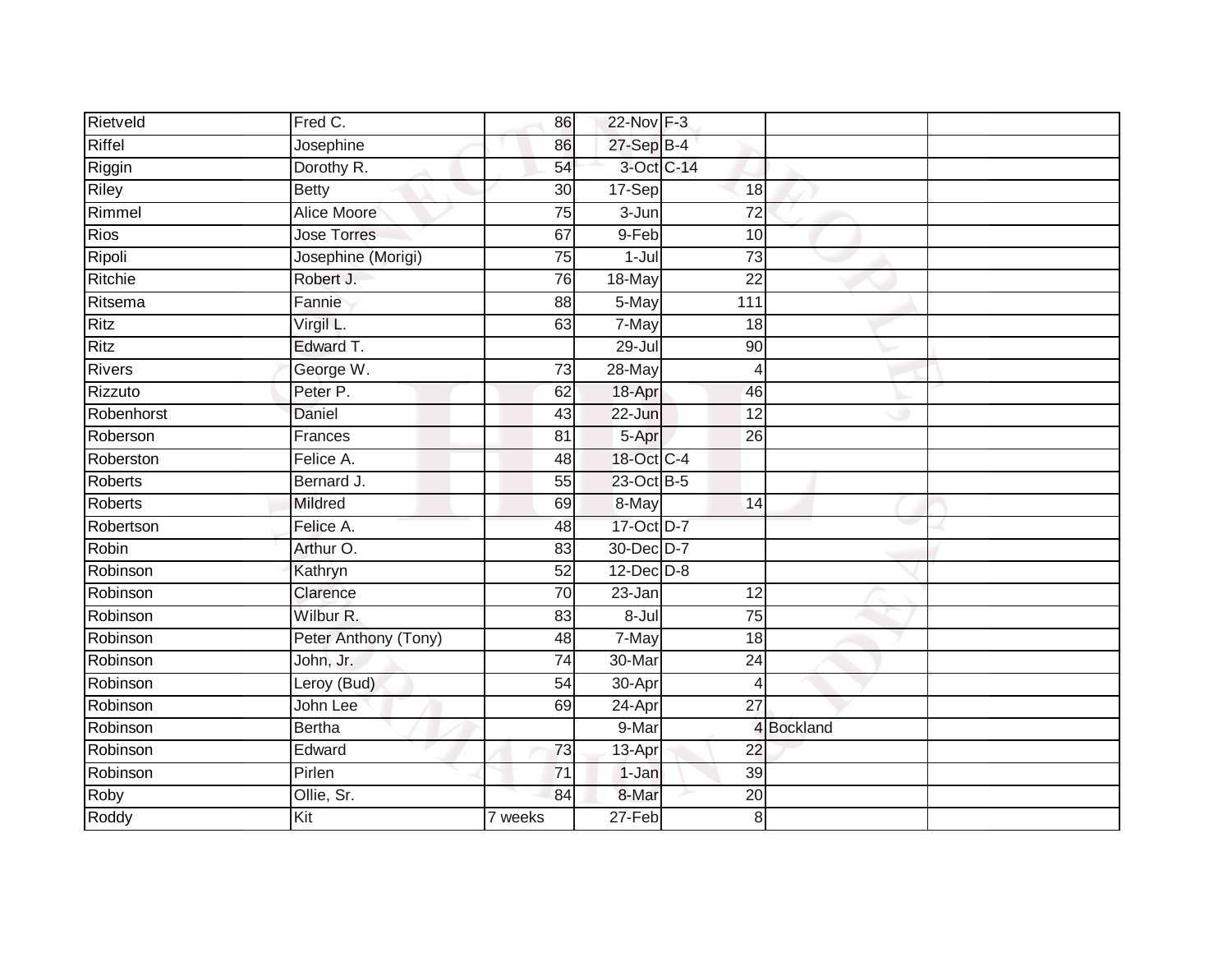| | | | | | | |
|---|---|---|---|---|---|---|
| Rietveld | Fred C. | 86 | 22-Nov | F-3 | | |
| Riffel | Josephine | 86 | 27-Sep | B-4 | | |
| Riggin | Dorothy R. | 54 | 3-Oct | C-14 | | |
| Riley | Betty | 30 | 17-Sep | 18 | | |
| Rimmel | Alice Moore | 75 | 3-Jun | 72 | | |
| Rios | Jose Torres | 67 | 9-Feb | 10 | | |
| Ripoli | Josephine (Morigi) | 75 | 1-Jul | 73 | | |
| Ritchie | Robert J. | 76 | 18-May | 22 | | |
| Ritsema | Fannie | 88 | 5-May | 111 | | |
| Ritz | Virgil L. | 63 | 7-May | 18 | | |
| Ritz | Edward T. | | 29-Jul | 90 | | |
| Rivers | George W. | 73 | 28-May | 4 | | |
| Rizzuto | Peter P. | 62 | 18-Apr | 46 | | |
| Robenhorst | Daniel | 43 | 22-Jun | 12 | | |
| Roberson | Frances | 81 | 5-Apr | 26 | | |
| Roberston | Felice A. | 48 | 18-Oct | C-4 | | |
| Roberts | Bernard J. | 55 | 23-Oct | B-5 | | |
| Roberts | Mildred | 69 | 8-May | 14 | | |
| Robertson | Felice A. | 48 | 17-Oct | D-7 | | |
| Robin | Arthur O. | 83 | 30-Dec | D-7 | | |
| Robinson | Kathryn | 52 | 12-Dec | D-8 | | |
| Robinson | Clarence | 70 | 23-Jan | 12 | | |
| Robinson | Wilbur R. | 83 | 8-Jul | 75 | | |
| Robinson | Peter Anthony (Tony) | 48 | 7-May | 18 | | |
| Robinson | John, Jr. | 74 | 30-Mar | 24 | | |
| Robinson | Leroy (Bud) | 54 | 30-Apr | 4 | | |
| Robinson | John Lee | 69 | 24-Apr | 27 | | |
| Robinson | Bertha | | 9-Mar | 4 | Bockland | |
| Robinson | Edward | 73 | 13-Apr | 22 | | |
| Robinson | Pirlen | 71 | 1-Jan | 39 | | |
| Roby | Ollie, Sr. | 84 | 8-Mar | 20 | | |
| Roddy | Kit | 7 weeks | 27-Feb | 8 | | |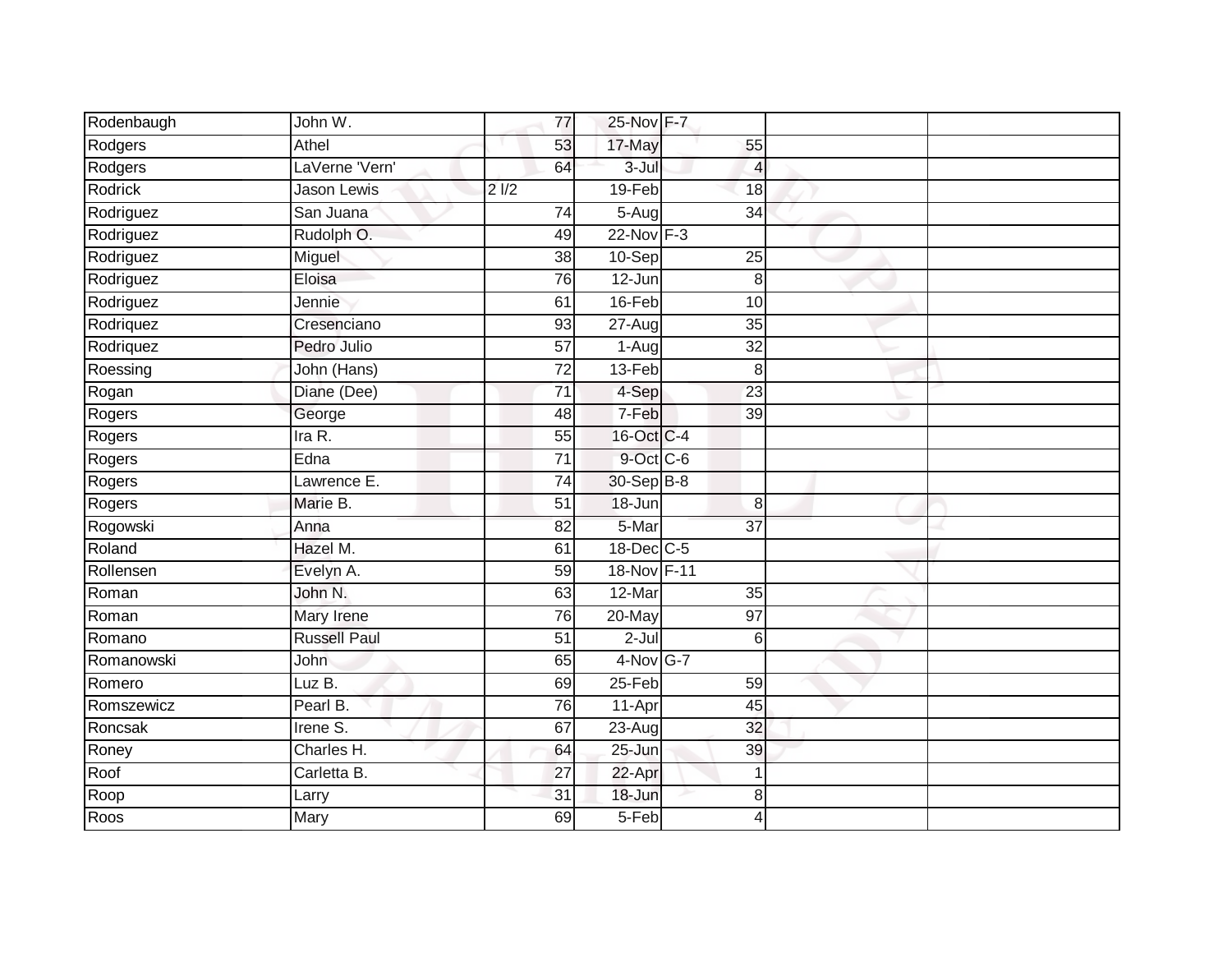| | | | | | | |
|---|---|---|---|---|---|---|
| Rodenbaugh | John W. | 77 | 25-Nov | F-7 | | |
| Rodgers | Athel | 53 | 17-May | 55 | | |
| Rodgers | LaVerne 'Vern' | 64 | 3-Jul | 4 | | |
| Rodrick | Jason Lewis | 2 l/2 | 19-Feb | 18 | | |
| Rodriguez | San Juana | 74 | 5-Aug | 34 | | |
| Rodriguez | Rudolph O. | 49 | 22-Nov | F-3 | | |
| Rodriguez | Miguel | 38 | 10-Sep | 25 | | |
| Rodriguez | Eloisa | 76 | 12-Jun | 8 | | |
| Rodriguez | Jennie | 61 | 16-Feb | 10 | | |
| Rodriquez | Cresenciano | 93 | 27-Aug | 35 | | |
| Rodriquez | Pedro Julio | 57 | 1-Aug | 32 | | |
| Roessing | John (Hans) | 72 | 13-Feb | 8 | | |
| Rogan | Diane (Dee) | 71 | 4-Sep | 23 | | |
| Rogers | George | 48 | 7-Feb | 39 | | |
| Rogers | Ira R. | 55 | 16-Oct | C-4 | | |
| Rogers | Edna | 71 | 9-Oct | C-6 | | |
| Rogers | Lawrence E. | 74 | 30-Sep | B-8 | | |
| Rogers | Marie B. | 51 | 18-Jun | 8 | | |
| Rogowski | Anna | 82 | 5-Mar | 37 | | |
| Roland | Hazel M. | 61 | 18-Dec | C-5 | | |
| Rollensen | Evelyn A. | 59 | 18-Nov | F-11 | | |
| Roman | John N. | 63 | 12-Mar | 35 | | |
| Roman | Mary Irene | 76 | 20-May | 97 | | |
| Romano | Russell Paul | 51 | 2-Jul | 6 | | |
| Romanowski | John | 65 | 4-Nov | G-7 | | |
| Romero | Luz B. | 69 | 25-Feb | 59 | | |
| Romszewicz | Pearl B. | 76 | 11-Apr | 45 | | |
| Roncsak | Irene S. | 67 | 23-Aug | 32 | | |
| Roney | Charles H. | 64 | 25-Jun | 39 | | |
| Roof | Carletta B. | 27 | 22-Apr | 1 | | |
| Roop | Larry | 31 | 18-Jun | 8 | | |
| Roos | Mary | 69 | 5-Feb | 4 | | |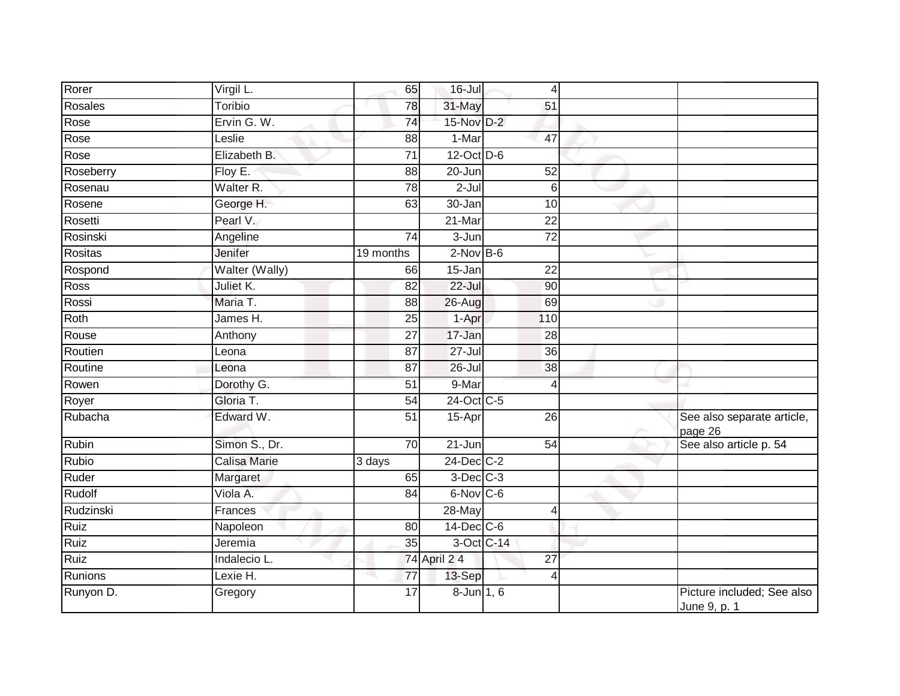| Rorer | Virgil L. | 65 | 16-Jul | 4 | | |
|---|---|---|---|---|---|---|
| Rosales | Toribio | 78 | 31-May | 51 | | |
| Rose | Ervin G. W. | 74 | 15-Nov | D-2 | | |
| Rose | Leslie | 88 | 1-Mar | 47 | | |
| Rose | Elizabeth B. | 71 | 12-Oct | D-6 | | |
| Roseberry | Floy E. | 88 | 20-Jun | 52 | | |
| Rosenau | Walter R. | 78 | 2-Jul | 6 | | |
| Rosene | George H. | 63 | 30-Jan | 10 | | |
| Rosetti | Pearl V. | | 21-Mar | 22 | | |
| Rosinski | Angeline | 74 | 3-Jun | 72 | | |
| Rositas | Jenifer | 19 months | 2-Nov | B-6 | | |
| Rospond | Walter (Wally) | 66 | 15-Jan | 22 | | |
| Ross | Juliet K. | 82 | 22-Jul | 90 | | |
| Rossi | Maria T. | 88 | 26-Aug | 69 | | |
| Roth | James H. | 25 | 1-Apr | 110 | | |
| Rouse | Anthony | 27 | 17-Jan | 28 | | |
| Routien | Leona | 87 | 27-Jul | 36 | | |
| Routine | Leona | 87 | 26-Jul | 38 | | |
| Rowen | Dorothy G. | 51 | 9-Mar | 4 | | |
| Royer | Gloria T. | 54 | 24-Oct | C-5 | | |
| Rubacha | Edward W. | 51 | 15-Apr | 26 | | See also separate article, page 26 |
| Rubin | Simon S., Dr. | 70 | 21-Jun | 54 | | See also article p. 54 |
| Rubio | Calisa Marie | 3 days | 24-Dec | C-2 | | |
| Ruder | Margaret | 65 | 3-Dec | C-3 | | |
| Rudolf | Viola A. | 84 | 6-Nov | C-6 | | |
| Rudzinski | Frances | | 28-May | 4 | | |
| Ruiz | Napoleon | 80 | 14-Dec | C-6 | | |
| Ruiz | Jeremia | 35 | 3-Oct | C-14 | | |
| Ruiz | Indalecio L. | 74 | April 2 4 | 27 | | |
| Runions | Lexie H. | 77 | 13-Sep | 4 | | |
| Runyon D. | Gregory | 17 | 8-Jun | 1, 6 | | Picture included; See also June 9, p. 1 |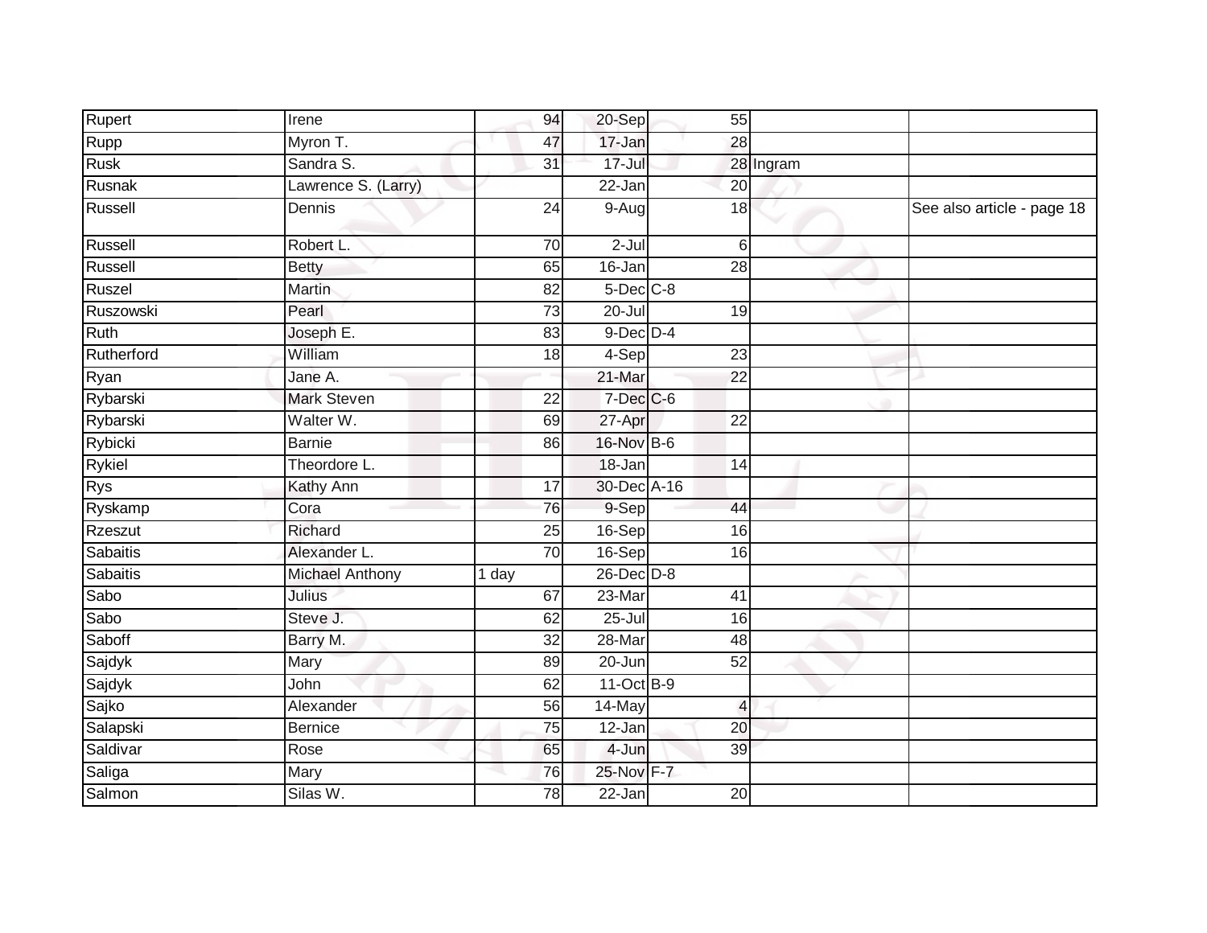| Rupert | Irene | 94 | 20-Sep | 55 | | |
|---|---|---|---|---|---|---|
| Rupp | Myron T. | 47 | 17-Jan | 28 | | |
| Rusk | Sandra S. | 31 | 17-Jul | 28 | Ingram | |
| Rusnak | Lawrence S. (Larry) | | 22-Jan | 20 | | |
| Russell | Dennis | 24 | 9-Aug | 18 | | See also article - page 18 |
| Russell | Robert L. | 70 | 2-Jul | 6 | | |
| Russell | Betty | 65 | 16-Jan | 28 | | |
| Ruszel | Martin | 82 | 5-Dec | C-8 | | |
| Ruszowski | Pearl | 73 | 20-Jul | 19 | | |
| Ruth | Joseph E. | 83 | 9-Dec | D-4 | | |
| Rutherford | William | 18 | 4-Sep | 23 | | |
| Ryan | Jane A. | | 21-Mar | 22 | | |
| Rybarski | Mark Steven | 22 | 7-Dec | C-6 | | |
| Rybarski | Walter W. | 69 | 27-Apr | 22 | | |
| Rybicki | Barnie | 86 | 16-Nov | B-6 | | |
| Rykiel | Theordore L. | | 18-Jan | 14 | | |
| Rys | Kathy Ann | 17 | 30-Dec | A-16 | | |
| Ryskamp | Cora | 76 | 9-Sep | 44 | | |
| Rzeszut | Richard | 25 | 16-Sep | 16 | | |
| Sabaitis | Alexander L. | 70 | 16-Sep | 16 | | |
| Sabaitis | Michael Anthony | 1 day | 26-Dec | D-8 | | |
| Sabo | Julius | 67 | 23-Mar | 41 | | |
| Sabo | Steve J. | 62 | 25-Jul | 16 | | |
| Saboff | Barry M. | 32 | 28-Mar | 48 | | |
| Sajdyk | Mary | 89 | 20-Jun | 52 | | |
| Sajdyk | John | 62 | 11-Oct | B-9 | | |
| Sajko | Alexander | 56 | 14-May | 4 | | |
| Salapski | Bernice | 75 | 12-Jan | 20 | | |
| Saldivar | Rose | 65 | 4-Jun | 39 | | |
| Saliga | Mary | 76 | 25-Nov | F-7 | | |
| Salmon | Silas W. | 78 | 22-Jan | 20 | | |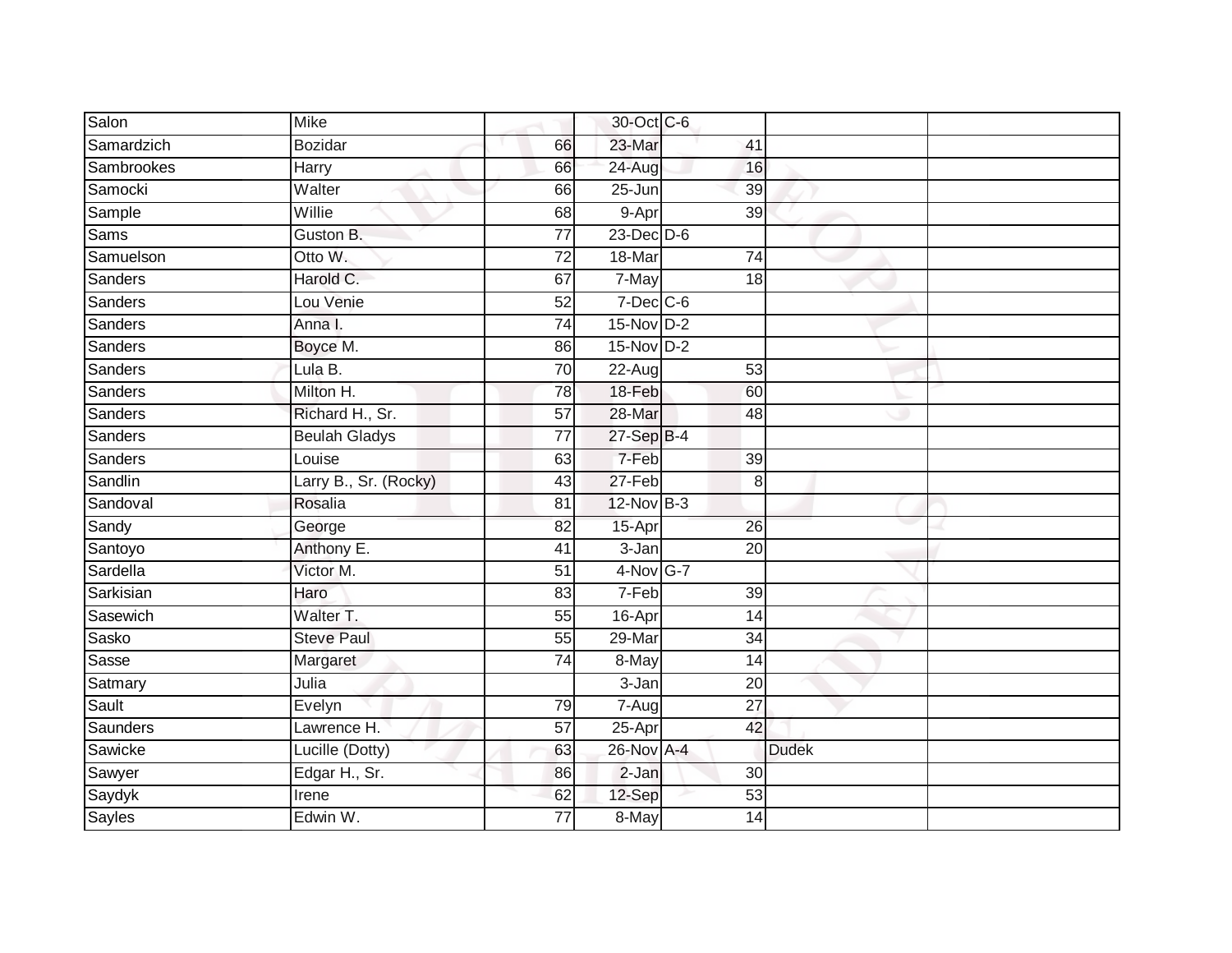| Salon | Mike | | 30-Oct | C-6 | | |
|---|---|---|---|---|---|---|
| Samardzich | Bozidar | 66 | 23-Mar | 41 | | |
| Sambrookes | Harry | 66 | 24-Aug | 16 | | |
| Samocki | Walter | 66 | 25-Jun | 39 | | |
| Sample | Willie | 68 | 9-Apr | 39 | | |
| Sams | Guston B. | 77 | 23-Dec | D-6 | | |
| Samuelson | Otto W. | 72 | 18-Mar | 74 | | |
| Sanders | Harold C. | 67 | 7-May | 18 | | |
| Sanders | Lou Venie | 52 | 7-Dec | C-6 | | |
| Sanders | Anna I. | 74 | 15-Nov | D-2 | | |
| Sanders | Boyce M. | 86 | 15-Nov | D-2 | | |
| Sanders | Lula B. | 70 | 22-Aug | 53 | | |
| Sanders | Milton H. | 78 | 18-Feb | 60 | | |
| Sanders | Richard H., Sr. | 57 | 28-Mar | 48 | | |
| Sanders | Beulah Gladys | 77 | 27-Sep | B-4 | | |
| Sanders | Louise | 63 | 7-Feb | 39 | | |
| Sandlin | Larry B., Sr. (Rocky) | 43 | 27-Feb | 8 | | |
| Sandoval | Rosalia | 81 | 12-Nov | B-3 | | |
| Sandy | George | 82 | 15-Apr | 26 | | |
| Santoyo | Anthony E. | 41 | 3-Jan | 20 | | |
| Sardella | Victor M. | 51 | 4-Nov | G-7 | | |
| Sarkisian | Haro | 83 | 7-Feb | 39 | | |
| Sasewich | Walter T. | 55 | 16-Apr | 14 | | |
| Sasko | Steve Paul | 55 | 29-Mar | 34 | | |
| Sasse | Margaret | 74 | 8-May | 14 | | |
| Satmary | Julia | | 3-Jan | 20 | | |
| Sault | Evelyn | 79 | 7-Aug | 27 | | |
| Saunders | Lawrence H. | 57 | 25-Apr | 42 | | |
| Sawicke | Lucille (Dotty) | 63 | 26-Nov | A-4 | Dudek | |
| Sawyer | Edgar H., Sr. | 86 | 2-Jan | 30 | | |
| Saydyk | Irene | 62 | 12-Sep | 53 | | |
| Sayles | Edwin W. | 77 | 8-May | 14 | | |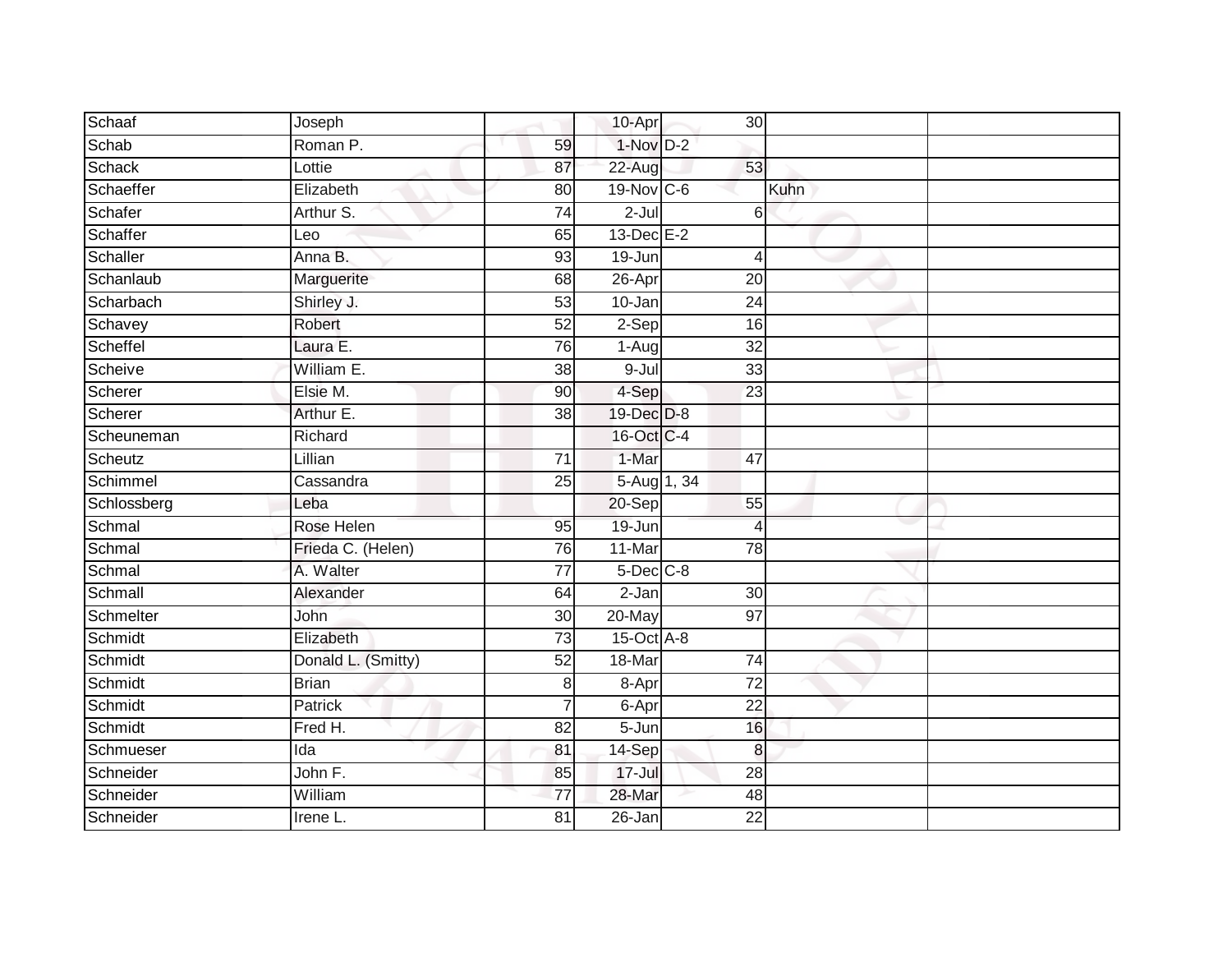| | | | | | | | |
|---|---|---|---|---|---|---|---|
| Schaaf | Joseph | | 10-Apr | 30 | | | |
| Schab | Roman P. | 59 | 1-Nov | D-2 | | | |
| Schack | Lottie | 87 | 22-Aug | 53 | | | |
| Schaeffer | Elizabeth | 80 | 19-Nov | C-6 | Kuhn | | |
| Schafer | Arthur S. | 74 | 2-Jul | 6 | | | |
| Schaffer | Leo | 65 | 13-Dec | E-2 | | | |
| Schaller | Anna B. | 93 | 19-Jun | 4 | | | |
| Schanlaub | Marguerite | 68 | 26-Apr | 20 | | | |
| Scharbach | Shirley J. | 53 | 10-Jan | 24 | | | |
| Schavey | Robert | 52 | 2-Sep | 16 | | | |
| Scheffel | Laura E. | 76 | 1-Aug | 32 | | | |
| Scheive | William E. | 38 | 9-Jul | 33 | | | |
| Scherer | Elsie M. | 90 | 4-Sep | 23 | | | |
| Scherer | Arthur E. | 38 | 19-Dec | D-8 | | | |
| Scheuneman | Richard | | 16-Oct | C-4 | | | |
| Scheutz | Lillian | 71 | 1-Mar | 47 | | | |
| Schimmel | Cassandra | 25 | 5-Aug | 1, 34 | | | |
| Schlossberg | Leba | | 20-Sep | 55 | | | |
| Schmal | Rose Helen | 95 | 19-Jun | 4 | | | |
| Schmal | Frieda C. (Helen) | 76 | 11-Mar | 78 | | | |
| Schmal | A. Walter | 77 | 5-Dec | C-8 | | | |
| Schmall | Alexander | 64 | 2-Jan | 30 | | | |
| Schmelter | John | 30 | 20-May | 97 | | | |
| Schmidt | Elizabeth | 73 | 15-Oct | A-8 | | | |
| Schmidt | Donald L. (Smitty) | 52 | 18-Mar | 74 | | | |
| Schmidt | Brian | 8 | 8-Apr | 72 | | | |
| Schmidt | Patrick | 7 | 6-Apr | 22 | | | |
| Schmidt | Fred H. | 82 | 5-Jun | 16 | | | |
| Schmueser | Ida | 81 | 14-Sep | 8 | | | |
| Schneider | John F. | 85 | 17-Jul | 28 | | | |
| Schneider | William | 77 | 28-Mar | 48 | | | |
| Schneider | Irene L. | 81 | 26-Jan | 22 | | | |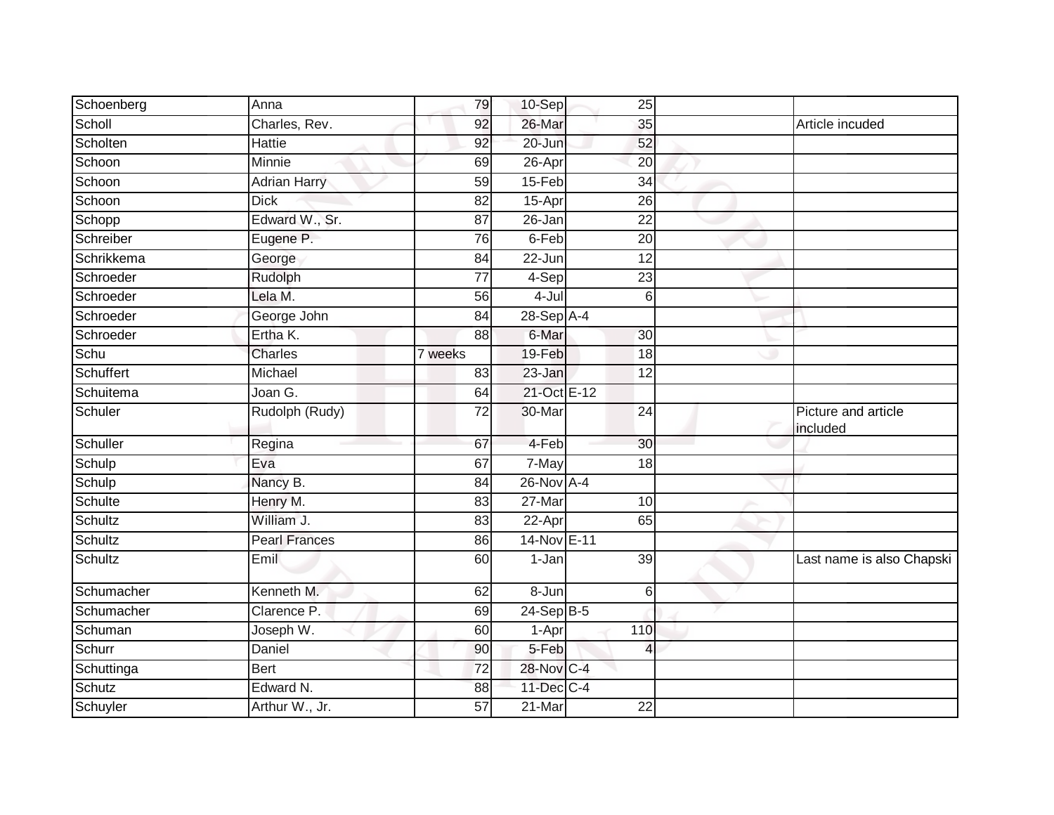| | | | | | | |
|---|---|---|---|---|---|---|
| Schoenberg | Anna | 79 | 10-Sep | 25 | | |
| Scholl | Charles, Rev. | 92 | 26-Mar | 35 | | Article incuded |
| Scholten | Hattie | 92 | 20-Jun | 52 | | |
| Schoon | Minnie | 69 | 26-Apr | 20 | | |
| Schoon | Adrian Harry | 59 | 15-Feb | 34 | | |
| Schoon | Dick | 82 | 15-Apr | 26 | | |
| Schopp | Edward W., Sr. | 87 | 26-Jan | 22 | | |
| Schreiber | Eugene P. | 76 | 6-Feb | 20 | | |
| Schrikkema | George | 84 | 22-Jun | 12 | | |
| Schroeder | Rudolph | 77 | 4-Sep | 23 | | |
| Schroeder | Lela M. | 56 | 4-Jul | 6 | | |
| Schroeder | George John | 84 | 28-Sep | A-4 | | |
| Schroeder | Ertha K. | 88 | 6-Mar | 30 | | |
| Schu | Charles | 7 weeks | 19-Feb | 18 | | |
| Schuffert | Michael | 83 | 23-Jan | 12 | | |
| Schuitema | Joan G. | 64 | 21-Oct | E-12 | | |
| Schuler | Rudolph (Rudy) | 72 | 30-Mar | 24 | | Picture and article included |
| Schuller | Regina | 67 | 4-Feb | 30 | | |
| Schulp | Eva | 67 | 7-May | 18 | | |
| Schulp | Nancy B. | 84 | 26-Nov | A-4 | | |
| Schulte | Henry M. | 83 | 27-Mar | 10 | | |
| Schultz | William J. | 83 | 22-Apr | 65 | | |
| Schultz | Pearl Frances | 86 | 14-Nov | E-11 | | |
| Schultz | Emil | 60 | 1-Jan | 39 | | Last name is also Chapski |
| Schumacher | Kenneth M. | 62 | 8-Jun | 6 | | |
| Schumacher | Clarence P. | 69 | 24-Sep | B-5 | | |
| Schuman | Joseph W. | 60 | 1-Apr | 110 | | |
| Schurr | Daniel | 90 | 5-Feb | 4 | | |
| Schuttinga | Bert | 72 | 28-Nov | C-4 | | |
| Schutz | Edward N. | 88 | 11-Dec | C-4 | | |
| Schuyler | Arthur W., Jr. | 57 | 21-Mar | 22 | | |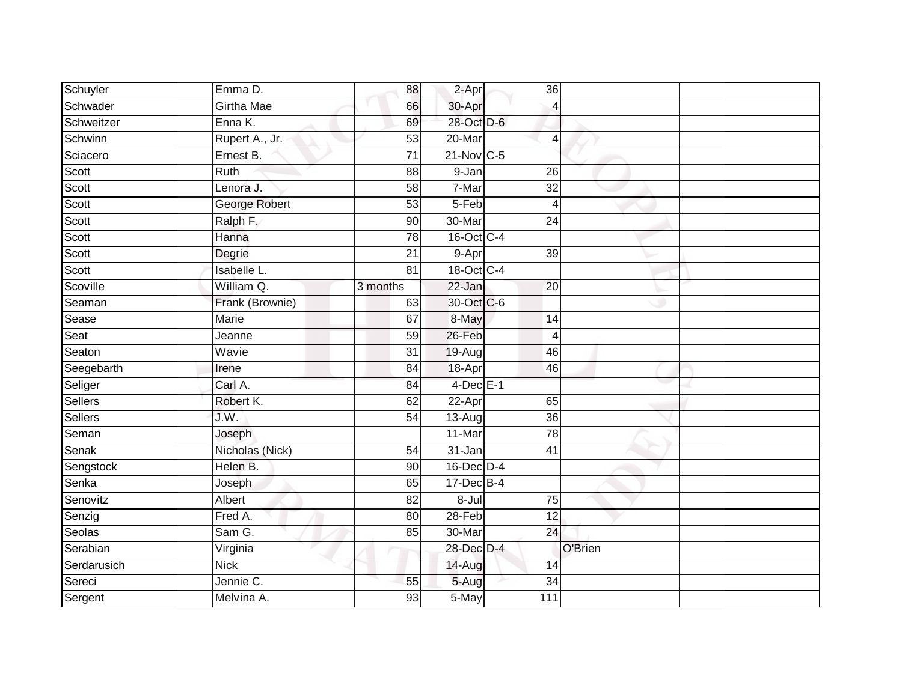| Schuyler | Emma D. | 88 | 2-Apr | 36 | | |
|---|---|---|---|---|---|---|
| Schwader | Girtha Mae | 66 | 30-Apr | 4 | | |
| Schweitzer | Enna K. | 69 | 28-Oct | D-6 | | |
| Schwinn | Rupert A., Jr. | 53 | 20-Mar | 4 | | |
| Sciacero | Ernest B. | 71 | 21-Nov | C-5 | | |
| Scott | Ruth | 88 | 9-Jan | 26 | | |
| Scott | Lenora J. | 58 | 7-Mar | 32 | | |
| Scott | George Robert | 53 | 5-Feb | 4 | | |
| Scott | Ralph F. | 90 | 30-Mar | 24 | | |
| Scott | Hanna | 78 | 16-Oct | C-4 | | |
| Scott | Degrie | 21 | 9-Apr | 39 | | |
| Scott | Isabelle L. | 81 | 18-Oct | C-4 | | |
| Scoville | William Q. | 3 months | 22-Jan | 20 | | |
| Seaman | Frank (Brownie) | 63 | 30-Oct | C-6 | | |
| Sease | Marie | 67 | 8-May | 14 | | |
| Seat | Jeanne | 59 | 26-Feb | 4 | | |
| Seaton | Wavie | 31 | 19-Aug | 46 | | |
| Seegebarth | Irene | 84 | 18-Apr | 46 | | |
| Seliger | Carl A. | 84 | 4-Dec | E-1 | | |
| Sellers | Robert K. | 62 | 22-Apr | 65 | | |
| Sellers | J.W. | 54 | 13-Aug | 36 | | |
| Seman | Joseph | | 11-Mar | 78 | | |
| Senak | Nicholas (Nick) | 54 | 31-Jan | 41 | | |
| Sengstock | Helen B. | 90 | 16-Dec | D-4 | | |
| Senka | Joseph | 65 | 17-Dec | B-4 | | |
| Senovitz | Albert | 82 | 8-Jul | 75 | | |
| Senzig | Fred A. | 80 | 28-Feb | 12 | | |
| Seolas | Sam G. | 85 | 30-Mar | 24 | | |
| Serabian | Virginia | | 28-Dec | D-4 | O'Brien | |
| Serdarusich | Nick | | 14-Aug | 14 | | |
| Sereci | Jennie C. | 55 | 5-Aug | 34 | | |
| Sergent | Melvina A. | 93 | 5-May | 111 | | |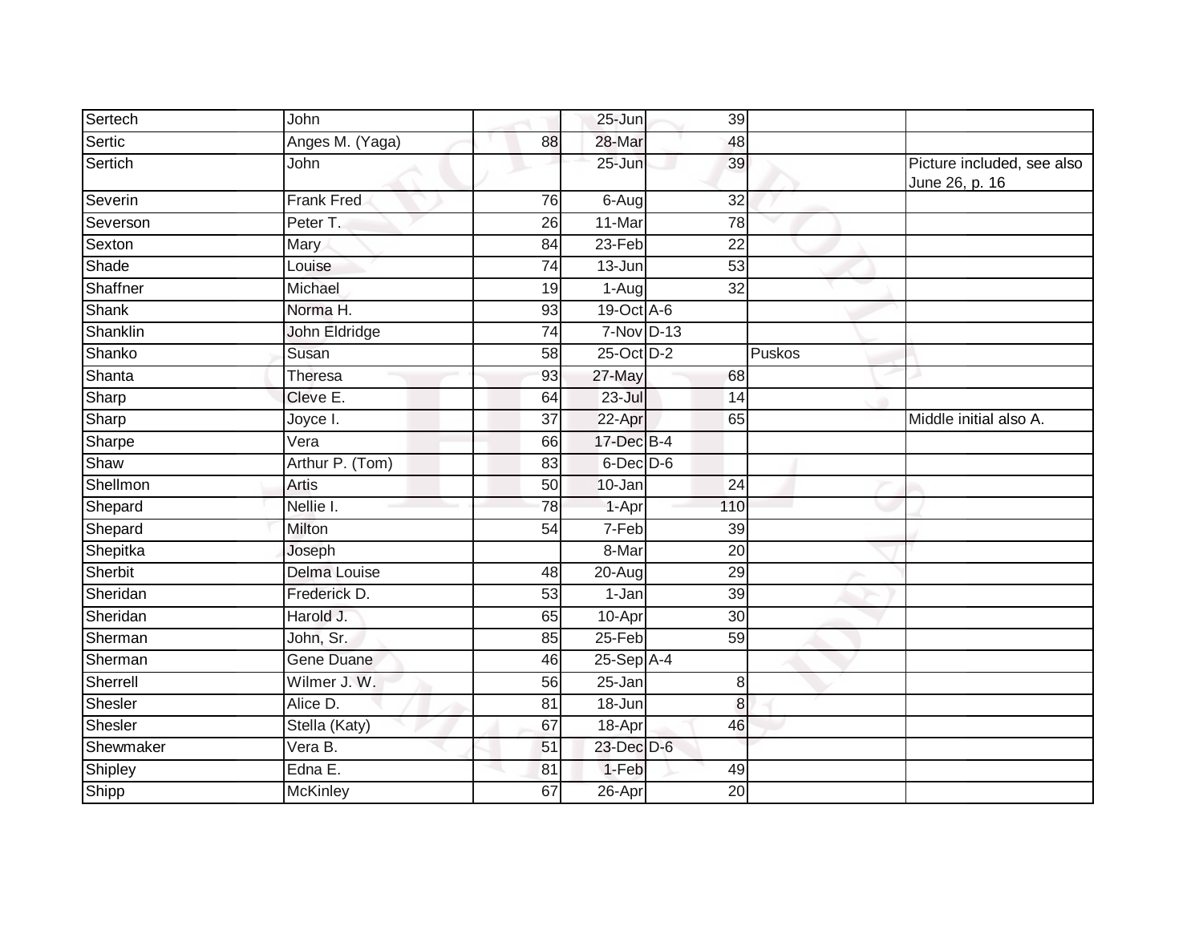| | | | | | | |
|---|---|---|---|---|---|---|
| Sertech | John | | 25-Jun | 39 | | |
| Sertic | Anges M. (Yaga) | 88 | 28-Mar | 48 | | |
| Sertich | John | | 25-Jun | 39 | | Picture included, see also June 26, p. 16 |
| Severin | Frank Fred | 76 | 6-Aug | 32 | | |
| Severson | Peter T. | 26 | 11-Mar | 78 | | |
| Sexton | Mary | 84 | 23-Feb | 22 | | |
| Shade | Louise | 74 | 13-Jun | 53 | | |
| Shaffner | Michael | 19 | 1-Aug | 32 | | |
| Shank | Norma H. | 93 | 19-Oct | A-6 | | |
| Shanklin | John Eldridge | 74 | 7-Nov | D-13 | | |
| Shanko | Susan | 58 | 25-Oct | D-2 | Puskos | |
| Shanta | Theresa | 93 | 27-May | 68 | | |
| Sharp | Cleve E. | 64 | 23-Jul | 14 | | |
| Sharp | Joyce I. | 37 | 22-Apr | 65 | | Middle initial also A. |
| Sharpe | Vera | 66 | 17-Dec | B-4 | | |
| Shaw | Arthur P. (Tom) | 83 | 6-Dec | D-6 | | |
| Shellmon | Artis | 50 | 10-Jan | 24 | | |
| Shepard | Nellie I. | 78 | 1-Apr | 110 | | |
| Shepard | Milton | 54 | 7-Feb | 39 | | |
| Shepitka | Joseph | | 8-Mar | 20 | | |
| Sherbit | Delma Louise | 48 | 20-Aug | 29 | | |
| Sheridan | Frederick D. | 53 | 1-Jan | 39 | | |
| Sheridan | Harold J. | 65 | 10-Apr | 30 | | |
| Sherman | John, Sr. | 85 | 25-Feb | 59 | | |
| Sherman | Gene Duane | 46 | 25-Sep | A-4 | | |
| Sherrell | Wilmer J. W. | 56 | 25-Jan | 8 | | |
| Shesler | Alice D. | 81 | 18-Jun | 8 | | |
| Shesler | Stella (Katy) | 67 | 18-Apr | 46 | | |
| Shewmaker | Vera B. | 51 | 23-Dec | D-6 | | |
| Shipley | Edna E. | 81 | 1-Feb | 49 | | |
| Shipp | McKinley | 67 | 26-Apr | 20 | | |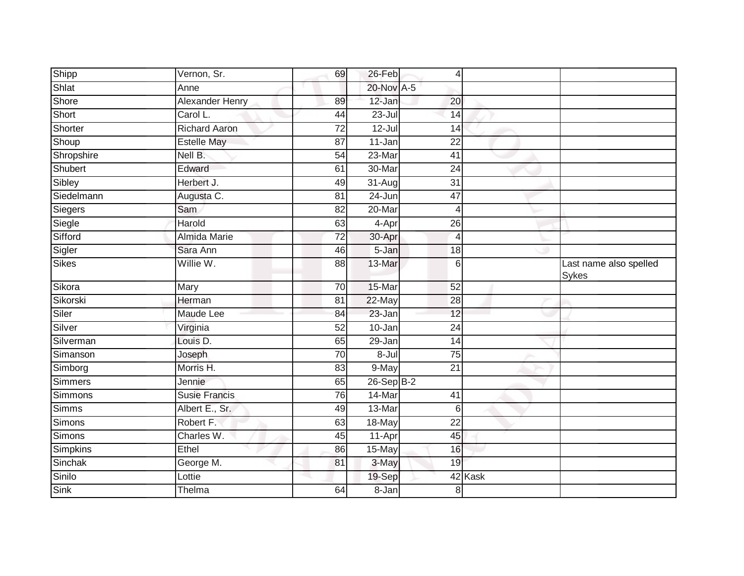| | | | | | | |
|---|---|---|---|---|---|---|
| Shipp | Vernon, Sr. | 69 | 26-Feb | 4 | | |
| Shlat | Anne | | 20-Nov | A-5 | | |
| Shore | Alexander Henry | 89 | 12-Jan | 20 | | |
| Short | Carol L. | 44 | 23-Jul | 14 | | |
| Shorter | Richard Aaron | 72 | 12-Jul | 14 | | |
| Shoup | Estelle May | 87 | 11-Jan | 22 | | |
| Shropshire | Nell B. | 54 | 23-Mar | 41 | | |
| Shubert | Edward | 61 | 30-Mar | 24 | | |
| Sibley | Herbert J. | 49 | 31-Aug | 31 | | |
| Siedelmann | Augusta C. | 81 | 24-Jun | 47 | | |
| Siegers | Sam | 82 | 20-Mar | 4 | | |
| Siegle | Harold | 63 | 4-Apr | 26 | | |
| Sifford | Almida Marie | 72 | 30-Apr | 4 | | |
| Sigler | Sara Ann | 46 | 5-Jan | 18 | | |
| Sikes | Willie W. | 88 | 13-Mar | 6 | | Last name also spelled Sykes |
| Sikora | Mary | 70 | 15-Mar | 52 | | |
| Sikorski | Herman | 81 | 22-May | 28 | | |
| Siler | Maude Lee | 84 | 23-Jan | 12 | | |
| Silver | Virginia | 52 | 10-Jan | 24 | | |
| Silverman | Louis D. | 65 | 29-Jan | 14 | | |
| Simanson | Joseph | 70 | 8-Jul | 75 | | |
| Simborg | Morris H. | 83 | 9-May | 21 | | |
| Simmers | Jennie | 65 | 26-Sep | B-2 | | |
| Simmons | Susie Francis | 76 | 14-Mar | 41 | | |
| Simms | Albert E., Sr. | 49 | 13-Mar | 6 | | |
| Simons | Robert F. | 63 | 18-May | 22 | | |
| Simons | Charles W. | 45 | 11-Apr | 45 | | |
| Simpkins | Ethel | 86 | 15-May | 16 | | |
| Sinchak | George M. | 81 | 3-May | 19 | | |
| Sinilo | Lottie | | 19-Sep | 42 | Kask | |
| Sink | Thelma | 64 | 8-Jan | 8 | | |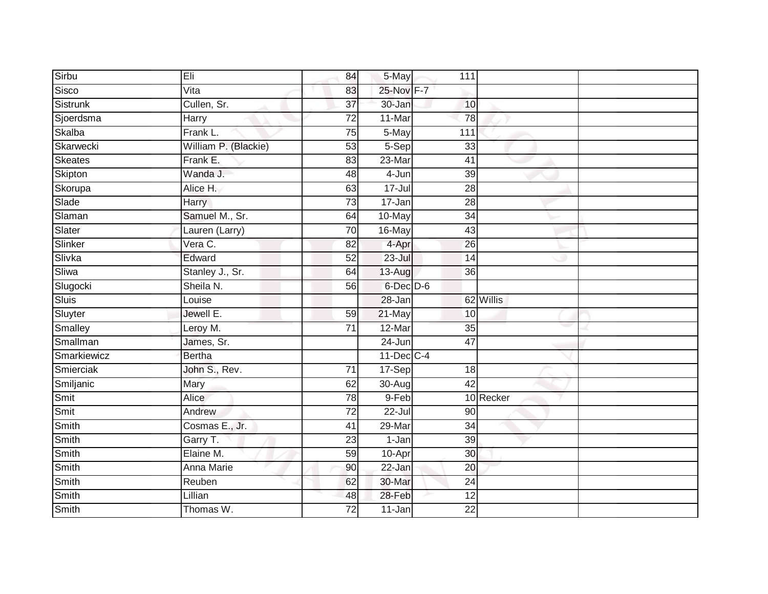| Sirbu | Eli | 84 | 5-May | 111 | | |
|---|---|---|---|---|---|---|
| Sisco | Vita | 83 | 25-Nov | F-7 | | |
| Sistrunk | Cullen, Sr. | 37 | 30-Jan | 10 | | |
| Sjoerdsma | Harry | 72 | 11-Mar | 78 | | |
| Skalba | Frank L. | 75 | 5-May | 111 | | |
| Skarwecki | William P. (Blackie) | 53 | 5-Sep | 33 | | |
| Skeates | Frank E. | 83 | 23-Mar | 41 | | |
| Skipton | Wanda J. | 48 | 4-Jun | 39 | | |
| Skorupa | Alice H. | 63 | 17-Jul | 28 | | |
| Slade | Harry | 73 | 17-Jan | 28 | | |
| Slaman | Samuel M., Sr. | 64 | 10-May | 34 | | |
| Slater | Lauren (Larry) | 70 | 16-May | 43 | | |
| Slinker | Vera C. | 82 | 4-Apr | 26 | | |
| Slivka | Edward | 52 | 23-Jul | 14 | | |
| Sliwa | Stanley J., Sr. | 64 | 13-Aug | 36 | | |
| Slugocki | Sheila N. | 56 | 6-Dec | D-6 | | |
| Sluis | Louise | | 28-Jan | 62 | Willis | |
| Sluyter | Jewell E. | 59 | 21-May | 10 | | |
| Smalley | Leroy M. | 71 | 12-Mar | 35 | | |
| Smallman | James, Sr. | | 24-Jun | 47 | | |
| Smarkiewicz | Bertha | | 11-Dec | C-4 | | |
| Smierciak | John S., Rev. | 71 | 17-Sep | 18 | | |
| Smiljanic | Mary | 62 | 30-Aug | 42 | | |
| Smit | Alice | 78 | 9-Feb | 10 | Recker | |
| Smit | Andrew | 72 | 22-Jul | 90 | | |
| Smith | Cosmas E., Jr. | 41 | 29-Mar | 34 | | |
| Smith | Garry T. | 23 | 1-Jan | 39 | | |
| Smith | Elaine M. | 59 | 10-Apr | 30 | | |
| Smith | Anna Marie | 90 | 22-Jan | 20 | | |
| Smith | Reuben | 62 | 30-Mar | 24 | | |
| Smith | Lillian | 48 | 28-Feb | 12 | | |
| Smith | Thomas W. | 72 | 11-Jan | 22 | | |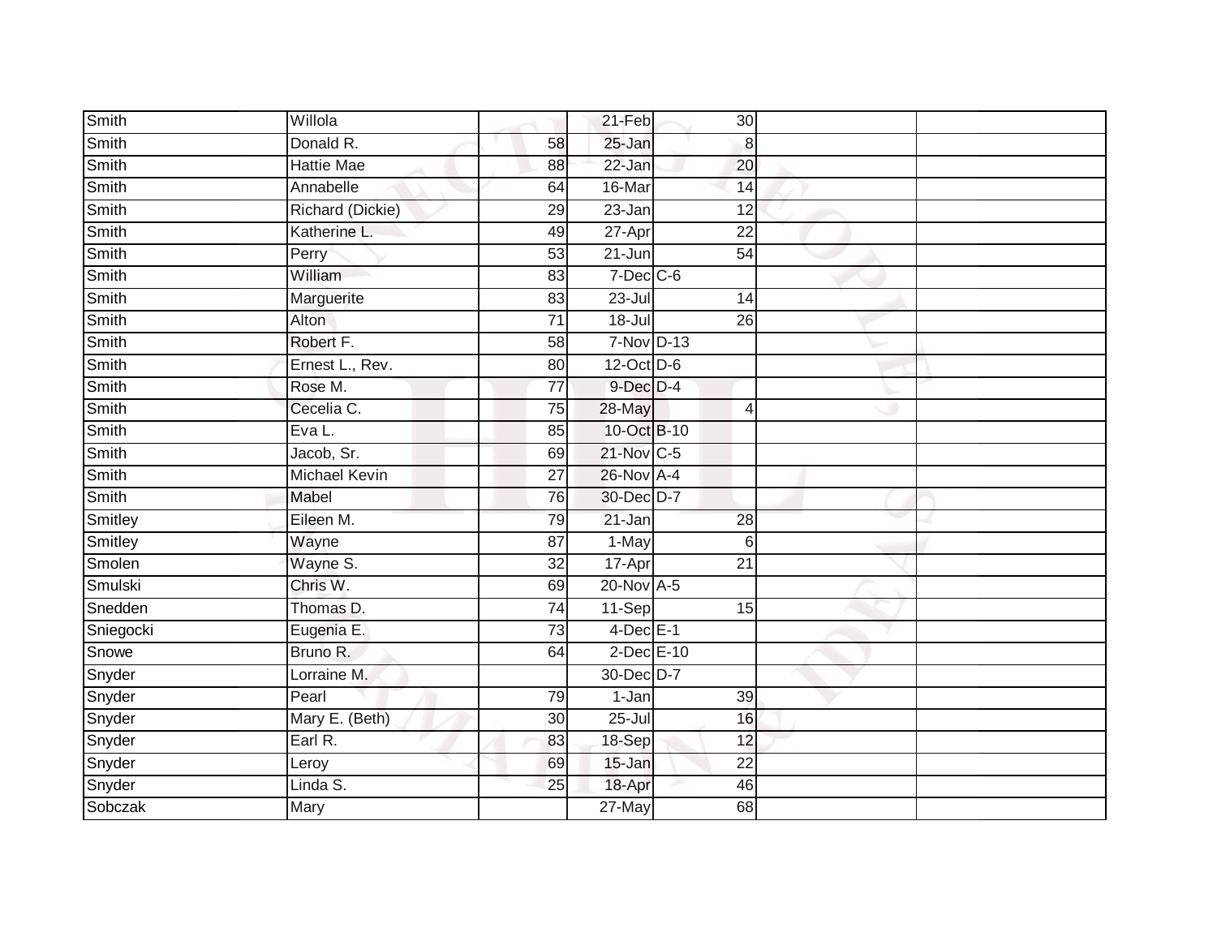| Smith | Willola | | 21-Feb | 30 | | |
|---|---|---|---|---|---|---|
| Smith | Donald R. | 58 | 25-Jan | 8 | | |
| Smith | Hattie Mae | 88 | 22-Jan | 20 | | |
| Smith | Annabelle | 64 | 16-Mar | 14 | | |
| Smith | Richard (Dickie) | 29 | 23-Jan | 12 | | |
| Smith | Katherine L. | 49 | 27-Apr | 22 | | |
| Smith | Perry | 53 | 21-Jun | 54 | | |
| Smith | William | 83 | 7-Dec | C-6 | | |
| Smith | Marguerite | 83 | 23-Jul | 14 | | |
| Smith | Alton | 71 | 18-Jul | 26 | | |
| Smith | Robert F. | 58 | 7-Nov | D-13 | | |
| Smith | Ernest L., Rev. | 80 | 12-Oct | D-6 | | |
| Smith | Rose M. | 77 | 9-Dec | D-4 | | |
| Smith | Cecelia C. | 75 | 28-May | 4 | | |
| Smith | Eva L. | 85 | 10-Oct | B-10 | | |
| Smith | Jacob, Sr. | 69 | 21-Nov | C-5 | | |
| Smith | Michael Kevin | 27 | 26-Nov | A-4 | | |
| Smith | Mabel | 76 | 30-Dec | D-7 | | |
| Smitley | Eileen M. | 79 | 21-Jan | 28 | | |
| Smitley | Wayne | 87 | 1-May | 6 | | |
| Smolen | Wayne S. | 32 | 17-Apr | 21 | | |
| Smulski | Chris W. | 69 | 20-Nov | A-5 | | |
| Snedden | Thomas D. | 74 | 11-Sep | 15 | | |
| Sniegocki | Eugenia E. | 73 | 4-Dec | E-1 | | |
| Snowe | Bruno R. | 64 | 2-Dec | E-10 | | |
| Snyder | Lorraine M. | | 30-Dec | D-7 | | |
| Snyder | Pearl | 79 | 1-Jan | 39 | | |
| Snyder | Mary E. (Beth) | 30 | 25-Jul | 16 | | |
| Snyder | Earl R. | 83 | 18-Sep | 12 | | |
| Snyder | Leroy | 69 | 15-Jan | 22 | | |
| Snyder | Linda S. | 25 | 18-Apr | 46 | | |
| Sobczak | Mary | | 27-May | 68 | | |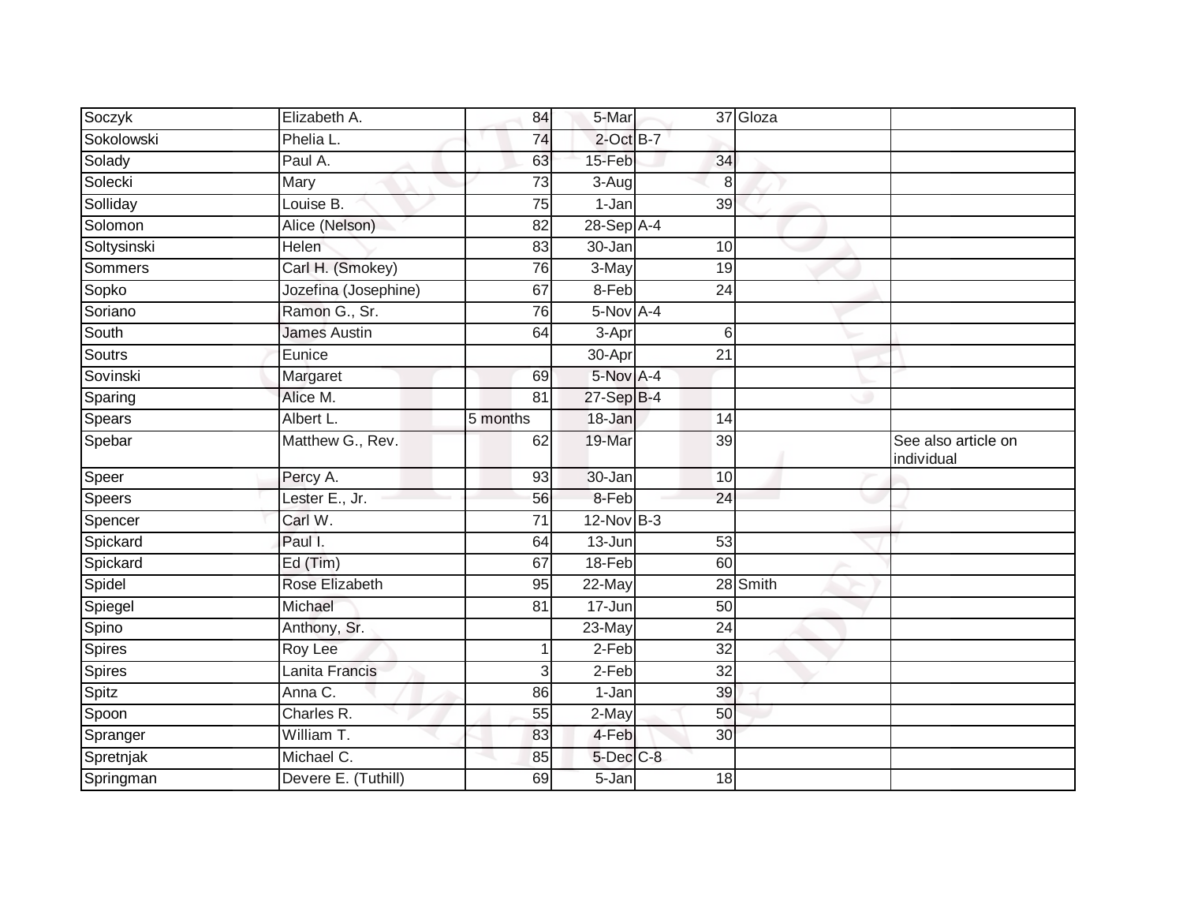| Soczyk | Elizabeth A. | 84 | 5-Mar | 37 | Gloza | |
|---|---|---|---|---|---|---|
| Sokolowski | Phelia L. | 74 | 2-Oct | B-7 | | |
| Solady | Paul A. | 63 | 15-Feb | 34 | | |
| Solecki | Mary | 73 | 3-Aug | 8 | | |
| Solliday | Louise B. | 75 | 1-Jan | 39 | | |
| Solomon | Alice (Nelson) | 82 | 28-Sep | A-4 | | |
| Soltysinski | Helen | 83 | 30-Jan | 10 | | |
| Sommers | Carl H. (Smokey) | 76 | 3-May | 19 | | |
| Sopko | Jozefina (Josephine) | 67 | 8-Feb | 24 | | |
| Soriano | Ramon G., Sr. | 76 | 5-Nov | A-4 | | |
| South | James Austin | 64 | 3-Apr | 6 | | |
| Soutrs | Eunice | | 30-Apr | 21 | | |
| Sovinski | Margaret | 69 | 5-Nov | A-4 | | |
| Sparing | Alice M. | 81 | 27-Sep | B-4 | | |
| Spears | Albert L. | 5 months | 18-Jan | 14 | | |
| Spebar | Matthew G., Rev. | 62 | 19-Mar | 39 | | See also article on individual |
| Speer | Percy A. | 93 | 30-Jan | 10 | | |
| Speers | Lester E., Jr. | 56 | 8-Feb | 24 | | |
| Spencer | Carl W. | 71 | 12-Nov | B-3 | | |
| Spickard | Paul I. | 64 | 13-Jun | 53 | | |
| Spickard | Ed (Tim) | 67 | 18-Feb | 60 | | |
| Spidel | Rose Elizabeth | 95 | 22-May | 28 | Smith | |
| Spiegel | Michael | 81 | 17-Jun | 50 | | |
| Spino | Anthony, Sr. | | 23-May | 24 | | |
| Spires | Roy Lee | 1 | 2-Feb | 32 | | |
| Spires | Lanita Francis | 3 | 2-Feb | 32 | | |
| Spitz | Anna C. | 86 | 1-Jan | 39 | | |
| Spoon | Charles R. | 55 | 2-May | 50 | | |
| Spranger | William T. | 83 | 4-Feb | 30 | | |
| Spretnjak | Michael C. | 85 | 5-Dec | C-8 | | |
| Springman | Devere E. (Tuthill) | 69 | 5-Jan | 18 | | |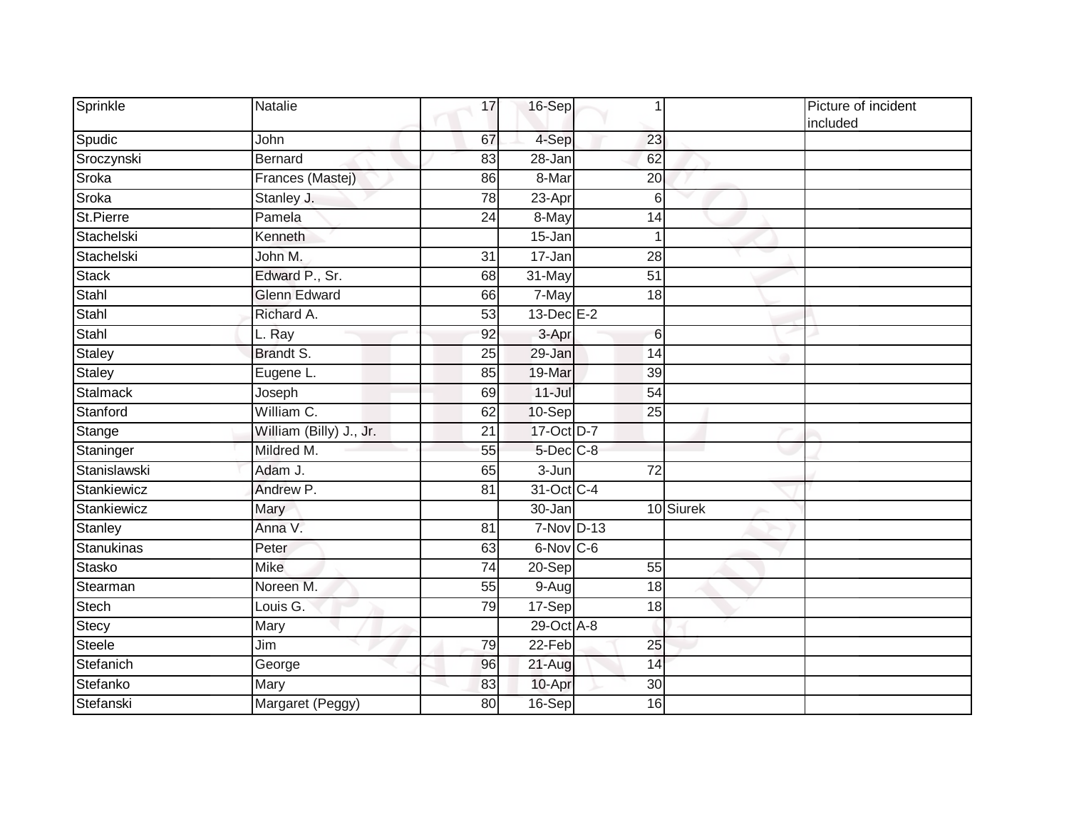| | | | | | | |
|---|---|---|---|---|---|---|
| Sprinkle | Natalie | 17 | 16-Sep | 1 | | Picture of incident included |
| Spudic | John | 67 | 4-Sep | 23 | | |
| Sroczynski | Bernard | 83 | 28-Jan | 62 | | |
| Sroka | Frances (Mastej) | 86 | 8-Mar | 20 | | |
| Sroka | Stanley J. | 78 | 23-Apr | 6 | | |
| St.Pierre | Pamela | 24 | 8-May | 14 | | |
| Stachelski | Kenneth | | 15-Jan | 1 | | |
| Stachelski | John M. | 31 | 17-Jan | 28 | | |
| Stack | Edward P., Sr. | 68 | 31-May | 51 | | |
| Stahl | Glenn Edward | 66 | 7-May | 18 | | |
| Stahl | Richard A. | 53 | 13-Dec | E-2 | | |
| Stahl | L. Ray | 92 | 3-Apr | 6 | | |
| Staley | Brandt S. | 25 | 29-Jan | 14 | | |
| Staley | Eugene L. | 85 | 19-Mar | 39 | | |
| Stalmack | Joseph | 69 | 11-Jul | 54 | | |
| Stanford | William C. | 62 | 10-Sep | 25 | | |
| Stange | William (Billy) J., Jr. | 21 | 17-Oct | D-7 | | |
| Staninger | Mildred M. | 55 | 5-Dec | C-8 | | |
| Stanislawski | Adam J. | 65 | 3-Jun | 72 | | |
| Stankiewicz | Andrew P. | 81 | 31-Oct | C-4 | | |
| Stankiewicz | Mary | | 30-Jan | 10 | Siurek | |
| Stanley | Anna V. | 81 | 7-Nov | D-13 | | |
| Stanukinas | Peter | 63 | 6-Nov | C-6 | | |
| Stasko | Mike | 74 | 20-Sep | 55 | | |
| Stearman | Noreen M. | 55 | 9-Aug | 18 | | |
| Stech | Louis G. | 79 | 17-Sep | 18 | | |
| Stecy | Mary | | 29-Oct | A-8 | | |
| Steele | Jim | 79 | 22-Feb | 25 | | |
| Stefanich | George | 96 | 21-Aug | 14 | | |
| Stefanko | Mary | 83 | 10-Apr | 30 | | |
| Stefanski | Margaret (Peggy) | 80 | 16-Sep | 16 | | |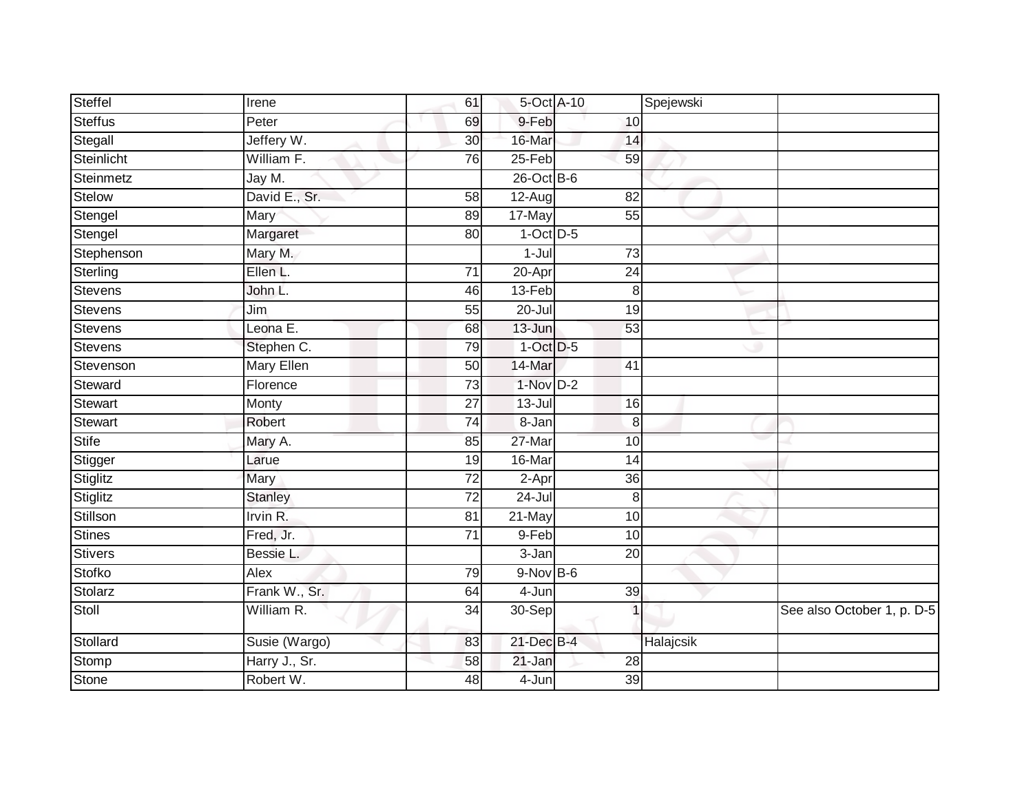| | | | | | | |
|---|---|---|---|---|---|---|
| Steffel | Irene | 61 | 5-Oct | A-10 | Spejewski | |
| Steffus | Peter | 69 | 9-Feb | 10 | | |
| Stegall | Jeffery W. | 30 | 16-Mar | 14 | | |
| Steinlicht | William F. | 76 | 25-Feb | 59 | | |
| Steinmetz | Jay M. | | 26-Oct | B-6 | | |
| Stelow | David E., Sr. | 58 | 12-Aug | 82 | | |
| Stengel | Mary | 89 | 17-May | 55 | | |
| Stengel | Margaret | 80 | 1-Oct | D-5 | | |
| Stephenson | Mary M. | | 1-Jul | 73 | | |
| Sterling | Ellen L. | 71 | 20-Apr | 24 | | |
| Stevens | John L. | 46 | 13-Feb | 8 | | |
| Stevens | Jim | 55 | 20-Jul | 19 | | |
| Stevens | Leona E. | 68 | 13-Jun | 53 | | |
| Stevens | Stephen C. | 79 | 1-Oct | D-5 | | |
| Stevenson | Mary Ellen | 50 | 14-Mar | 41 | | |
| Steward | Florence | 73 | 1-Nov | D-2 | | |
| Stewart | Monty | 27 | 13-Jul | 16 | | |
| Stewart | Robert | 74 | 8-Jan | 8 | | |
| Stife | Mary A. | 85 | 27-Mar | 10 | | |
| Stigger | Larue | 19 | 16-Mar | 14 | | |
| Stiglitz | Mary | 72 | 2-Apr | 36 | | |
| Stiglitz | Stanley | 72 | 24-Jul | 8 | | |
| Stillson | Irvin R. | 81 | 21-May | 10 | | |
| Stines | Fred, Jr. | 71 | 9-Feb | 10 | | |
| Stivers | Bessie L. | | 3-Jan | 20 | | |
| Stofko | Alex | 79 | 9-Nov | B-6 | | |
| Stolarz | Frank W., Sr. | 64 | 4-Jun | 39 | | |
| Stoll | William R. | 34 | 30-Sep | 1 | | See also October 1, p. D-5 |
| Stollard | Susie (Wargo) | 83 | 21-Dec | B-4 | Halajcsik | |
| Stomp | Harry J., Sr. | 58 | 21-Jan | 28 | | |
| Stone | Robert W. | 48 | 4-Jun | 39 | | |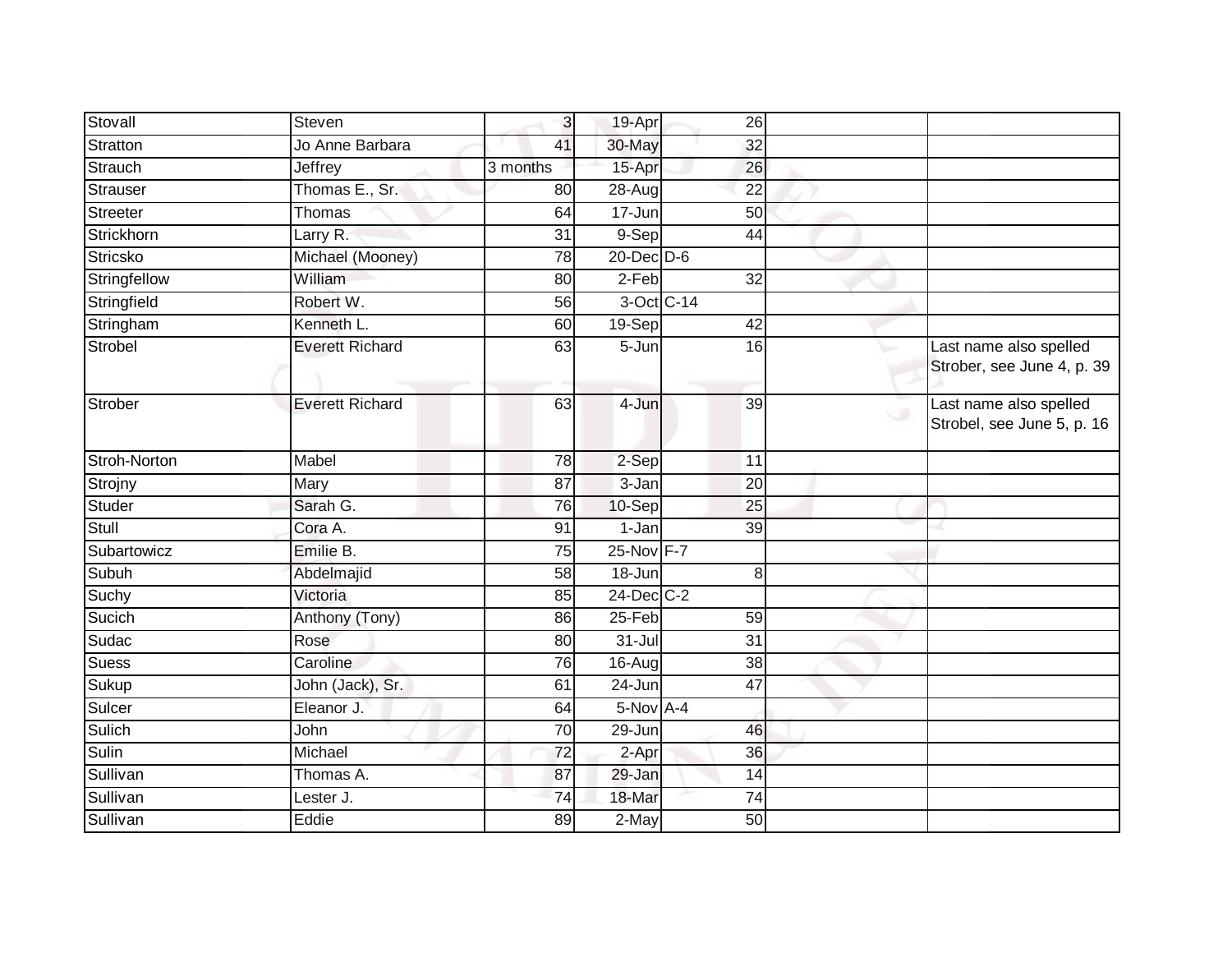| | | | | | | |
|---|---|---|---|---|---|---|
| Stovall | Steven | 3 | 19-Apr | 26 | | |
| Stratton | Jo Anne Barbara | 41 | 30-May | 32 | | |
| Strauch | Jeffrey | 3 months | 15-Apr | 26 | | |
| Strauser | Thomas E., Sr. | 80 | 28-Aug | 22 | | |
| Streeter | Thomas | 64 | 17-Jun | 50 | | |
| Strickhorn | Larry R. | 31 | 9-Sep | 44 | | |
| Stricsko | Michael (Mooney) | 78 | 20-Dec | D-6 | | |
| Stringfellow | William | 80 | 2-Feb | 32 | | |
| Stringfield | Robert W. | 56 | 3-Oct | C-14 | | |
| Stringham | Kenneth L. | 60 | 19-Sep | 42 | | |
| Strobel | Everett Richard | 63 | 5-Jun | 16 | | Last name also spelled Strober, see June 4, p. 39 |
| Strober | Everett Richard | 63 | 4-Jun | 39 | | Last name also spelled Strobel, see June 5, p. 16 |
| Stroh-Norton | Mabel | 78 | 2-Sep | 11 | | |
| Strojny | Mary | 87 | 3-Jan | 20 | | |
| Studer | Sarah G. | 76 | 10-Sep | 25 | | |
| Stull | Cora A. | 91 | 1-Jan | 39 | | |
| Subartowicz | Emilie B. | 75 | 25-Nov | F-7 | | |
| Subuh | Abdelmajid | 58 | 18-Jun | 8 | | |
| Suchy | Victoria | 85 | 24-Dec | C-2 | | |
| Sucich | Anthony (Tony) | 86 | 25-Feb | 59 | | |
| Sudac | Rose | 80 | 31-Jul | 31 | | |
| Suess | Caroline | 76 | 16-Aug | 38 | | |
| Sukup | John (Jack), Sr. | 61 | 24-Jun | 47 | | |
| Sulcer | Eleanor J. | 64 | 5-Nov | A-4 | | |
| Sulich | John | 70 | 29-Jun | 46 | | |
| Sulin | Michael | 72 | 2-Apr | 36 | | |
| Sullivan | Thomas A. | 87 | 29-Jan | 14 | | |
| Sullivan | Lester J. | 74 | 18-Mar | 74 | | |
| Sullivan | Eddie | 89 | 2-May | 50 | | |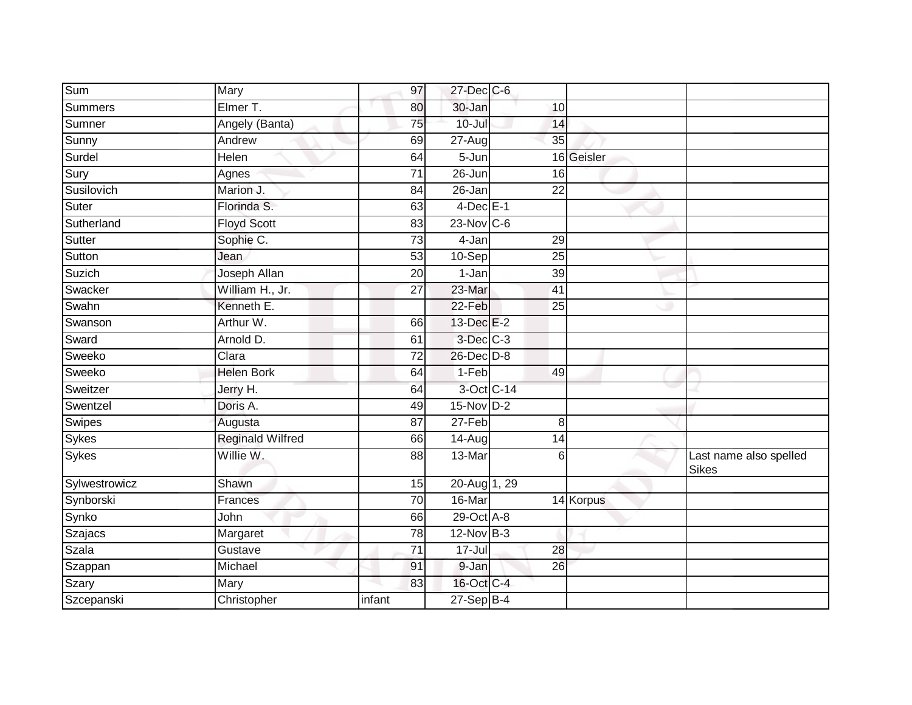| | | | | | | | |
|---|---|---|---|---|---|---|---|
| Sum | Mary | 97 | 27-Dec | C-6 | | | |
| Summers | Elmer T. | 80 | 30-Jan | 10 | | | |
| Sumner | Angely (Banta) | 75 | 10-Jul | 14 | | | |
| Sunny | Andrew | 69 | 27-Aug | 35 | | | |
| Surdel | Helen | 64 | 5-Jun | 16 | Geisler | | |
| Sury | Agnes | 71 | 26-Jun | 16 | | | |
| Susilovich | Marion J. | 84 | 26-Jan | 22 | | | |
| Suter | Florinda S. | 63 | 4-Dec | E-1 | | | |
| Sutherland | Floyd Scott | 83 | 23-Nov | C-6 | | | |
| Sutter | Sophie C. | 73 | 4-Jan | 29 | | | |
| Sutton | Jean | 53 | 10-Sep | 25 | | | |
| Suzich | Joseph Allan | 20 | 1-Jan | 39 | | | |
| Swacker | William H., Jr. | 27 | 23-Mar | 41 | | | |
| Swahn | Kenneth E. | | 22-Feb | 25 | | | |
| Swanson | Arthur W. | 66 | 13-Dec | E-2 | | | |
| Sward | Arnold D. | 61 | 3-Dec | C-3 | | | |
| Sweeko | Clara | 72 | 26-Dec | D-8 | | | |
| Sweeko | Helen Bork | 64 | 1-Feb | 49 | | | |
| Sweitzer | Jerry H. | 64 | 3-Oct | C-14 | | | |
| Swentzel | Doris A. | 49 | 15-Nov | D-2 | | | |
| Swipes | Augusta | 87 | 27-Feb | 8 | | | |
| Sykes | Reginald Wilfred | 66 | 14-Aug | 14 | | | |
| Sykes | Willie W. | 88 | 13-Mar | 6 | | | Last name also spelled Sikes |
| Sylwestrowicz | Shawn | 15 | 20-Aug | 1, 29 | | | |
| Synborski | Frances | 70 | 16-Mar | 14 | Korpus | | |
| Synko | John | 66 | 29-Oct | A-8 | | | |
| Szajacs | Margaret | 78 | 12-Nov | B-3 | | | |
| Szala | Gustave | 71 | 17-Jul | 28 | | | |
| Szappan | Michael | 91 | 9-Jan | 26 | | | |
| Szary | Mary | 83 | 16-Oct | C-4 | | | |
| Szcepanski | Christopher | infant | 27-Sep | B-4 | | | |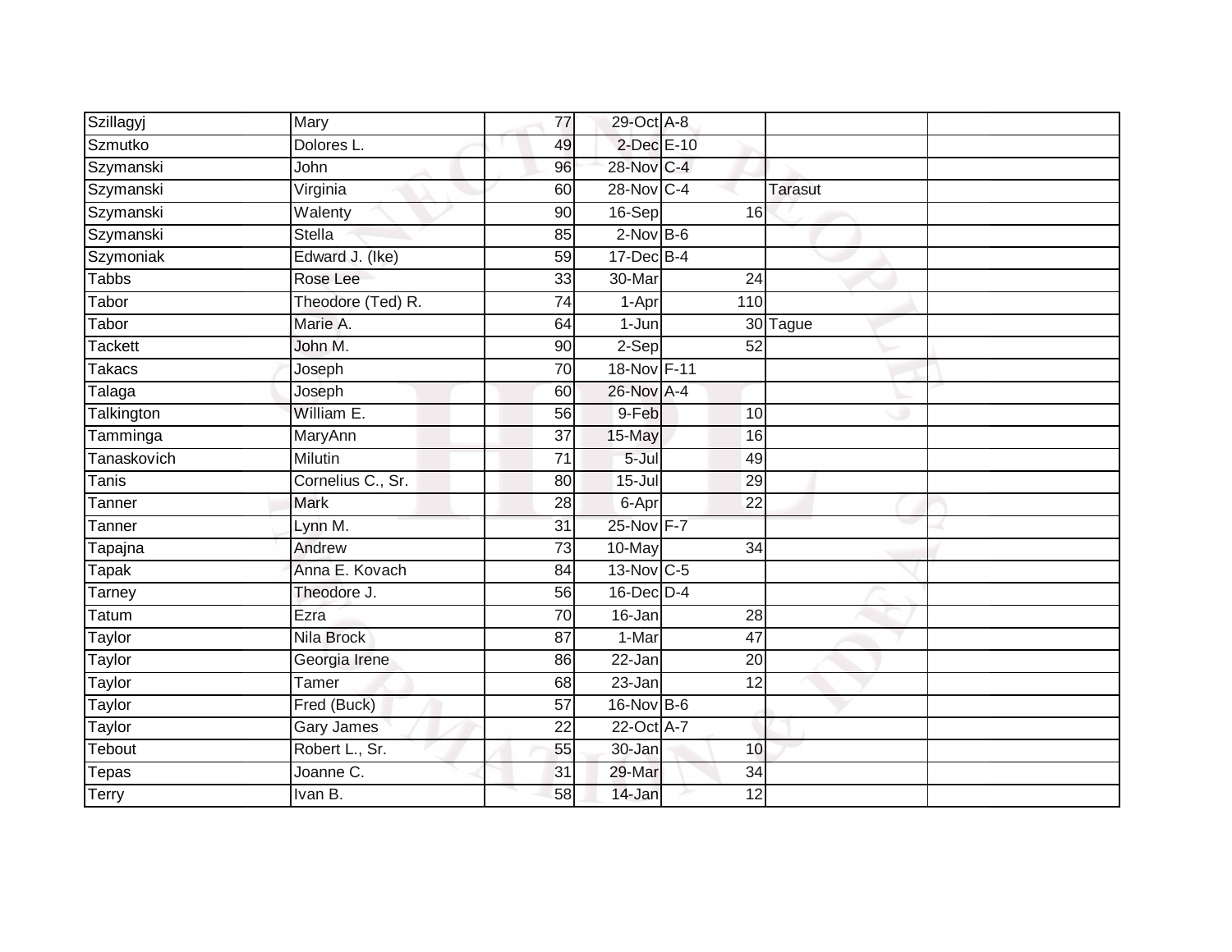| | | | | | | |
|---|---|---|---|---|---|---|
| Szillagyj | Mary | 77 | 29-Oct | A-8 | | |
| Szmutko | Dolores L. | 49 | 2-Dec | E-10 | | |
| Szymanski | John | 96 | 28-Nov | C-4 | | |
| Szymanski | Virginia | 60 | 28-Nov | C-4 | Tarasut | |
| Szymanski | Walenty | 90 | 16-Sep | 16 | | |
| Szymanski | Stella | 85 | 2-Nov | B-6 | | |
| Szymoniak | Edward J. (Ike) | 59 | 17-Dec | B-4 | | |
| Tabbs | Rose Lee | 33 | 30-Mar | 24 | | |
| Tabor | Theodore (Ted) R. | 74 | 1-Apr | 110 | | |
| Tabor | Marie A. | 64 | 1-Jun | 30 | Tague | |
| Tackett | John M. | 90 | 2-Sep | 52 | | |
| Takacs | Joseph | 70 | 18-Nov | F-11 | | |
| Talaga | Joseph | 60 | 26-Nov | A-4 | | |
| Talkington | William E. | 56 | 9-Feb | 10 | | |
| Tamminga | MaryAnn | 37 | 15-May | 16 | | |
| Tanaskovich | Milutin | 71 | 5-Jul | 49 | | |
| Tanis | Cornelius C., Sr. | 80 | 15-Jul | 29 | | |
| Tanner | Mark | 28 | 6-Apr | 22 | | |
| Tanner | Lynn M. | 31 | 25-Nov | F-7 | | |
| Tapajna | Andrew | 73 | 10-May | 34 | | |
| Tapak | Anna E. Kovach | 84 | 13-Nov | C-5 | | |
| Tarney | Theodore J. | 56 | 16-Dec | D-4 | | |
| Tatum | Ezra | 70 | 16-Jan | 28 | | |
| Taylor | Nila Brock | 87 | 1-Mar | 47 | | |
| Taylor | Georgia Irene | 86 | 22-Jan | 20 | | |
| Taylor | Tamer | 68 | 23-Jan | 12 | | |
| Taylor | Fred (Buck) | 57 | 16-Nov | B-6 | | |
| Taylor | Gary James | 22 | 22-Oct | A-7 | | |
| Tebout | Robert L., Sr. | 55 | 30-Jan | 10 | | |
| Tepas | Joanne C. | 31 | 29-Mar | 34 | | |
| Terry | Ivan B. | 58 | 14-Jan | 12 | | |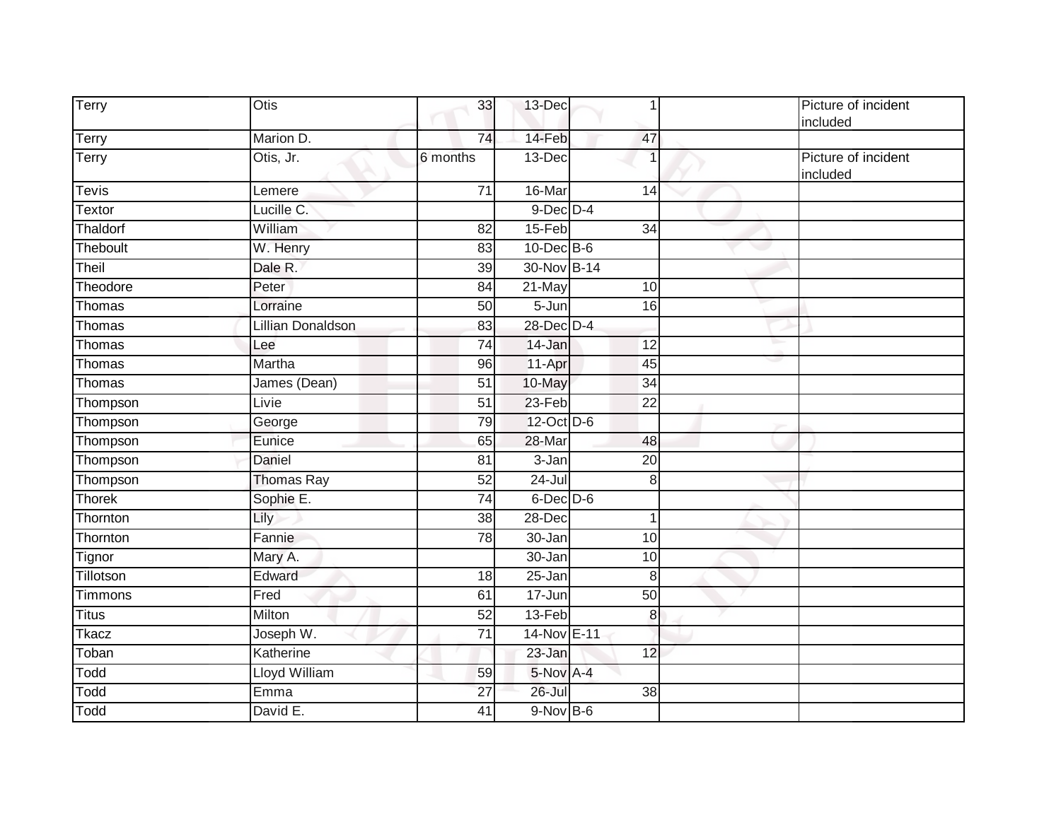| Terry | Otis | 33 | 13-Dec | 1 | | Picture of incident included |
|---|---|---|---|---|---|---|
| Terry | Marion D. | 74 | 14-Feb | 47 | | |
| Terry | Otis, Jr. | 6 months | 13-Dec | 1 | | Picture of incident included |
| Tevis | Lemere | 71 | 16-Mar | 14 | | |
| Textor | Lucille C. | | 9-Dec | D-4 | | |
| Thaldorf | William | 82 | 15-Feb | 34 | | |
| Theboult | W. Henry | 83 | 10-Dec | B-6 | | |
| Theil | Dale R. | 39 | 30-Nov | B-14 | | |
| Theodore | Peter | 84 | 21-May | 10 | | |
| Thomas | Lorraine | 50 | 5-Jun | 16 | | |
| Thomas | Lillian Donaldson | 83 | 28-Dec | D-4 | | |
| Thomas | Lee | 74 | 14-Jan | 12 | | |
| Thomas | Martha | 96 | 11-Apr | 45 | | |
| Thomas | James (Dean) | 51 | 10-May | 34 | | |
| Thompson | Livie | 51 | 23-Feb | 22 | | |
| Thompson | George | 79 | 12-Oct | D-6 | | |
| Thompson | Eunice | 65 | 28-Mar | 48 | | |
| Thompson | Daniel | 81 | 3-Jan | 20 | | |
| Thompson | Thomas Ray | 52 | 24-Jul | 8 | | |
| Thorek | Sophie E. | 74 | 6-Dec | D-6 | | |
| Thornton | Lily | 38 | 28-Dec | 1 | | |
| Thornton | Fannie | 78 | 30-Jan | 10 | | |
| Tignor | Mary A. | | 30-Jan | 10 | | |
| Tillotson | Edward | 18 | 25-Jan | 8 | | |
| Timmons | Fred | 61 | 17-Jun | 50 | | |
| Titus | Milton | 52 | 13-Feb | 8 | | |
| Tkacz | Joseph W. | 71 | 14-Nov | E-11 | | |
| Toban | Katherine | | 23-Jan | 12 | | |
| Todd | Lloyd William | 59 | 5-Nov | A-4 | | |
| Todd | Emma | 27 | 26-Jul | 38 | | |
| Todd | David E. | 41 | 9-Nov | B-6 | | |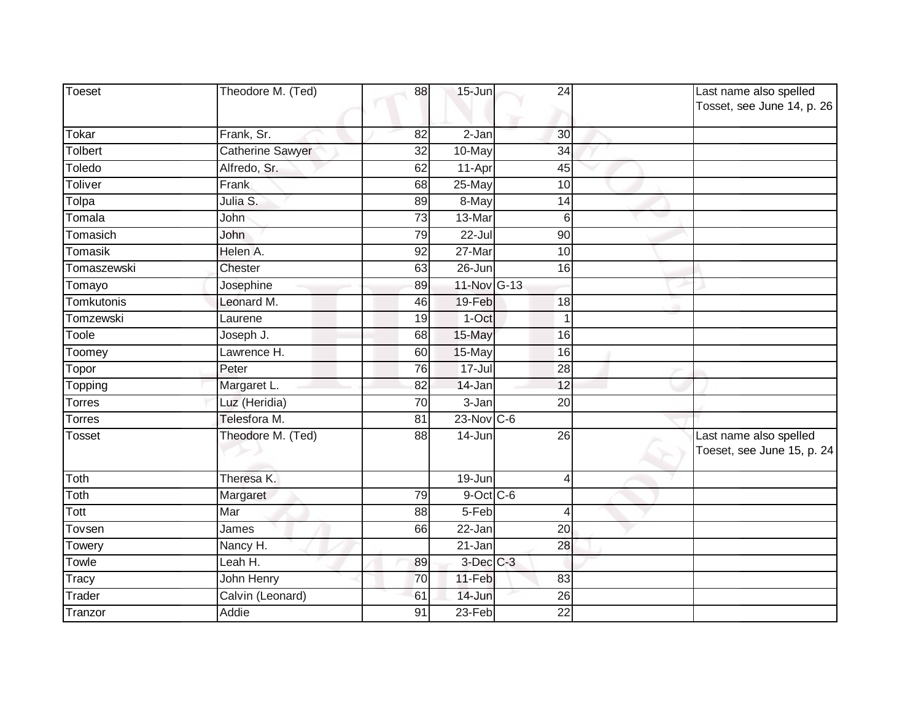| | | | | | | |
|---|---|---|---|---|---|---|
| Toeset | Theodore M. (Ted) | 88 | 15-Jun | 24 | | Last name also spelled Tosset, see June 14, p. 26 |
| Tokar | Frank, Sr. | 82 | 2-Jan | 30 | | |
| Tolbert | Catherine Sawyer | 32 | 10-May | 34 | | |
| Toledo | Alfredo, Sr. | 62 | 11-Apr | 45 | | |
| Toliver | Frank | 68 | 25-May | 10 | | |
| Tolpa | Julia S. | 89 | 8-May | 14 | | |
| Tomala | John | 73 | 13-Mar | 6 | | |
| Tomasich | John | 79 | 22-Jul | 90 | | |
| Tomasik | Helen A. | 92 | 27-Mar | 10 | | |
| Tomaszewski | Chester | 63 | 26-Jun | 16 | | |
| Tomayo | Josephine | 89 | 11-Nov | G-13 | | |
| Tomkutonis | Leonard M. | 46 | 19-Feb | 18 | | |
| Tomzewski | Laurene | 19 | 1-Oct | 1 | | |
| Toole | Joseph J. | 68 | 15-May | 16 | | |
| Toomey | Lawrence H. | 60 | 15-May | 16 | | |
| Topor | Peter | 76 | 17-Jul | 28 | | |
| Topping | Margaret L. | 82 | 14-Jan | 12 | | |
| Torres | Luz (Heridia) | 70 | 3-Jan | 20 | | |
| Torres | Telesfora M. | 81 | 23-Nov | C-6 | | |
| Tosset | Theodore M. (Ted) | 88 | 14-Jun | 26 | | Last name also spelled Toeset, see June 15, p. 24 |
| Toth | Theresa K. | | 19-Jun | 4 | | |
| Toth | Margaret | 79 | 9-Oct | C-6 | | |
| Tott | Mar | 88 | 5-Feb | 4 | | |
| Tovsen | James | 66 | 22-Jan | 20 | | |
| Towery | Nancy H. | | 21-Jan | 28 | | |
| Towle | Leah H. | 89 | 3-Dec | C-3 | | |
| Tracy | John Henry | 70 | 11-Feb | 83 | | |
| Trader | Calvin (Leonard) | 61 | 14-Jun | 26 | | |
| Tranzor | Addie | 91 | 23-Feb | 22 | | |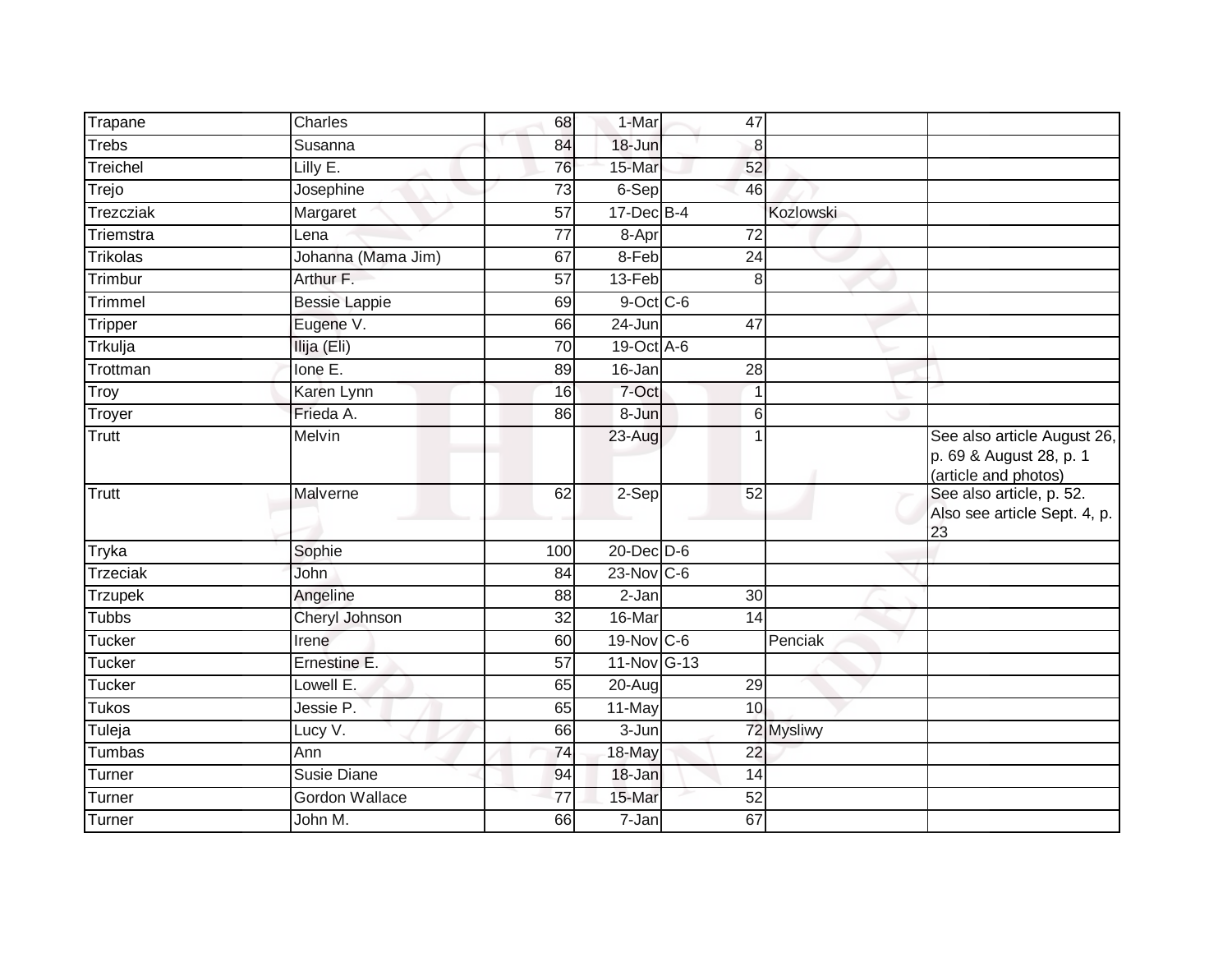| | | | | | | |
|---|---|---|---|---|---|---|
| Trapane | Charles | 68 | 1-Mar | 47 | | |
| Trebs | Susanna | 84 | 18-Jun | 8 | | |
| Treichel | Lilly E. | 76 | 15-Mar | 52 | | |
| Trejo | Josephine | 73 | 6-Sep | 46 | | |
| Trezcziak | Margaret | 57 | 17-Dec | B-4 | Kozlowski | |
| Triemstra | Lena | 77 | 8-Apr | 72 | | |
| Trikolas | Johanna (Mama Jim) | 67 | 8-Feb | 24 | | |
| Trimbur | Arthur F. | 57 | 13-Feb | 8 | | |
| Trimmel | Bessie Lappie | 69 | 9-Oct | C-6 | | |
| Tripper | Eugene V. | 66 | 24-Jun | 47 | | |
| Trkulja | Ilija (Eli) | 70 | 19-Oct | A-6 | | |
| Trottman | Ione E. | 89 | 16-Jan | 28 | | |
| Troy | Karen Lynn | 16 | 7-Oct | 1 | | |
| Troyer | Frieda A. | 86 | 8-Jun | 6 | | |
| Trutt | Melvin | | 23-Aug | 1 | | See also article August 26, p. 69 & August 28, p. 1 (article and photos) |
| Trutt | Malverne | 62 | 2-Sep | 52 | | See also article, p. 52. Also see article Sept. 4, p. 23 |
| Tryka | Sophie | 100 | 20-Dec | D-6 | | |
| Trzeciak | John | 84 | 23-Nov | C-6 | | |
| Trzupek | Angeline | 88 | 2-Jan | 30 | | |
| Tubbs | Cheryl Johnson | 32 | 16-Mar | 14 | | |
| Tucker | Irene | 60 | 19-Nov | C-6 | Penciak | |
| Tucker | Ernestine E. | 57 | 11-Nov | G-13 | | |
| Tucker | Lowell E. | 65 | 20-Aug | 29 | | |
| Tukos | Jessie P. | 65 | 11-May | 10 | | |
| Tuleja | Lucy V. | 66 | 3-Jun | 72 | Mysliwy | |
| Tumbas | Ann | 74 | 18-May | 22 | | |
| Turner | Susie Diane | 94 | 18-Jan | 14 | | |
| Turner | Gordon Wallace | 77 | 15-Mar | 52 | | |
| Turner | John M. | 66 | 7-Jan | 67 | | |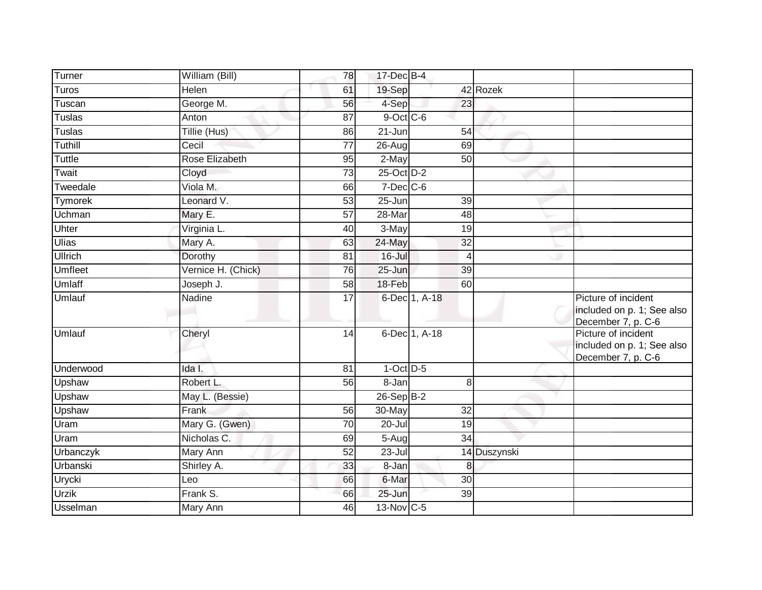| | | | | | | |
|---|---|---|---|---|---|---|
| Turner | William (Bill) | 78 | 17-Dec | B-4 | | |
| Turos | Helen | 61 | 19-Sep | 42 | Rozek | |
| Tuscan | George M. | 56 | 4-Sep | 23 | | |
| Tuslas | Anton | 87 | 9-Oct | C-6 | | |
| Tuslas | Tillie (Hus) | 86 | 21-Jun | 54 | | |
| Tuthill | Cecil | 77 | 26-Aug | 69 | | |
| Tuttle | Rose Elizabeth | 95 | 2-May | 50 | | |
| Twait | Cloyd | 73 | 25-Oct | D-2 | | |
| Tweedale | Viola M. | 66 | 7-Dec | C-6 | | |
| Tymorek | Leonard V. | 53 | 25-Jun | 39 | | |
| Uchman | Mary E. | 57 | 28-Mar | 48 | | |
| Uhter | Virginia L. | 40 | 3-May | 19 | | |
| Ulias | Mary A. | 63 | 24-May | 32 | | |
| Ullrich | Dorothy | 81 | 16-Jul | 4 | | |
| Umfleet | Vernice H. (Chick) | 76 | 25-Jun | 39 | | |
| Umlaff | Joseph J. | 58 | 18-Feb | 60 | | |
| Umlauf | Nadine | 17 | 6-Dec | 1, A-18 | | Picture of incident included on p. 1; See also December 7, p. C-6 |
| Umlauf | Cheryl | 14 | 6-Dec | 1, A-18 | | Picture of incident included on p. 1; See also December 7, p. C-6 |
| Underwood | Ida I. | 81 | 1-Oct | D-5 | | |
| Upshaw | Robert L. | 56 | 8-Jan | 8 | | |
| Upshaw | May L. (Bessie) | | 26-Sep | B-2 | | |
| Upshaw | Frank | 56 | 30-May | 32 | | |
| Uram | Mary G. (Gwen) | 70 | 20-Jul | 19 | | |
| Uram | Nicholas C. | 69 | 5-Aug | 34 | | |
| Urbanczyk | Mary Ann | 52 | 23-Jul | 14 | Duszynski | |
| Urbanski | Shirley A. | 33 | 8-Jan | 8 | | |
| Urycki | Leo | 66 | 6-Mar | 30 | | |
| Urzik | Frank S. | 66 | 25-Jun | 39 | | |
| Usselman | Mary Ann | 46 | 13-Nov | C-5 | | |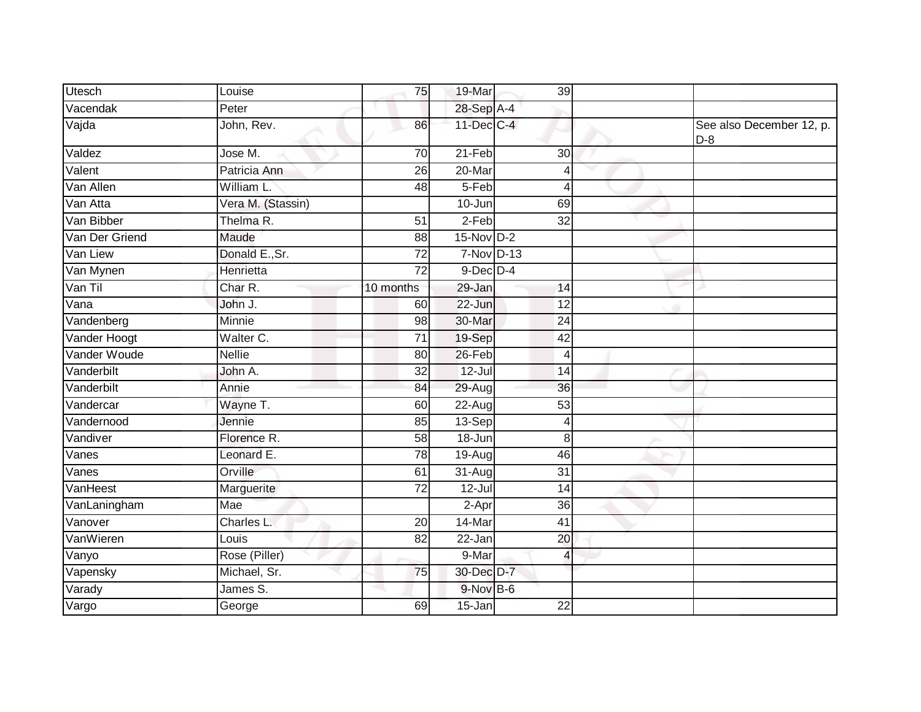| Utesch | Louise | 75 | 19-Mar | 39 | | |
|---|---|---|---|---|---|---|
| Vacendak | Peter | | 28-Sep | A-4 | | |
| Vajda | John, Rev. | 86 | 11-Dec | C-4 | | See also December 12, p. D-8 |
| Valdez | Jose M. | 70 | 21-Feb | 30 | | |
| Valent | Patricia Ann | 26 | 20-Mar | 4 | | |
| Van Allen | William L. | 48 | 5-Feb | 4 | | |
| Van Atta | Vera M. (Stassin) | | 10-Jun | 69 | | |
| Van Bibber | Thelma R. | 51 | 2-Feb | 32 | | |
| Van Der Griend | Maude | 88 | 15-Nov | D-2 | | |
| Van Liew | Donald E.,Sr. | 72 | 7-Nov | D-13 | | |
| Van Mynen | Henrietta | 72 | 9-Dec | D-4 | | |
| Van Til | Char R. | 10 months | 29-Jan | 14 | | |
| Vana | John J. | 60 | 22-Jun | 12 | | |
| Vandenberg | Minnie | 98 | 30-Mar | 24 | | |
| Vander Hoogt | Walter C. | 71 | 19-Sep | 42 | | |
| Vander Woude | Nellie | 80 | 26-Feb | 4 | | |
| Vanderbilt | John A. | 32 | 12-Jul | 14 | | |
| Vanderbilt | Annie | 84 | 29-Aug | 36 | | |
| Vandercar | Wayne T. | 60 | 22-Aug | 53 | | |
| Vandernood | Jennie | 85 | 13-Sep | 4 | | |
| Vandiver | Florence R. | 58 | 18-Jun | 8 | | |
| Vanes | Leonard E. | 78 | 19-Aug | 46 | | |
| Vanes | Orville | 61 | 31-Aug | 31 | | |
| VanHeest | Marguerite | 72 | 12-Jul | 14 | | |
| VanLaningham | Mae | | 2-Apr | 36 | | |
| Vanover | Charles L. | 20 | 14-Mar | 41 | | |
| VanWieren | Louis | 82 | 22-Jan | 20 | | |
| Vanyo | Rose (Piller) | | 9-Mar | 4 | | |
| Vapensky | Michael, Sr. | 75 | 30-Dec | D-7 | | |
| Varady | James S. | | 9-Nov | B-6 | | |
| Vargo | George | 69 | 15-Jan | 22 | | |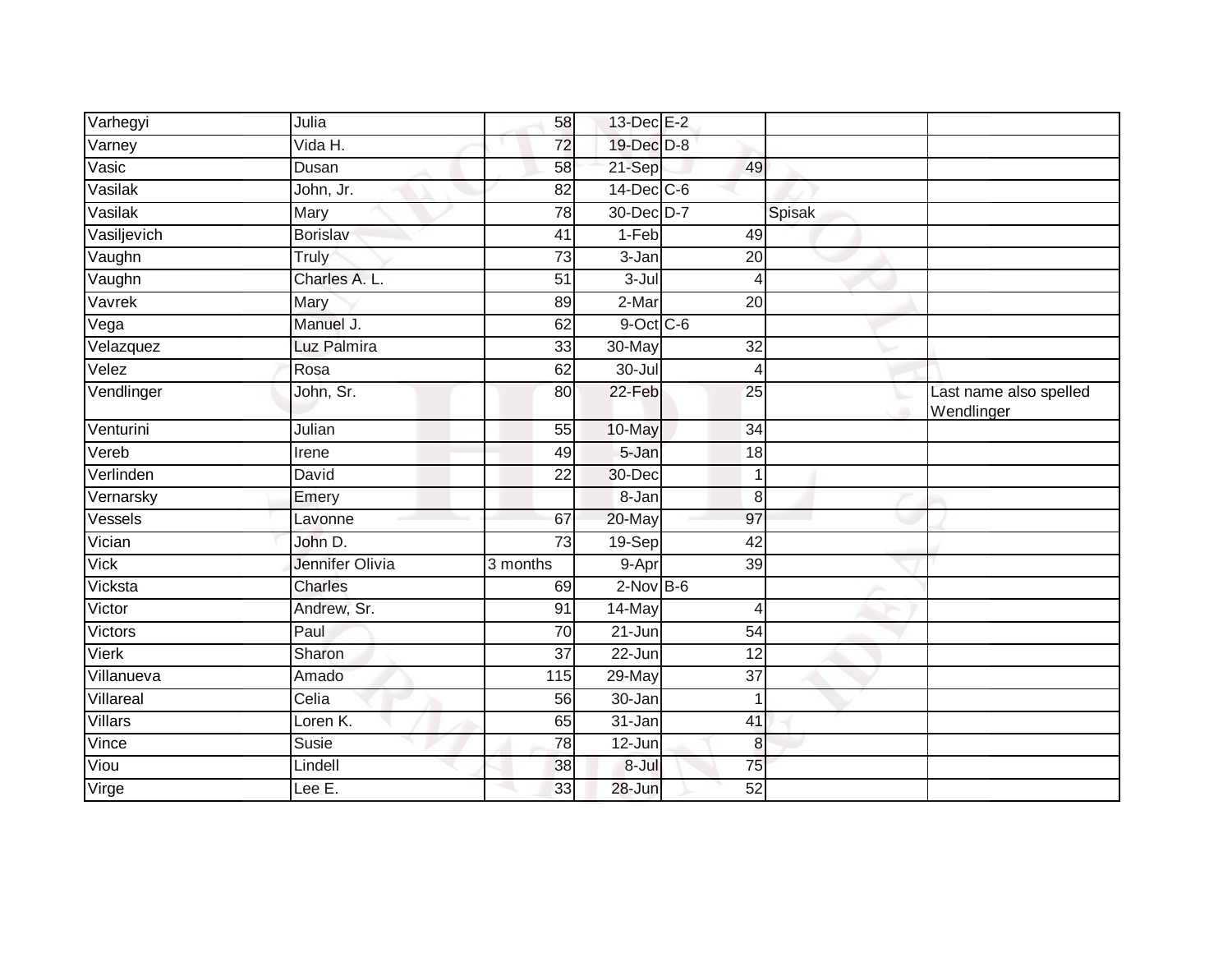| Varhegyi | Julia | 58 | 13-Dec | E-2 | | |
|---|---|---|---|---|---|---|
| Varney | Vida H. | 72 | 19-Dec | D-8 | | |
| Vasic | Dusan | 58 | 21-Sep | 49 | | |
| Vasilak | John, Jr. | 82 | 14-Dec | C-6 | | |
| Vasilak | Mary | 78 | 30-Dec | D-7 | Spisak | |
| Vasiljevich | Borislav | 41 | 1-Feb | 49 | | |
| Vaughn | Truly | 73 | 3-Jan | 20 | | |
| Vaughn | Charles A. L. | 51 | 3-Jul | 4 | | |
| Vavrek | Mary | 89 | 2-Mar | 20 | | |
| Vega | Manuel J. | 62 | 9-Oct | C-6 | | |
| Velazquez | Luz Palmira | 33 | 30-May | 32 | | |
| Velez | Rosa | 62 | 30-Jul | 4 | | |
| Vendlinger | John, Sr. | 80 | 22-Feb | 25 | | Last name also spelled Wendlinger |
| Venturini | Julian | 55 | 10-May | 34 | | |
| Vereb | Irene | 49 | 5-Jan | 18 | | |
| Verlinden | David | 22 | 30-Dec | 1 | | |
| Vernarsky | Emery | | 8-Jan | 8 | | |
| Vessels | Lavonne | 67 | 20-May | 97 | | |
| Vician | John D. | 73 | 19-Sep | 42 | | |
| Vick | Jennifer Olivia | 3 months | 9-Apr | 39 | | |
| Vicksta | Charles | 69 | 2-Nov | B-6 | | |
| Victor | Andrew, Sr. | 91 | 14-May | 4 | | |
| Victors | Paul | 70 | 21-Jun | 54 | | |
| Vierk | Sharon | 37 | 22-Jun | 12 | | |
| Villanueva | Amado | 115 | 29-May | 37 | | |
| Villareal | Celia | 56 | 30-Jan | 1 | | |
| Villars | Loren K. | 65 | 31-Jan | 41 | | |
| Vince | Susie | 78 | 12-Jun | 8 | | |
| Viou | Lindell | 38 | 8-Jul | 75 | | |
| Virge | Lee E. | 33 | 28-Jun | 52 | | |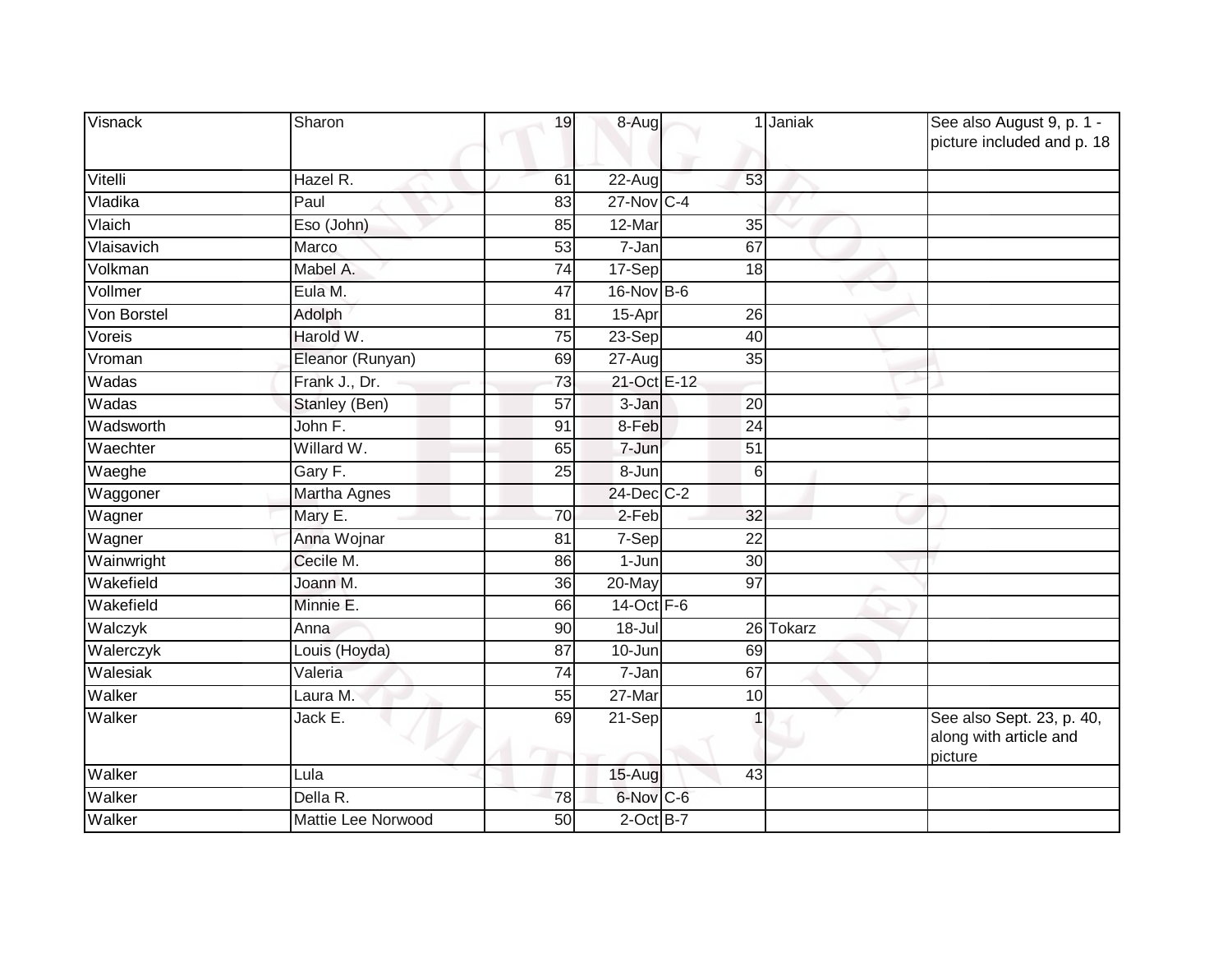| Visnack | Sharon | 19 | 8-Aug | 1 | Janiak | See also August 9, p. 1 - picture included and p. 18 |
|---|---|---|---|---|---|---|
| Vitelli | Hazel R. | 61 | 22-Aug | 53 | | |
| Vladika | Paul | 83 | 27-Nov | C-4 | | |
| Vlaich | Eso (John) | 85 | 12-Mar | 35 | | |
| Vlaisavich | Marco | 53 | 7-Jan | 67 | | |
| Volkman | Mabel A. | 74 | 17-Sep | 18 | | |
| Vollmer | Eula M. | 47 | 16-Nov | B-6 | | |
| Von Borstel | Adolph | 81 | 15-Apr | 26 | | |
| Voreis | Harold W. | 75 | 23-Sep | 40 | | |
| Vroman | Eleanor (Runyan) | 69 | 27-Aug | 35 | | |
| Wadas | Frank J., Dr. | 73 | 21-Oct | E-12 | | |
| Wadas | Stanley (Ben) | 57 | 3-Jan | 20 | | |
| Wadsworth | John F. | 91 | 8-Feb | 24 | | |
| Waechter | Willard W. | 65 | 7-Jun | 51 | | |
| Waeghe | Gary F. | 25 | 8-Jun | 6 | | |
| Waggoner | Martha Agnes | | 24-Dec | C-2 | | |
| Wagner | Mary E. | 70 | 2-Feb | 32 | | |
| Wagner | Anna Wojnar | 81 | 7-Sep | 22 | | |
| Wainwright | Cecile M. | 86 | 1-Jun | 30 | | |
| Wakefield | Joann M. | 36 | 20-May | 97 | | |
| Wakefield | Minnie E. | 66 | 14-Oct | F-6 | | |
| Walczyk | Anna | 90 | 18-Jul | 26 | Tokarz | |
| Walerczyk | Louis (Hoyda) | 87 | 10-Jun | 69 | | |
| Walesiak | Valeria | 74 | 7-Jan | 67 | | |
| Walker | Laura M. | 55 | 27-Mar | 10 | | |
| Walker | Jack E. | 69 | 21-Sep | 1 | | See also Sept. 23, p. 40, along with article and picture |
| Walker | Lula | | 15-Aug | 43 | | |
| Walker | Della R. | 78 | 6-Nov | C-6 | | |
| Walker | Mattie Lee Norwood | 50 | 2-Oct | B-7 | | |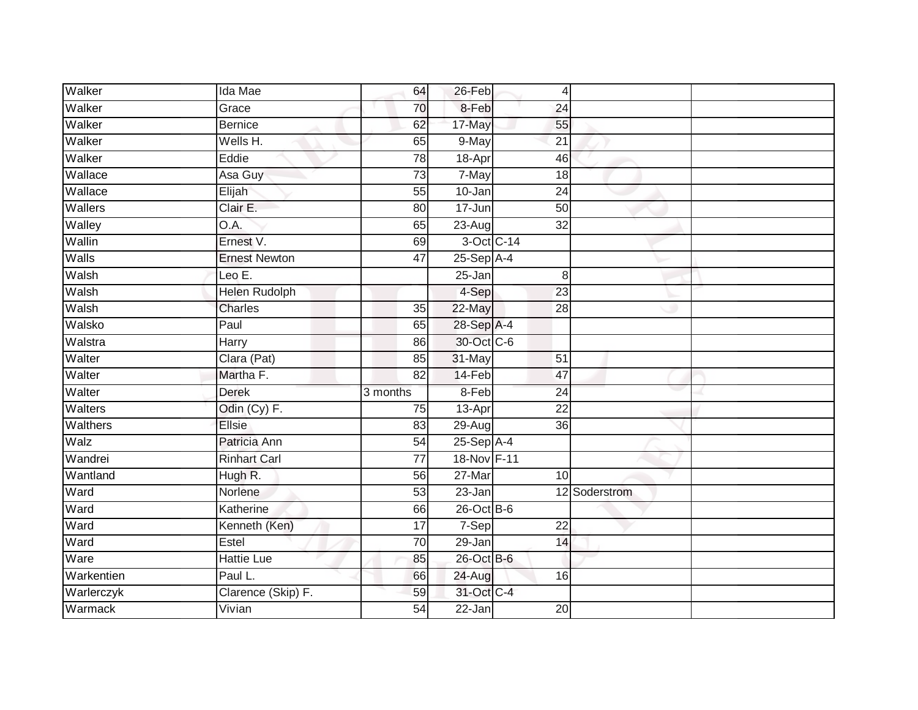| Walker | Ida Mae | 64 | 26-Feb | 4 | | |
|---|---|---|---|---|---|---|
| Walker | Grace | 70 | 8-Feb | 24 | | |
| Walker | Bernice | 62 | 17-May | 55 | | |
| Walker | Wells H. | 65 | 9-May | 21 | | |
| Walker | Eddie | 78 | 18-Apr | 46 | | |
| Wallace | Asa Guy | 73 | 7-May | 18 | | |
| Wallace | Elijah | 55 | 10-Jan | 24 | | |
| Wallers | Clair E. | 80 | 17-Jun | 50 | | |
| Walley | O.A. | 65 | 23-Aug | 32 | | |
| Wallin | Ernest V. | 69 | 3-Oct | C-14 | | |
| Walls | Ernest Newton | 47 | 25-Sep | A-4 | | |
| Walsh | Leo E. | | 25-Jan | 8 | | |
| Walsh | Helen Rudolph | | 4-Sep | 23 | | |
| Walsh | Charles | 35 | 22-May | 28 | | |
| Walsko | Paul | 65 | 28-Sep | A-4 | | |
| Walstra | Harry | 86 | 30-Oct | C-6 | | |
| Walter | Clara (Pat) | 85 | 31-May | 51 | | |
| Walter | Martha F. | 82 | 14-Feb | 47 | | |
| Walter | Derek | 3 months | 8-Feb | 24 | | |
| Walters | Odin (Cy) F. | 75 | 13-Apr | 22 | | |
| Walthers | Ellsie | 83 | 29-Aug | 36 | | |
| Walz | Patricia Ann | 54 | 25-Sep | A-4 | | |
| Wandrei | Rinhart Carl | 77 | 18-Nov | F-11 | | |
| Wantland | Hugh R. | 56 | 27-Mar | 10 | | |
| Ward | Norlene | 53 | 23-Jan | 12 | Soderstrom | |
| Ward | Katherine | 66 | 26-Oct | B-6 | | |
| Ward | Kenneth (Ken) | 17 | 7-Sep | 22 | | |
| Ward | Estel | 70 | 29-Jan | 14 | | |
| Ware | Hattie Lue | 85 | 26-Oct | B-6 | | |
| Warkentien | Paul L. | 66 | 24-Aug | 16 | | |
| Warlerczyk | Clarence (Skip) F. | 59 | 31-Oct | C-4 | | |
| Warmack | Vivian | 54 | 22-Jan | 20 | | |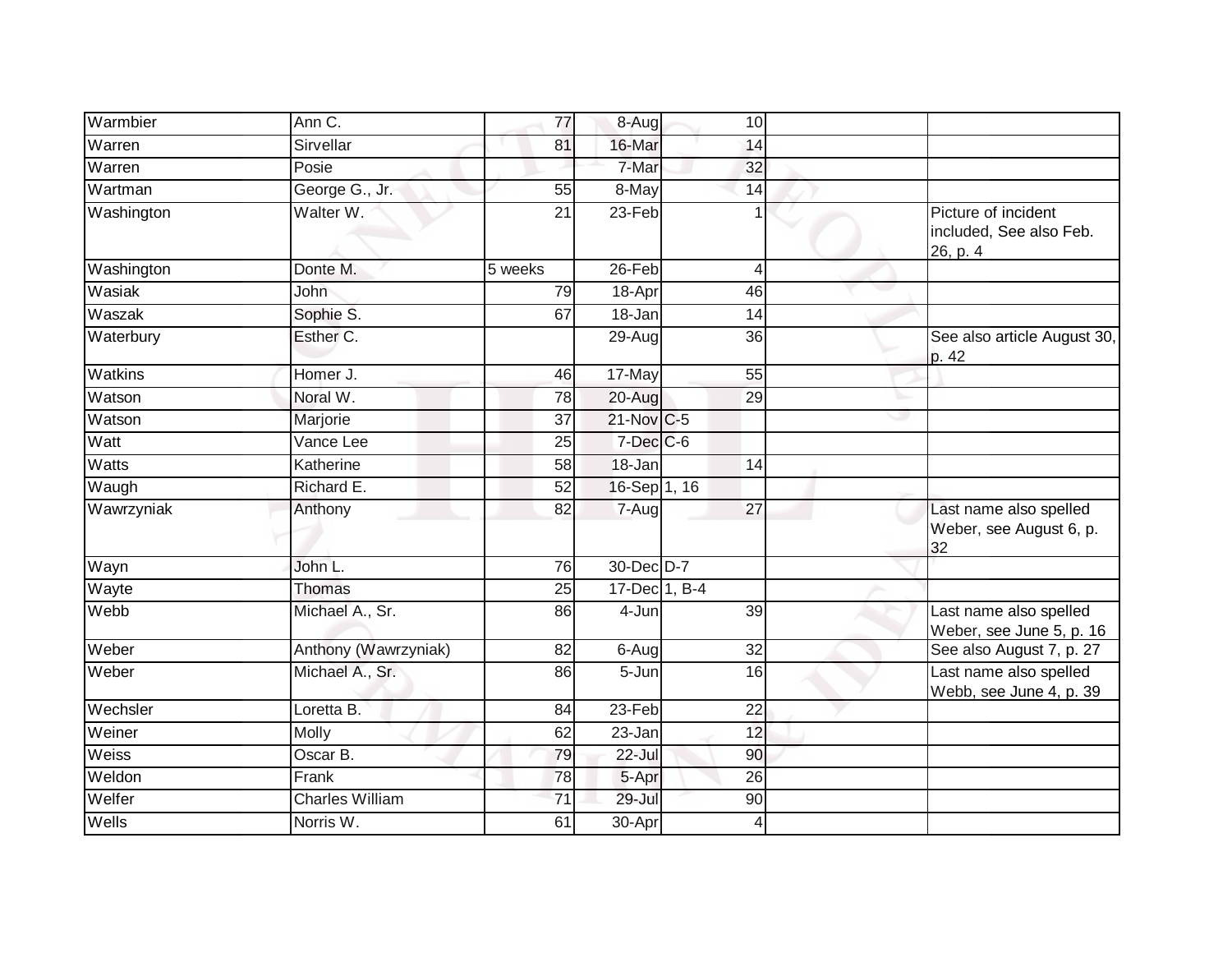| Warmbier | Ann C. | 77 | 8-Aug | 10 | | |
|---|---|---|---|---|---|---|
| Warren | Sirvellar | 81 | 16-Mar | 14 | | |
| Warren | Posie | | 7-Mar | 32 | | |
| Wartman | George G., Jr. | 55 | 8-May | 14 | | |
| Washington | Walter W. | 21 | 23-Feb | 1 | | Picture of incident included, See also Feb. 26, p. 4 |
| Washington | Donte M. | 5 weeks | 26-Feb | 4 | | |
| Wasiak | John | 79 | 18-Apr | 46 | | |
| Waszak | Sophie S. | 67 | 18-Jan | 14 | | |
| Waterbury | Esther C. | | 29-Aug | 36 | | See also article August 30, p. 42 |
| Watkins | Homer J. | 46 | 17-May | 55 | | |
| Watson | Noral W. | 78 | 20-Aug | 29 | | |
| Watson | Marjorie | 37 | 21-Nov | C-5 | | |
| Watt | Vance Lee | 25 | 7-Dec | C-6 | | |
| Watts | Katherine | 58 | 18-Jan | 14 | | |
| Waugh | Richard E. | 52 | 16-Sep | 1, 16 | | |
| Wawrzyniak | Anthony | 82 | 7-Aug | 27 | | Last name also spelled Weber, see August 6, p. 32 |
| Wayn | John L. | 76 | 30-Dec | D-7 | | |
| Wayte | Thomas | 25 | 17-Dec | 1, B-4 | | |
| Webb | Michael A., Sr. | 86 | 4-Jun | 39 | | Last name also spelled Weber, see June 5, p. 16 |
| Weber | Anthony (Wawrzyniak) | 82 | 6-Aug | 32 | | See also August 7, p. 27 |
| Weber | Michael A., Sr. | 86 | 5-Jun | 16 | | Last name also spelled Webb, see June 4, p. 39 |
| Wechsler | Loretta B. | 84 | 23-Feb | 22 | | |
| Weiner | Molly | 62 | 23-Jan | 12 | | |
| Weiss | Oscar B. | 79 | 22-Jul | 90 | | |
| Weldon | Frank | 78 | 5-Apr | 26 | | |
| Welfer | Charles William | 71 | 29-Jul | 90 | | |
| Wells | Norris W. | 61 | 30-Apr | 4 | | |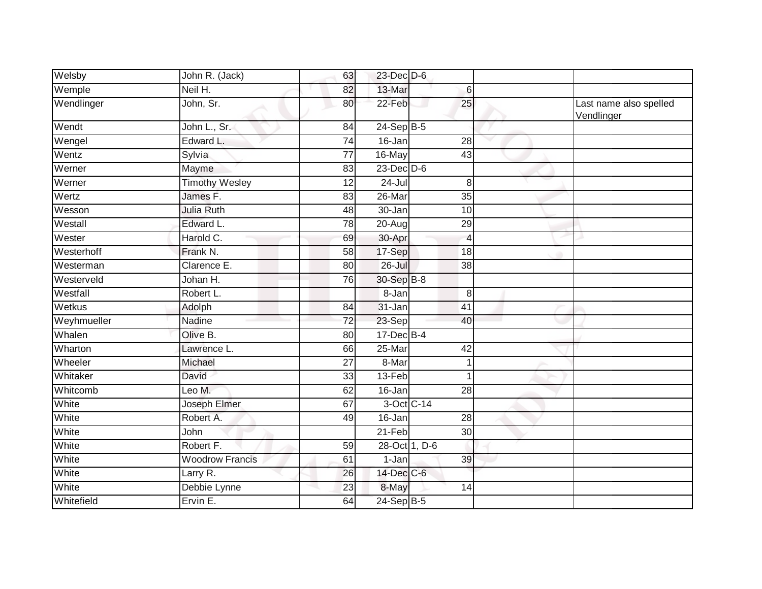| Welsby | John R. (Jack) | 63 | 23-Dec | D-6 | | |
|---|---|---|---|---|---|---|
| Wemple | Neil H. | 82 | 13-Mar | 6 | | |
| Wendlinger | John, Sr. | 80 | 22-Feb | 25 | | Last name also spelled Vendlinger |
| Wendt | John L., Sr. | 84 | 24-Sep | B-5 | | |
| Wengel | Edward L. | 74 | 16-Jan | 28 | | |
| Wentz | Sylvia | 77 | 16-May | 43 | | |
| Werner | Mayme | 83 | 23-Dec | D-6 | | |
| Werner | Timothy Wesley | 12 | 24-Jul | 8 | | |
| Wertz | James F. | 83 | 26-Mar | 35 | | |
| Wesson | Julia Ruth | 48 | 30-Jan | 10 | | |
| Westall | Edward L. | 78 | 20-Aug | 29 | | |
| Wester | Harold C. | 69 | 30-Apr | 4 | | |
| Westerhoff | Frank N. | 58 | 17-Sep | 18 | | |
| Westerman | Clarence E. | 80 | 26-Jul | 38 | | |
| Westerveld | Johan H. | 76 | 30-Sep | B-8 | | |
| Westfall | Robert L. | | 8-Jan | 8 | | |
| Wetkus | Adolph | 84 | 31-Jan | 41 | | |
| Weyhmueller | Nadine | 72 | 23-Sep | 40 | | |
| Whalen | Olive B. | 80 | 17-Dec | B-4 | | |
| Wharton | Lawrence L. | 66 | 25-Mar | 42 | | |
| Wheeler | Michael | 27 | 8-Mar | 1 | | |
| Whitaker | David | 33 | 13-Feb | 1 | | |
| Whitcomb | Leo M. | 62 | 16-Jan | 28 | | |
| White | Joseph Elmer | 67 | 3-Oct | C-14 | | |
| White | Robert A. | 49 | 16-Jan | 28 | | |
| White | John | | 21-Feb | 30 | | |
| White | Robert F. | 59 | 28-Oct | 1, D-6 | | |
| White | Woodrow Francis | 61 | 1-Jan | 39 | | |
| White | Larry R. | 26 | 14-Dec | C-6 | | |
| White | Debbie Lynne | 23 | 8-May | 14 | | |
| Whitefield | Ervin E. | 64 | 24-Sep | B-5 | | |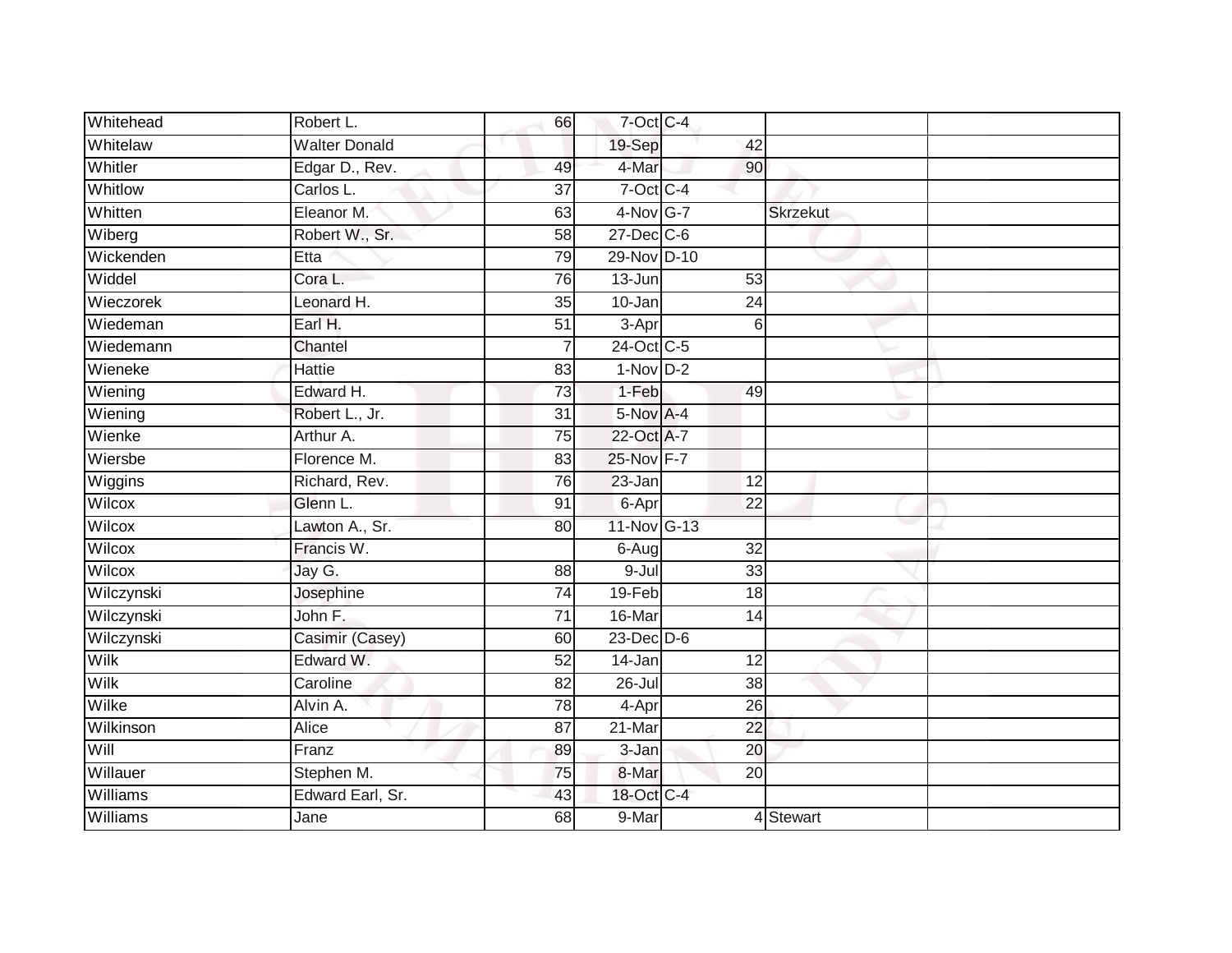| Whitehead | Robert L. | 66 | 7-Oct | C-4 | | |
|---|---|---|---|---|---|---|
| Whitelaw | Walter Donald | | 19-Sep | 42 | | |
| Whitler | Edgar D., Rev. | 49 | 4-Mar | 90 | | |
| Whitlow | Carlos L. | 37 | 7-Oct | C-4 | | |
| Whitten | Eleanor M. | 63 | 4-Nov | G-7 | Skrzekut | |
| Wiberg | Robert W., Sr. | 58 | 27-Dec | C-6 | | |
| Wickenden | Etta | 79 | 29-Nov | D-10 | | |
| Widdel | Cora L. | 76 | 13-Jun | 53 | | |
| Wieczorek | Leonard H. | 35 | 10-Jan | 24 | | |
| Wiedeman | Earl H. | 51 | 3-Apr | 6 | | |
| Wiedemann | Chantel | 7 | 24-Oct | C-5 | | |
| Wieneke | Hattie | 83 | 1-Nov | D-2 | | |
| Wiening | Edward H. | 73 | 1-Feb | 49 | | |
| Wiening | Robert L., Jr. | 31 | 5-Nov | A-4 | | |
| Wienke | Arthur A. | 75 | 22-Oct | A-7 | | |
| Wiersbe | Florence M. | 83 | 25-Nov | F-7 | | |
| Wiggins | Richard, Rev. | 76 | 23-Jan | 12 | | |
| Wilcox | Glenn L. | 91 | 6-Apr | 22 | | |
| Wilcox | Lawton A., Sr. | 80 | 11-Nov | G-13 | | |
| Wilcox | Francis W. | | 6-Aug | 32 | | |
| Wilcox | Jay G. | 88 | 9-Jul | 33 | | |
| Wilczynski | Josephine | 74 | 19-Feb | 18 | | |
| Wilczynski | John F. | 71 | 16-Mar | 14 | | |
| Wilczynski | Casimir (Casey) | 60 | 23-Dec | D-6 | | |
| Wilk | Edward W. | 52 | 14-Jan | 12 | | |
| Wilk | Caroline | 82 | 26-Jul | 38 | | |
| Wilke | Alvin A. | 78 | 4-Apr | 26 | | |
| Wilkinson | Alice | 87 | 21-Mar | 22 | | |
| Will | Franz | 89 | 3-Jan | 20 | | |
| Willauer | Stephen M. | 75 | 8-Mar | 20 | | |
| Williams | Edward Earl, Sr. | 43 | 18-Oct | C-4 | | |
| Williams | Jane | 68 | 9-Mar | 4 | Stewart | |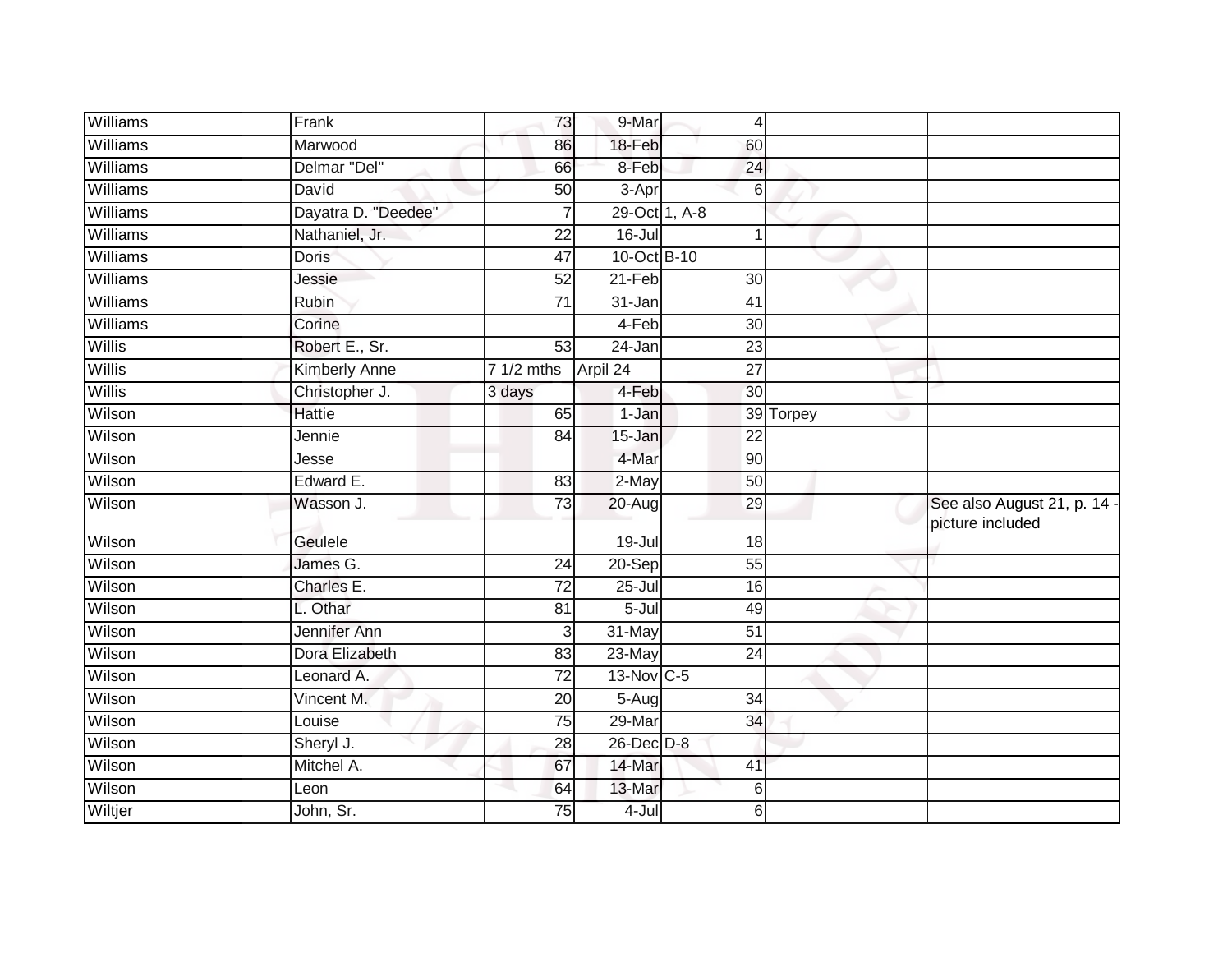| | | | | | | |
|---|---|---|---|---|---|---|
| Williams | Frank | 73 | 9-Mar | 4 | | |
| Williams | Marwood | 86 | 18-Feb | 60 | | |
| Williams | Delmar "Del" | 66 | 8-Feb | 24 | | |
| Williams | David | 50 | 3-Apr | 6 | | |
| Williams | Dayatra D. "Deedee" | 7 | 29-Oct | 1, A-8 | | |
| Williams | Nathaniel, Jr. | 22 | 16-Jul | 1 | | |
| Williams | Doris | 47 | 10-Oct | B-10 | | |
| Williams | Jessie | 52 | 21-Feb | 30 | | |
| Williams | Rubin | 71 | 31-Jan | 41 | | |
| Williams | Corine | | 4-Feb | 30 | | |
| Willis | Robert E., Sr. | 53 | 24-Jan | 23 | | |
| Willis | Kimberly Anne | 7 1/2 mths | Arpil 24 | 27 | | |
| Willis | Christopher J. | 3 days | 4-Feb | 30 | | |
| Wilson | Hattie | 65 | 1-Jan | 39 | Torpey | |
| Wilson | Jennie | 84 | 15-Jan | 22 | | |
| Wilson | Jesse | | 4-Mar | 90 | | |
| Wilson | Edward E. | 83 | 2-May | 50 | | |
| Wilson | Wasson J. | 73 | 20-Aug | 29 | | See also August 21, p. 14 - picture included |
| Wilson | Geulele | | 19-Jul | 18 | | |
| Wilson | James G. | 24 | 20-Sep | 55 | | |
| Wilson | Charles E. | 72 | 25-Jul | 16 | | |
| Wilson | L. Othar | 81 | 5-Jul | 49 | | |
| Wilson | Jennifer Ann | 3 | 31-May | 51 | | |
| Wilson | Dora Elizabeth | 83 | 23-May | 24 | | |
| Wilson | Leonard A. | 72 | 13-Nov | C-5 | | |
| Wilson | Vincent M. | 20 | 5-Aug | 34 | | |
| Wilson | Louise | 75 | 29-Mar | 34 | | |
| Wilson | Sheryl J. | 28 | 26-Dec | D-8 | | |
| Wilson | Mitchel A. | 67 | 14-Mar | 41 | | |
| Wilson | Leon | 64 | 13-Mar | 6 | | |
| Wiltjer | John, Sr. | 75 | 4-Jul | 6 | | |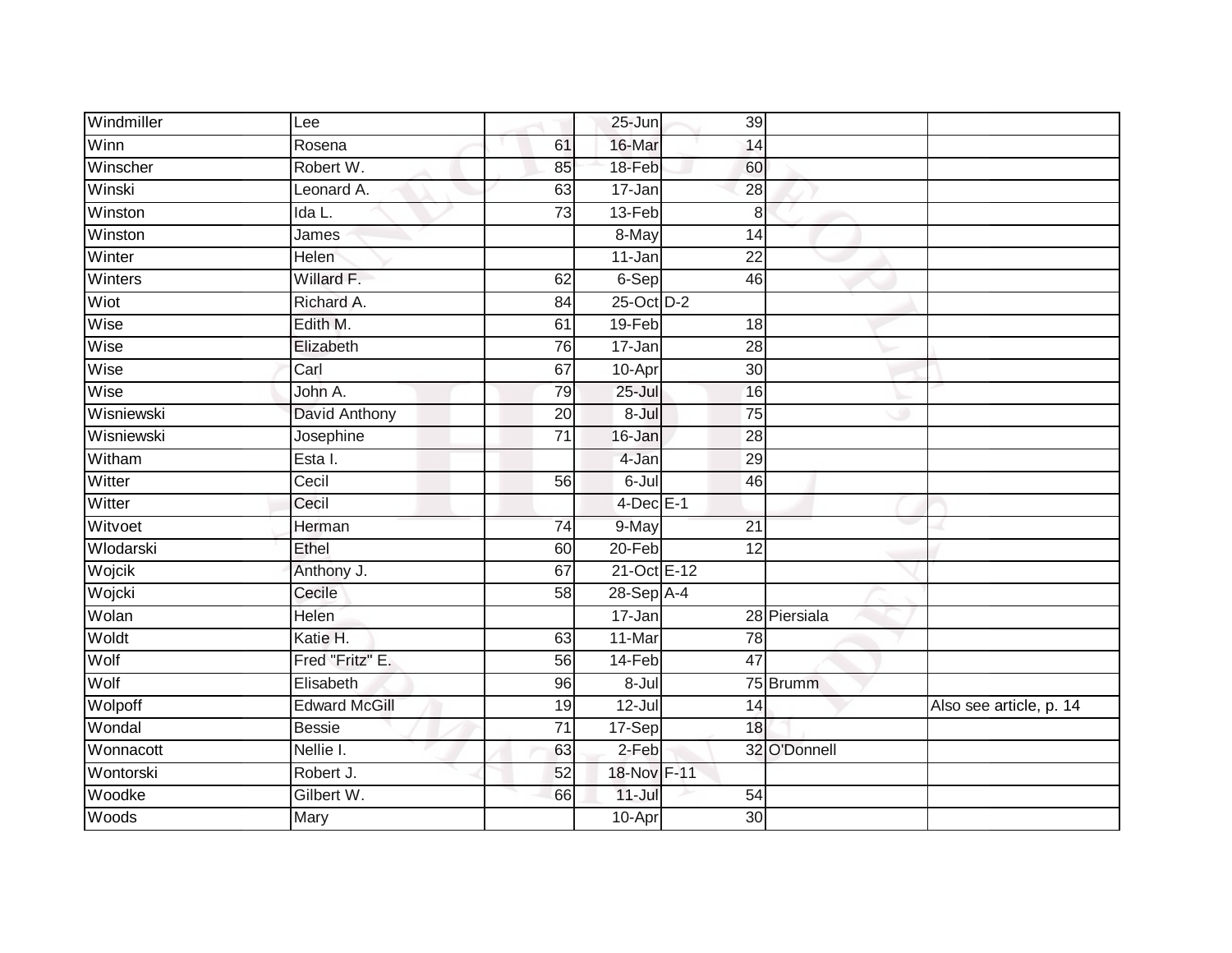| | | | | | | |
|---|---|---|---|---|---|---|
| Windmiller | Lee | | 25-Jun | 39 | | |
| Winn | Rosena | 61 | 16-Mar | 14 | | |
| Winscher | Robert W. | 85 | 18-Feb | 60 | | |
| Winski | Leonard A. | 63 | 17-Jan | 28 | | |
| Winston | Ida L. | 73 | 13-Feb | 8 | | |
| Winston | James | | 8-May | 14 | | |
| Winter | Helen | | 11-Jan | 22 | | |
| Winters | Willard F. | 62 | 6-Sep | 46 | | |
| Wiot | Richard A. | 84 | 25-Oct | D-2 | | |
| Wise | Edith M. | 61 | 19-Feb | 18 | | |
| Wise | Elizabeth | 76 | 17-Jan | 28 | | |
| Wise | Carl | 67 | 10-Apr | 30 | | |
| Wise | John A. | 79 | 25-Jul | 16 | | |
| Wisniewski | David Anthony | 20 | 8-Jul | 75 | | |
| Wisniewski | Josephine | 71 | 16-Jan | 28 | | |
| Witham | Esta I. | | 4-Jan | 29 | | |
| Witter | Cecil | 56 | 6-Jul | 46 | | |
| Witter | Cecil | | 4-Dec | E-1 | | |
| Witvoet | Herman | 74 | 9-May | 21 | | |
| Wlodarski | Ethel | 60 | 20-Feb | 12 | | |
| Wojcik | Anthony J. | 67 | 21-Oct | E-12 | | |
| Wojcki | Cecile | 58 | 28-Sep | A-4 | | |
| Wolan | Helen | | 17-Jan | 28 | Piersiala | |
| Woldt | Katie H. | 63 | 11-Mar | 78 | | |
| Wolf | Fred "Fritz" E. | 56 | 14-Feb | 47 | | |
| Wolf | Elisabeth | 96 | 8-Jul | 75 | Brumm | |
| Wolpoff | Edward McGill | 19 | 12-Jul | 14 | | Also see article, p. 14 |
| Wondal | Bessie | 71 | 17-Sep | 18 | | |
| Wonnacott | Nellie I. | 63 | 2-Feb | 32 | O'Donnell | |
| Wontorski | Robert J. | 52 | 18-Nov | F-11 | | |
| Woodke | Gilbert W. | 66 | 11-Jul | 54 | | |
| Woods | Mary | | 10-Apr | 30 | | |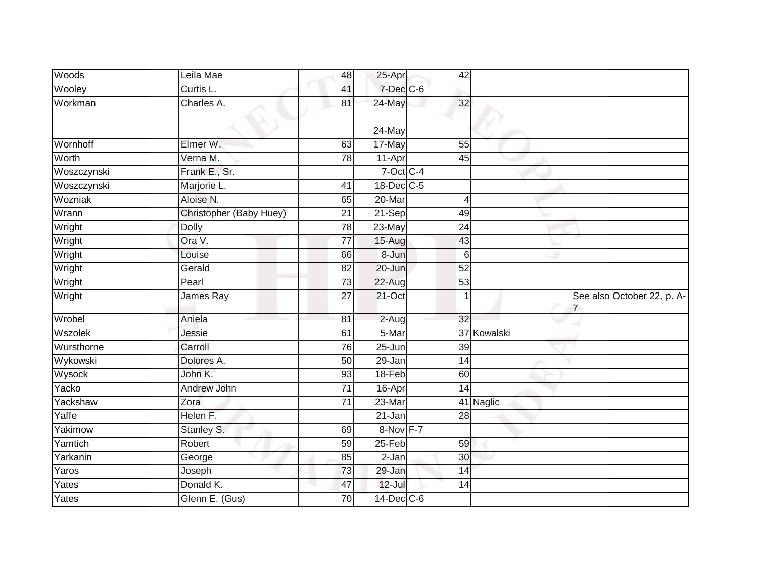| | | | | | | |
|---|---|---|---|---|---|---|
| Woods | Leila Mae | 48 | 25-Apr | 42 | | |
| Wooley | Curtis L. | 41 | 7-Dec | C-6 | | |
| Workman | Charles A. | 81 | 24-May<br><br>24-May | 32 | | |
| Wornhoff | Elmer W. | 63 | 17-May | 55 | | |
| Worth | Verna M. | 78 | 11-Apr | 45 | | |
| Woszczynski | Frank E., Sr. | | 7-Oct | C-4 | | |
| Woszczynski | Marjorie L. | 41 | 18-Dec | C-5 | | |
| Wozniak | Aloise N. | 65 | 20-Mar | 4 | | |
| Wrann | Christopher (Baby Huey) | 21 | 21-Sep | 49 | | |
| Wright | Dolly | 78 | 23-May | 24 | | |
| Wright | Ora V. | 77 | 15-Aug | 43 | | |
| Wright | Louise | 66 | 8-Jun | 6 | | |
| Wright | Gerald | 82 | 20-Jun | 52 | | |
| Wright | Pearl | 73 | 22-Aug | 53 | | |
| Wright | James Ray | 27 | 21-Oct | 1 | | See also October 22, p. A-7 |
| Wrobel | Aniela | 81 | 2-Aug | 32 | | |
| Wszolek | Jessie | 61 | 5-Mar | 37 | Kowalski | |
| Wursthorne | Carroll | 76 | 25-Jun | 39 | | |
| Wykowski | Dolores A. | 50 | 29-Jan | 14 | | |
| Wysock | John K. | 93 | 18-Feb | 60 | | |
| Yacko | Andrew John | 71 | 16-Apr | 14 | | |
| Yackshaw | Zora | 71 | 23-Mar | 41 | Naglic | |
| Yaffe | Helen F. | | 21-Jan | 28 | | |
| Yakimow | Stanley S. | 69 | 8-Nov | F-7 | | |
| Yamtich | Robert | 59 | 25-Feb | 59 | | |
| Yarkanin | George | 85 | 2-Jan | 30 | | |
| Yaros | Joseph | 73 | 29-Jan | 14 | | |
| Yates | Donald K. | 47 | 12-Jul | 14 | | |
| Yates | Glenn E. (Gus) | 70 | 14-Dec | C-6 | | |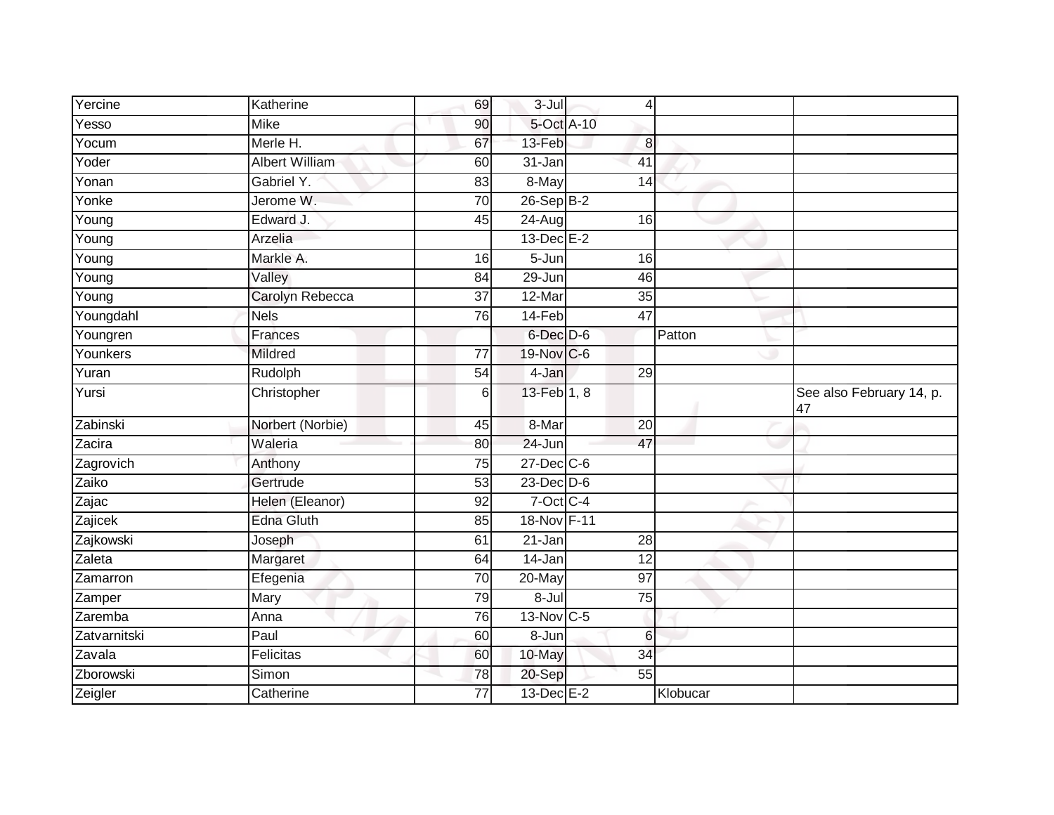| | | | | | | |
|---|---|---|---|---|---|---|
| Yercine | Katherine | 69 | 3-Jul | 4 | | |
| Yesso | Mike | 90 | 5-Oct | A-10 | | |
| Yocum | Merle H. | 67 | 13-Feb | 8 | | |
| Yoder | Albert William | 60 | 31-Jan | 41 | | |
| Yonan | Gabriel Y. | 83 | 8-May | 14 | | |
| Yonke | Jerome W. | 70 | 26-Sep | B-2 | | |
| Young | Edward J. | 45 | 24-Aug | 16 | | |
| Young | Arzelia | | 13-Dec | E-2 | | |
| Young | Markle A. | 16 | 5-Jun | 16 | | |
| Young | Valley | 84 | 29-Jun | 46 | | |
| Young | Carolyn Rebecca | 37 | 12-Mar | 35 | | |
| Youngdahl | Nels | 76 | 14-Feb | 47 | | |
| Youngren | Frances | | 6-Dec | D-6 | Patton | |
| Younkers | Mildred | 77 | 19-Nov | C-6 | | |
| Yuran | Rudolph | 54 | 4-Jan | 29 | | |
| Yursi | Christopher | 6 | 13-Feb | 1, 8 | | See also February 14, p. 47 |
| Zabinski | Norbert (Norbie) | 45 | 8-Mar | 20 | | |
| Zacira | Waleria | 80 | 24-Jun | 47 | | |
| Zagrovich | Anthony | 75 | 27-Dec | C-6 | | |
| Zaiko | Gertrude | 53 | 23-Dec | D-6 | | |
| Zajac | Helen (Eleanor) | 92 | 7-Oct | C-4 | | |
| Zajicek | Edna Gluth | 85 | 18-Nov | F-11 | | |
| Zajkowski | Joseph | 61 | 21-Jan | 28 | | |
| Zaleta | Margaret | 64 | 14-Jan | 12 | | |
| Zamarron | Efegenia | 70 | 20-May | 97 | | |
| Zamper | Mary | 79 | 8-Jul | 75 | | |
| Zaremba | Anna | 76 | 13-Nov | C-5 | | |
| Zatvarnitski | Paul | 60 | 8-Jun | 6 | | |
| Zavala | Felicitas | 60 | 10-May | 34 | | |
| Zborowski | Simon | 78 | 20-Sep | 55 | | |
| Zeigler | Catherine | 77 | 13-Dec | E-2 | Klobucar | |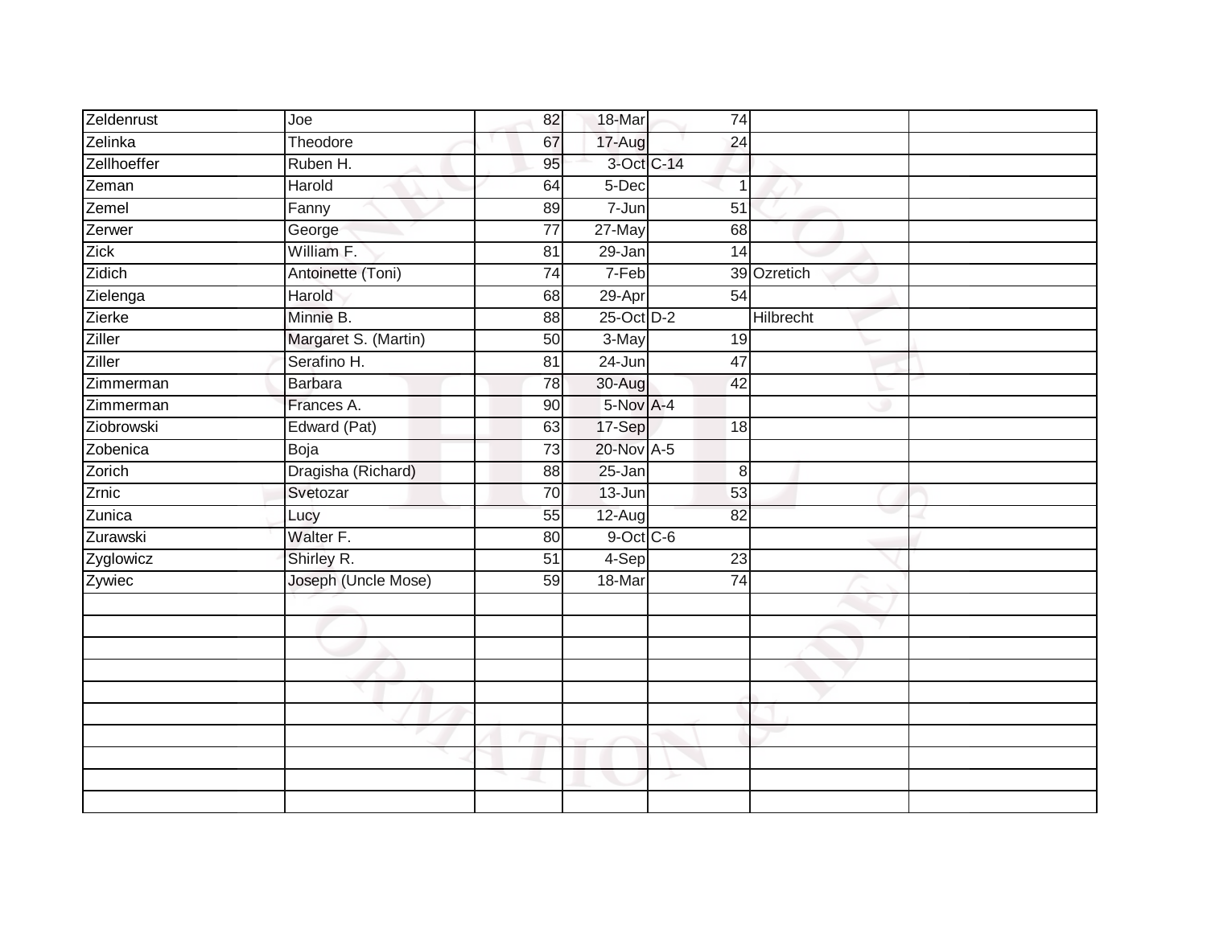| | | | | | | |
|---|---|---|---|---|---|---|
| Zeldenrust | Joe | 82 | 18-Mar | 74 | | |
| Zelinka | Theodore | 67 | 17-Aug | 24 | | |
| Zellhoeffer | Ruben H. | 95 | 3-Oct | C-14 | | |
| Zeman | Harold | 64 | 5-Dec | 1 | | |
| Zemel | Fanny | 89 | 7-Jun | 51 | | |
| Zerwer | George | 77 | 27-May | 68 | | |
| Zick | William F. | 81 | 29-Jan | 14 | | |
| Zidich | Antoinette (Toni) | 74 | 7-Feb | 39 | Ozretich | |
| Zielenga | Harold | 68 | 29-Apr | 54 | | |
| Zierke | Minnie B. | 88 | 25-Oct | D-2 | Hilbrecht | |
| Ziller | Margaret S. (Martin) | 50 | 3-May | 19 | | |
| Ziller | Serafino H. | 81 | 24-Jun | 47 | | |
| Zimmerman | Barbara | 78 | 30-Aug | 42 | | |
| Zimmerman | Frances A. | 90 | 5-Nov | A-4 | | |
| Ziobrowski | Edward (Pat) | 63 | 17-Sep | 18 | | |
| Zobenica | Boja | 73 | 20-Nov | A-5 | | |
| Zorich | Dragisha (Richard) | 88 | 25-Jan | 8 | | |
| Zrnic | Svetozar | 70 | 13-Jun | 53 | | |
| Zunica | Lucy | 55 | 12-Aug | 82 | | |
| Zurawski | Walter F. | 80 | 9-Oct | C-6 | | |
| Zyglowicz | Shirley R. | 51 | 4-Sep | 23 | | |
| Zywiec | Joseph (Uncle Mose) | 59 | 18-Mar | 74 | | |
| | | | | | | |
| | | | | | | |
| | | | | | | |
| | | | | | | |
| | | | | | | |
| | | | | | | |
| | | | | | | |
| | | | | | | |
| | | | | | | |
| | | | | | | |